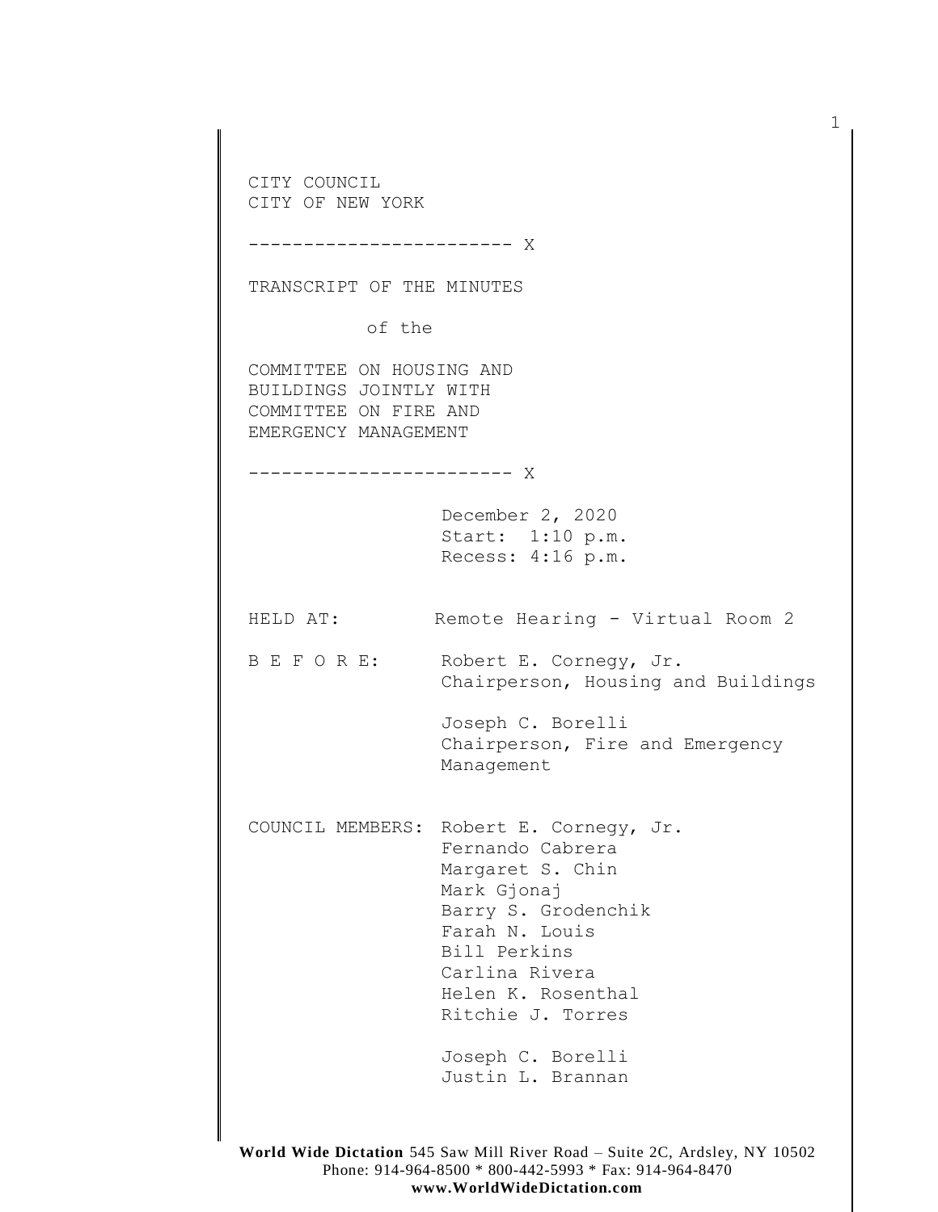CITY COUNCIL
CITY OF NEW YORK

------------------------ X

TRANSCRIPT OF THE MINUTES

of the

COMMITTEE ON HOUSING AND BUILDINGS JOINTLY WITH COMMITTEE ON FIRE AND EMERGENCY MANAGEMENT

------------------------ X

December 2, 2020
Start: 1:10 p.m.
Recess: 4:16 p.m.

HELD AT: Remote Hearing - Virtual Room 2

B E F O R E: Robert E. Cornegy, Jr.
Chairperson, Housing and Buildings

Joseph C. Borelli
Chairperson, Fire and Emergency Management

COUNCIL MEMBERS: Robert E. Cornegy, Jr.
Fernando Cabrera
Margaret S. Chin
Mark Gjonaj
Barry S. Grodenchik
Farah N. Louis
Bill Perkins
Carlina Rivera
Helen K. Rosenthal
Ritchie J. Torres

Joseph C. Borelli
Justin L. Brannan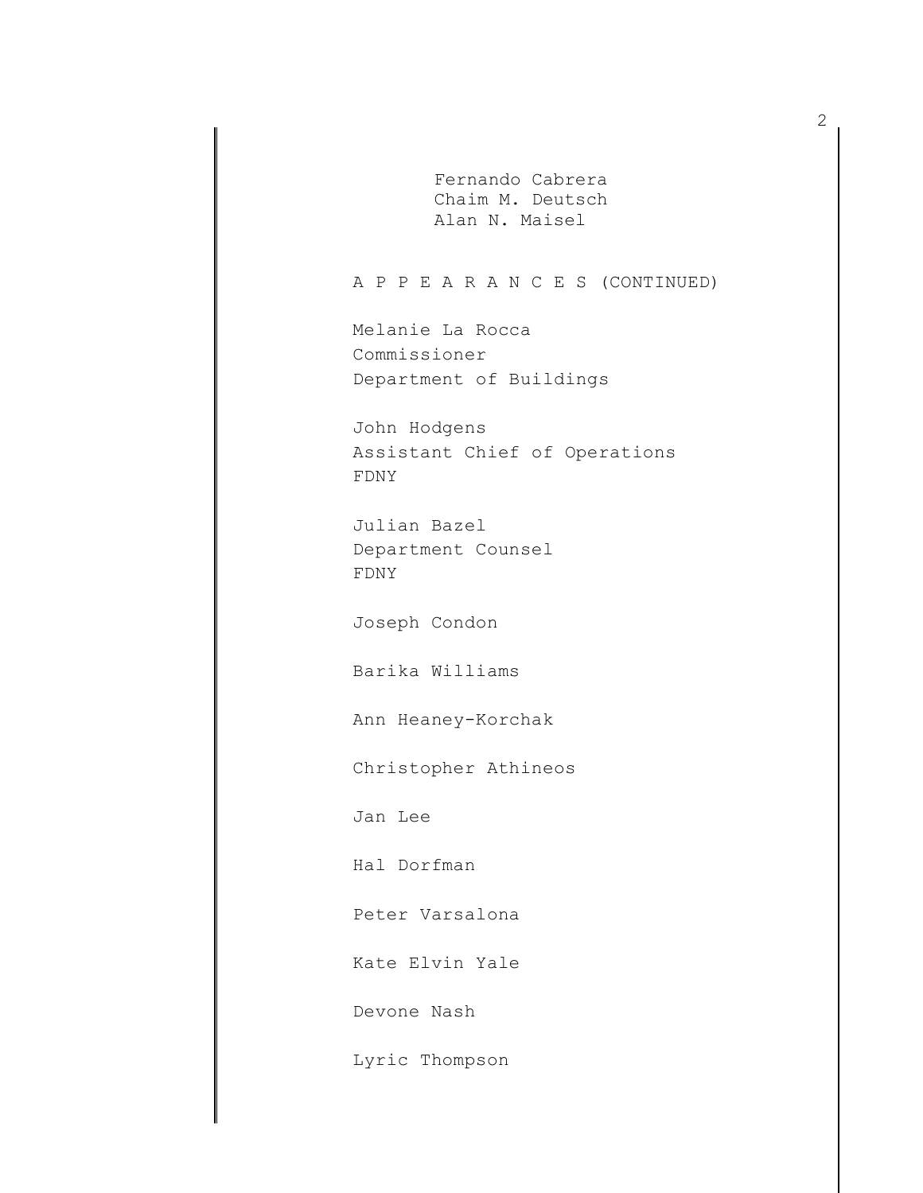Fernando Cabrera
Chaim M. Deutsch
Alan N. Maisel

A P P E A R A N C E S (CONTINUED)

Melanie La Rocca
Commissioner
Department of Buildings

John Hodgens
Assistant Chief of Operations
FDNY

Julian Bazel
Department Counsel
FDNY

Joseph Condon

Barika Williams

Ann Heaney-Korchak

Christopher Athineos

Jan Lee

Hal Dorfman

Peter Varsalona

Kate Elvin Yale

Devone Nash

Lyric Thompson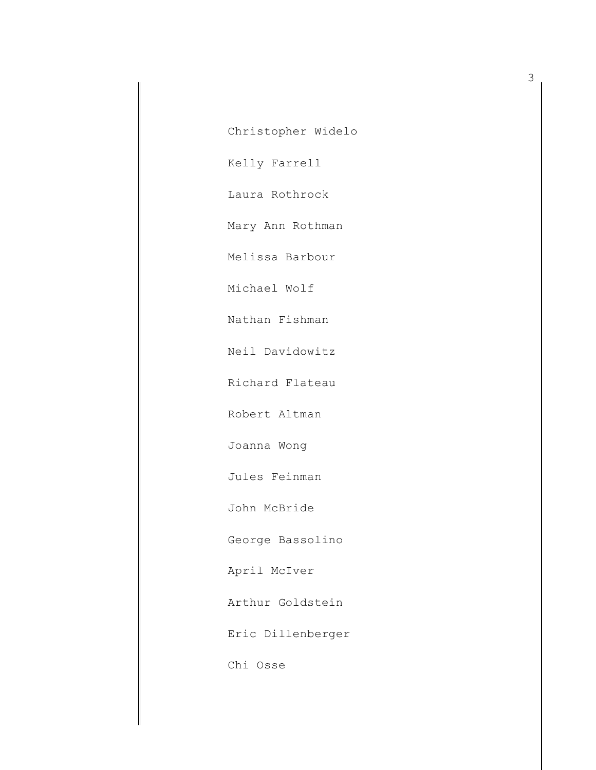Christopher Widelo

Kelly Farrell

Laura Rothrock

Mary Ann Rothman

Melissa Barbour

Michael Wolf

Nathan Fishman

Neil Davidowitz

Richard Flateau

Robert Altman

Joanna Wong

Jules Feinman

John McBride

George Bassolino

April McIver

Arthur Goldstein

Eric Dillenberger

Chi Osse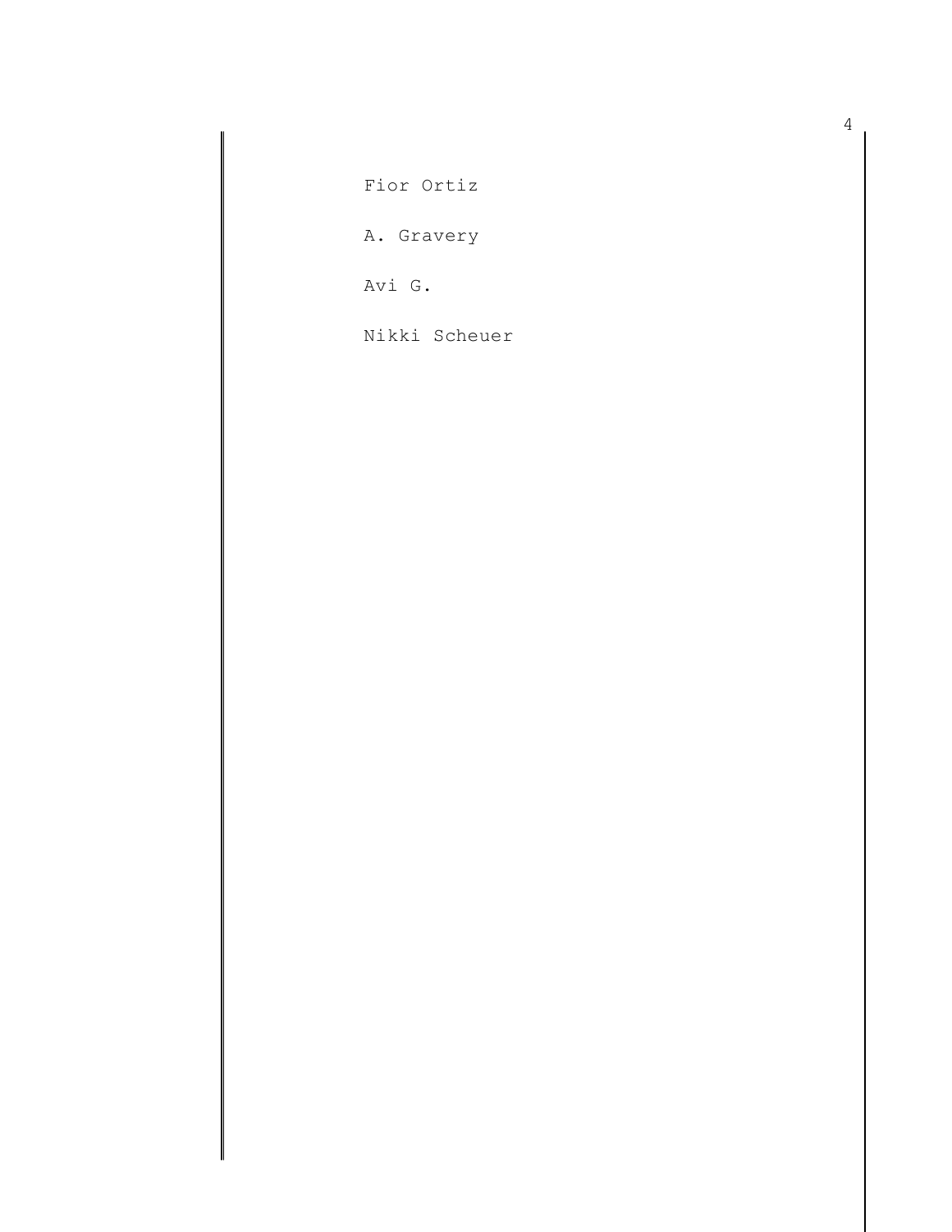Fior Ortiz

A. Gravery

Avi G.

Nikki Scheuer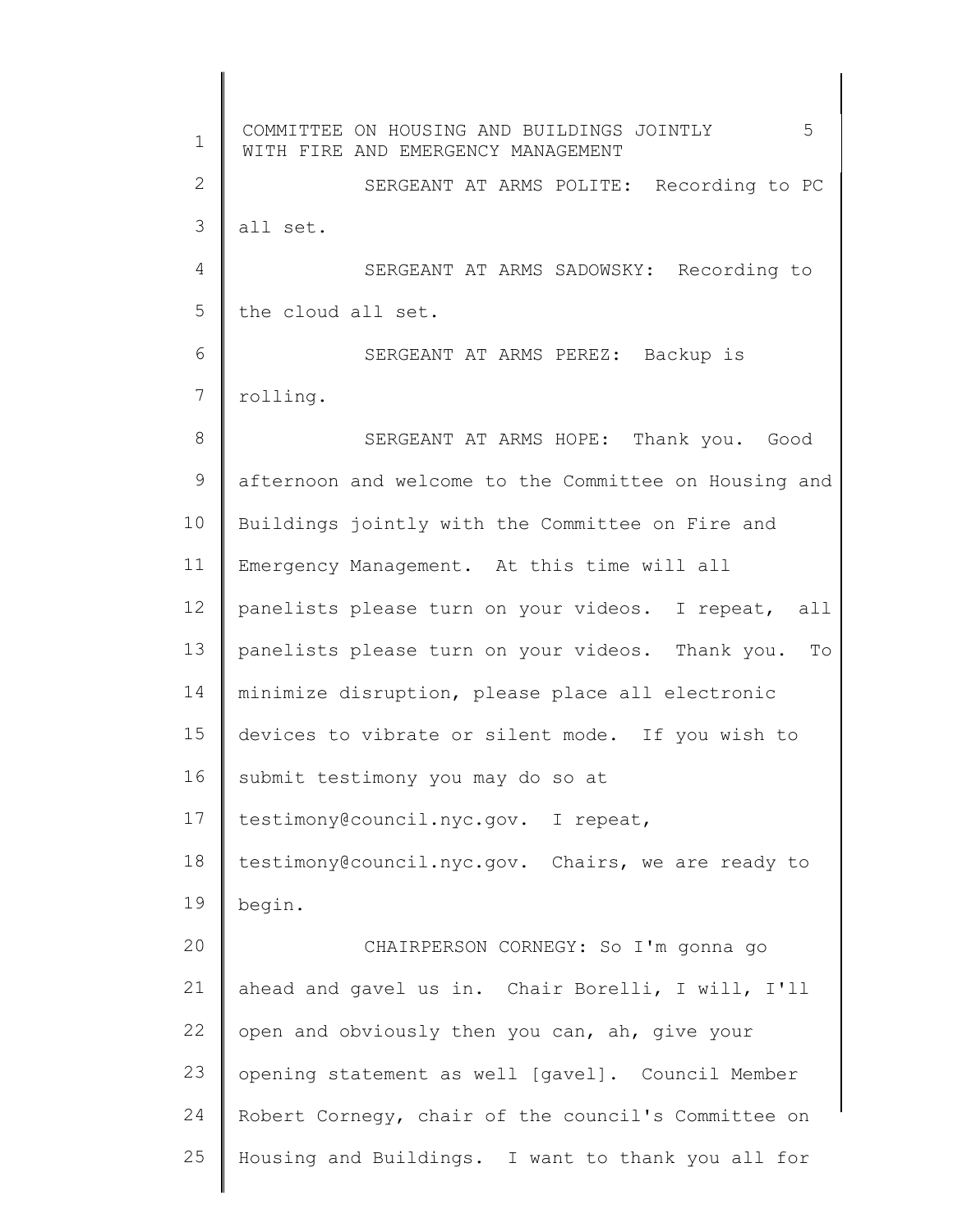SERGEANT AT ARMS POLITE: Recording to PC all set.

SERGEANT AT ARMS SADOWSKY: Recording to the cloud all set.

SERGEANT AT ARMS PEREZ: Backup is rolling.

SERGEANT AT ARMS HOPE: Thank you. Good afternoon and welcome to the Committee on Housing and Buildings jointly with the Committee on Fire and Emergency Management. At this time will all panelists please turn on your videos. I repeat, all panelists please turn on your videos. Thank you. To minimize disruption, please place all electronic devices to vibrate or silent mode. If you wish to submit testimony you may do so at testimony@council.nyc.gov. I repeat, testimony@council.nyc.gov. Chairs, we are ready to begin.

CHAIRPERSON CORNEGY: So I'm gonna go ahead and gavel us in. Chair Borelli, I will, I'll open and obviously then you can, ah, give your opening statement as well [gavel]. Council Member Robert Cornegy, chair of the council's Committee on Housing and Buildings. I want to thank you all for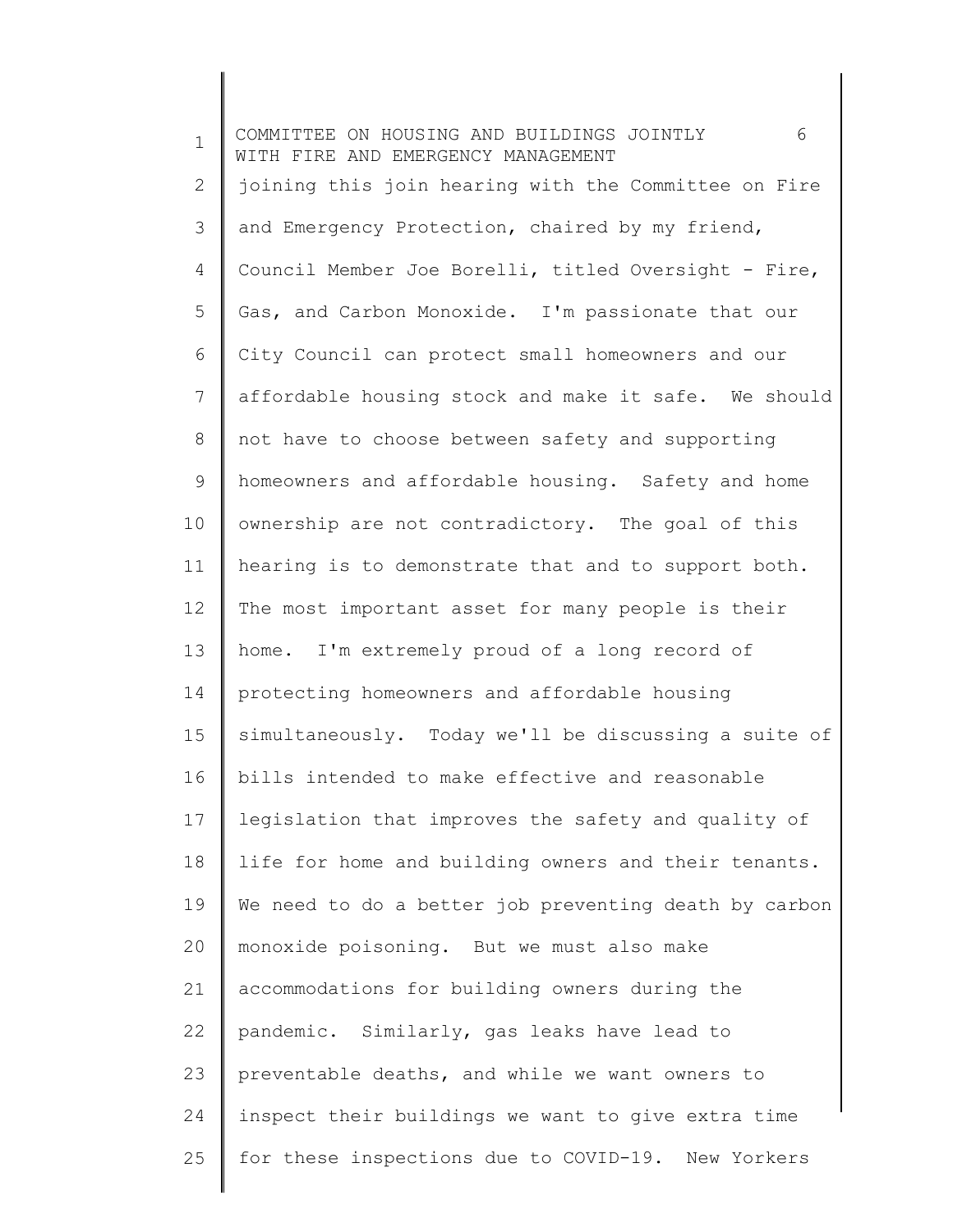joining this join hearing with the Committee on Fire and Emergency Protection, chaired by my friend, Council Member Joe Borelli, titled Oversight - Fire, Gas, and Carbon Monoxide. I'm passionate that our City Council can protect small homeowners and our affordable housing stock and make it safe. We should not have to choose between safety and supporting homeowners and affordable housing. Safety and home ownership are not contradictory. The goal of this hearing is to demonstrate that and to support both. The most important asset for many people is their home. I'm extremely proud of a long record of protecting homeowners and affordable housing simultaneously. Today we'll be discussing a suite of bills intended to make effective and reasonable legislation that improves the safety and quality of life for home and building owners and their tenants. We need to do a better job preventing death by carbon monoxide poisoning. But we must also make accommodations for building owners during the pandemic. Similarly, gas leaks have lead to preventable deaths, and while we want owners to inspect their buildings we want to give extra time for these inspections due to COVID-19. New Yorkers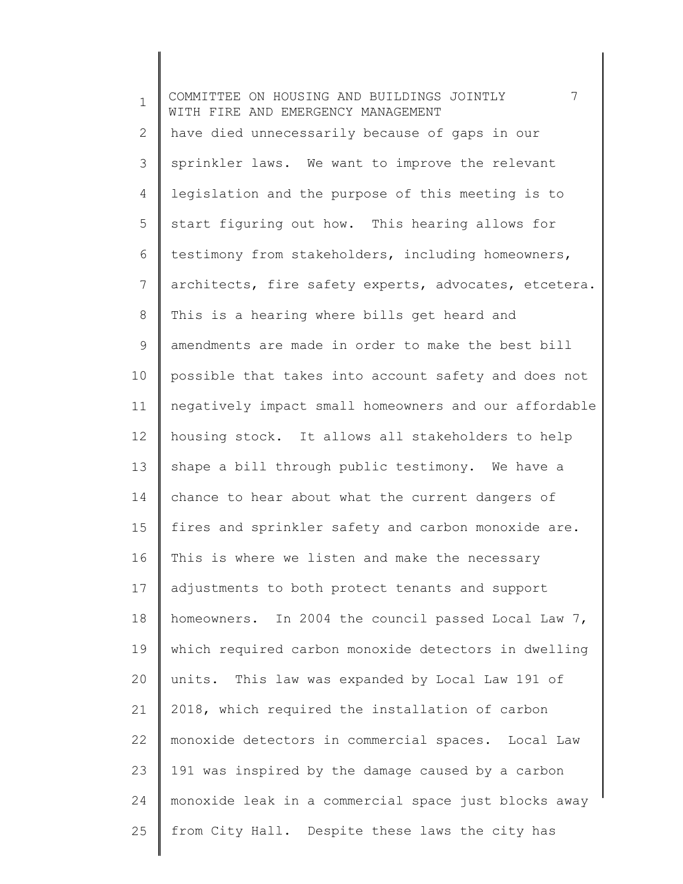have died unnecessarily because of gaps in our sprinkler laws. We want to improve the relevant legislation and the purpose of this meeting is to start figuring out how. This hearing allows for testimony from stakeholders, including homeowners, architects, fire safety experts, advocates, etcetera. This is a hearing where bills get heard and amendments are made in order to make the best bill possible that takes into account safety and does not negatively impact small homeowners and our affordable housing stock. It allows all stakeholders to help shape a bill through public testimony. We have a chance to hear about what the current dangers of fires and sprinkler safety and carbon monoxide are. This is where we listen and make the necessary adjustments to both protect tenants and support homeowners. In 2004 the council passed Local Law 7, which required carbon monoxide detectors in dwelling units. This law was expanded by Local Law 191 of 2018, which required the installation of carbon monoxide detectors in commercial spaces. Local Law 191 was inspired by the damage caused by a carbon monoxide leak in a commercial space just blocks away from City Hall. Despite these laws the city has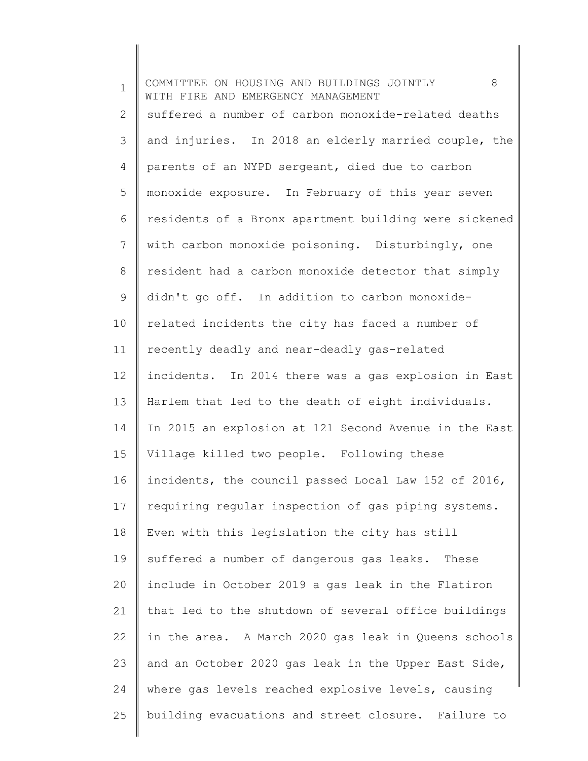suffered a number of carbon monoxide-related deaths and injuries. In 2018 an elderly married couple, the parents of an NYPD sergeant, died due to carbon monoxide exposure. In February of this year seven residents of a Bronx apartment building were sickened with carbon monoxide poisoning. Disturbingly, one resident had a carbon monoxide detector that simply didn't go off. In addition to carbon monoxide-related incidents the city has faced a number of recently deadly and near-deadly gas-related incidents. In 2014 there was a gas explosion in East Harlem that led to the death of eight individuals. In 2015 an explosion at 121 Second Avenue in the East Village killed two people. Following these incidents, the council passed Local Law 152 of 2016, requiring regular inspection of gas piping systems. Even with this legislation the city has still suffered a number of dangerous gas leaks. These include in October 2019 a gas leak in the Flatiron that led to the shutdown of several office buildings in the area. A March 2020 gas leak in Queens schools and an October 2020 gas leak in the Upper East Side, where gas levels reached explosive levels, causing building evacuations and street closure. Failure to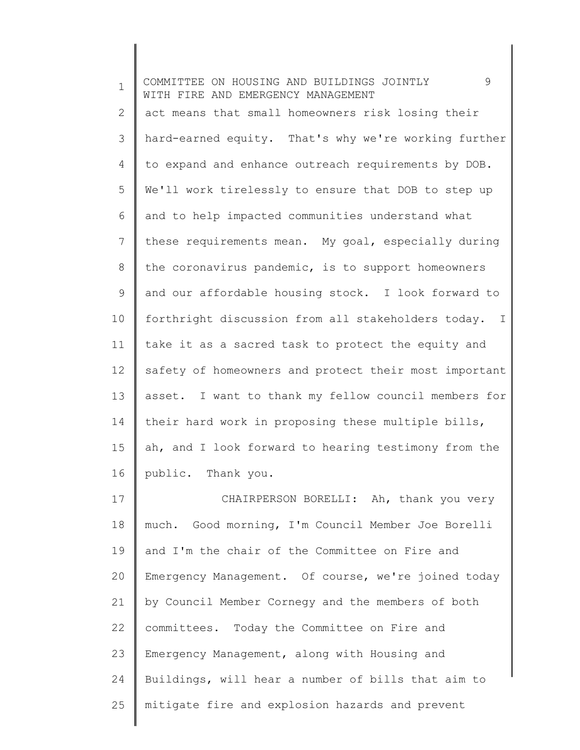act means that small homeowners risk losing their hard-earned equity. That's why we're working further to expand and enhance outreach requirements by DOB. We'll work tirelessly to ensure that DOB to step up and to help impacted communities understand what these requirements mean. My goal, especially during the coronavirus pandemic, is to support homeowners and our affordable housing stock. I look forward to forthright discussion from all stakeholders today. I take it as a sacred task to protect the equity and safety of homeowners and protect their most important asset. I want to thank my fellow council members for their hard work in proposing these multiple bills, ah, and I look forward to hearing testimony from the public. Thank you.

CHAIRPERSON BORELLI: Ah, thank you very much. Good morning, I'm Council Member Joe Borelli and I'm the chair of the Committee on Fire and Emergency Management. Of course, we're joined today by Council Member Cornegy and the members of both committees. Today the Committee on Fire and Emergency Management, along with Housing and Buildings, will hear a number of bills that aim to mitigate fire and explosion hazards and prevent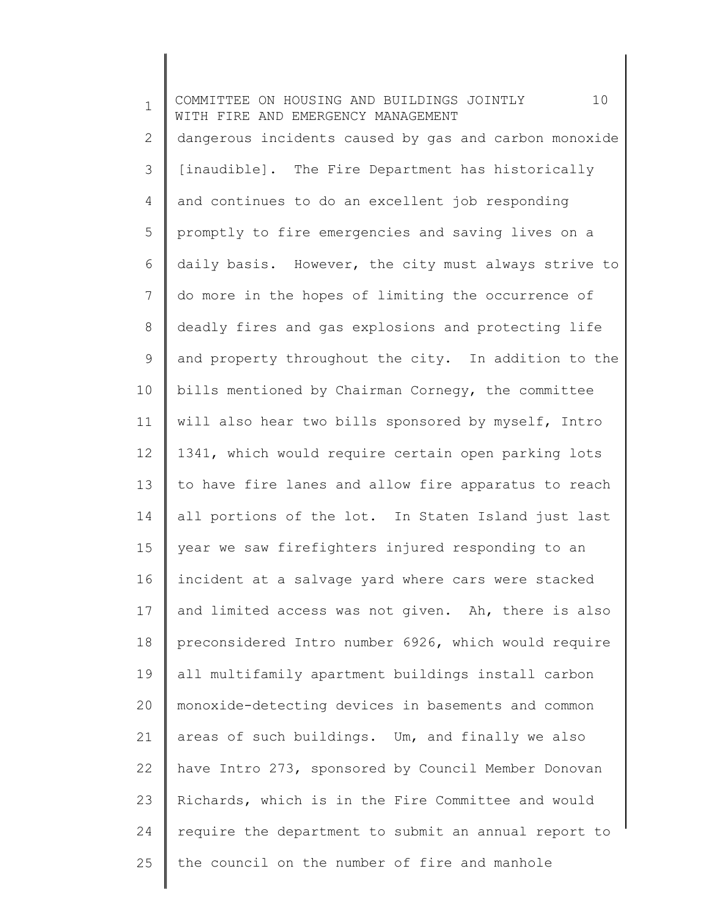dangerous incidents caused by gas and carbon monoxide [inaudible]. The Fire Department has historically and continues to do an excellent job responding promptly to fire emergencies and saving lives on a daily basis. However, the city must always strive to do more in the hopes of limiting the occurrence of deadly fires and gas explosions and protecting life and property throughout the city. In addition to the bills mentioned by Chairman Cornegy, the committee will also hear two bills sponsored by myself, Intro 1341, which would require certain open parking lots to have fire lanes and allow fire apparatus to reach all portions of the lot. In Staten Island just last year we saw firefighters injured responding to an incident at a salvage yard where cars were stacked and limited access was not given. Ah, there is also preconsidered Intro number 6926, which would require all multifamily apartment buildings install carbon monoxide-detecting devices in basements and common areas of such buildings. Um, and finally we also have Intro 273, sponsored by Council Member Donovan Richards, which is in the Fire Committee and would require the department to submit an annual report to the council on the number of fire and manhole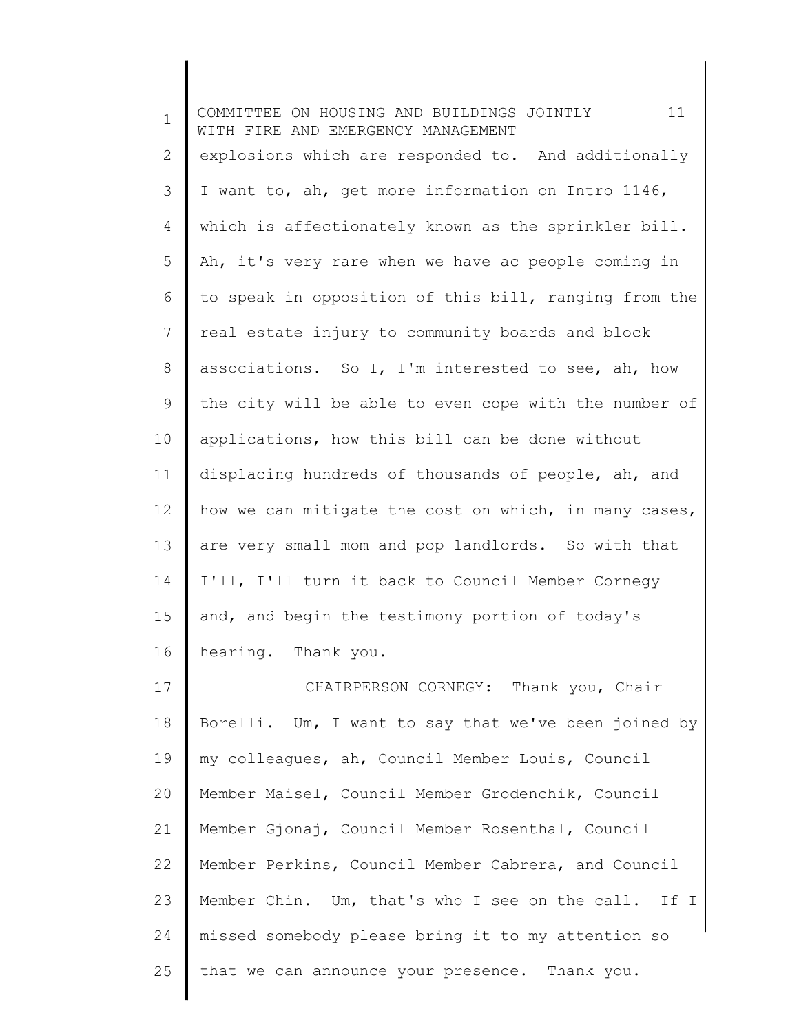explosions which are responded to. And additionally I want to, ah, get more information on Intro 1146, which is affectionately known as the sprinkler bill. Ah, it's very rare when we have ac people coming in to speak in opposition of this bill, ranging from the real estate injury to community boards and block associations. So I, I'm interested to see, ah, how the city will be able to even cope with the number of applications, how this bill can be done without displacing hundreds of thousands of people, ah, and how we can mitigate the cost on which, in many cases, are very small mom and pop landlords. So with that I'll, I'll turn it back to Council Member Cornegy and, and begin the testimony portion of today's hearing. Thank you.

CHAIRPERSON CORNEGY: Thank you, Chair Borelli. Um, I want to say that we've been joined by my colleagues, ah, Council Member Louis, Council Member Maisel, Council Member Grodenchik, Council Member Gjonaj, Council Member Rosenthal, Council Member Perkins, Council Member Cabrera, and Council Member Chin. Um, that's who I see on the call. If I missed somebody please bring it to my attention so that we can announce your presence. Thank you.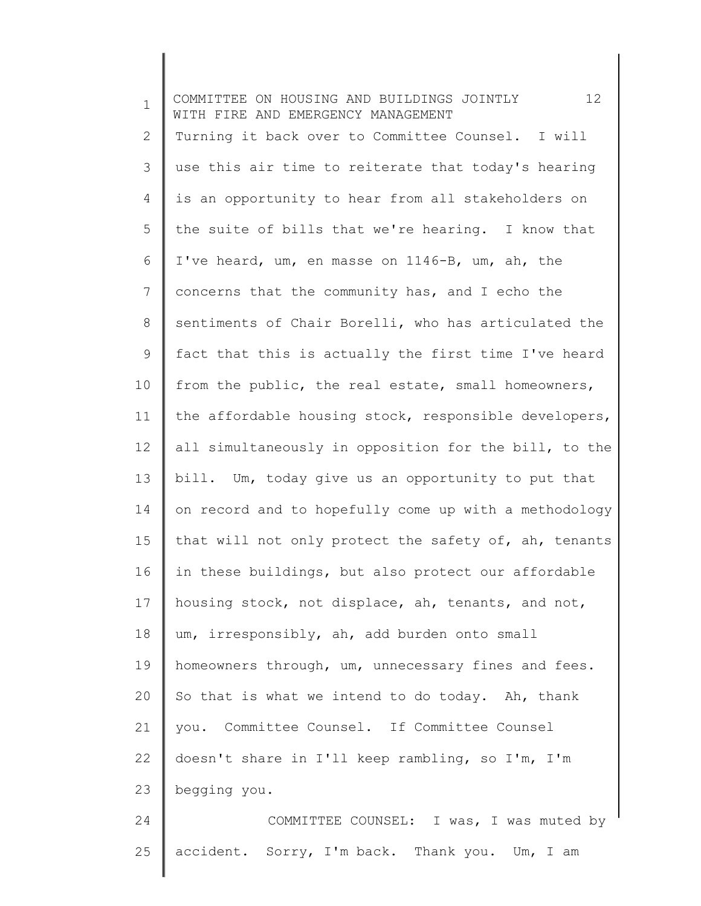Turning it back over to Committee Counsel. I will use this air time to reiterate that today's hearing is an opportunity to hear from all stakeholders on the suite of bills that we're hearing. I know that I've heard, um, en masse on 1146-B, um, ah, the concerns that the community has, and I echo the sentiments of Chair Borelli, who has articulated the fact that this is actually the first time I've heard from the public, the real estate, small homeowners, the affordable housing stock, responsible developers, all simultaneously in opposition for the bill, to the bill. Um, today give us an opportunity to put that on record and to hopefully come up with a methodology that will not only protect the safety of, ah, tenants in these buildings, but also protect our affordable housing stock, not displace, ah, tenants, and not, um, irresponsibly, ah, add burden onto small homeowners through, um, unnecessary fines and fees. So that is what we intend to do today. Ah, thank you. Committee Counsel. If Committee Counsel doesn't share in I'll keep rambling, so I'm, I'm begging you.

COMMITTEE COUNSEL: I was, I was muted by accident. Sorry, I'm back. Thank you. Um, I am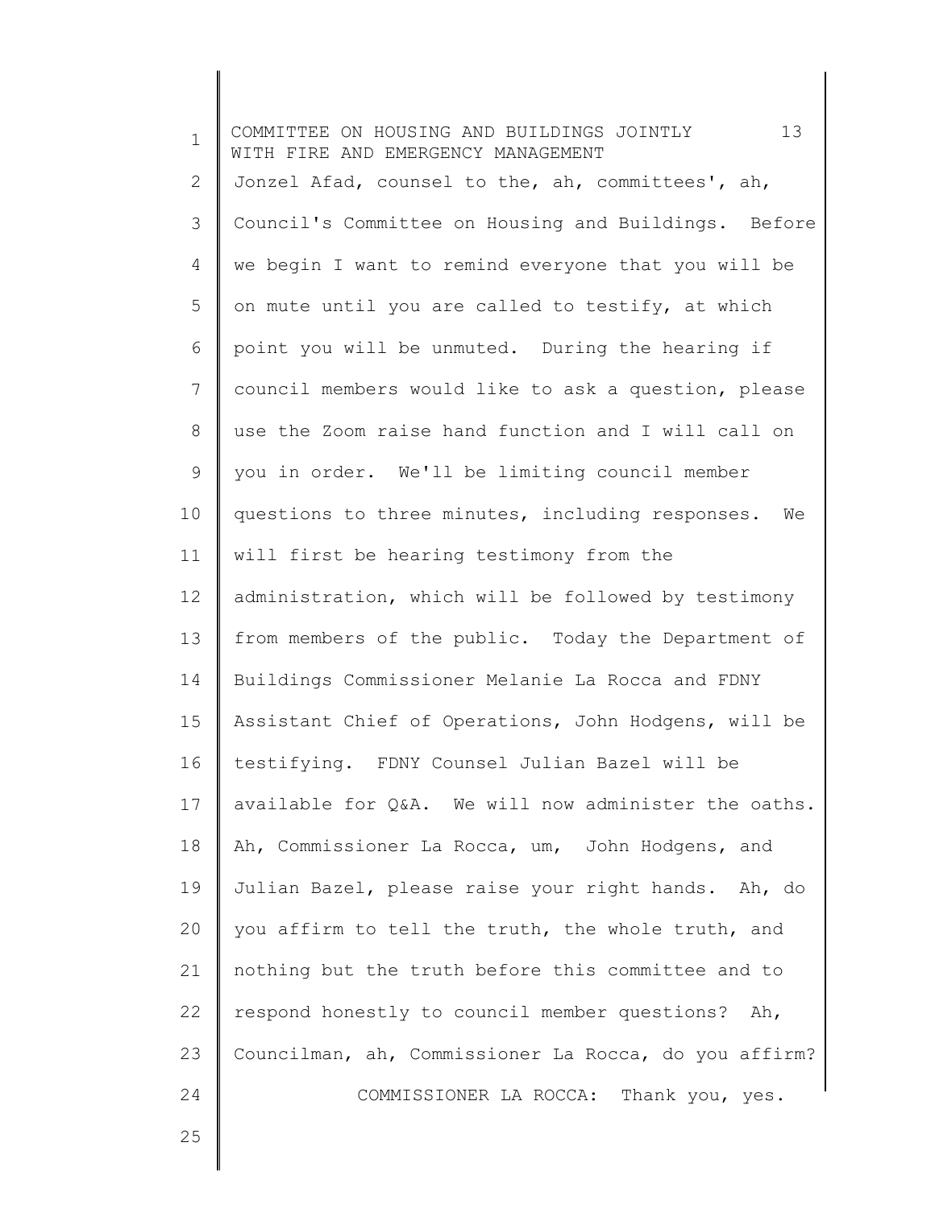Jonzel Afad, counsel to the, ah, committees', ah, Council's Committee on Housing and Buildings. Before we begin I want to remind everyone that you will be on mute until you are called to testify, at which point you will be unmuted. During the hearing if council members would like to ask a question, please use the Zoom raise hand function and I will call on you in order. We'll be limiting council member questions to three minutes, including responses. We will first be hearing testimony from the administration, which will be followed by testimony from members of the public. Today the Department of Buildings Commissioner Melanie La Rocca and FDNY Assistant Chief of Operations, John Hodgens, will be testifying. FDNY Counsel Julian Bazel will be available for Q&A. We will now administer the oaths. Ah, Commissioner La Rocca, um, John Hodgens, and Julian Bazel, please raise your right hands. Ah, do you affirm to tell the truth, the whole truth, and nothing but the truth before this committee and to respond honestly to council member questions? Ah, Councilman, ah, Commissioner La Rocca, do you affirm?

COMMISSIONER LA ROCCA: Thank you, yes.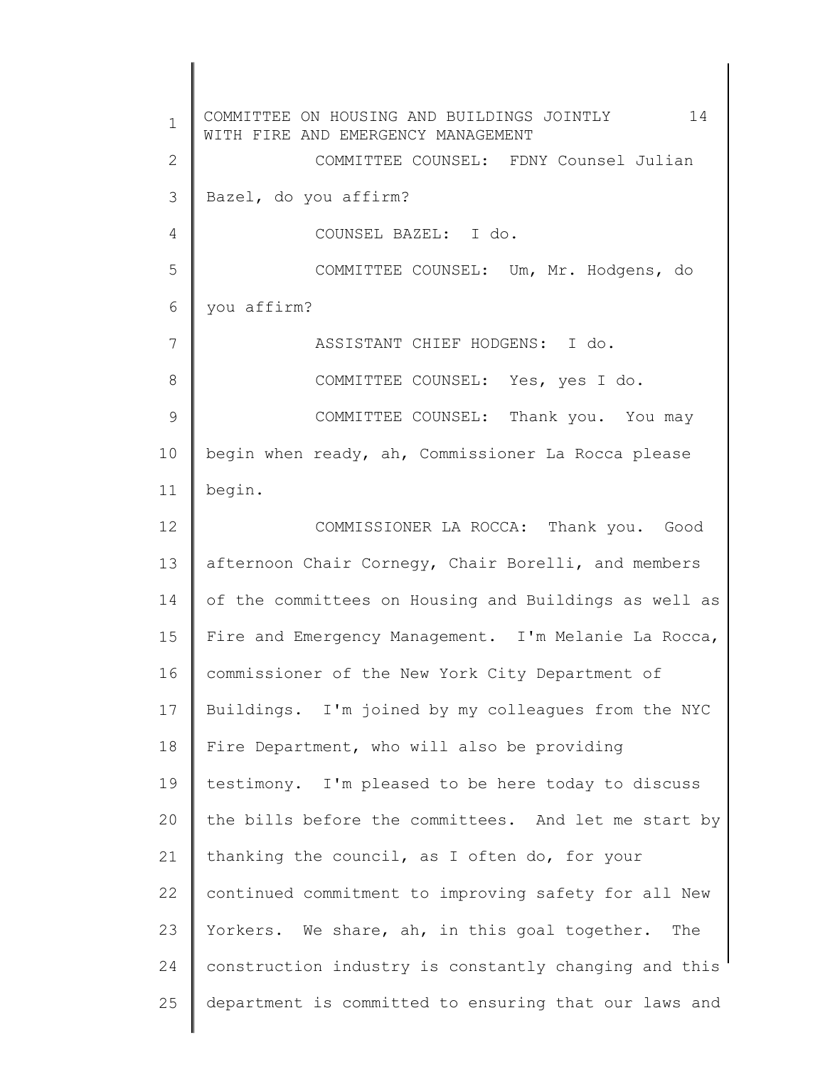COMMITTEE COUNSEL: FDNY Counsel Julian Bazel, do you affirm?

COUNSEL BAZEL: I do.

COMMITTEE COUNSEL: Um, Mr. Hodgens, do you affirm?

ASSISTANT CHIEF HODGENS: I do.

COMMITTEE COUNSEL: Yes, yes I do.

COMMITTEE COUNSEL: Thank you. You may begin when ready, ah, Commissioner La Rocca please begin.

COMMISSIONER LA ROCCA: Thank you. Good afternoon Chair Cornegy, Chair Borelli, and members of the committees on Housing and Buildings as well as Fire and Emergency Management. I'm Melanie La Rocca, commissioner of the New York City Department of Buildings. I'm joined by my colleagues from the NYC Fire Department, who will also be providing testimony. I'm pleased to be here today to discuss the bills before the committees. And let me start by thanking the council, as I often do, for your continued commitment to improving safety for all New Yorkers. We share, ah, in this goal together. The construction industry is constantly changing and this department is committed to ensuring that our laws and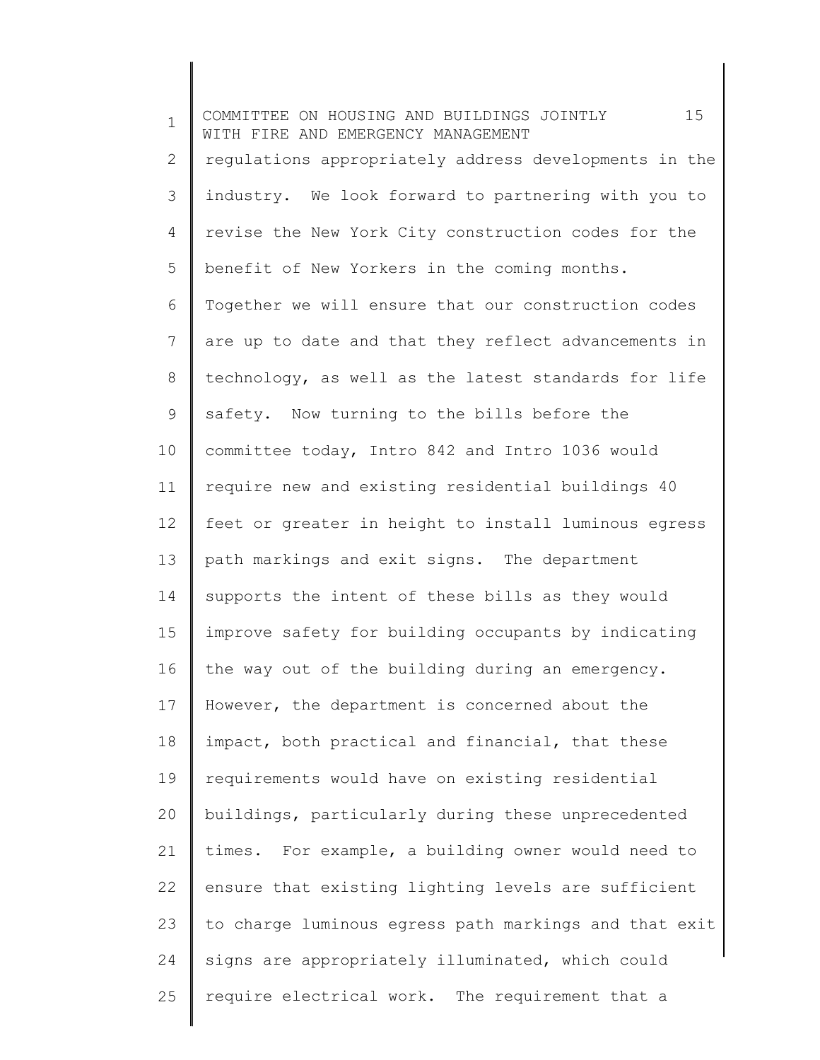regulations appropriately address developments in the industry. We look forward to partnering with you to revise the New York City construction codes for the benefit of New Yorkers in the coming months. Together we will ensure that our construction codes are up to date and that they reflect advancements in technology, as well as the latest standards for life safety. Now turning to the bills before the committee today, Intro 842 and Intro 1036 would require new and existing residential buildings 40 feet or greater in height to install luminous egress path markings and exit signs. The department supports the intent of these bills as they would improve safety for building occupants by indicating the way out of the building during an emergency. However, the department is concerned about the impact, both practical and financial, that these requirements would have on existing residential buildings, particularly during these unprecedented times. For example, a building owner would need to ensure that existing lighting levels are sufficient to charge luminous egress path markings and that exit signs are appropriately illuminated, which could require electrical work. The requirement that a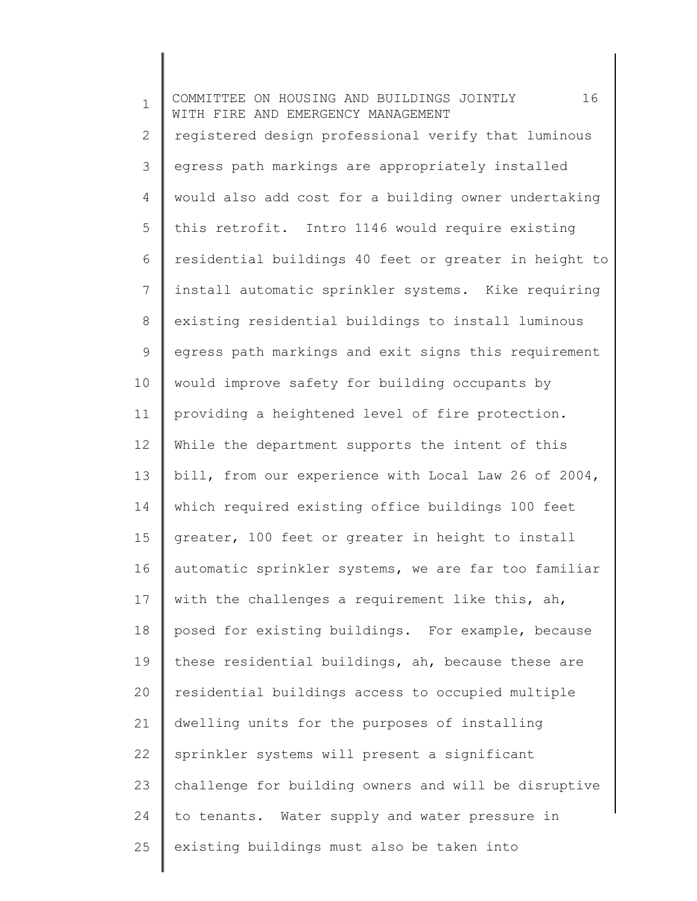registered design professional verify that luminous egress path markings are appropriately installed would also add cost for a building owner undertaking this retrofit. Intro 1146 would require existing residential buildings 40 feet or greater in height to install automatic sprinkler systems. Kike requiring existing residential buildings to install luminous egress path markings and exit signs this requirement would improve safety for building occupants by providing a heightened level of fire protection. While the department supports the intent of this bill, from our experience with Local Law 26 of 2004, which required existing office buildings 100 feet greater, 100 feet or greater in height to install automatic sprinkler systems, we are far too familiar with the challenges a requirement like this, ah, posed for existing buildings. For example, because these residential buildings, ah, because these are residential buildings access to occupied multiple dwelling units for the purposes of installing sprinkler systems will present a significant challenge for building owners and will be disruptive to tenants. Water supply and water pressure in existing buildings must also be taken into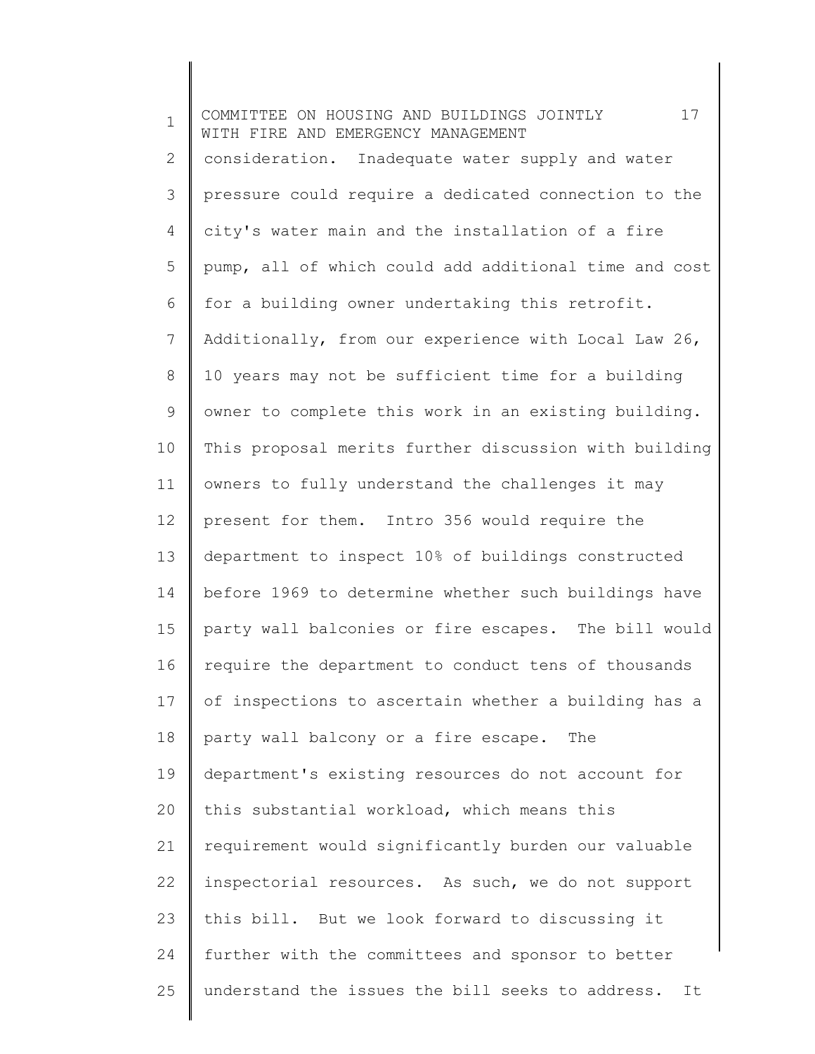consideration. Inadequate water supply and water pressure could require a dedicated connection to the city's water main and the installation of a fire pump, all of which could add additional time and cost for a building owner undertaking this retrofit. Additionally, from our experience with Local Law 26, 10 years may not be sufficient time for a building owner to complete this work in an existing building. This proposal merits further discussion with building owners to fully understand the challenges it may present for them. Intro 356 would require the department to inspect 10% of buildings constructed before 1969 to determine whether such buildings have party wall balconies or fire escapes. The bill would require the department to conduct tens of thousands of inspections to ascertain whether a building has a party wall balcony or a fire escape. The department's existing resources do not account for this substantial workload, which means this requirement would significantly burden our valuable inspectorial resources. As such, we do not support this bill. But we look forward to discussing it further with the committees and sponsor to better understand the issues the bill seeks to address. It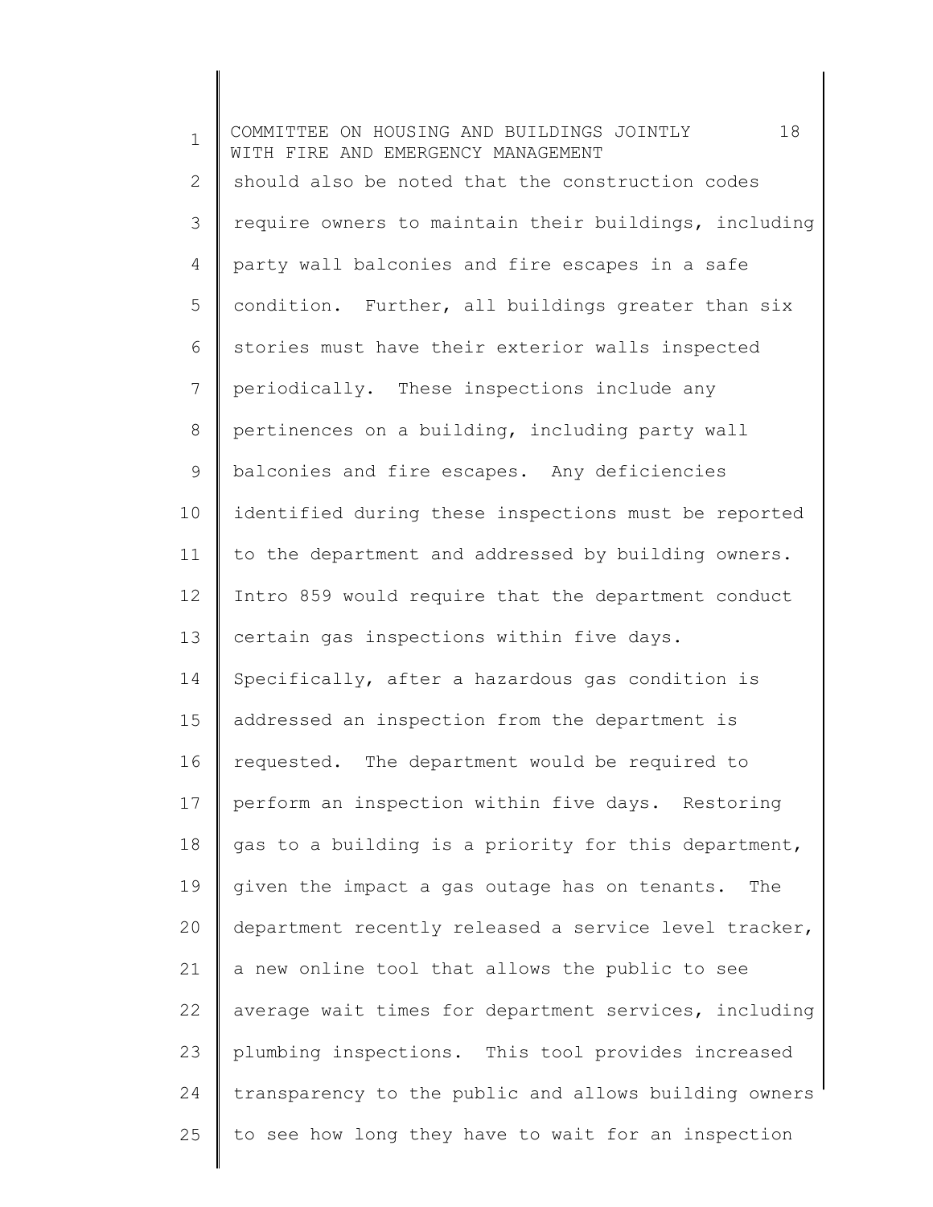should also be noted that the construction codes require owners to maintain their buildings, including party wall balconies and fire escapes in a safe condition. Further, all buildings greater than six stories must have their exterior walls inspected periodically. These inspections include any pertinences on a building, including party wall balconies and fire escapes. Any deficiencies identified during these inspections must be reported to the department and addressed by building owners. Intro 859 would require that the department conduct certain gas inspections within five days. Specifically, after a hazardous gas condition is addressed an inspection from the department is requested. The department would be required to perform an inspection within five days. Restoring gas to a building is a priority for this department, given the impact a gas outage has on tenants. The department recently released a service level tracker, a new online tool that allows the public to see average wait times for department services, including plumbing inspections. This tool provides increased transparency to the public and allows building owners to see how long they have to wait for an inspection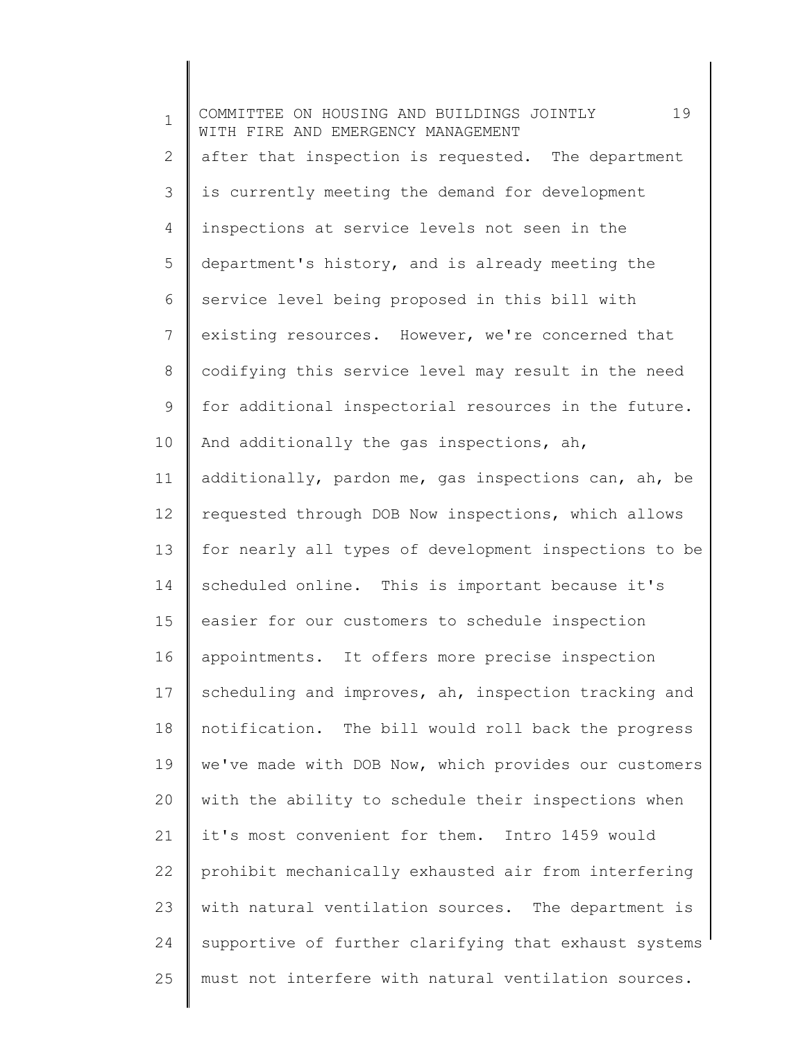after that inspection is requested. The department is currently meeting the demand for development inspections at service levels not seen in the department's history, and is already meeting the service level being proposed in this bill with existing resources. However, we're concerned that codifying this service level may result in the need for additional inspectorial resources in the future. And additionally the gas inspections, ah, additionally, pardon me, gas inspections can, ah, be requested through DOB Now inspections, which allows for nearly all types of development inspections to be scheduled online. This is important because it's easier for our customers to schedule inspection appointments. It offers more precise inspection scheduling and improves, ah, inspection tracking and notification. The bill would roll back the progress we've made with DOB Now, which provides our customers with the ability to schedule their inspections when it's most convenient for them. Intro 1459 would prohibit mechanically exhausted air from interfering with natural ventilation sources. The department is supportive of further clarifying that exhaust systems must not interfere with natural ventilation sources.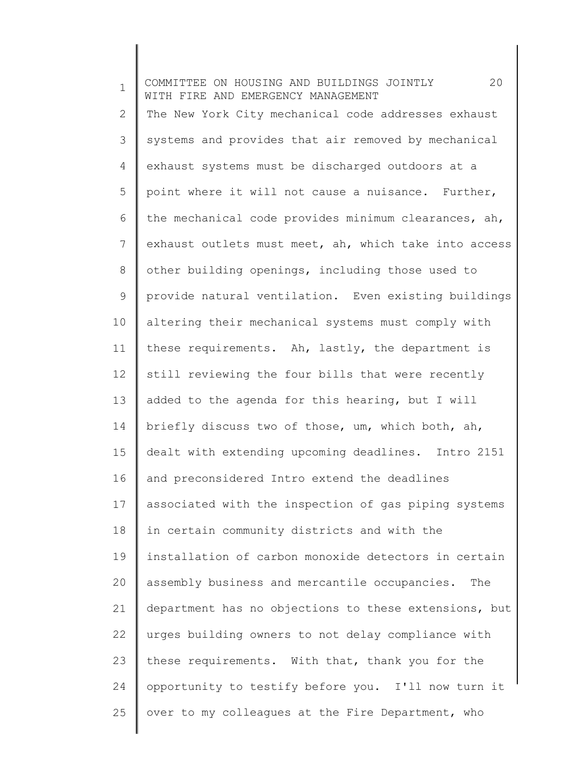The New York City mechanical code addresses exhaust systems and provides that air removed by mechanical exhaust systems must be discharged outdoors at a point where it will not cause a nuisance. Further, the mechanical code provides minimum clearances, ah, exhaust outlets must meet, ah, which take into access other building openings, including those used to provide natural ventilation. Even existing buildings altering their mechanical systems must comply with these requirements. Ah, lastly, the department is still reviewing the four bills that were recently added to the agenda for this hearing, but I will briefly discuss two of those, um, which both, ah, dealt with extending upcoming deadlines. Intro 2151 and preconsidered Intro extend the deadlines associated with the inspection of gas piping systems in certain community districts and with the installation of carbon monoxide detectors in certain assembly business and mercantile occupancies. The department has no objections to these extensions, but urges building owners to not delay compliance with these requirements. With that, thank you for the opportunity to testify before you. I'll now turn it over to my colleagues at the Fire Department, who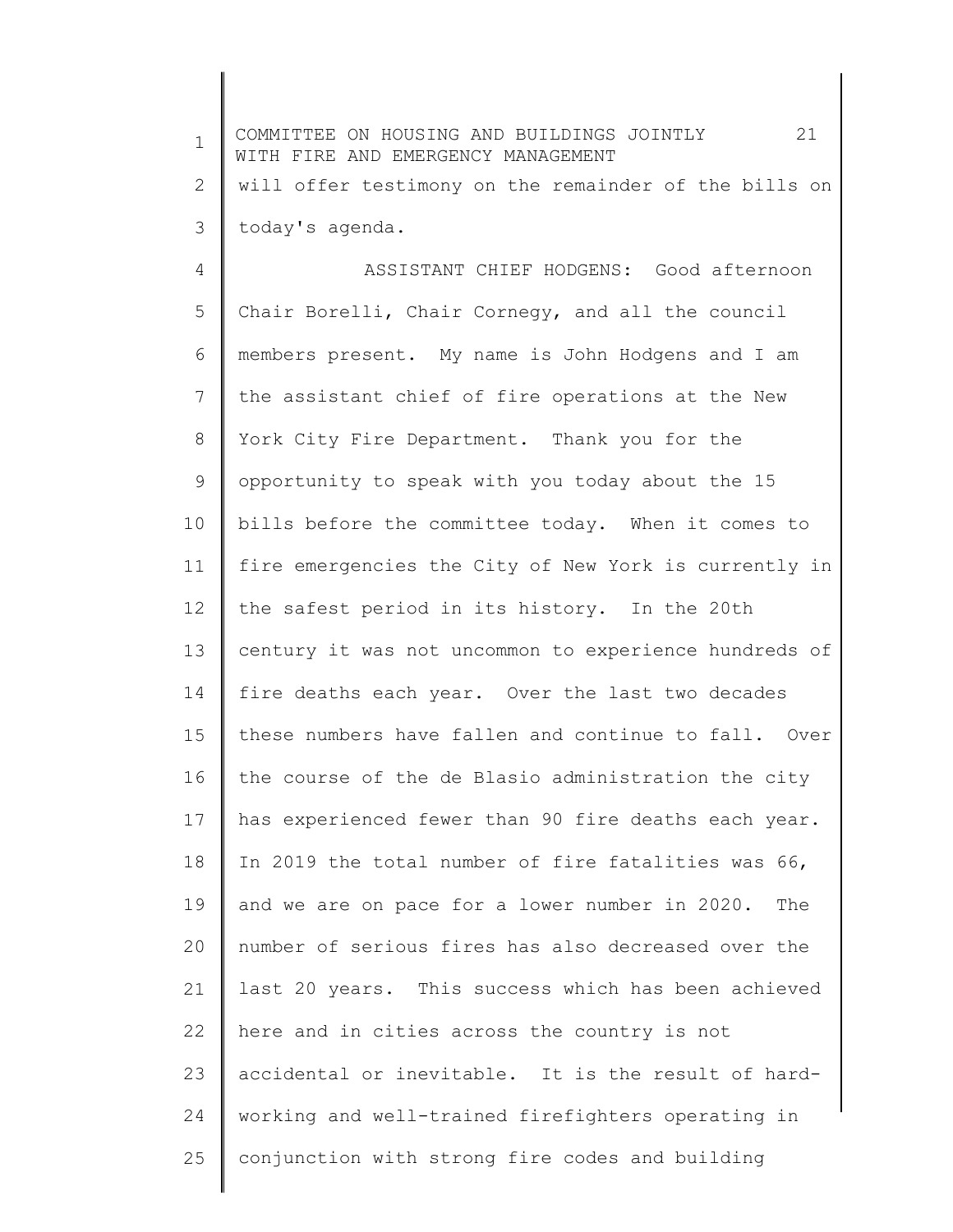will offer testimony on the remainder of the bills on today's agenda.

ASSISTANT CHIEF HODGENS: Good afternoon Chair Borelli, Chair Cornegy, and all the council members present. My name is John Hodgens and I am the assistant chief of fire operations at the New York City Fire Department. Thank you for the opportunity to speak with you today about the 15 bills before the committee today. When it comes to fire emergencies the City of New York is currently in the safest period in its history. In the 20th century it was not uncommon to experience hundreds of fire deaths each year. Over the last two decades these numbers have fallen and continue to fall. Over the course of the de Blasio administration the city has experienced fewer than 90 fire deaths each year. In 2019 the total number of fire fatalities was 66, and we are on pace for a lower number in 2020. The number of serious fires has also decreased over the last 20 years. This success which has been achieved here and in cities across the country is not accidental or inevitable. It is the result of hard-working and well-trained firefighters operating in conjunction with strong fire codes and building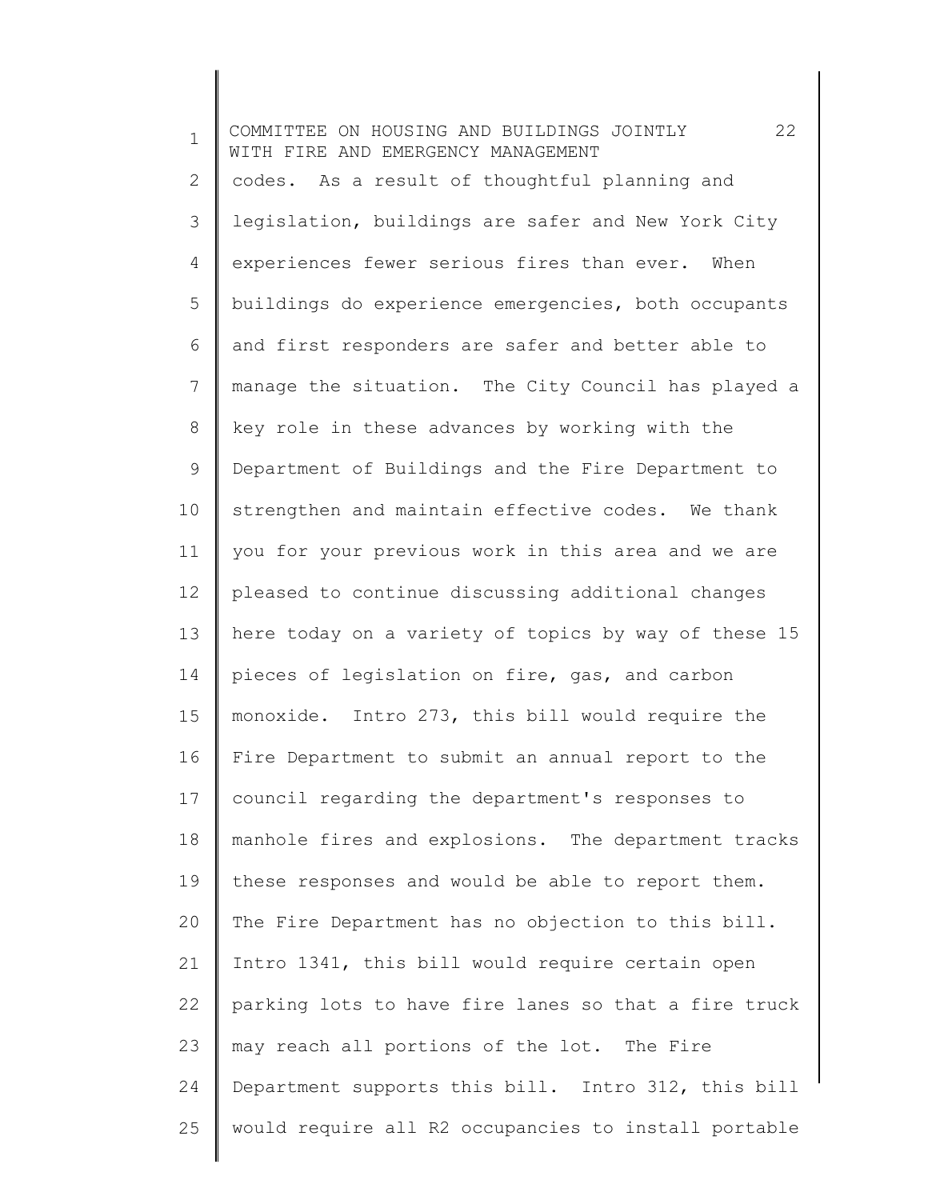codes. As a result of thoughtful planning and legislation, buildings are safer and New York City experiences fewer serious fires than ever. When buildings do experience emergencies, both occupants and first responders are safer and better able to manage the situation. The City Council has played a key role in these advances by working with the Department of Buildings and the Fire Department to strengthen and maintain effective codes. We thank you for your previous work in this area and we are pleased to continue discussing additional changes here today on a variety of topics by way of these 15 pieces of legislation on fire, gas, and carbon monoxide. Intro 273, this bill would require the Fire Department to submit an annual report to the council regarding the department's responses to manhole fires and explosions. The department tracks these responses and would be able to report them. The Fire Department has no objection to this bill. Intro 1341, this bill would require certain open parking lots to have fire lanes so that a fire truck may reach all portions of the lot. The Fire Department supports this bill. Intro 312, this bill would require all R2 occupancies to install portable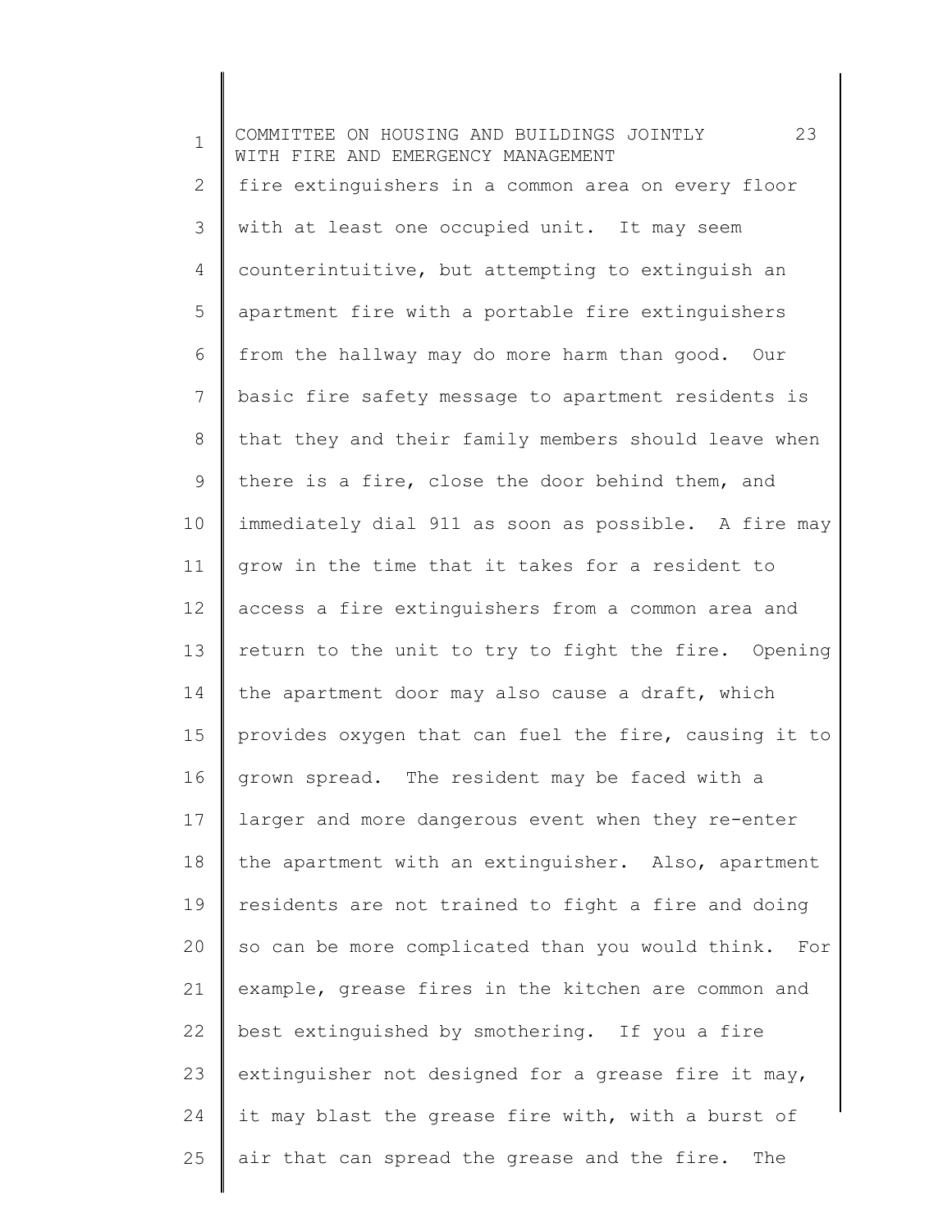fire extinguishers in a common area on every floor with at least one occupied unit. It may seem counterintuitive, but attempting to extinguish an apartment fire with a portable fire extinguishers from the hallway may do more harm than good. Our basic fire safety message to apartment residents is that they and their family members should leave when there is a fire, close the door behind them, and immediately dial 911 as soon as possible. A fire may grow in the time that it takes for a resident to access a fire extinguishers from a common area and return to the unit to try to fight the fire. Opening the apartment door may also cause a draft, which provides oxygen that can fuel the fire, causing it to grown spread. The resident may be faced with a larger and more dangerous event when they re-enter the apartment with an extinguisher. Also, apartment residents are not trained to fight a fire and doing so can be more complicated than you would think. For example, grease fires in the kitchen are common and best extinguished by smothering. If you a fire extinguisher not designed for a grease fire it may, it may blast the grease fire with, with a burst of air that can spread the grease and the fire. The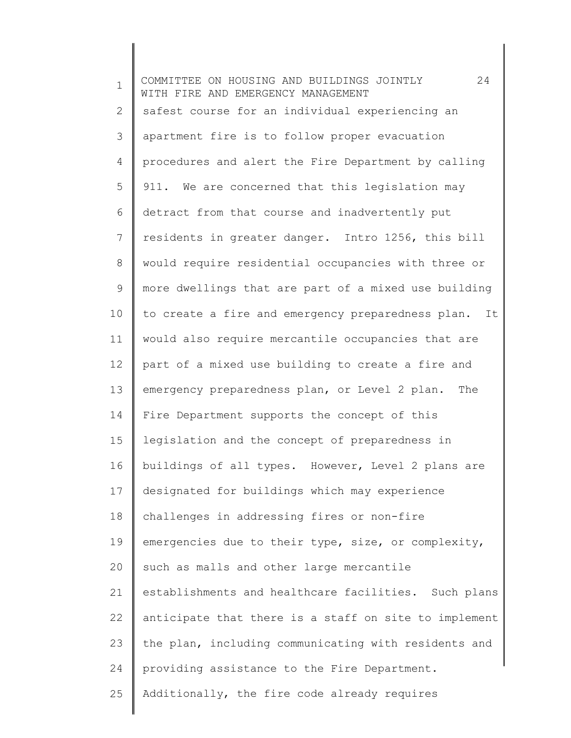safest course for an individual experiencing an apartment fire is to follow proper evacuation procedures and alert the Fire Department by calling 911. We are concerned that this legislation may detract from that course and inadvertently put residents in greater danger. Intro 1256, this bill would require residential occupancies with three or more dwellings that are part of a mixed use building to create a fire and emergency preparedness plan. It would also require mercantile occupancies that are part of a mixed use building to create a fire and emergency preparedness plan, or Level 2 plan. The Fire Department supports the concept of this legislation and the concept of preparedness in buildings of all types. However, Level 2 plans are designated for buildings which may experience challenges in addressing fires or non-fire emergencies due to their type, size, or complexity, such as malls and other large mercantile establishments and healthcare facilities. Such plans anticipate that there is a staff on site to implement the plan, including communicating with residents and providing assistance to the Fire Department. Additionally, the fire code already requires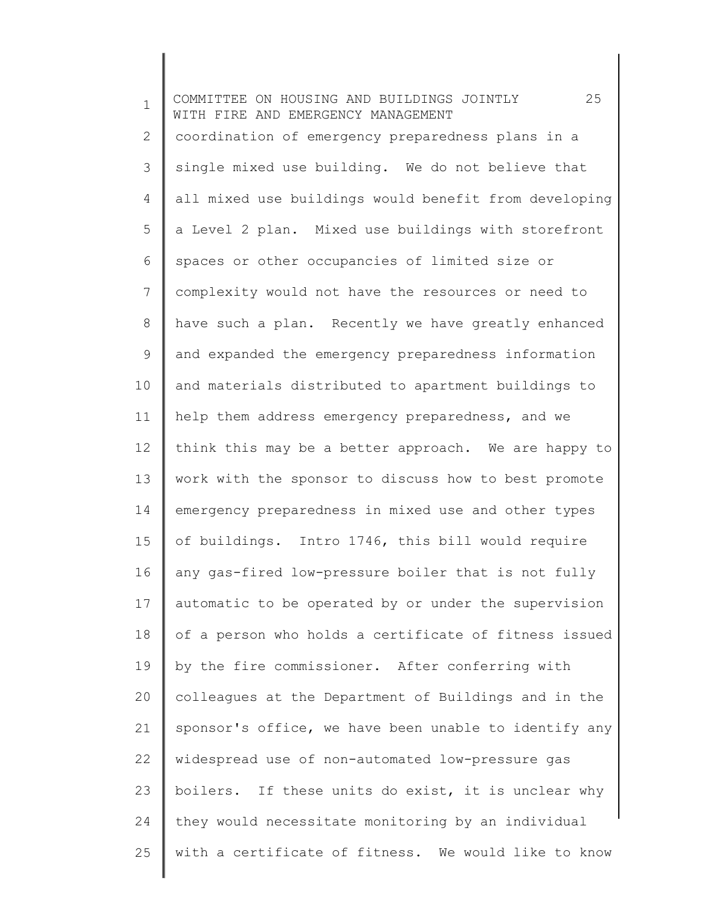coordination of emergency preparedness plans in a single mixed use building. We do not believe that all mixed use buildings would benefit from developing a Level 2 plan. Mixed use buildings with storefront spaces or other occupancies of limited size or complexity would not have the resources or need to have such a plan. Recently we have greatly enhanced and expanded the emergency preparedness information and materials distributed to apartment buildings to help them address emergency preparedness, and we think this may be a better approach. We are happy to work with the sponsor to discuss how to best promote emergency preparedness in mixed use and other types of buildings. Intro 1746, this bill would require any gas-fired low-pressure boiler that is not fully automatic to be operated by or under the supervision of a person who holds a certificate of fitness issued by the fire commissioner. After conferring with colleagues at the Department of Buildings and in the sponsor's office, we have been unable to identify any widespread use of non-automated low-pressure gas boilers. If these units do exist, it is unclear why they would necessitate monitoring by an individual with a certificate of fitness. We would like to know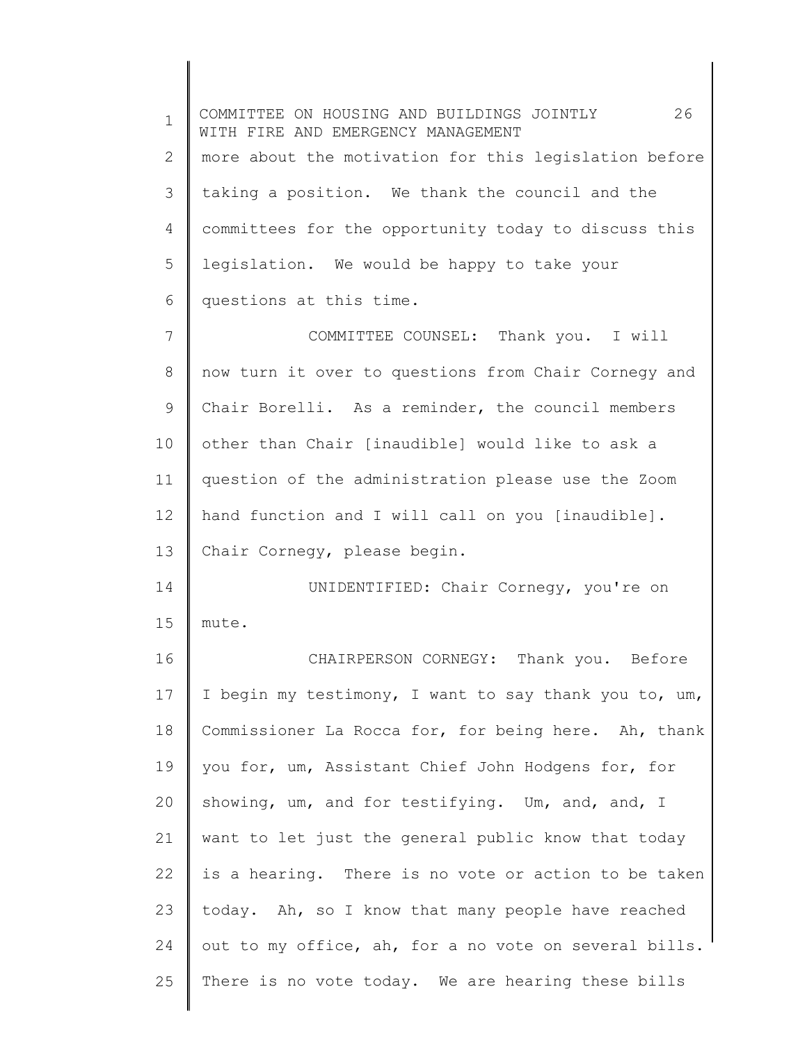more about the motivation for this legislation before taking a position. We thank the council and the committees for the opportunity today to discuss this legislation. We would be happy to take your questions at this time.

COMMITTEE COUNSEL: Thank you. I will now turn it over to questions from Chair Cornegy and Chair Borelli. As a reminder, the council members other than Chair [inaudible] would like to ask a question of the administration please use the Zoom hand function and I will call on you [inaudible]. Chair Cornegy, please begin.

UNIDENTIFIED: Chair Cornegy, you're on mute.

CHAIRPERSON CORNEGY: Thank you. Before I begin my testimony, I want to say thank you to, um, Commissioner La Rocca for, for being here. Ah, thank you for, um, Assistant Chief John Hodgens for, for showing, um, and for testifying. Um, and, and, I want to let just the general public know that today is a hearing. There is no vote or action to be taken today. Ah, so I know that many people have reached out to my office, ah, for a no vote on several bills. There is no vote today. We are hearing these bills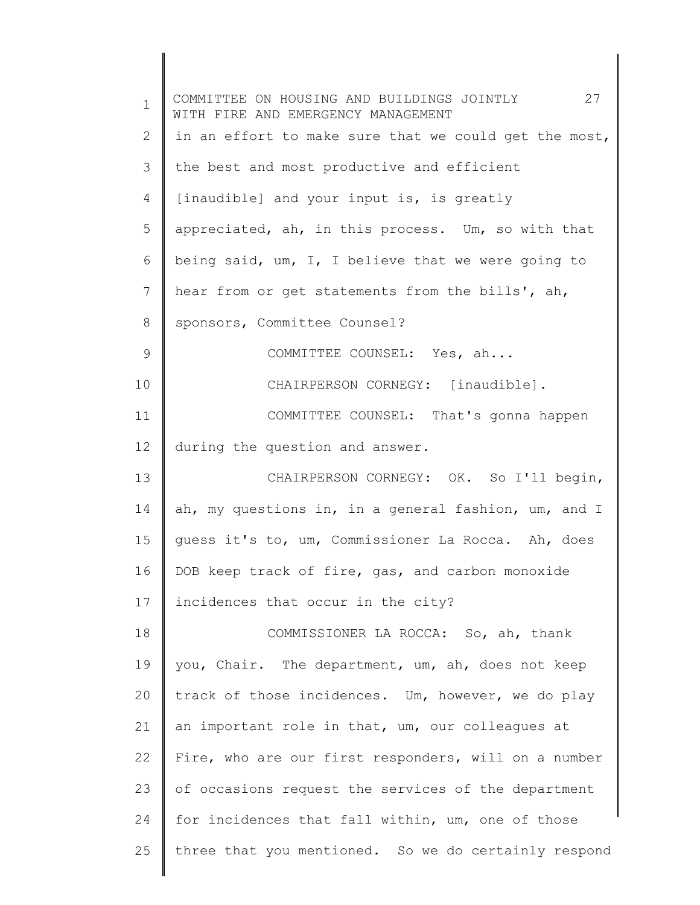in an effort to make sure that we could get the most, the best and most productive and efficient [inaudible] and your input is, is greatly appreciated, ah, in this process. Um, so with that being said, um, I, I believe that we were going to hear from or get statements from the bills', ah, sponsors, Committee Counsel?

COMMITTEE COUNSEL: Yes, ah...

CHAIRPERSON CORNEGY: [inaudible].

COMMITTEE COUNSEL: That's gonna happen during the question and answer.

CHAIRPERSON CORNEGY: OK. So I'll begin, ah, my questions in, in a general fashion, um, and I guess it's to, um, Commissioner La Rocca. Ah, does DOB keep track of fire, gas, and carbon monoxide incidences that occur in the city?

COMMISSIONER LA ROCCA: So, ah, thank you, Chair. The department, um, ah, does not keep track of those incidences. Um, however, we do play an important role in that, um, our colleagues at Fire, who are our first responders, will on a number of occasions request the services of the department for incidences that fall within, um, one of those three that you mentioned. So we do certainly respond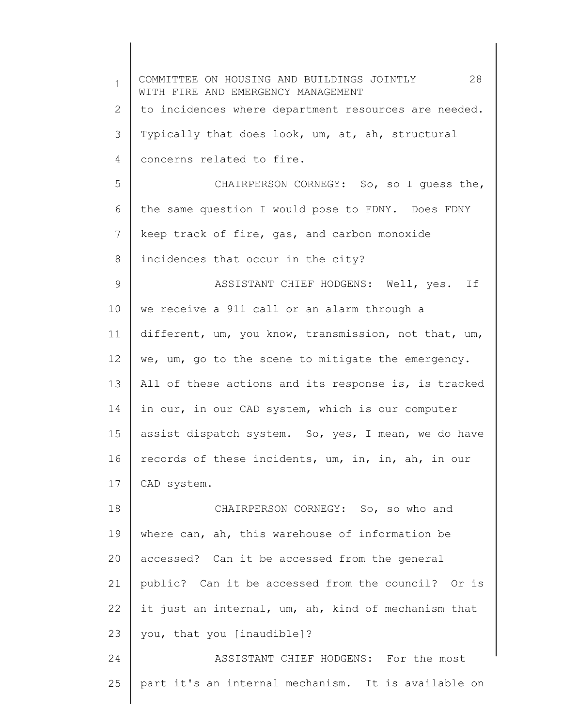to incidences where department resources are needed. Typically that does look, um, at, ah, structural concerns related to fire.

CHAIRPERSON CORNEGY: So, so I guess the, the same question I would pose to FDNY. Does FDNY keep track of fire, gas, and carbon monoxide incidences that occur in the city?

ASSISTANT CHIEF HODGENS: Well, yes. If we receive a 911 call or an alarm through a different, um, you know, transmission, not that, um, we, um, go to the scene to mitigate the emergency. All of these actions and its response is, is tracked in our, in our CAD system, which is our computer assist dispatch system. So, yes, I mean, we do have records of these incidents, um, in, in, ah, in our CAD system.

CHAIRPERSON CORNEGY: So, so who and where can, ah, this warehouse of information be accessed? Can it be accessed from the general public? Can it be accessed from the council? Or is it just an internal, um, ah, kind of mechanism that you, that you [inaudible]?

ASSISTANT CHIEF HODGENS: For the most part it's an internal mechanism. It is available on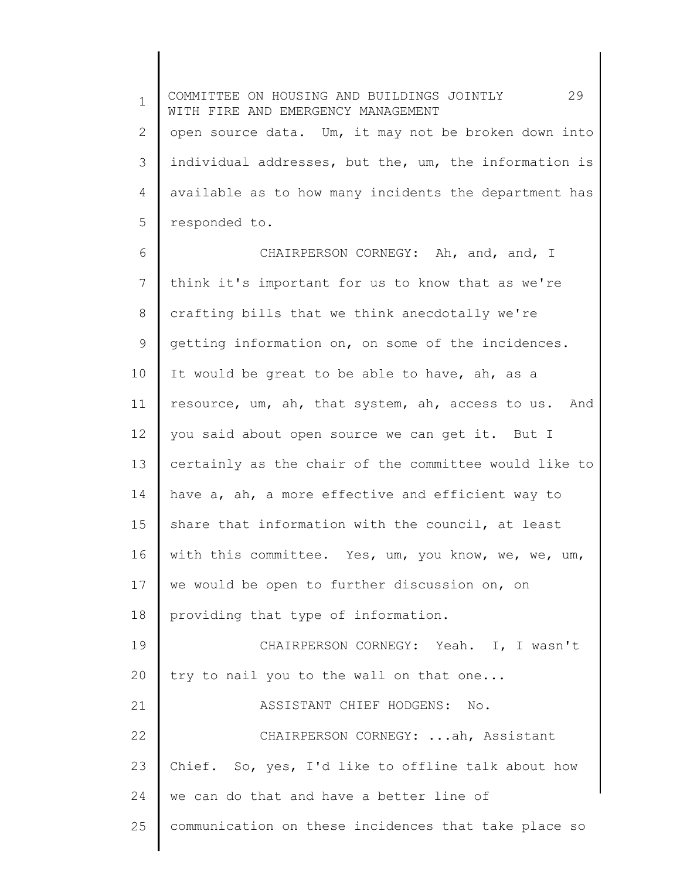open source data. Um, it may not be broken down into individual addresses, but the, um, the information is available as to how many incidents the department has responded to.

CHAIRPERSON CORNEGY: Ah, and, and, I think it's important for us to know that as we're crafting bills that we think anecdotally we're getting information on, on some of the incidences. It would be great to be able to have, ah, as a resource, um, ah, that system, ah, access to us. And you said about open source we can get it. But I certainly as the chair of the committee would like to have a, ah, a more effective and efficient way to share that information with the council, at least with this committee. Yes, um, you know, we, we, um, we would be open to further discussion on, on providing that type of information.

CHAIRPERSON CORNEGY: Yeah. I, I wasn't try to nail you to the wall on that one...

ASSISTANT CHIEF HODGENS: No.

CHAIRPERSON CORNEGY: ...ah, Assistant Chief. So, yes, I'd like to offline talk about how we can do that and have a better line of communication on these incidences that take place so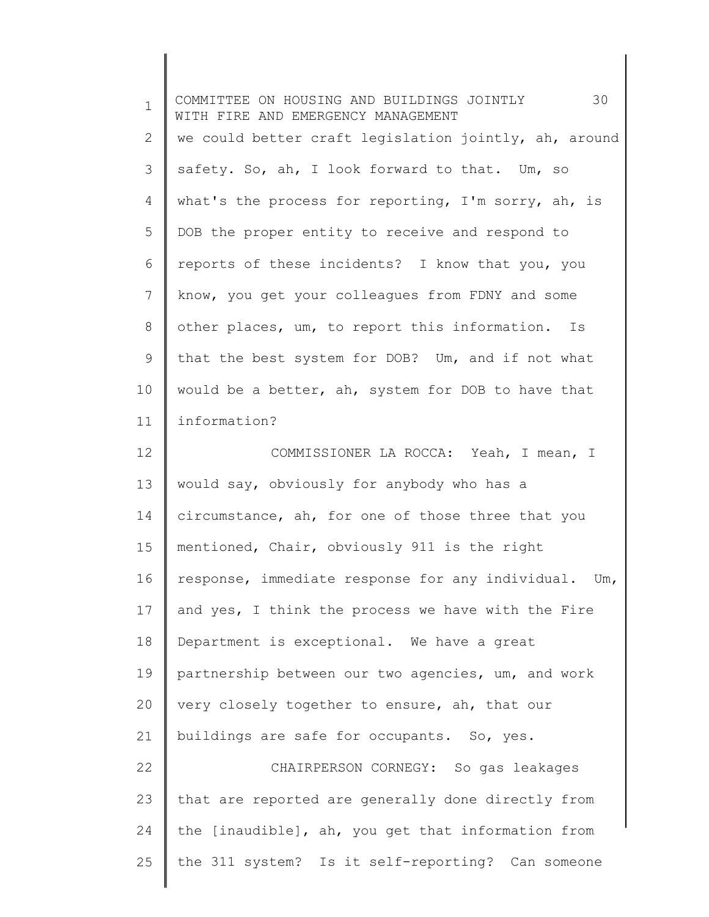we could better craft legislation jointly, ah, around safety. So, ah, I look forward to that. Um, so what's the process for reporting, I'm sorry, ah, is DOB the proper entity to receive and respond to reports of these incidents? I know that you, you know, you get your colleagues from FDNY and some other places, um, to report this information. Is that the best system for DOB? Um, and if not what would be a better, ah, system for DOB to have that information?

COMMISSIONER LA ROCCA: Yeah, I mean, I would say, obviously for anybody who has a circumstance, ah, for one of those three that you mentioned, Chair, obviously 911 is the right response, immediate response for any individual. Um, and yes, I think the process we have with the Fire Department is exceptional. We have a great partnership between our two agencies, um, and work very closely together to ensure, ah, that our buildings are safe for occupants. So, yes.

CHAIRPERSON CORNEGY: So gas leakages that are reported are generally done directly from the [inaudible], ah, you get that information from the 311 system? Is it self-reporting? Can someone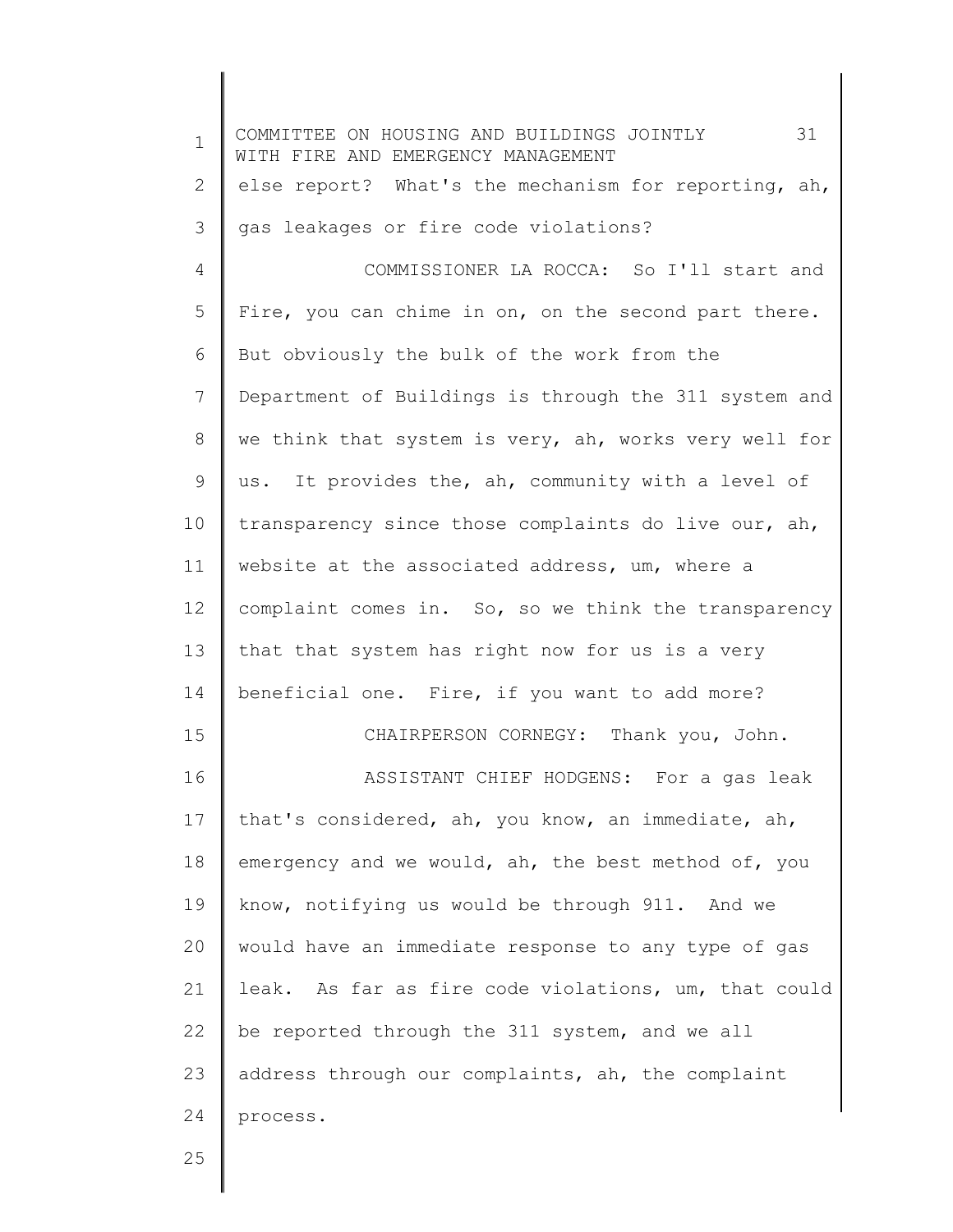else report? What's the mechanism for reporting, ah, gas leakages or fire code violations?

COMMISSIONER LA ROCCA: So I'll start and Fire, you can chime in on, on the second part there. But obviously the bulk of the work from the Department of Buildings is through the 311 system and we think that system is very, ah, works very well for us. It provides the, ah, community with a level of transparency since those complaints do live our, ah, website at the associated address, um, where a complaint comes in. So, so we think the transparency that that system has right now for us is a very beneficial one. Fire, if you want to add more?

CHAIRPERSON CORNEGY: Thank you, John.

ASSISTANT CHIEF HODGENS: For a gas leak that's considered, ah, you know, an immediate, ah, emergency and we would, ah, the best method of, you know, notifying us would be through 911. And we would have an immediate response to any type of gas leak. As far as fire code violations, um, that could be reported through the 311 system, and we all address through our complaints, ah, the complaint process.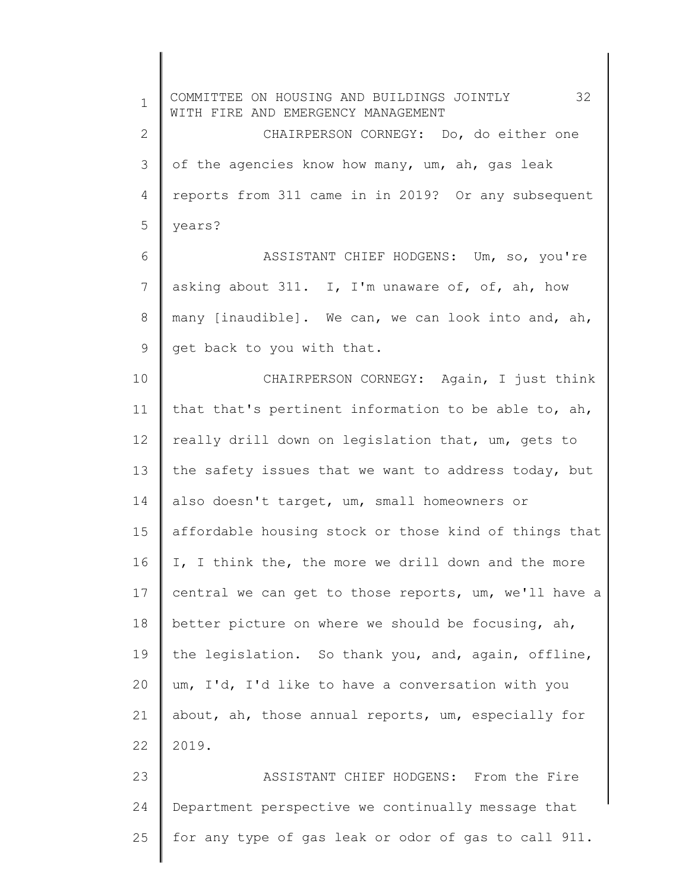CHAIRPERSON CORNEGY: Do, do either one of the agencies know how many, um, ah, gas leak reports from 311 came in in 2019? Or any subsequent years?

ASSISTANT CHIEF HODGENS: Um, so, you're asking about 311. I, I'm unaware of, of, ah, how many [inaudible]. We can, we can look into and, ah, get back to you with that.

CHAIRPERSON CORNEGY: Again, I just think that that's pertinent information to be able to, ah, really drill down on legislation that, um, gets to the safety issues that we want to address today, but also doesn't target, um, small homeowners or affordable housing stock or those kind of things that I, I think the, the more we drill down and the more central we can get to those reports, um, we'll have a better picture on where we should be focusing, ah, the legislation. So thank you, and, again, offline, um, I'd, I'd like to have a conversation with you about, ah, those annual reports, um, especially for 2019.

ASSISTANT CHIEF HODGENS: From the Fire Department perspective we continually message that for any type of gas leak or odor of gas to call 911.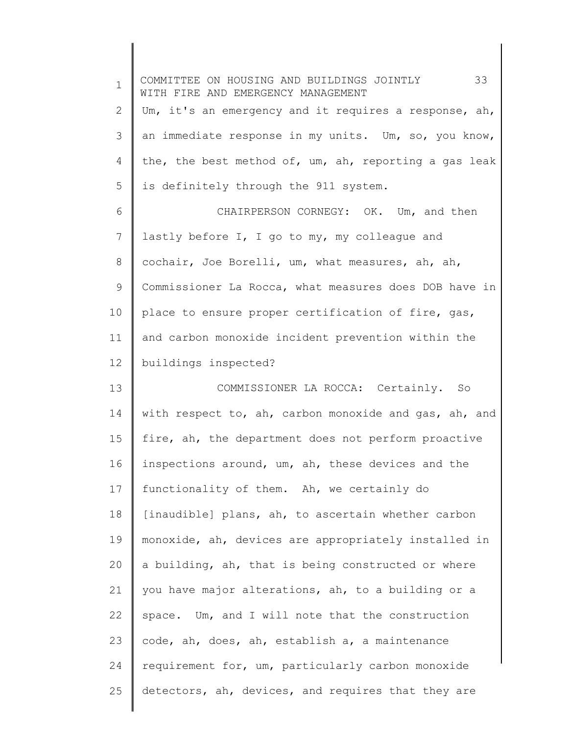Um, it's an emergency and it requires a response, ah, an immediate response in my units. Um, so, you know, the, the best method of, um, ah, reporting a gas leak is definitely through the 911 system.

CHAIRPERSON CORNEGY: OK. Um, and then lastly before I, I go to my, my colleague and cochair, Joe Borelli, um, what measures, ah, ah, Commissioner La Rocca, what measures does DOB have in place to ensure proper certification of fire, gas, and carbon monoxide incident prevention within the buildings inspected?

COMMISSIONER LA ROCCA: Certainly. So with respect to, ah, carbon monoxide and gas, ah, and fire, ah, the department does not perform proactive inspections around, um, ah, these devices and the functionality of them. Ah, we certainly do [inaudible] plans, ah, to ascertain whether carbon monoxide, ah, devices are appropriately installed in a building, ah, that is being constructed or where you have major alterations, ah, to a building or a space. Um, and I will note that the construction code, ah, does, ah, establish a, a maintenance requirement for, um, particularly carbon monoxide detectors, ah, devices, and requires that they are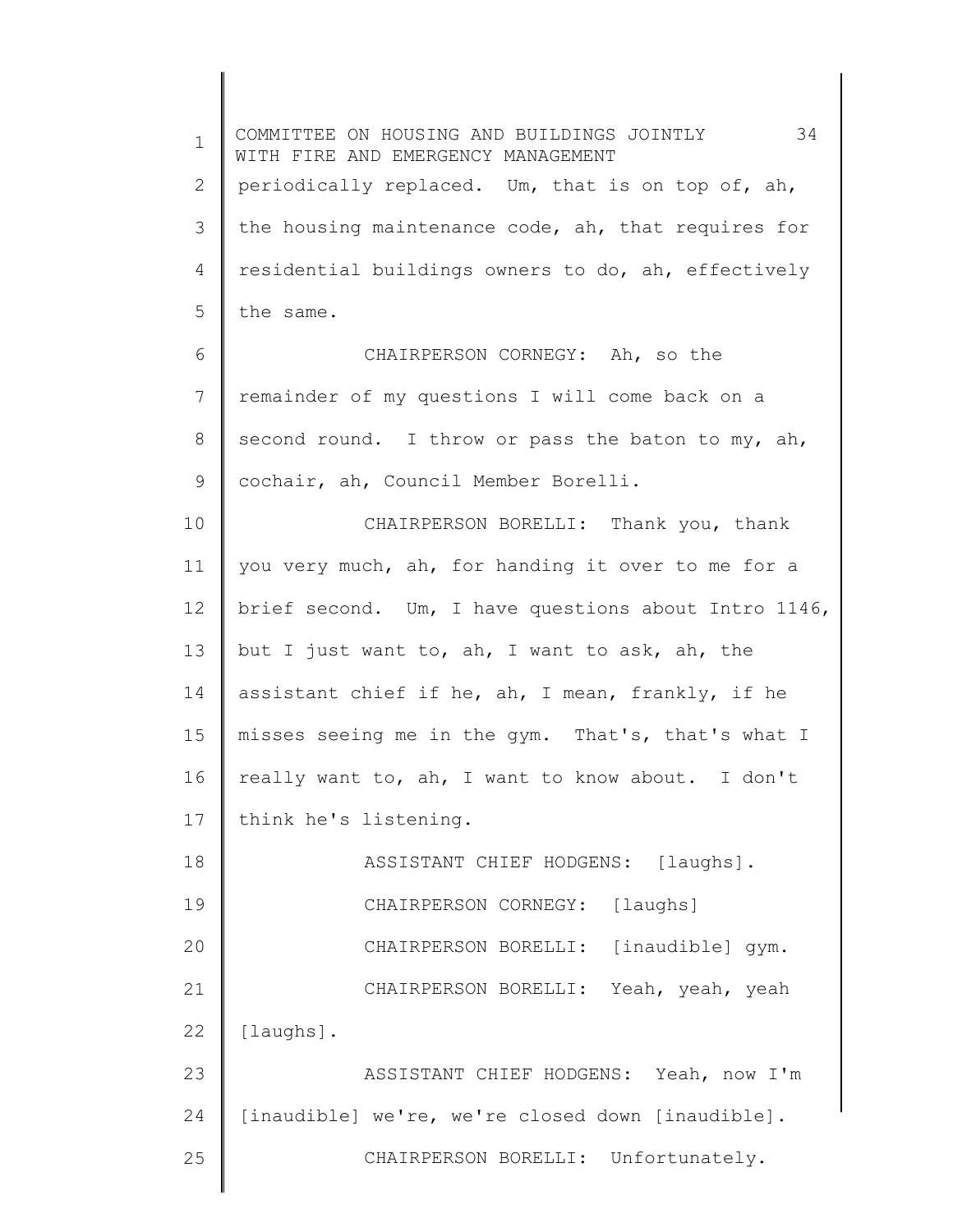periodically replaced. Um, that is on top of, ah, the housing maintenance code, ah, that requires for residential buildings owners to do, ah, effectively the same.

CHAIRPERSON CORNEGY: Ah, so the remainder of my questions I will come back on a second round. I throw or pass the baton to my, ah, cochair, ah, Council Member Borelli.

CHAIRPERSON BORELLI: Thank you, thank you very much, ah, for handing it over to me for a brief second. Um, I have questions about Intro 1146, but I just want to, ah, I want to ask, ah, the assistant chief if he, ah, I mean, frankly, if he misses seeing me in the gym. That's, that's what I really want to, ah, I want to know about. I don't think he's listening.

ASSISTANT CHIEF HODGENS: [laughs].

CHAIRPERSON CORNEGY: [laughs]

CHAIRPERSON BORELLI: [inaudible] gym.

CHAIRPERSON BORELLI: Yeah, yeah, yeah [laughs].

ASSISTANT CHIEF HODGENS: Yeah, now I'm [inaudible] we're, we're closed down [inaudible].

CHAIRPERSON BORELLI: Unfortunately.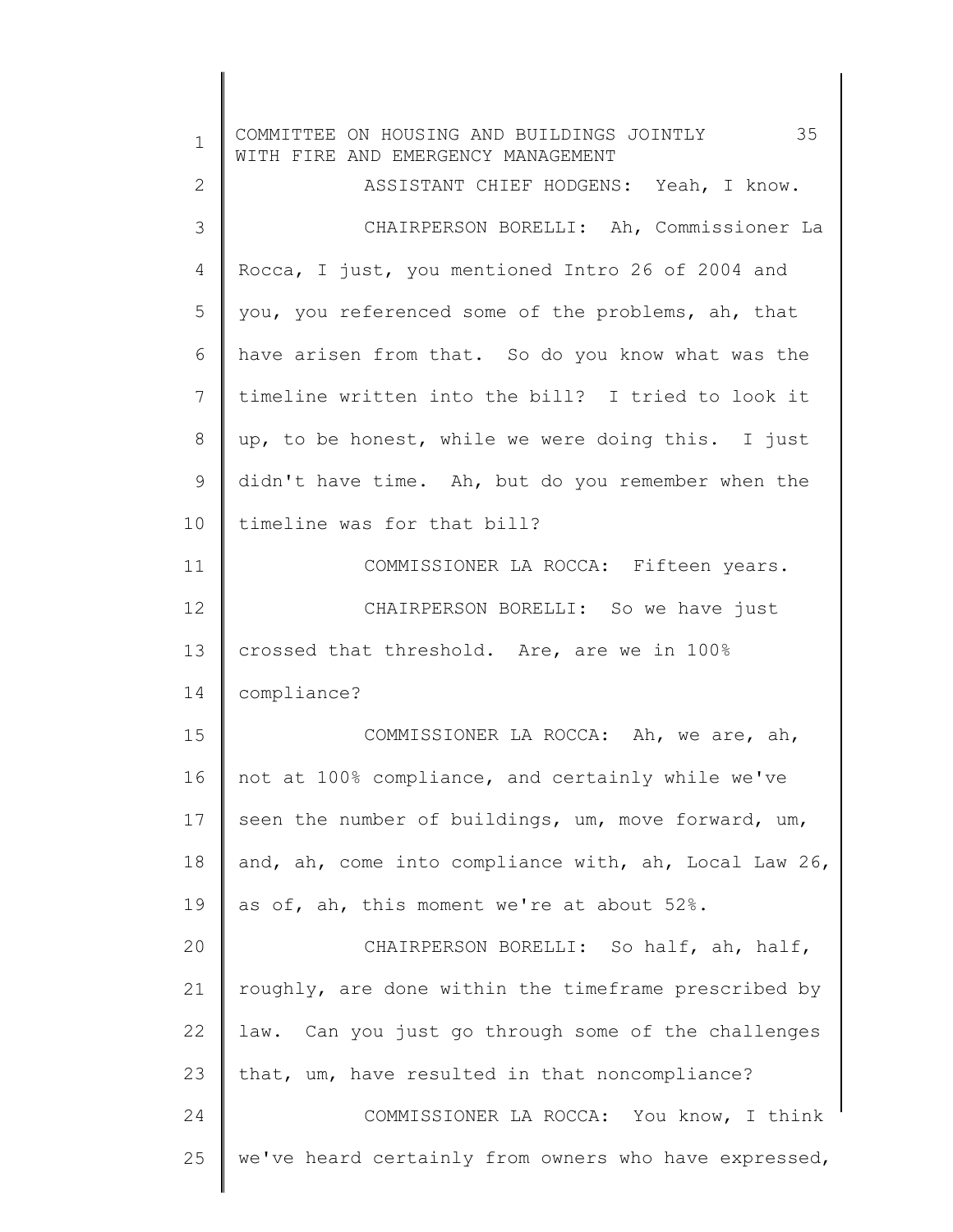ASSISTANT CHIEF HODGENS: Yeah, I know.

CHAIRPERSON BORELLI: Ah, Commissioner La Rocca, I just, you mentioned Intro 26 of 2004 and you, you referenced some of the problems, ah, that have arisen from that. So do you know what was the timeline written into the bill? I tried to look it up, to be honest, while we were doing this. I just didn't have time. Ah, but do you remember when the timeline was for that bill?

COMMISSIONER LA ROCCA: Fifteen years.

CHAIRPERSON BORELLI: So we have just crossed that threshold. Are, are we in 100% compliance?

COMMISSIONER LA ROCCA: Ah, we are, ah, not at 100% compliance, and certainly while we've seen the number of buildings, um, move forward, um, and, ah, come into compliance with, ah, Local Law 26, as of, ah, this moment we're at about 52%.

CHAIRPERSON BORELLI: So half, ah, half, roughly, are done within the timeframe prescribed by law. Can you just go through some of the challenges that, um, have resulted in that noncompliance?

COMMISSIONER LA ROCCA: You know, I think we've heard certainly from owners who have expressed,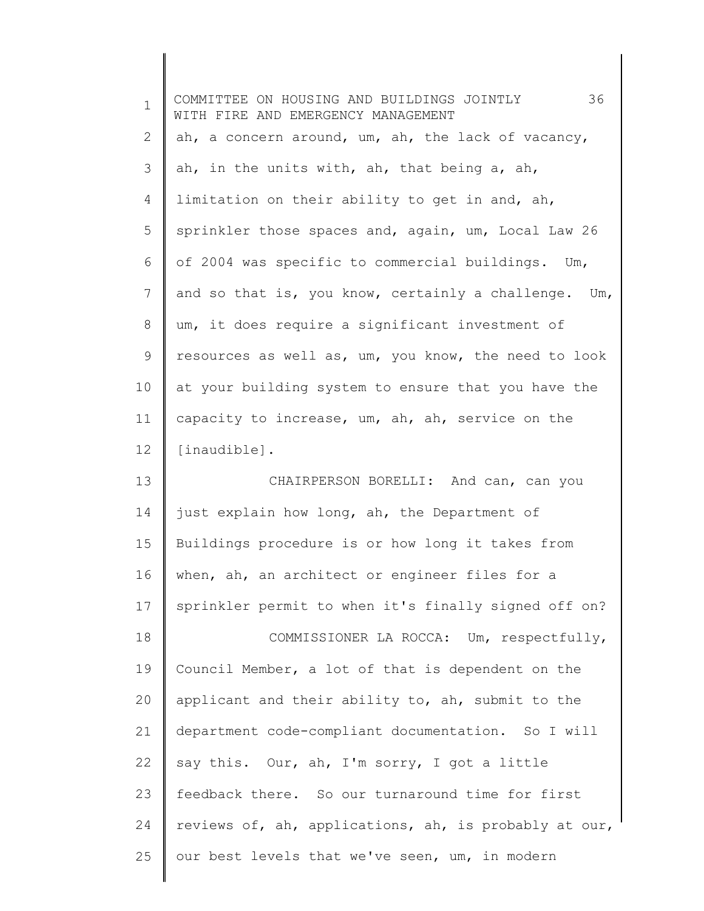ah, a concern around, um, ah, the lack of vacancy, ah, in the units with, ah, that being a, ah, limitation on their ability to get in and, ah, sprinkler those spaces and, again, um, Local Law 26 of 2004 was specific to commercial buildings. Um, and so that is, you know, certainly a challenge. Um, um, it does require a significant investment of resources as well as, um, you know, the need to look at your building system to ensure that you have the capacity to increase, um, ah, ah, service on the [inaudible].

CHAIRPERSON BORELLI: And can, can you just explain how long, ah, the Department of Buildings procedure is or how long it takes from when, ah, an architect or engineer files for a sprinkler permit to when it's finally signed off on?

COMMISSIONER LA ROCCA: Um, respectfully, Council Member, a lot of that is dependent on the applicant and their ability to, ah, submit to the department code-compliant documentation. So I will say this. Our, ah, I'm sorry, I got a little feedback there. So our turnaround time for first reviews of, ah, applications, ah, is probably at our, our best levels that we've seen, um, in modern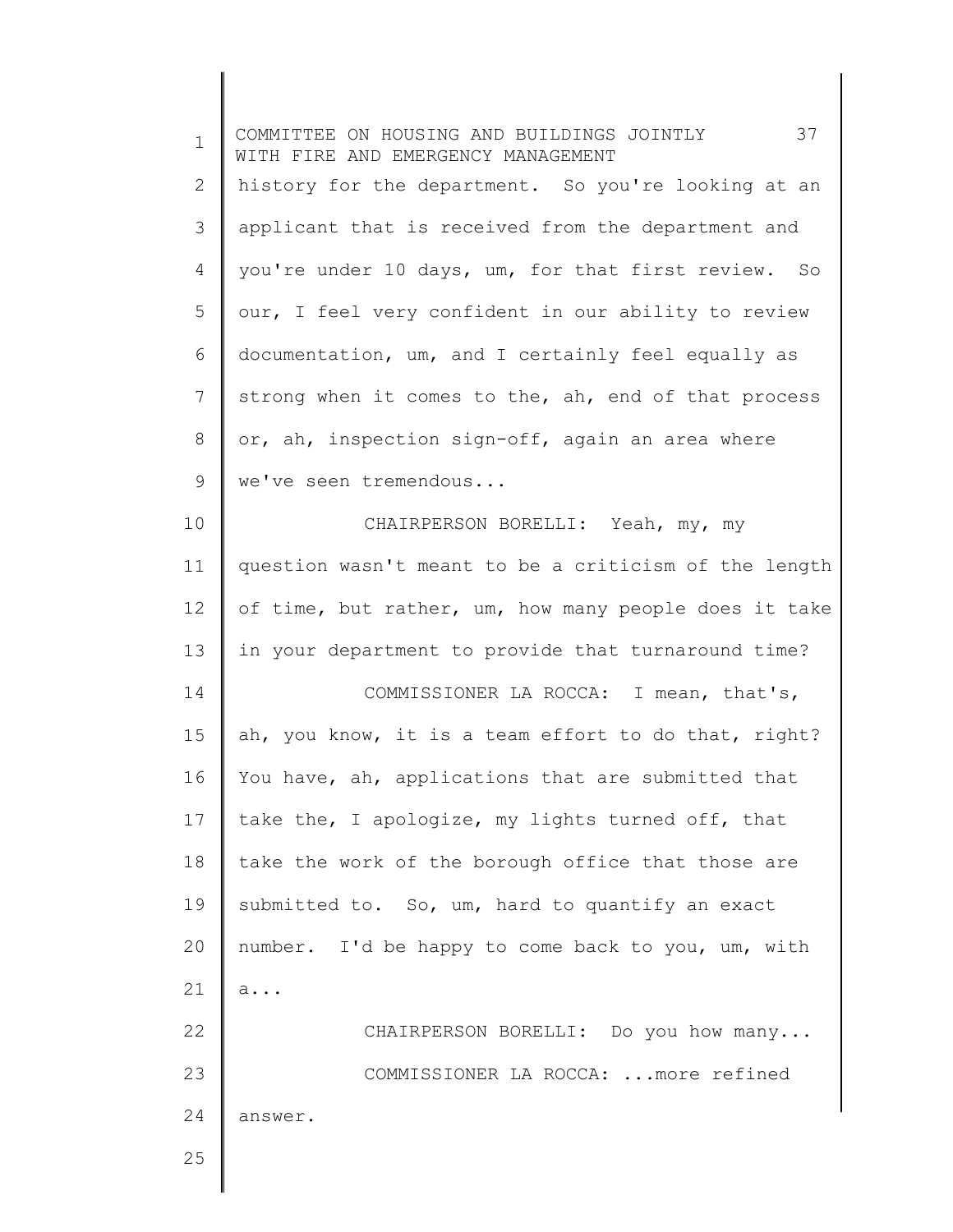history for the department. So you're looking at an applicant that is received from the department and you're under 10 days, um, for that first review. So our, I feel very confident in our ability to review documentation, um, and I certainly feel equally as strong when it comes to the, ah, end of that process or, ah, inspection sign-off, again an area where we've seen tremendous...

CHAIRPERSON BORELLI: Yeah, my, my question wasn't meant to be a criticism of the length of time, but rather, um, how many people does it take in your department to provide that turnaround time?

COMMISSIONER LA ROCCA: I mean, that's, ah, you know, it is a team effort to do that, right? You have, ah, applications that are submitted that take the, I apologize, my lights turned off, that take the work of the borough office that those are submitted to. So, um, hard to quantify an exact number. I'd be happy to come back to you, um, with a...

CHAIRPERSON BORELLI: Do you how many...

COMMISSIONER LA ROCCA: ...more refined answer.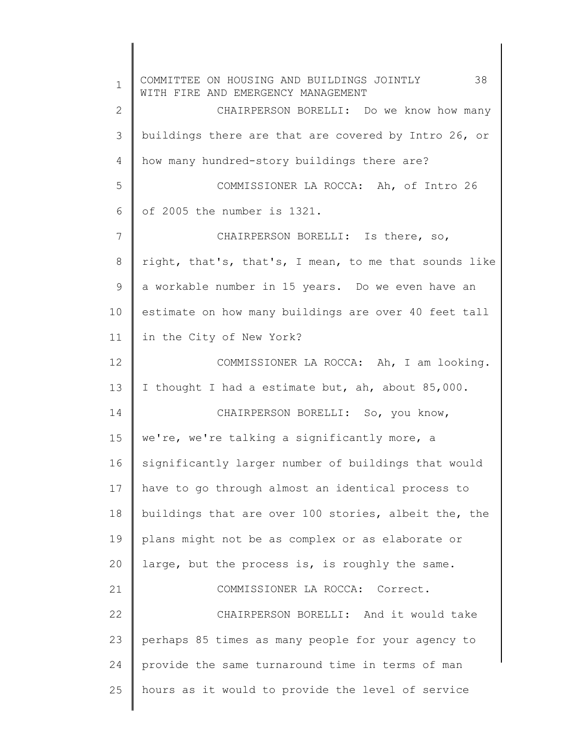CHAIRPERSON BORELLI: Do we know how many buildings there are that are covered by Intro 26, or how many hundred-story buildings there are?

COMMISSIONER LA ROCCA: Ah, of Intro 26 of 2005 the number is 1321.

CHAIRPERSON BORELLI: Is there, so, right, that's, that's, I mean, to me that sounds like a workable number in 15 years. Do we even have an estimate on how many buildings are over 40 feet tall in the City of New York?

COMMISSIONER LA ROCCA: Ah, I am looking. I thought I had a estimate but, ah, about 85,000.

CHAIRPERSON BORELLI: So, you know, we're, we're talking a significantly more, a significantly larger number of buildings that would have to go through almost an identical process to buildings that are over 100 stories, albeit the, the plans might not be as complex or as elaborate or large, but the process is, is roughly the same.

COMMISSIONER LA ROCCA: Correct.

CHAIRPERSON BORELLI: And it would take perhaps 85 times as many people for your agency to provide the same turnaround time in terms of man hours as it would to provide the level of service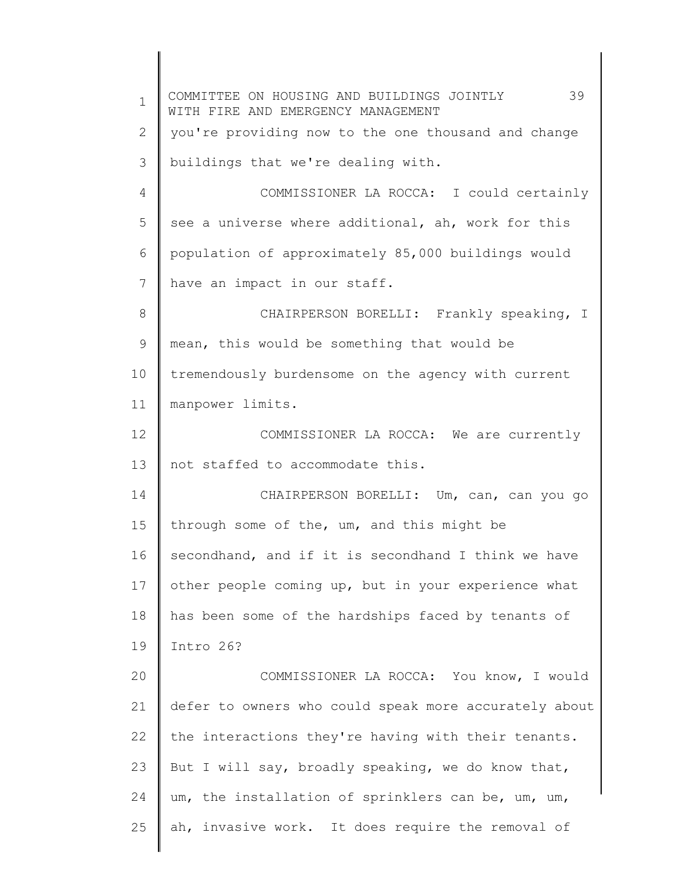you're providing now to the one thousand and change buildings that we're dealing with.

COMMISSIONER LA ROCCA: I could certainly see a universe where additional, ah, work for this population of approximately 85,000 buildings would have an impact in our staff.

CHAIRPERSON BORELLI: Frankly speaking, I mean, this would be something that would be tremendously burdensome on the agency with current manpower limits.

COMMISSIONER LA ROCCA: We are currently not staffed to accommodate this.

CHAIRPERSON BORELLI: Um, can, can you go through some of the, um, and this might be secondhand, and if it is secondhand I think we have other people coming up, but in your experience what has been some of the hardships faced by tenants of Intro 26?

COMMISSIONER LA ROCCA: You know, I would defer to owners who could speak more accurately about the interactions they're having with their tenants. But I will say, broadly speaking, we do know that, um, the installation of sprinklers can be, um, um, ah, invasive work. It does require the removal of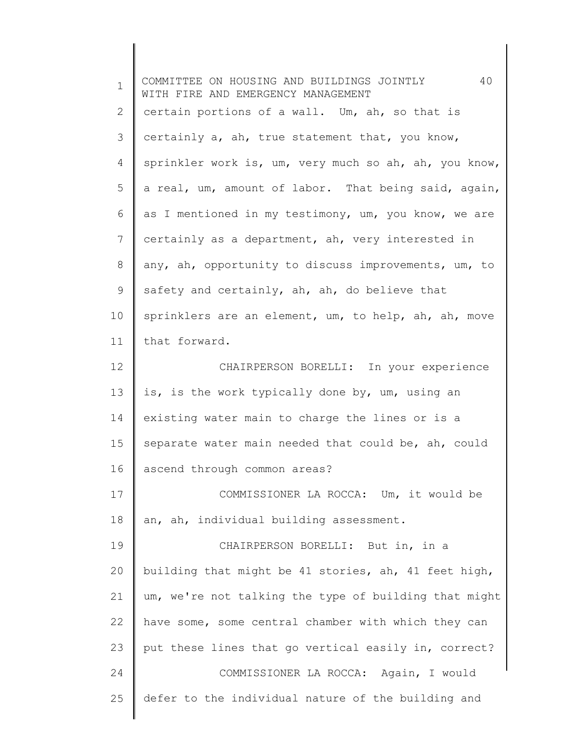certain portions of a wall. Um, ah, so that is certainly a, ah, true statement that, you know, sprinkler work is, um, very much so ah, ah, you know, a real, um, amount of labor. That being said, again, as I mentioned in my testimony, um, you know, we are certainly as a department, ah, very interested in any, ah, opportunity to discuss improvements, um, to safety and certainly, ah, ah, do believe that sprinklers are an element, um, to help, ah, ah, move that forward.

CHAIRPERSON BORELLI: In your experience is, is the work typically done by, um, using an existing water main to charge the lines or is a separate water main needed that could be, ah, could ascend through common areas?

COMMISSIONER LA ROCCA: Um, it would be an, ah, individual building assessment.

CHAIRPERSON BORELLI: But in, in a building that might be 41 stories, ah, 41 feet high, um, we're not talking the type of building that might have some, some central chamber with which they can put these lines that go vertical easily in, correct?

COMMISSIONER LA ROCCA: Again, I would defer to the individual nature of the building and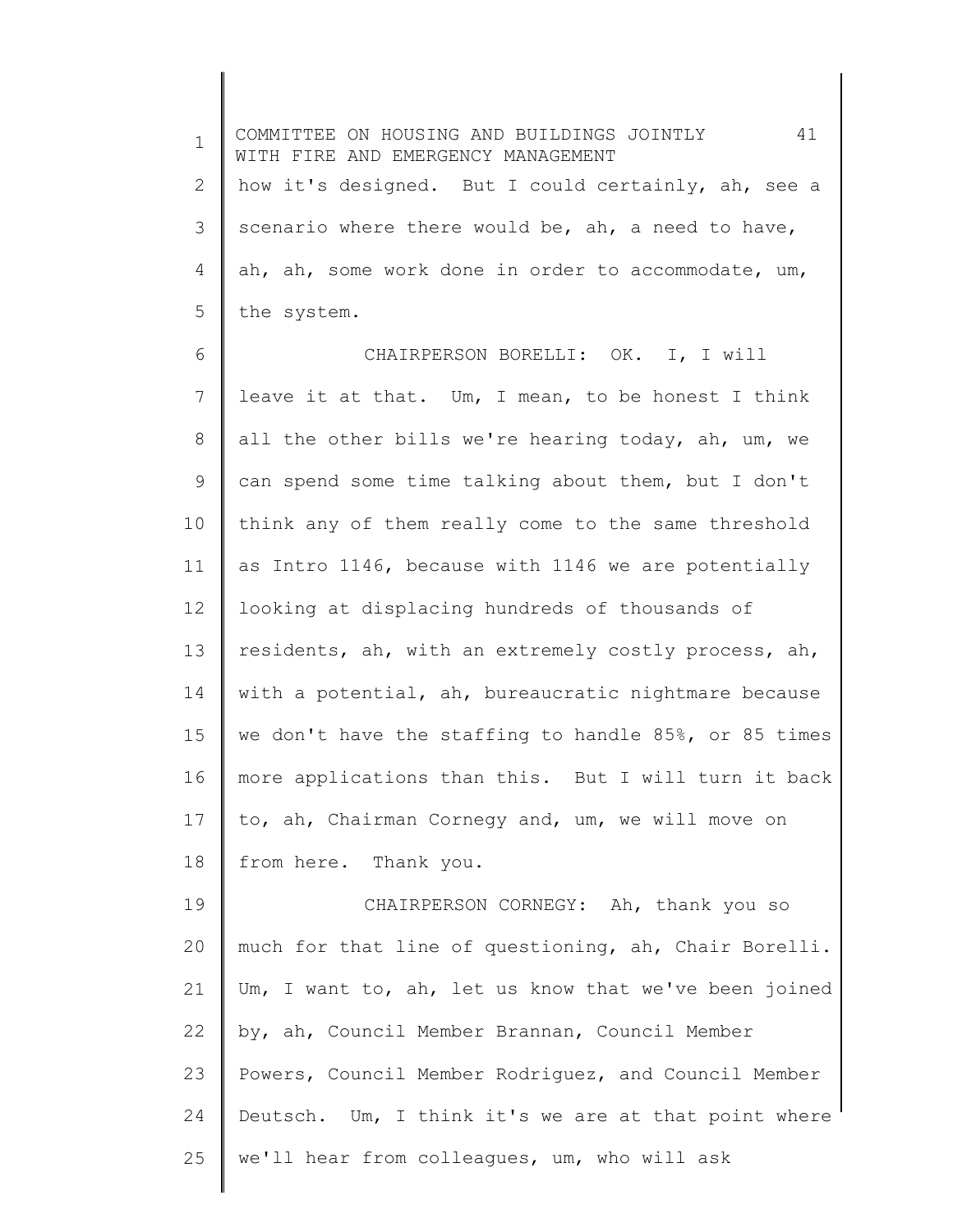how it's designed. But I could certainly, ah, see a scenario where there would be, ah, a need to have, ah, ah, some work done in order to accommodate, um, the system.

CHAIRPERSON BORELLI: OK. I, I will leave it at that. Um, I mean, to be honest I think all the other bills we're hearing today, ah, um, we can spend some time talking about them, but I don't think any of them really come to the same threshold as Intro 1146, because with 1146 we are potentially looking at displacing hundreds of thousands of residents, ah, with an extremely costly process, ah, with a potential, ah, bureaucratic nightmare because we don't have the staffing to handle 85%, or 85 times more applications than this. But I will turn it back to, ah, Chairman Cornegy and, um, we will move on from here. Thank you.

CHAIRPERSON CORNEGY: Ah, thank you so much for that line of questioning, ah, Chair Borelli. Um, I want to, ah, let us know that we've been joined by, ah, Council Member Brannan, Council Member Powers, Council Member Rodriguez, and Council Member Deutsch. Um, I think it's we are at that point where we'll hear from colleagues, um, who will ask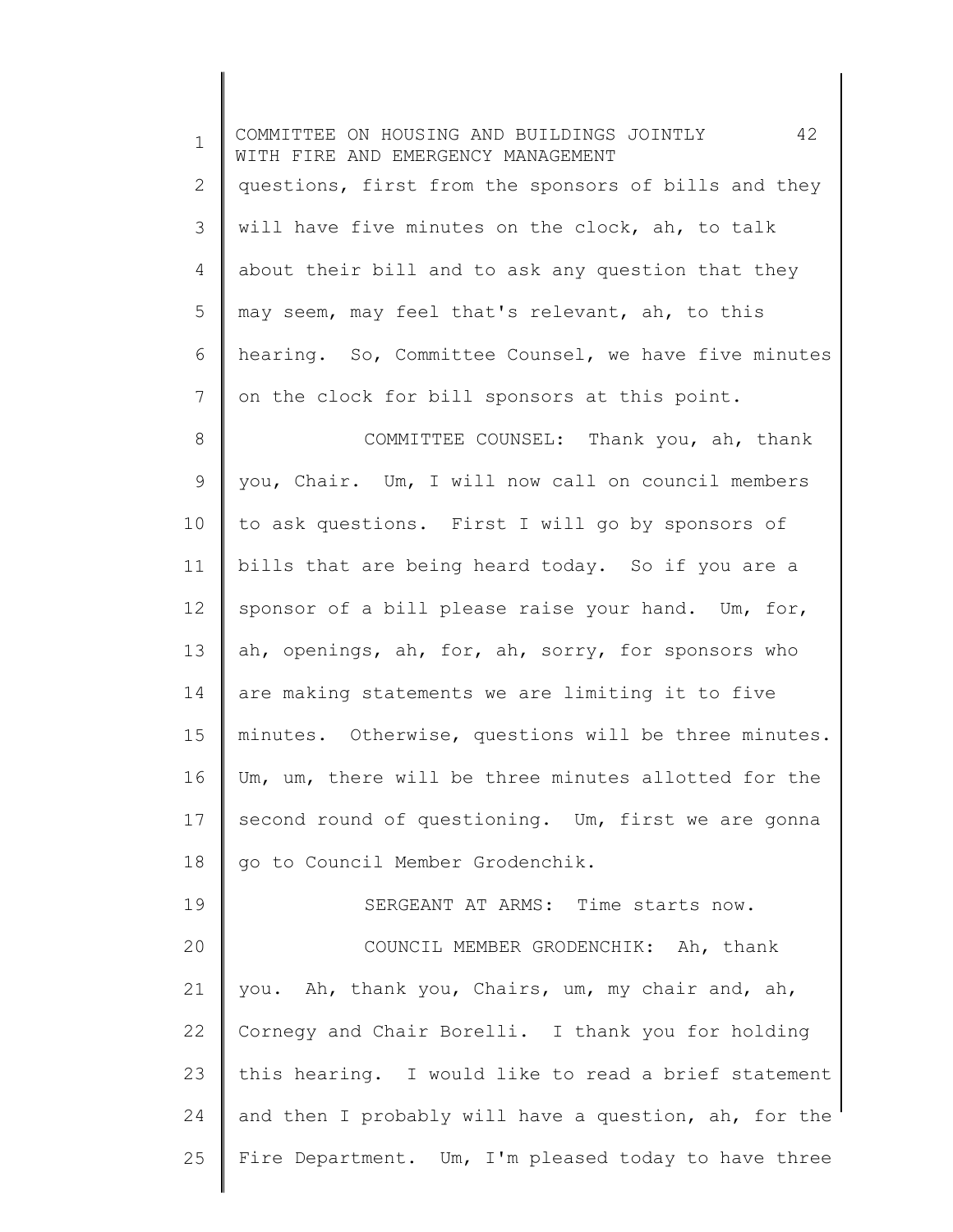questions, first from the sponsors of bills and they will have five minutes on the clock, ah, to talk about their bill and to ask any question that they may seem, may feel that's relevant, ah, to this hearing. So, Committee Counsel, we have five minutes on the clock for bill sponsors at this point.

COMMITTEE COUNSEL: Thank you, ah, thank you, Chair. Um, I will now call on council members to ask questions. First I will go by sponsors of bills that are being heard today. So if you are a sponsor of a bill please raise your hand. Um, for, ah, openings, ah, for, ah, sorry, for sponsors who are making statements we are limiting it to five minutes. Otherwise, questions will be three minutes. Um, um, there will be three minutes allotted for the second round of questioning. Um, first we are gonna go to Council Member Grodenchik.

SERGEANT AT ARMS: Time starts now.

COUNCIL MEMBER GRODENCHIK: Ah, thank you. Ah, thank you, Chairs, um, my chair and, ah, Cornegy and Chair Borelli. I thank you for holding this hearing. I would like to read a brief statement and then I probably will have a question, ah, for the Fire Department. Um, I'm pleased today to have three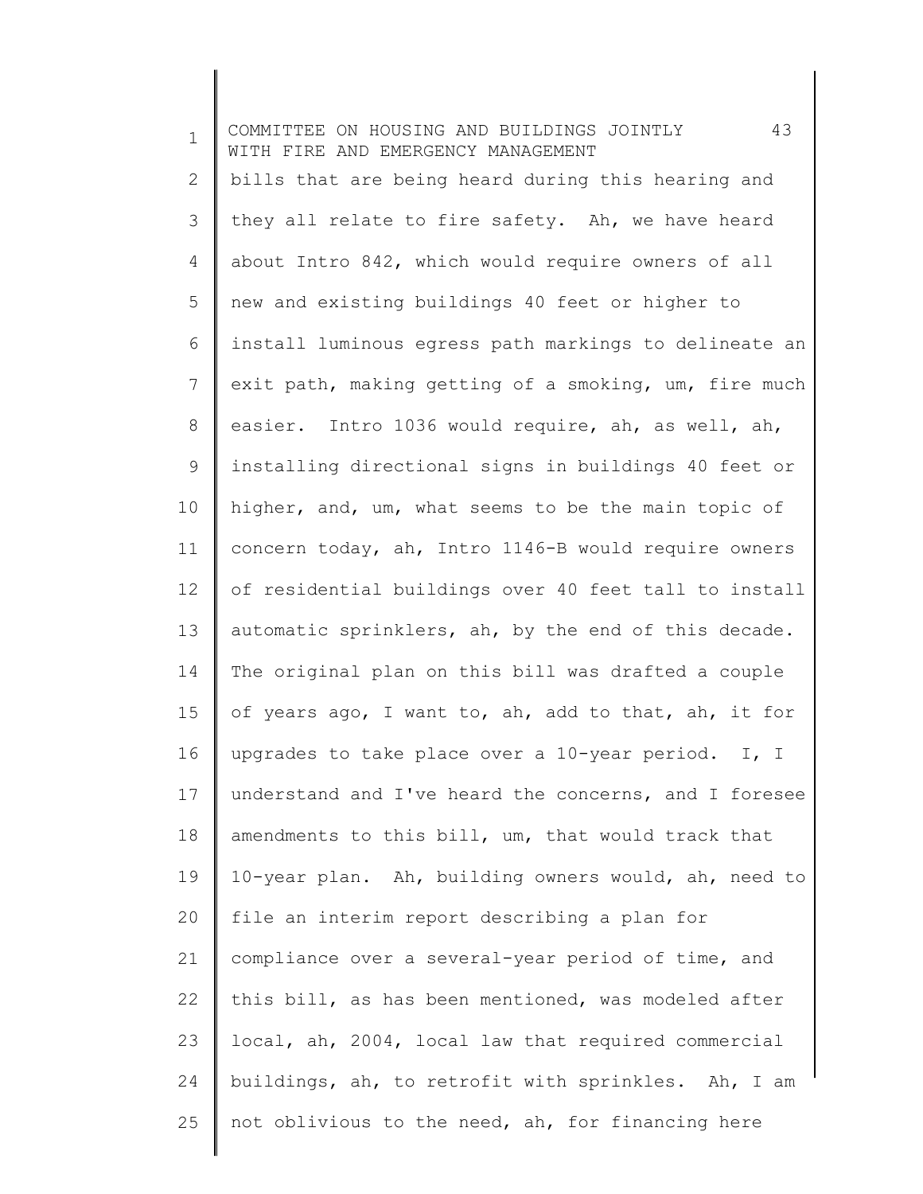bills that are being heard during this hearing and they all relate to fire safety. Ah, we have heard about Intro 842, which would require owners of all new and existing buildings 40 feet or higher to install luminous egress path markings to delineate an exit path, making getting of a smoking, um, fire much easier. Intro 1036 would require, ah, as well, ah, installing directional signs in buildings 40 feet or higher, and, um, what seems to be the main topic of concern today, ah, Intro 1146-B would require owners of residential buildings over 40 feet tall to install automatic sprinklers, ah, by the end of this decade. The original plan on this bill was drafted a couple of years ago, I want to, ah, add to that, ah, it for upgrades to take place over a 10-year period. I, I understand and I've heard the concerns, and I foresee amendments to this bill, um, that would track that 10-year plan. Ah, building owners would, ah, need to file an interim report describing a plan for compliance over a several-year period of time, and this bill, as has been mentioned, was modeled after local, ah, 2004, local law that required commercial buildings, ah, to retrofit with sprinkles. Ah, I am not oblivious to the need, ah, for financing here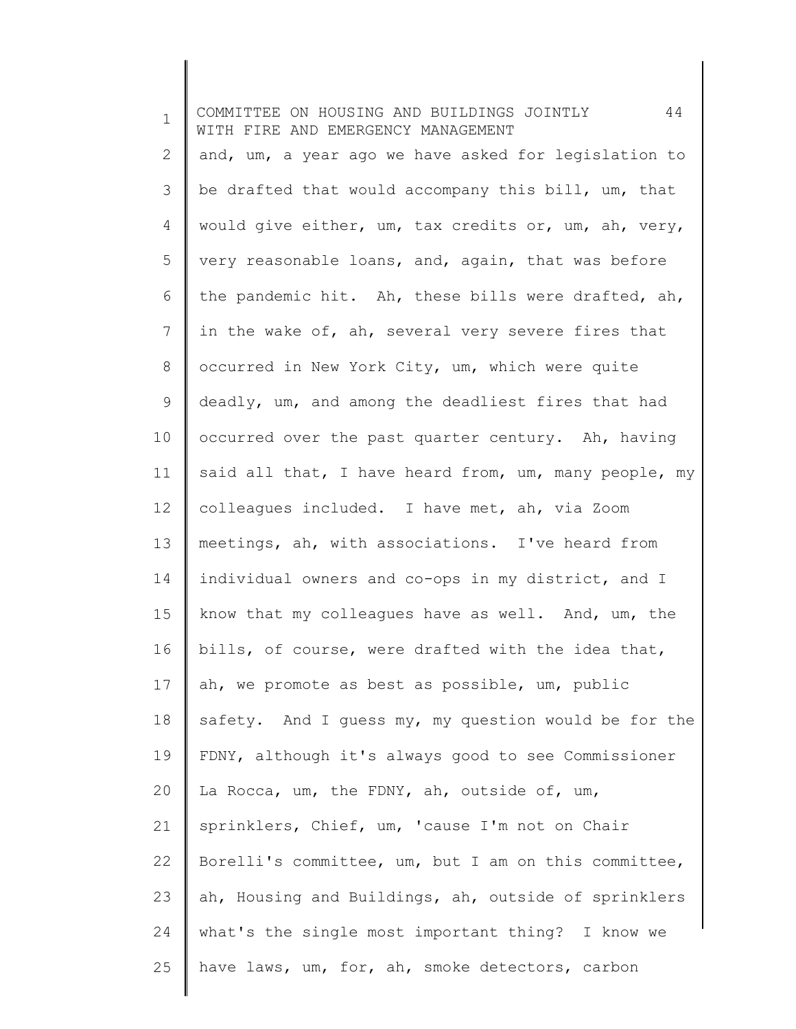and, um, a year ago we have asked for legislation to be drafted that would accompany this bill, um, that would give either, um, tax credits or, um, ah, very, very reasonable loans, and, again, that was before the pandemic hit. Ah, these bills were drafted, ah, in the wake of, ah, several very severe fires that occurred in New York City, um, which were quite deadly, um, and among the deadliest fires that had occurred over the past quarter century. Ah, having said all that, I have heard from, um, many people, my colleagues included. I have met, ah, via Zoom meetings, ah, with associations. I've heard from individual owners and co-ops in my district, and I know that my colleagues have as well. And, um, the bills, of course, were drafted with the idea that, ah, we promote as best as possible, um, public safety. And I guess my, my question would be for the FDNY, although it's always good to see Commissioner La Rocca, um, the FDNY, ah, outside of, um, sprinklers, Chief, um, 'cause I'm not on Chair Borelli's committee, um, but I am on this committee, ah, Housing and Buildings, ah, outside of sprinklers what's the single most important thing? I know we have laws, um, for, ah, smoke detectors, carbon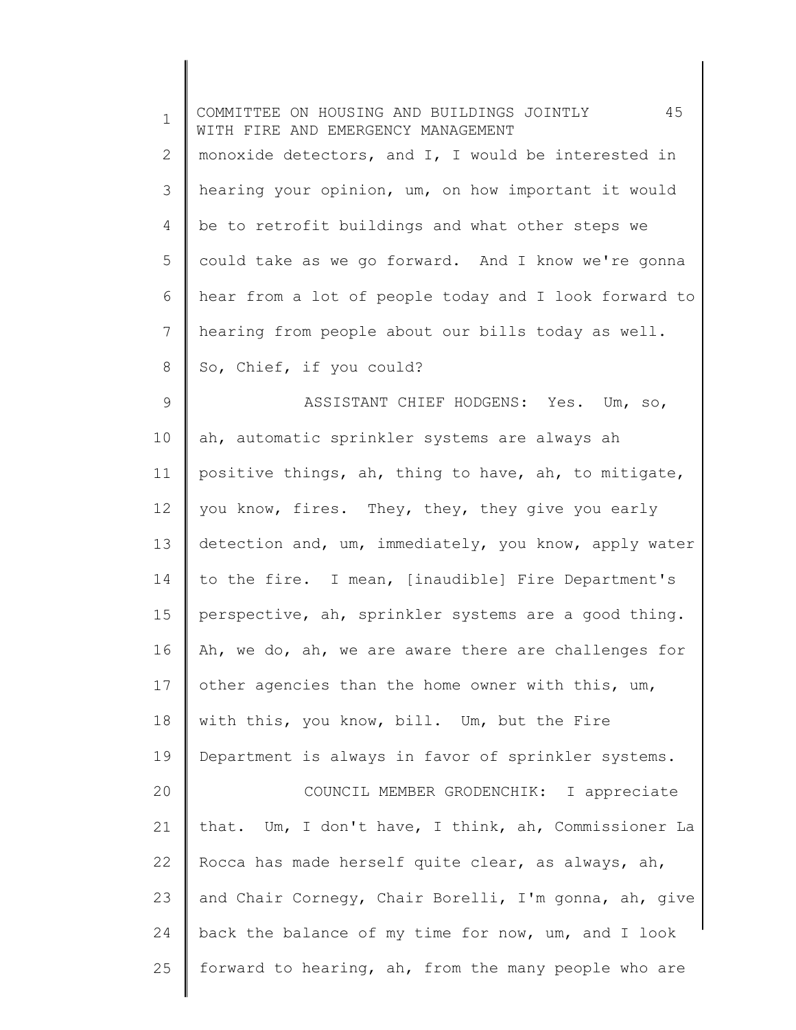monoxide detectors, and I, I would be interested in hearing your opinion, um, on how important it would be to retrofit buildings and what other steps we could take as we go forward. And I know we're gonna hear from a lot of people today and I look forward to hearing from people about our bills today as well. So, Chief, if you could?

ASSISTANT CHIEF HODGENS: Yes. Um, so, ah, automatic sprinkler systems are always ah positive things, ah, thing to have, ah, to mitigate, you know, fires. They, they, they give you early detection and, um, immediately, you know, apply water to the fire. I mean, [inaudible] Fire Department's perspective, ah, sprinkler systems are a good thing. Ah, we do, ah, we are aware there are challenges for other agencies than the home owner with this, um, with this, you know, bill. Um, but the Fire Department is always in favor of sprinkler systems.

COUNCIL MEMBER GRODENCHIK: I appreciate that. Um, I don't have, I think, ah, Commissioner La Rocca has made herself quite clear, as always, ah, and Chair Cornegy, Chair Borelli, I'm gonna, ah, give back the balance of my time for now, um, and I look forward to hearing, ah, from the many people who are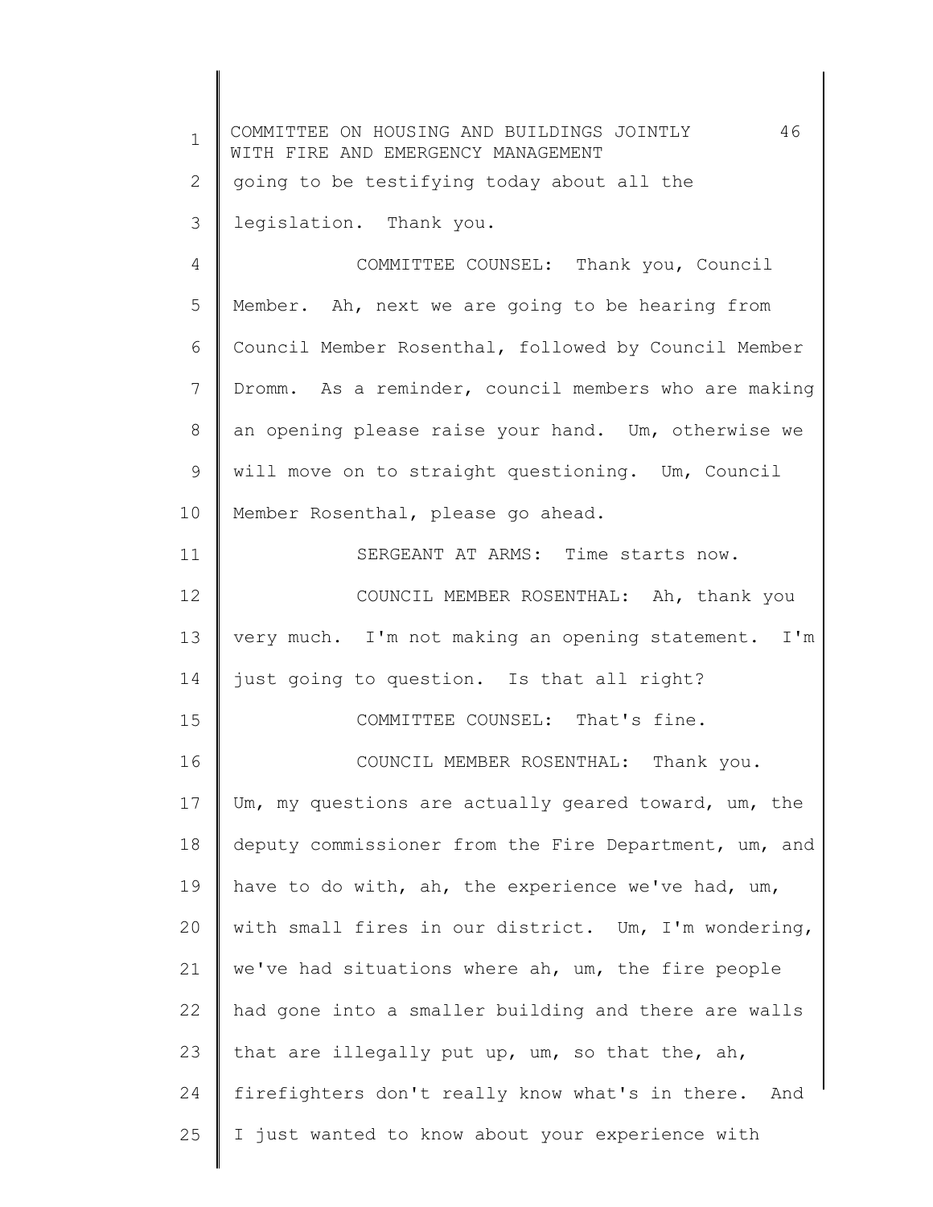going to be testifying today about all the legislation. Thank you.

COMMITTEE COUNSEL: Thank you, Council Member. Ah, next we are going to be hearing from Council Member Rosenthal, followed by Council Member Dromm. As a reminder, council members who are making an opening please raise your hand. Um, otherwise we will move on to straight questioning. Um, Council Member Rosenthal, please go ahead.

SERGEANT AT ARMS: Time starts now.

COUNCIL MEMBER ROSENTHAL: Ah, thank you very much. I'm not making an opening statement. I'm just going to question. Is that all right?

COMMITTEE COUNSEL: That's fine.

COUNCIL MEMBER ROSENTHAL: Thank you. Um, my questions are actually geared toward, um, the deputy commissioner from the Fire Department, um, and have to do with, ah, the experience we've had, um, with small fires in our district. Um, I'm wondering, we've had situations where ah, um, the fire people had gone into a smaller building and there are walls that are illegally put up, um, so that the, ah, firefighters don't really know what's in there. And I just wanted to know about your experience with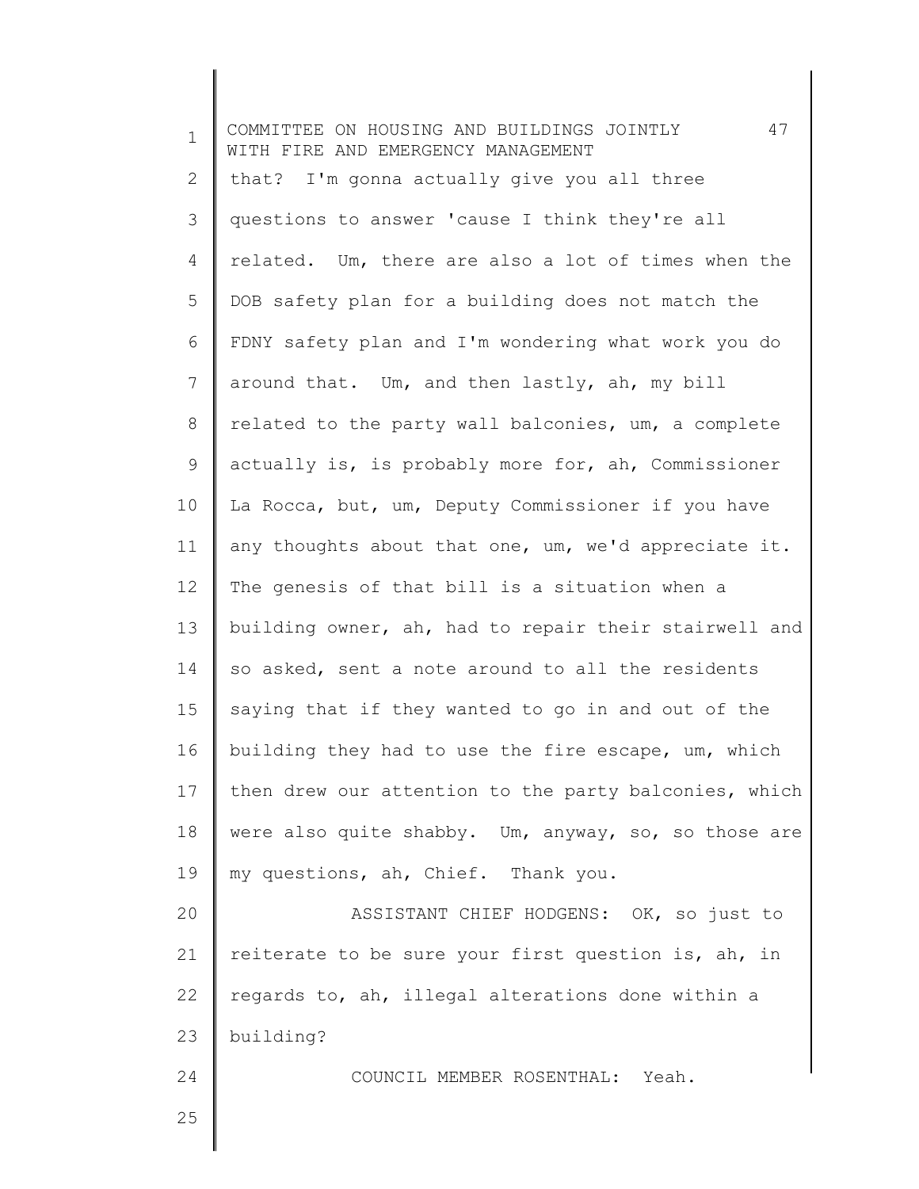that? I'm gonna actually give you all three questions to answer 'cause I think they're all related. Um, there are also a lot of times when the DOB safety plan for a building does not match the FDNY safety plan and I'm wondering what work you do around that. Um, and then lastly, ah, my bill related to the party wall balconies, um, a complete actually is, is probably more for, ah, Commissioner La Rocca, but, um, Deputy Commissioner if you have any thoughts about that one, um, we'd appreciate it. The genesis of that bill is a situation when a building owner, ah, had to repair their stairwell and so asked, sent a note around to all the residents saying that if they wanted to go in and out of the building they had to use the fire escape, um, which then drew our attention to the party balconies, which were also quite shabby. Um, anyway, so, so those are my questions, ah, Chief. Thank you.

ASSISTANT CHIEF HODGENS: OK, so just to reiterate to be sure your first question is, ah, in regards to, ah, illegal alterations done within a building?

COUNCIL MEMBER ROSENTHAL: Yeah.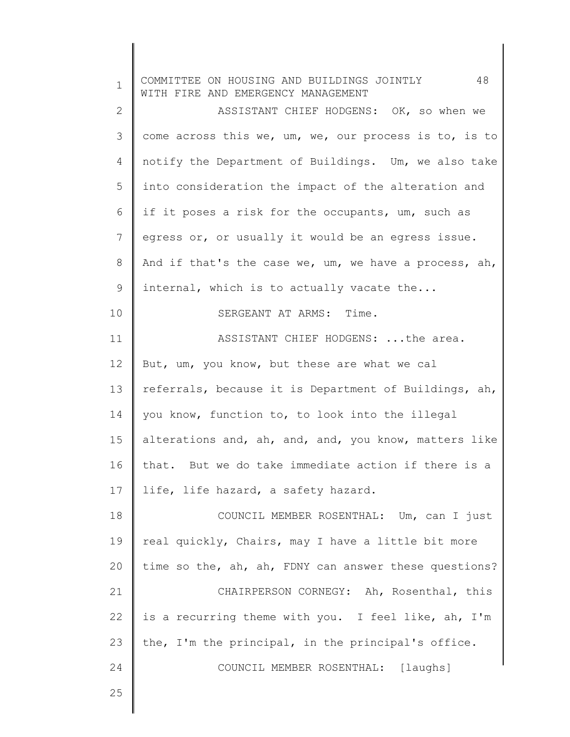ASSISTANT CHIEF HODGENS: OK, so when we come across this we, um, we, our process is to, is to notify the Department of Buildings. Um, we also take into consideration the impact of the alteration and if it poses a risk for the occupants, um, such as egress or, or usually it would be an egress issue. And if that's the case we, um, we have a process, ah, internal, which is to actually vacate the...

SERGEANT AT ARMS: Time.

ASSISTANT CHIEF HODGENS: ...the area. But, um, you know, but these are what we cal referrals, because it is Department of Buildings, ah, you know, function to, to look into the illegal alterations and, ah, and, and, you know, matters like that. But we do take immediate action if there is a life, life hazard, a safety hazard.

COUNCIL MEMBER ROSENTHAL: Um, can I just real quickly, Chairs, may I have a little bit more time so the, ah, ah, FDNY can answer these questions?

CHAIRPERSON CORNEGY: Ah, Rosenthal, this is a recurring theme with you. I feel like, ah, I'm the, I'm the principal, in the principal's office.

COUNCIL MEMBER ROSENTHAL: [laughs]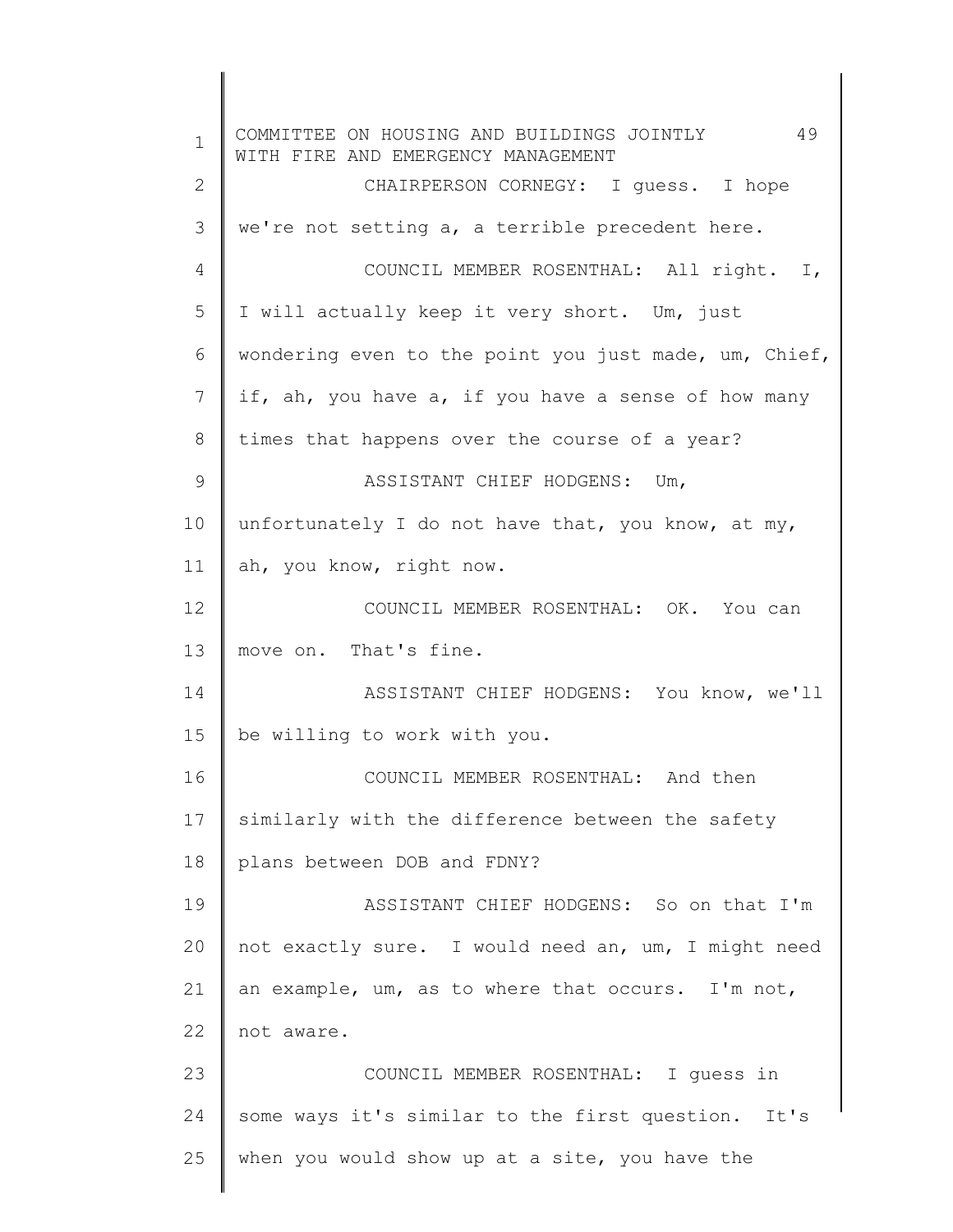CHAIRPERSON CORNEGY: I guess. I hope we're not setting a, a terrible precedent here.

COUNCIL MEMBER ROSENTHAL: All right. I, I will actually keep it very short. Um, just wondering even to the point you just made, um, Chief, if, ah, you have a, if you have a sense of how many times that happens over the course of a year?

ASSISTANT CHIEF HODGENS: Um, unfortunately I do not have that, you know, at my, ah, you know, right now.

COUNCIL MEMBER ROSENTHAL: OK. You can move on. That's fine.

ASSISTANT CHIEF HODGENS: You know, we'll be willing to work with you.

COUNCIL MEMBER ROSENTHAL: And then similarly with the difference between the safety plans between DOB and FDNY?

ASSISTANT CHIEF HODGENS: So on that I'm not exactly sure. I would need an, um, I might need an example, um, as to where that occurs. I'm not, not aware.

COUNCIL MEMBER ROSENTHAL: I guess in some ways it's similar to the first question. It's when you would show up at a site, you have the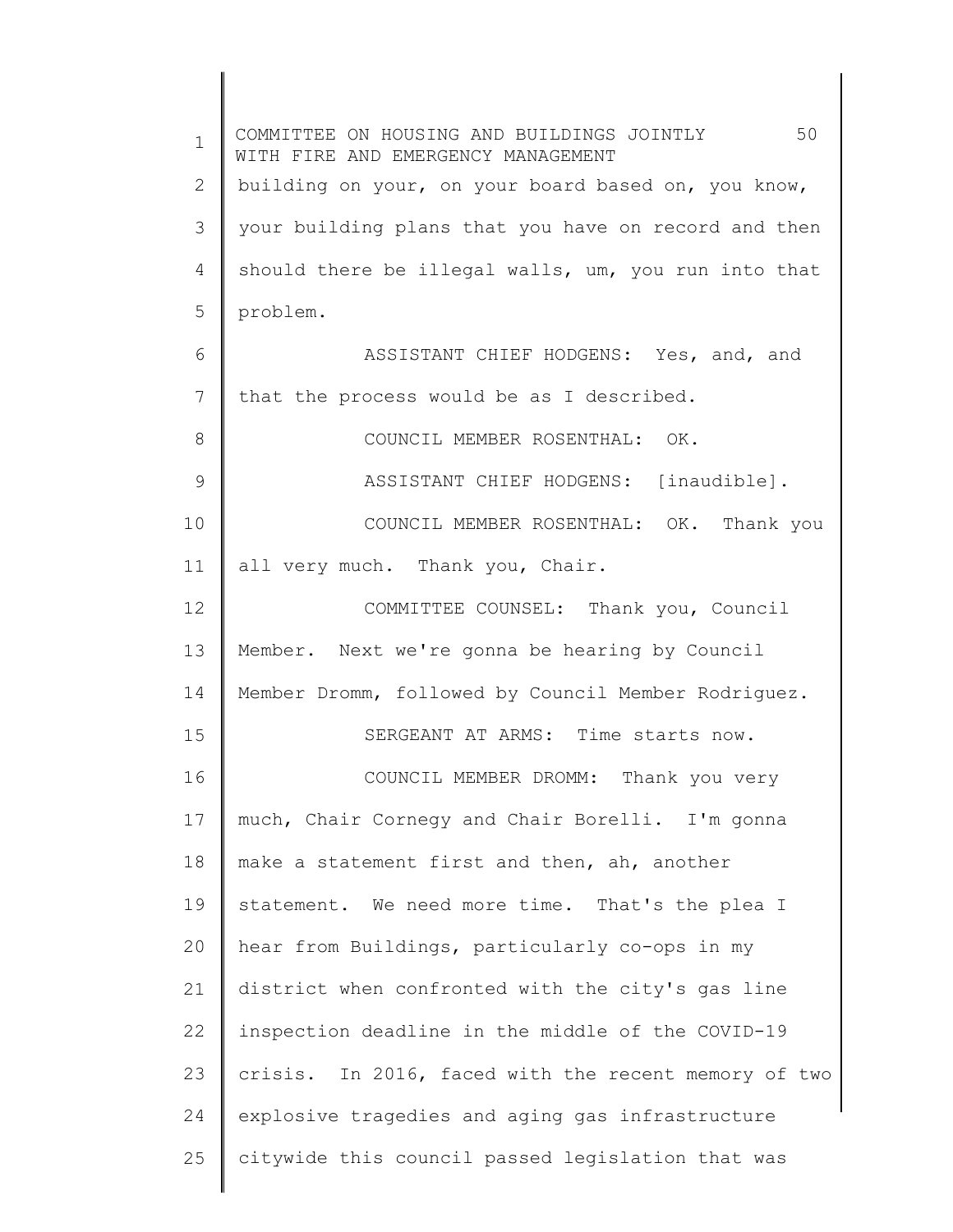building on your, on your board based on, you know, your building plans that you have on record and then should there be illegal walls, um, you run into that problem.

ASSISTANT CHIEF HODGENS: Yes, and, and that the process would be as I described.

COUNCIL MEMBER ROSENTHAL: OK.

ASSISTANT CHIEF HODGENS: [inaudible].

COUNCIL MEMBER ROSENTHAL: OK. Thank you all very much. Thank you, Chair.

COMMITTEE COUNSEL: Thank you, Council Member. Next we're gonna be hearing by Council Member Dromm, followed by Council Member Rodriguez.

SERGEANT AT ARMS: Time starts now.

COUNCIL MEMBER DROMM: Thank you very much, Chair Cornegy and Chair Borelli. I'm gonna make a statement first and then, ah, another statement. We need more time. That's the plea I hear from Buildings, particularly co-ops in my district when confronted with the city's gas line inspection deadline in the middle of the COVID-19 crisis. In 2016, faced with the recent memory of two explosive tragedies and aging gas infrastructure citywide this council passed legislation that was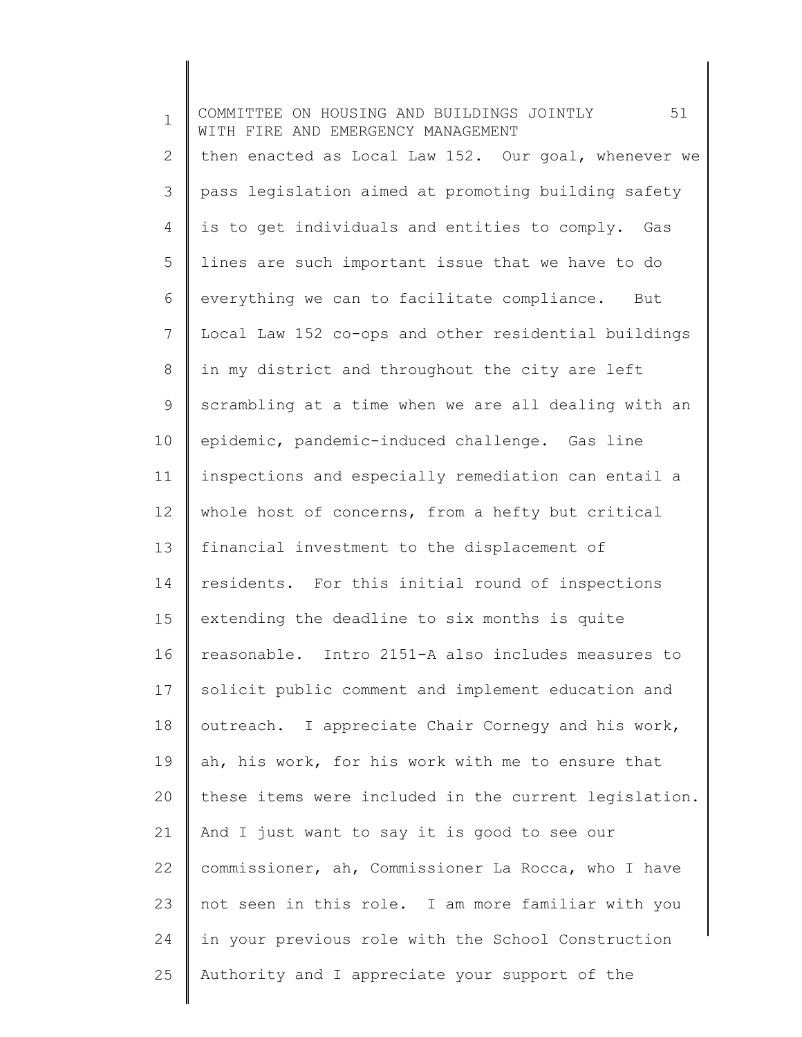then enacted as Local Law 152. Our goal, whenever we pass legislation aimed at promoting building safety is to get individuals and entities to comply. Gas lines are such important issue that we have to do everything we can to facilitate compliance. But Local Law 152 co-ops and other residential buildings in my district and throughout the city are left scrambling at a time when we are all dealing with an epidemic, pandemic-induced challenge. Gas line inspections and especially remediation can entail a whole host of concerns, from a hefty but critical financial investment to the displacement of residents. For this initial round of inspections extending the deadline to six months is quite reasonable. Intro 2151-A also includes measures to solicit public comment and implement education and outreach. I appreciate Chair Cornegy and his work, ah, his work, for his work with me to ensure that these items were included in the current legislation. And I just want to say it is good to see our commissioner, ah, Commissioner La Rocca, who I have not seen in this role. I am more familiar with you in your previous role with the School Construction Authority and I appreciate your support of the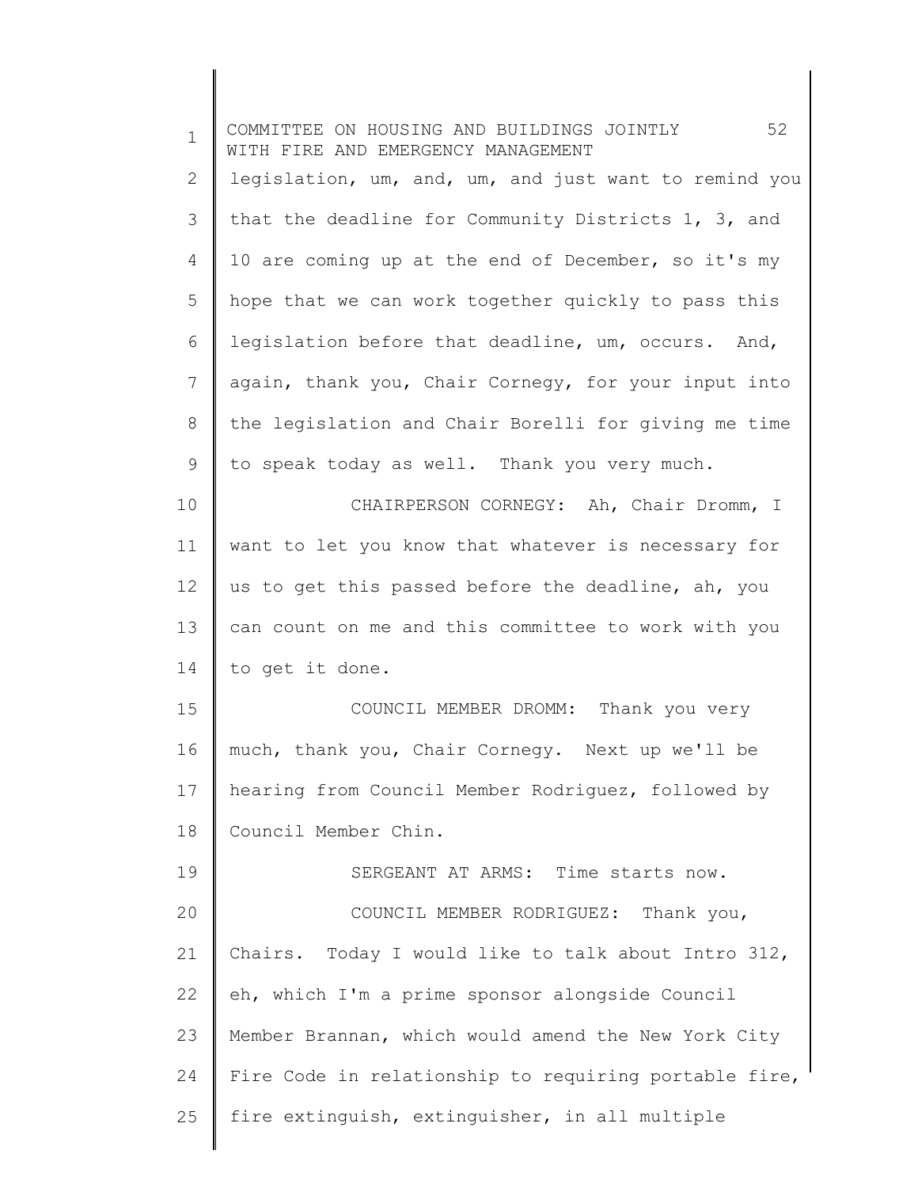legislation, um, and, um, and just want to remind you that the deadline for Community Districts 1, 3, and 10 are coming up at the end of December, so it's my hope that we can work together quickly to pass this legislation before that deadline, um, occurs. And, again, thank you, Chair Cornegy, for your input into the legislation and Chair Borelli for giving me time to speak today as well. Thank you very much.

CHAIRPERSON CORNEGY: Ah, Chair Dromm, I want to let you know that whatever is necessary for us to get this passed before the deadline, ah, you can count on me and this committee to work with you to get it done.

COUNCIL MEMBER DROMM: Thank you very much, thank you, Chair Cornegy. Next up we'll be hearing from Council Member Rodriguez, followed by Council Member Chin.

SERGEANT AT ARMS: Time starts now.

COUNCIL MEMBER RODRIGUEZ: Thank you, Chairs. Today I would like to talk about Intro 312, eh, which I'm a prime sponsor alongside Council Member Brannan, which would amend the New York City Fire Code in relationship to requiring portable fire, fire extinguish, extinguisher, in all multiple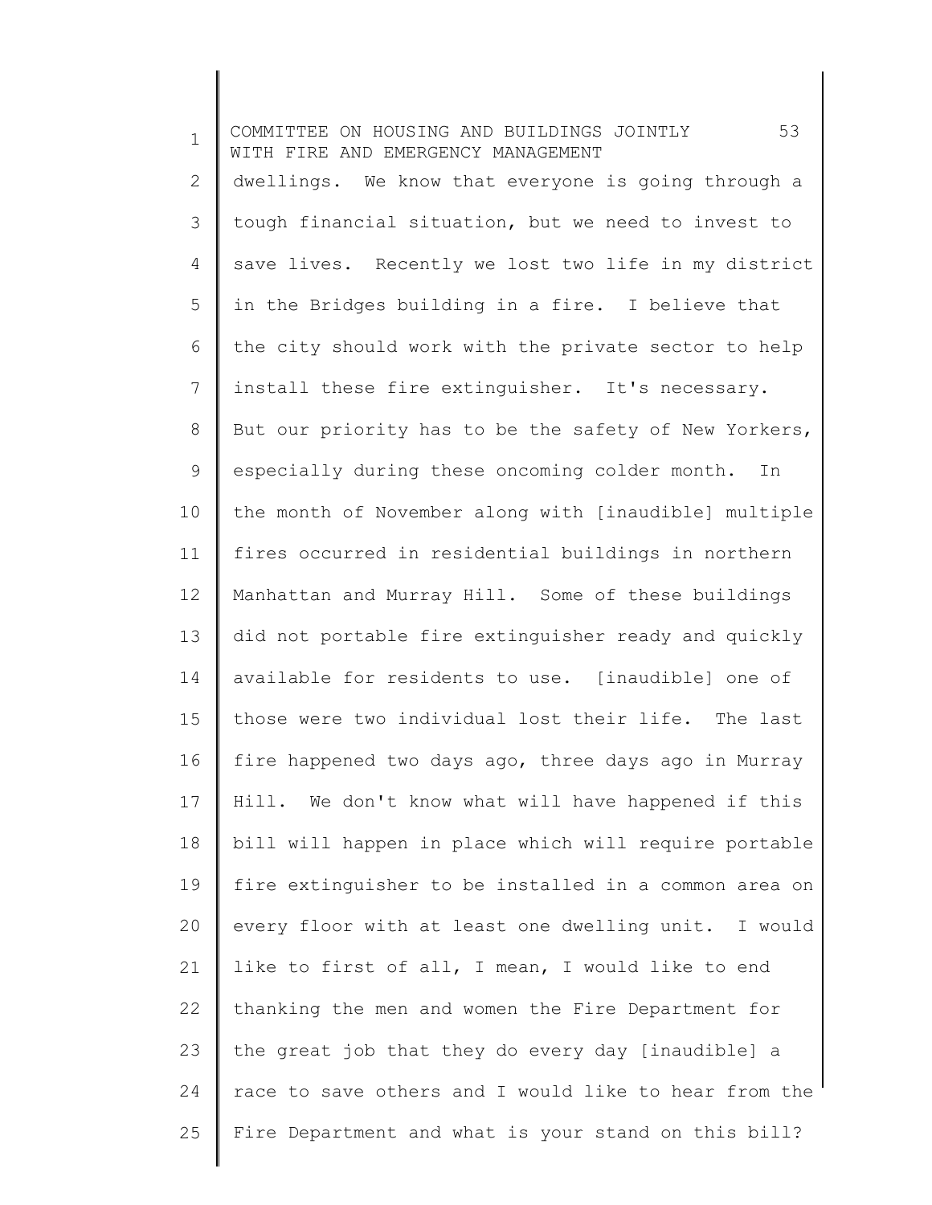dwellings. We know that everyone is going through a tough financial situation, but we need to invest to save lives. Recently we lost two life in my district in the Bridges building in a fire. I believe that the city should work with the private sector to help install these fire extinguisher. It's necessary. But our priority has to be the safety of New Yorkers, especially during these oncoming colder month. In the month of November along with [inaudible] multiple fires occurred in residential buildings in northern Manhattan and Murray Hill. Some of these buildings did not portable fire extinguisher ready and quickly available for residents to use. [inaudible] one of those were two individual lost their life. The last fire happened two days ago, three days ago in Murray Hill. We don't know what will have happened if this bill will happen in place which will require portable fire extinguisher to be installed in a common area on every floor with at least one dwelling unit. I would like to first of all, I mean, I would like to end thanking the men and women the Fire Department for the great job that they do every day [inaudible] a race to save others and I would like to hear from the Fire Department and what is your stand on this bill?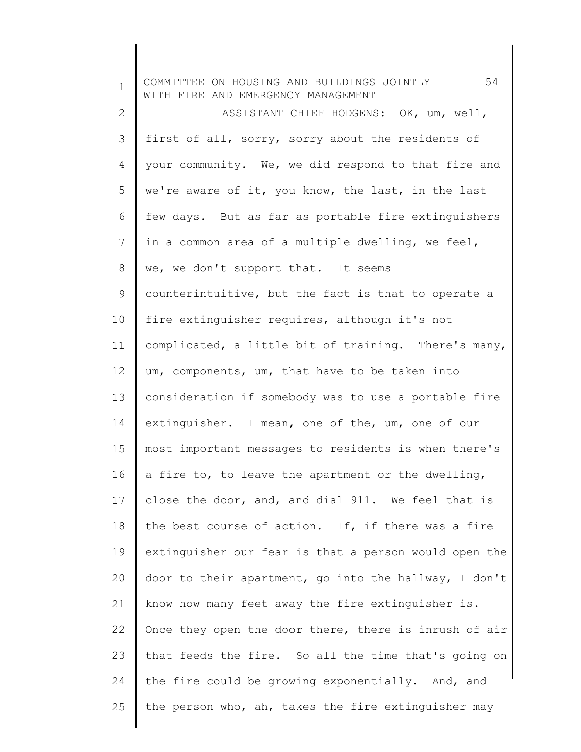ASSISTANT CHIEF HODGENS: OK, um, well, first of all, sorry, sorry about the residents of your community. We, we did respond to that fire and we're aware of it, you know, the last, in the last few days. But as far as portable fire extinguishers in a common area of a multiple dwelling, we feel, we, we don't support that. It seems counterintuitive, but the fact is that to operate a fire extinguisher requires, although it's not complicated, a little bit of training. There's many, um, components, um, that have to be taken into consideration if somebody was to use a portable fire extinguisher. I mean, one of the, um, one of our most important messages to residents is when there's a fire to, to leave the apartment or the dwelling, close the door, and, and dial 911. We feel that is the best course of action. If, if there was a fire extinguisher our fear is that a person would open the door to their apartment, go into the hallway, I don't know how many feet away the fire extinguisher is. Once they open the door there, there is inrush of air that feeds the fire. So all the time that's going on the fire could be growing exponentially. And, and the person who, ah, takes the fire extinguisher may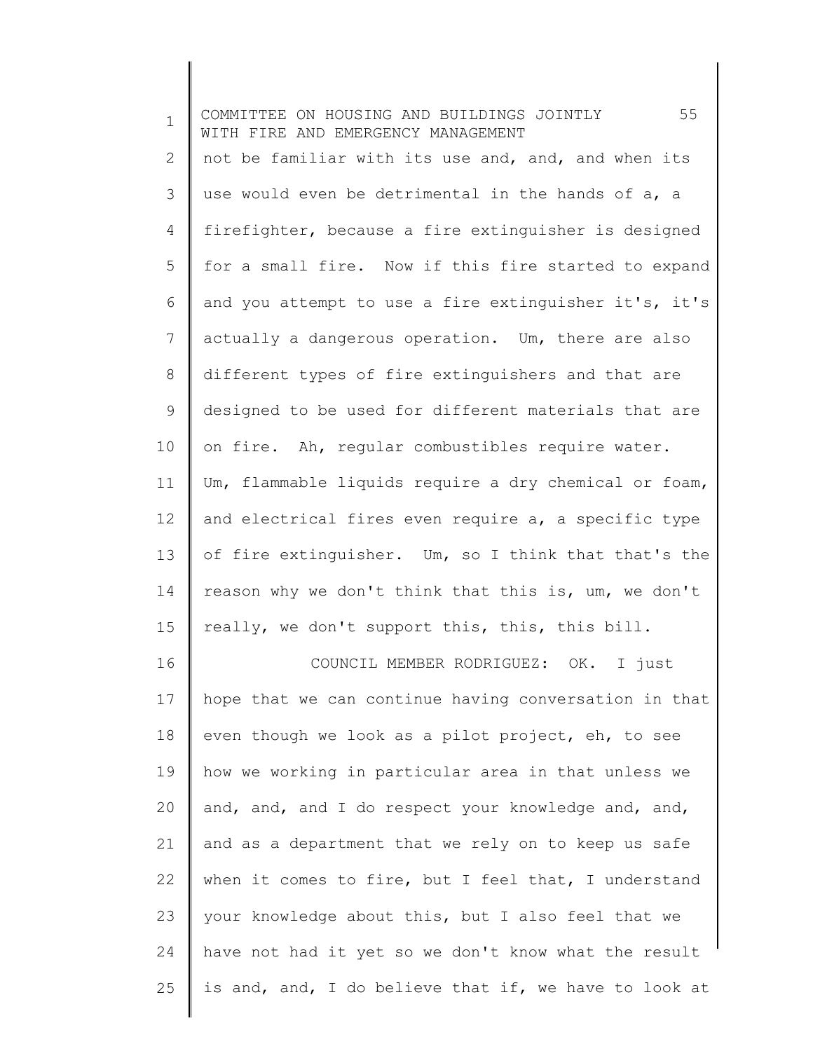not be familiar with its use and, and, and when its use would even be detrimental in the hands of a, a firefighter, because a fire extinguisher is designed for a small fire. Now if this fire started to expand and you attempt to use a fire extinguisher it's, it's actually a dangerous operation. Um, there are also different types of fire extinguishers and that are designed to be used for different materials that are on fire. Ah, regular combustibles require water. Um, flammable liquids require a dry chemical or foam, and electrical fires even require a, a specific type of fire extinguisher. Um, so I think that that's the reason why we don't think that this is, um, we don't really, we don't support this, this, this bill.

COUNCIL MEMBER RODRIGUEZ: OK. I just hope that we can continue having conversation in that even though we look as a pilot project, eh, to see how we working in particular area in that unless we and, and, and I do respect your knowledge and, and, and as a department that we rely on to keep us safe when it comes to fire, but I feel that, I understand your knowledge about this, but I also feel that we have not had it yet so we don't know what the result is and, and, I do believe that if, we have to look at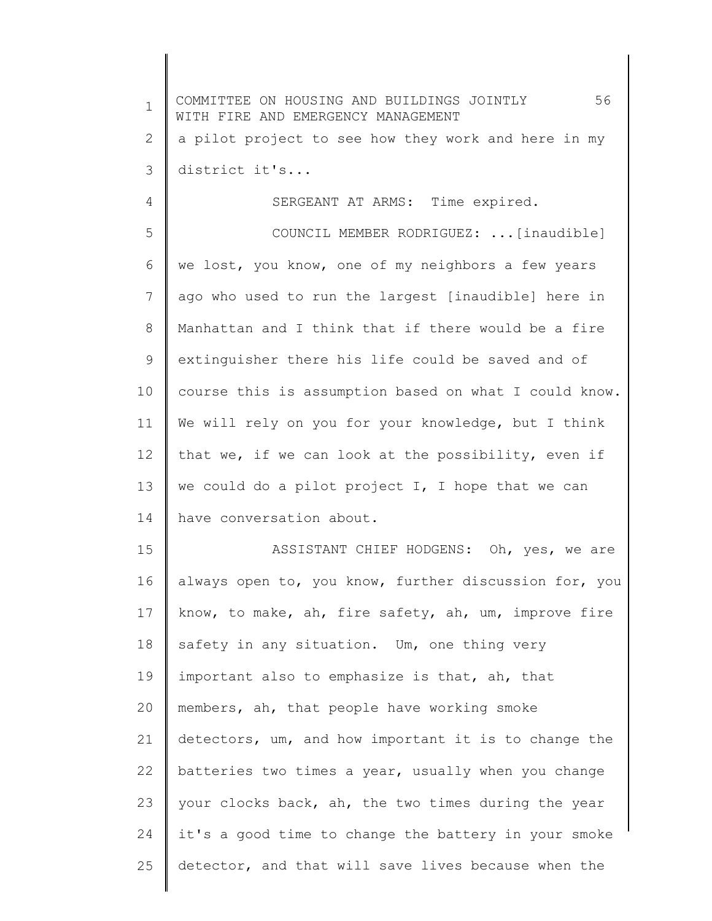a pilot project to see how they work and here in my district it's...

SERGEANT AT ARMS: Time expired.

COUNCIL MEMBER RODRIGUEZ: ...[inaudible] we lost, you know, one of my neighbors a few years ago who used to run the largest [inaudible] here in Manhattan and I think that if there would be a fire extinguisher there his life could be saved and of course this is assumption based on what I could know. We will rely on you for your knowledge, but I think that we, if we can look at the possibility, even if we could do a pilot project I, I hope that we can have conversation about.

ASSISTANT CHIEF HODGENS: Oh, yes, we are always open to, you know, further discussion for, you know, to make, ah, fire safety, ah, um, improve fire safety in any situation. Um, one thing very important also to emphasize is that, ah, that members, ah, that people have working smoke detectors, um, and how important it is to change the batteries two times a year, usually when you change your clocks back, ah, the two times during the year it's a good time to change the battery in your smoke detector, and that will save lives because when the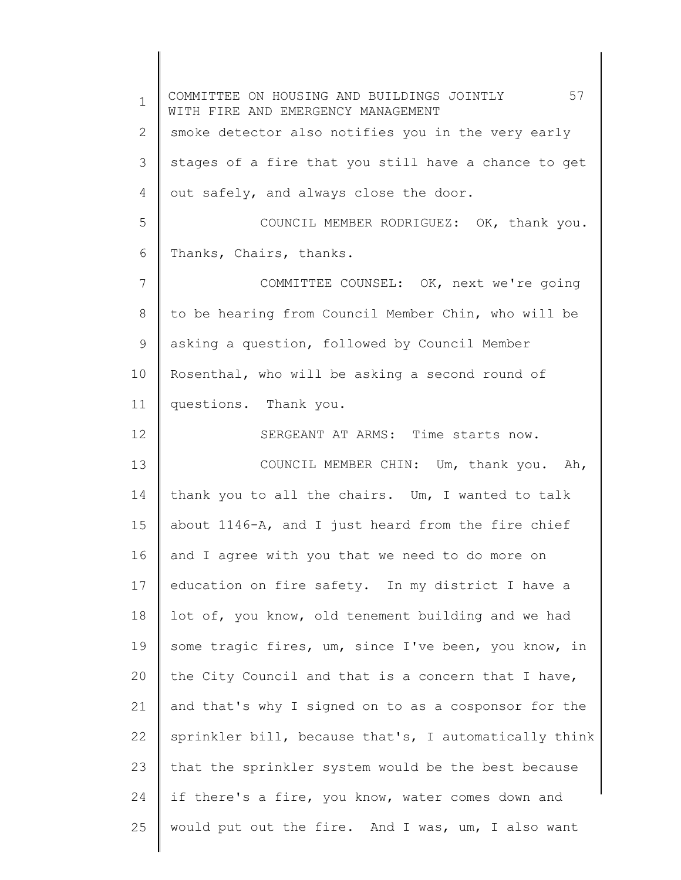smoke detector also notifies you in the very early stages of a fire that you still have a chance to get out safely, and always close the door.

COUNCIL MEMBER RODRIGUEZ: OK, thank you. Thanks, Chairs, thanks.

COMMITTEE COUNSEL: OK, next we're going to be hearing from Council Member Chin, who will be asking a question, followed by Council Member Rosenthal, who will be asking a second round of questions. Thank you.

SERGEANT AT ARMS: Time starts now.

COUNCIL MEMBER CHIN: Um, thank you. Ah, thank you to all the chairs. Um, I wanted to talk about 1146-A, and I just heard from the fire chief and I agree with you that we need to do more on education on fire safety. In my district I have a lot of, you know, old tenement building and we had some tragic fires, um, since I've been, you know, in the City Council and that is a concern that I have, and that's why I signed on to as a cosponsor for the sprinkler bill, because that's, I automatically think that the sprinkler system would be the best because if there's a fire, you know, water comes down and would put out the fire. And I was, um, I also want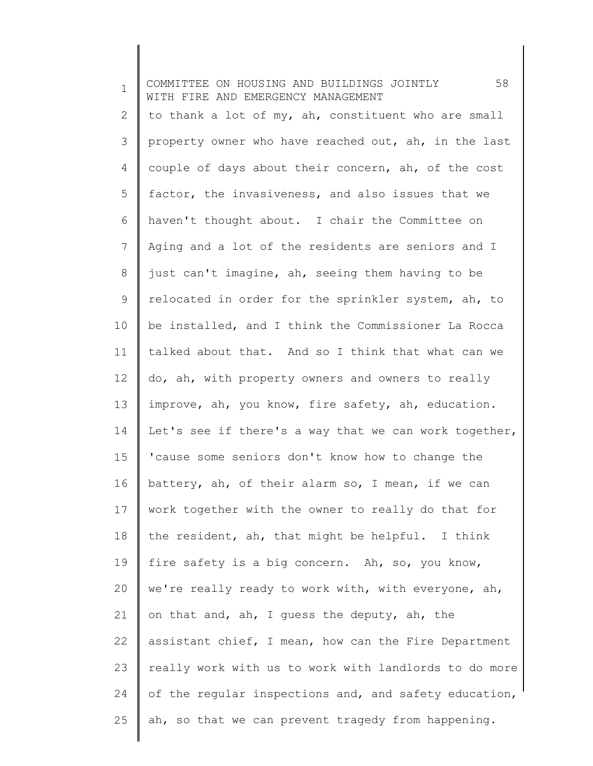to thank a lot of my, ah, constituent who are small property owner who have reached out, ah, in the last couple of days about their concern, ah, of the cost factor, the invasiveness, and also issues that we haven't thought about. I chair the Committee on Aging and a lot of the residents are seniors and I just can't imagine, ah, seeing them having to be relocated in order for the sprinkler system, ah, to be installed, and I think the Commissioner La Rocca talked about that. And so I think that what can we do, ah, with property owners and owners to really improve, ah, you know, fire safety, ah, education. Let's see if there's a way that we can work together, 'cause some seniors don't know how to change the battery, ah, of their alarm so, I mean, if we can work together with the owner to really do that for the resident, ah, that might be helpful. I think fire safety is a big concern. Ah, so, you know, we're really ready to work with, with everyone, ah, on that and, ah, I guess the deputy, ah, the assistant chief, I mean, how can the Fire Department really work with us to work with landlords to do more of the regular inspections and, and safety education, ah, so that we can prevent tragedy from happening.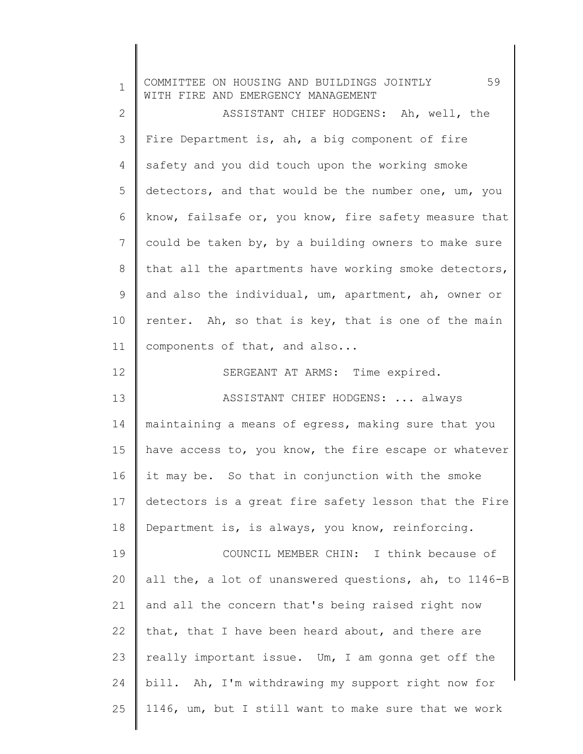ASSISTANT CHIEF HODGENS: Ah, well, the Fire Department is, ah, a big component of fire safety and you did touch upon the working smoke detectors, and that would be the number one, um, you know, failsafe or, you know, fire safety measure that could be taken by, by a building owners to make sure that all the apartments have working smoke detectors, and also the individual, um, apartment, ah, owner or renter. Ah, so that is key, that is one of the main components of that, and also...

SERGEANT AT ARMS: Time expired.

ASSISTANT CHIEF HODGENS: ... always maintaining a means of egress, making sure that you have access to, you know, the fire escape or whatever it may be. So that in conjunction with the smoke detectors is a great fire safety lesson that the Fire Department is, is always, you know, reinforcing.

COUNCIL MEMBER CHIN: I think because of all the, a lot of unanswered questions, ah, to 1146-B and all the concern that's being raised right now that, that I have been heard about, and there are really important issue. Um, I am gonna get off the bill. Ah, I'm withdrawing my support right now for 1146, um, but I still want to make sure that we work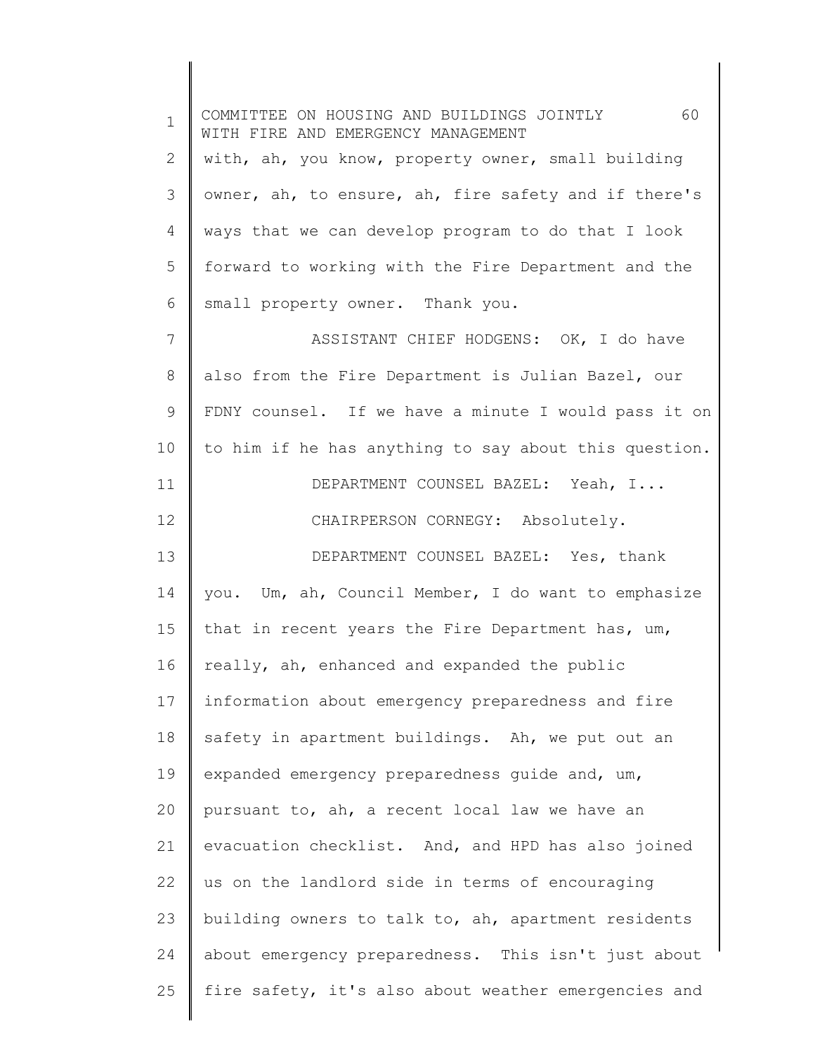with, ah, you know, property owner, small building owner, ah, to ensure, ah, fire safety and if there's ways that we can develop program to do that I look forward to working with the Fire Department and the small property owner. Thank you.

ASSISTANT CHIEF HODGENS: OK, I do have also from the Fire Department is Julian Bazel, our FDNY counsel. If we have a minute I would pass it on to him if he has anything to say about this question.

DEPARTMENT COUNSEL BAZEL: Yeah, I...

CHAIRPERSON CORNEGY: Absolutely.

DEPARTMENT COUNSEL BAZEL: Yes, thank you. Um, ah, Council Member, I do want to emphasize that in recent years the Fire Department has, um, really, ah, enhanced and expanded the public information about emergency preparedness and fire safety in apartment buildings. Ah, we put out an expanded emergency preparedness guide and, um, pursuant to, ah, a recent local law we have an evacuation checklist. And, and HPD has also joined us on the landlord side in terms of encouraging building owners to talk to, ah, apartment residents about emergency preparedness. This isn't just about fire safety, it's also about weather emergencies and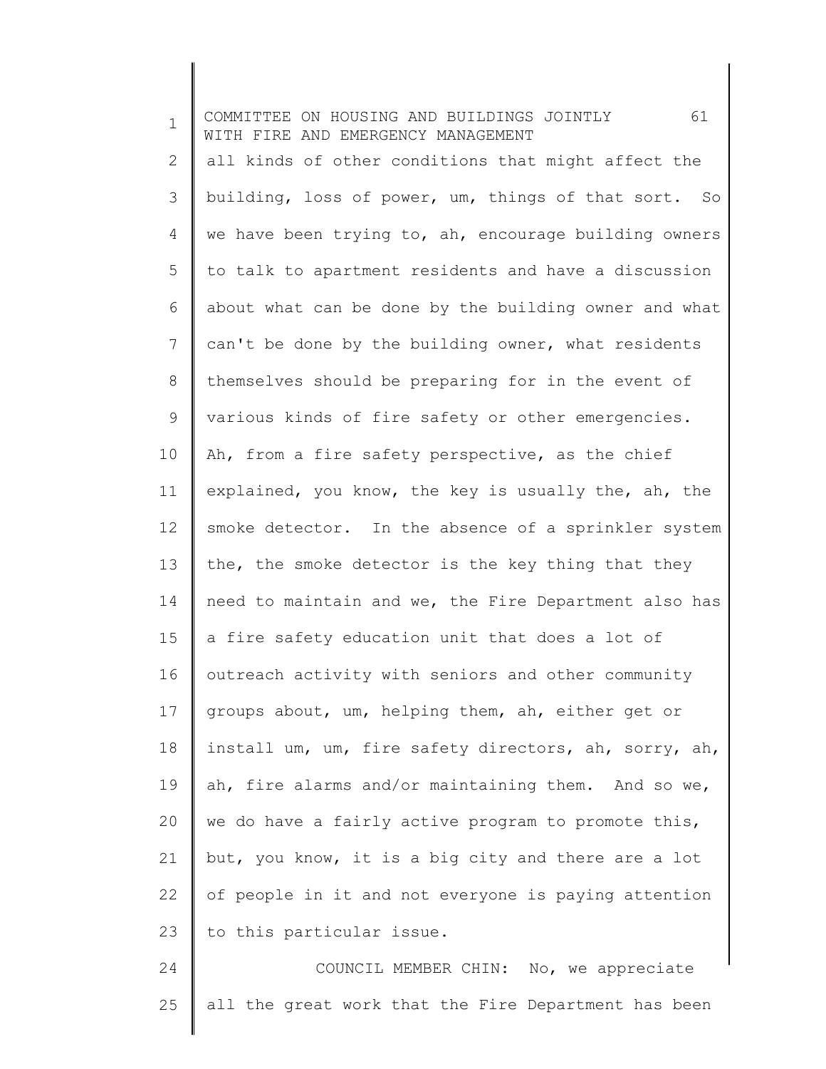all kinds of other conditions that might affect the building, loss of power, um, things of that sort. So we have been trying to, ah, encourage building owners to talk to apartment residents and have a discussion about what can be done by the building owner and what can't be done by the building owner, what residents themselves should be preparing for in the event of various kinds of fire safety or other emergencies. Ah, from a fire safety perspective, as the chief explained, you know, the key is usually the, ah, the smoke detector. In the absence of a sprinkler system the, the smoke detector is the key thing that they need to maintain and we, the Fire Department also has a fire safety education unit that does a lot of outreach activity with seniors and other community groups about, um, helping them, ah, either get or install um, um, fire safety directors, ah, sorry, ah, ah, fire alarms and/or maintaining them. And so we, we do have a fairly active program to promote this, but, you know, it is a big city and there are a lot of people in it and not everyone is paying attention to this particular issue.

COUNCIL MEMBER CHIN: No, we appreciate all the great work that the Fire Department has been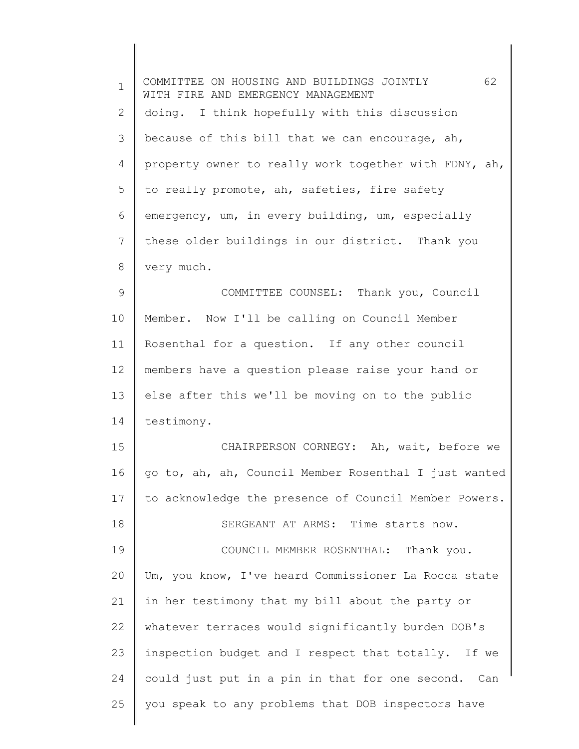doing. I think hopefully with this discussion because of this bill that we can encourage, ah, property owner to really work together with FDNY, ah, to really promote, ah, safeties, fire safety emergency, um, in every building, um, especially these older buildings in our district. Thank you very much.

COMMITTEE COUNSEL: Thank you, Council Member. Now I'll be calling on Council Member Rosenthal for a question. If any other council members have a question please raise your hand or else after this we'll be moving on to the public testimony.

CHAIRPERSON CORNEGY: Ah, wait, before we go to, ah, ah, Council Member Rosenthal I just wanted to acknowledge the presence of Council Member Powers.

SERGEANT AT ARMS: Time starts now.

COUNCIL MEMBER ROSENTHAL: Thank you. Um, you know, I've heard Commissioner La Rocca state in her testimony that my bill about the party or whatever terraces would significantly burden DOB's inspection budget and I respect that totally. If we could just put in a pin in that for one second. Can you speak to any problems that DOB inspectors have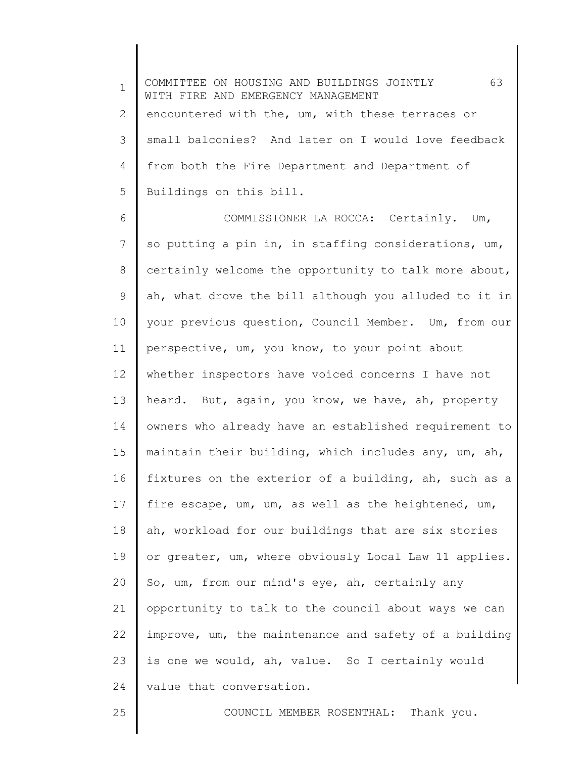encountered with the, um, with these terraces or small balconies? And later on I would love feedback from both the Fire Department and Department of Buildings on this bill.

COMMISSIONER LA ROCCA: Certainly. Um, so putting a pin in, in staffing considerations, um, certainly welcome the opportunity to talk more about, ah, what drove the bill although you alluded to it in your previous question, Council Member. Um, from our perspective, um, you know, to your point about whether inspectors have voiced concerns I have not heard. But, again, you know, we have, ah, property owners who already have an established requirement to maintain their building, which includes any, um, ah, fixtures on the exterior of a building, ah, such as a fire escape, um, um, as well as the heightened, um, ah, workload for our buildings that are six stories or greater, um, where obviously Local Law 11 applies. So, um, from our mind's eye, ah, certainly any opportunity to talk to the council about ways we can improve, um, the maintenance and safety of a building is one we would, ah, value. So I certainly would value that conversation.

COUNCIL MEMBER ROSENTHAL: Thank you.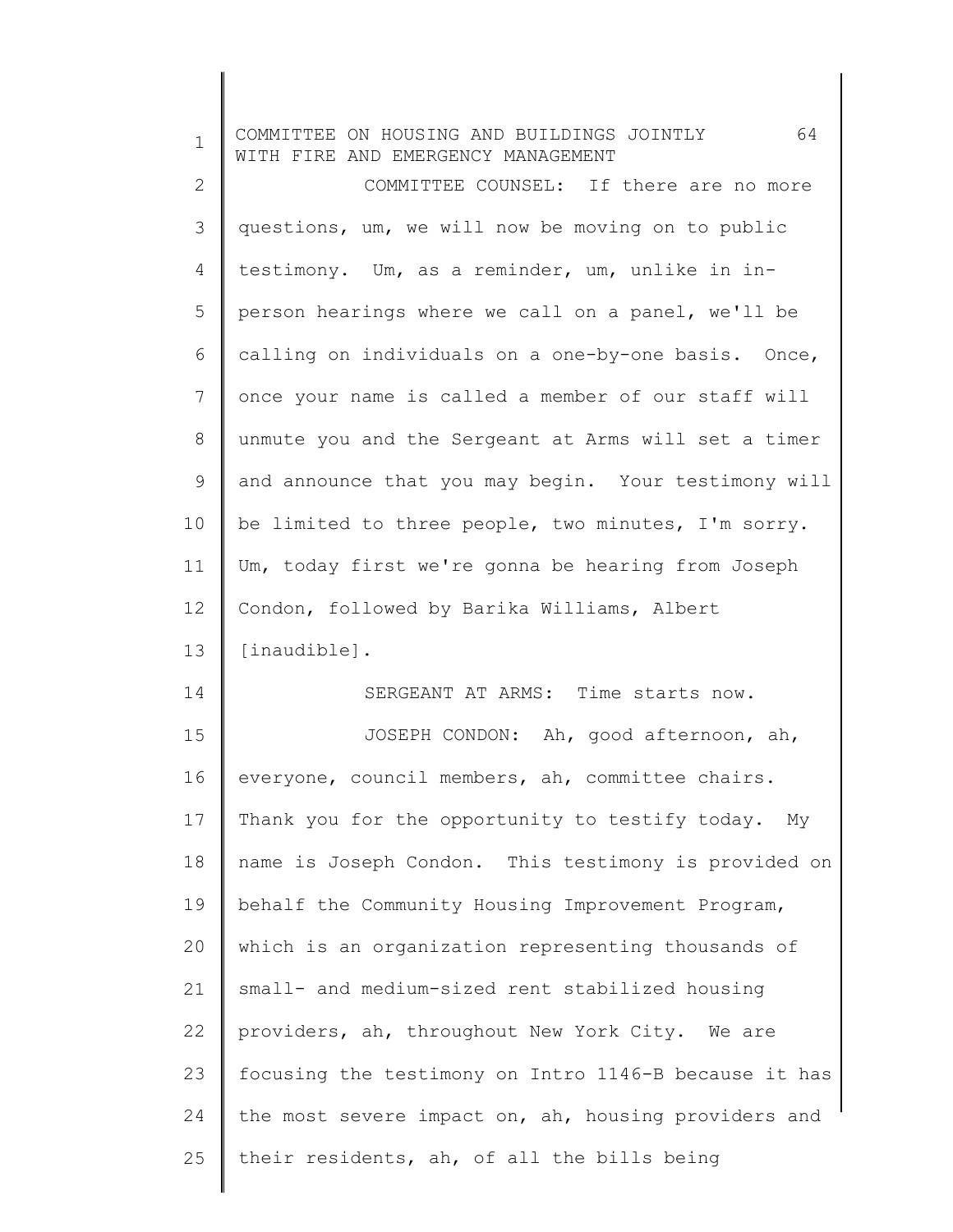COMMITTEE COUNSEL: If there are no more questions, um, we will now be moving on to public testimony. Um, as a reminder, um, unlike in in-person hearings where we call on a panel, we'll be calling on individuals on a one-by-one basis. Once, once your name is called a member of our staff will unmute you and the Sergeant at Arms will set a timer and announce that you may begin. Your testimony will be limited to three people, two minutes, I'm sorry. Um, today first we're gonna be hearing from Joseph Condon, followed by Barika Williams, Albert [inaudible].

SERGEANT AT ARMS: Time starts now.

JOSEPH CONDON: Ah, good afternoon, ah, everyone, council members, ah, committee chairs. Thank you for the opportunity to testify today. My name is Joseph Condon. This testimony is provided on behalf the Community Housing Improvement Program, which is an organization representing thousands of small- and medium-sized rent stabilized housing providers, ah, throughout New York City. We are focusing the testimony on Intro 1146-B because it has the most severe impact on, ah, housing providers and their residents, ah, of all the bills being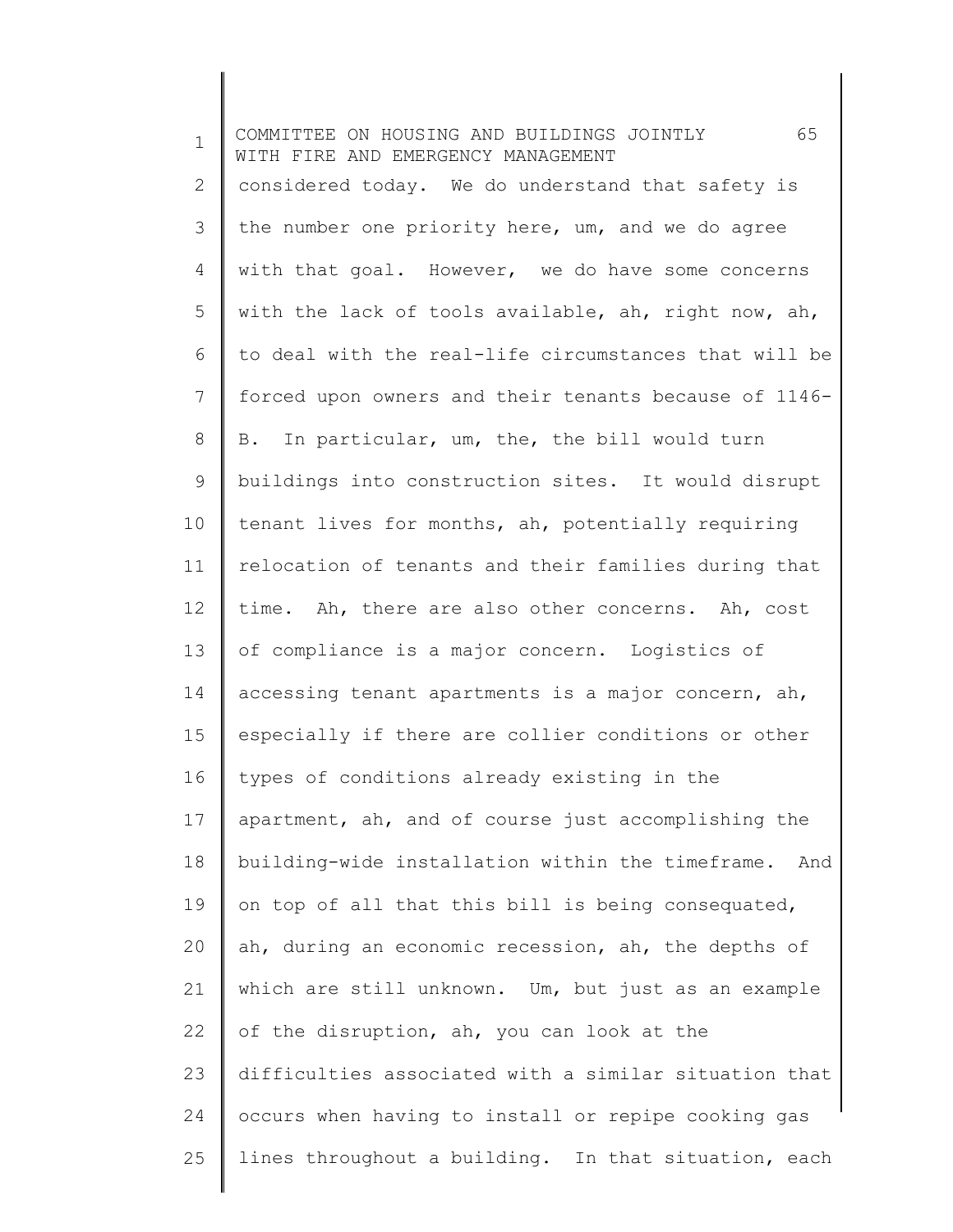considered today. We do understand that safety is the number one priority here, um, and we do agree with that goal. However, we do have some concerns with the lack of tools available, ah, right now, ah, to deal with the real-life circumstances that will be forced upon owners and their tenants because of 1146-B. In particular, um, the, the bill would turn buildings into construction sites. It would disrupt tenant lives for months, ah, potentially requiring relocation of tenants and their families during that time. Ah, there are also other concerns. Ah, cost of compliance is a major concern. Logistics of accessing tenant apartments is a major concern, ah, especially if there are collier conditions or other types of conditions already existing in the apartment, ah, and of course just accomplishing the building-wide installation within the timeframe. And on top of all that this bill is being consequated, ah, during an economic recession, ah, the depths of which are still unknown. Um, but just as an example of the disruption, ah, you can look at the difficulties associated with a similar situation that occurs when having to install or repipe cooking gas lines throughout a building. In that situation, each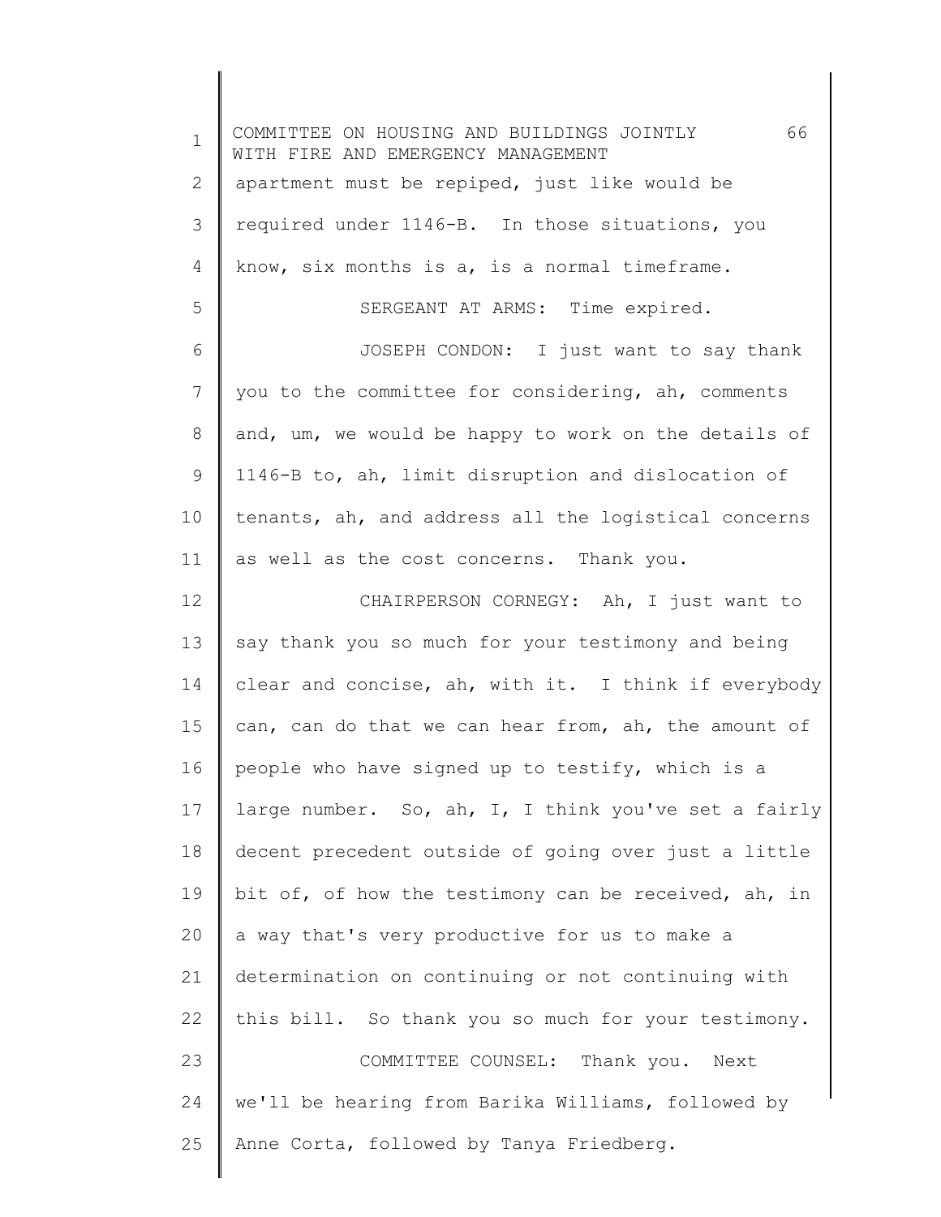apartment must be repiped, just like would be required under 1146-B. In those situations, you know, six months is a, is a normal timeframe.

SERGEANT AT ARMS: Time expired.

JOSEPH CONDON: I just want to say thank you to the committee for considering, ah, comments and, um, we would be happy to work on the details of 1146-B to, ah, limit disruption and dislocation of tenants, ah, and address all the logistical concerns as well as the cost concerns. Thank you.

CHAIRPERSON CORNEGY: Ah, I just want to say thank you so much for your testimony and being clear and concise, ah, with it. I think if everybody can, can do that we can hear from, ah, the amount of people who have signed up to testify, which is a large number. So, ah, I, I think you've set a fairly decent precedent outside of going over just a little bit of, of how the testimony can be received, ah, in a way that's very productive for us to make a determination on continuing or not continuing with this bill. So thank you so much for your testimony.

COMMITTEE COUNSEL: Thank you. Next we'll be hearing from Barika Williams, followed by Anne Corta, followed by Tanya Friedberg.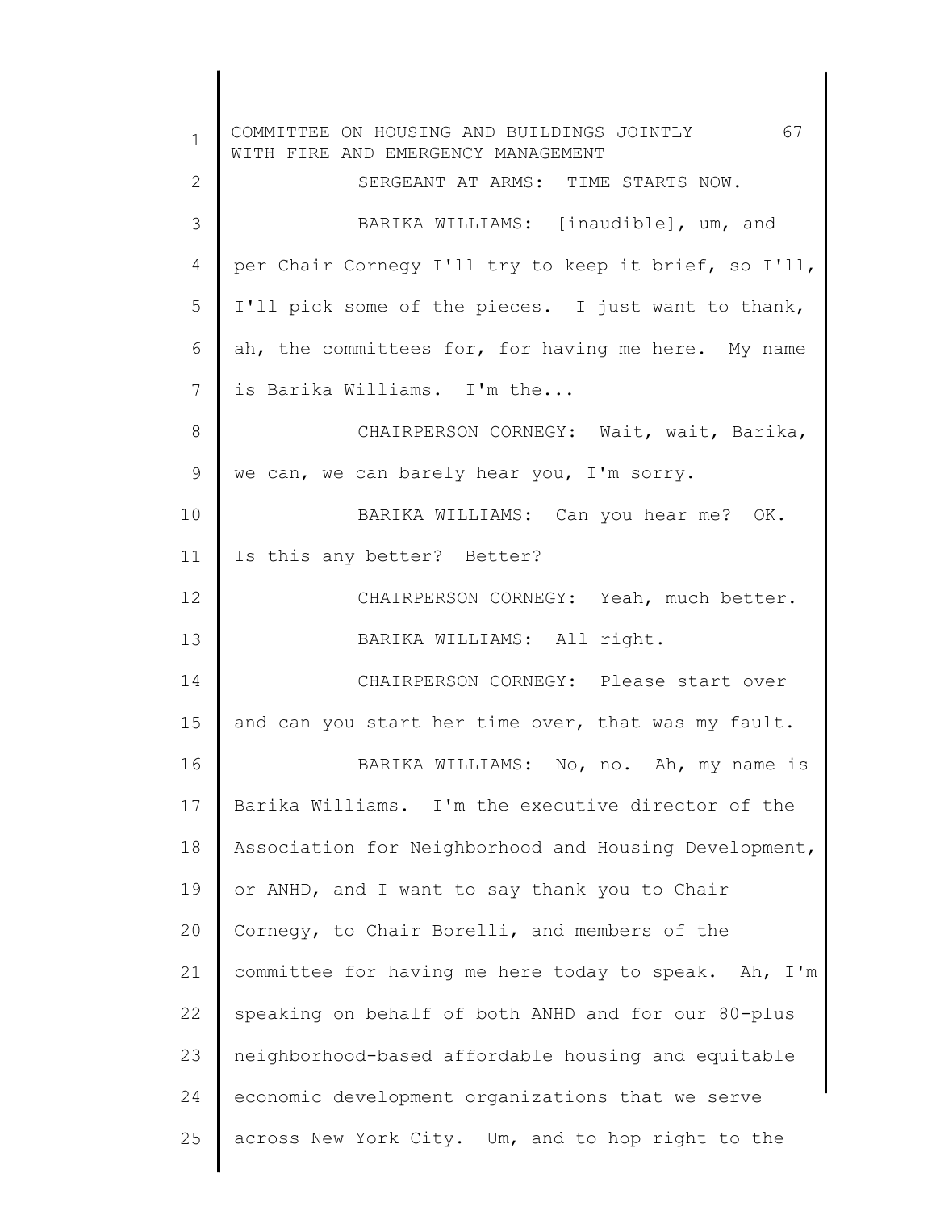SERGEANT AT ARMS: TIME STARTS NOW.

BARIKA WILLIAMS: [inaudible], um, and per Chair Cornegy I'll try to keep it brief, so I'll, I'll pick some of the pieces. I just want to thank, ah, the committees for, for having me here. My name is Barika Williams. I'm the...

CHAIRPERSON CORNEGY: Wait, wait, Barika, we can, we can barely hear you, I'm sorry.

BARIKA WILLIAMS: Can you hear me? OK. Is this any better? Better?

CHAIRPERSON CORNEGY: Yeah, much better.

BARIKA WILLIAMS: All right.

CHAIRPERSON CORNEGY: Please start over and can you start her time over, that was my fault.

BARIKA WILLIAMS: No, no. Ah, my name is Barika Williams. I'm the executive director of the Association for Neighborhood and Housing Development, or ANHD, and I want to say thank you to Chair Cornegy, to Chair Borelli, and members of the committee for having me here today to speak. Ah, I'm speaking on behalf of both ANHD and for our 80-plus neighborhood-based affordable housing and equitable economic development organizations that we serve across New York City. Um, and to hop right to the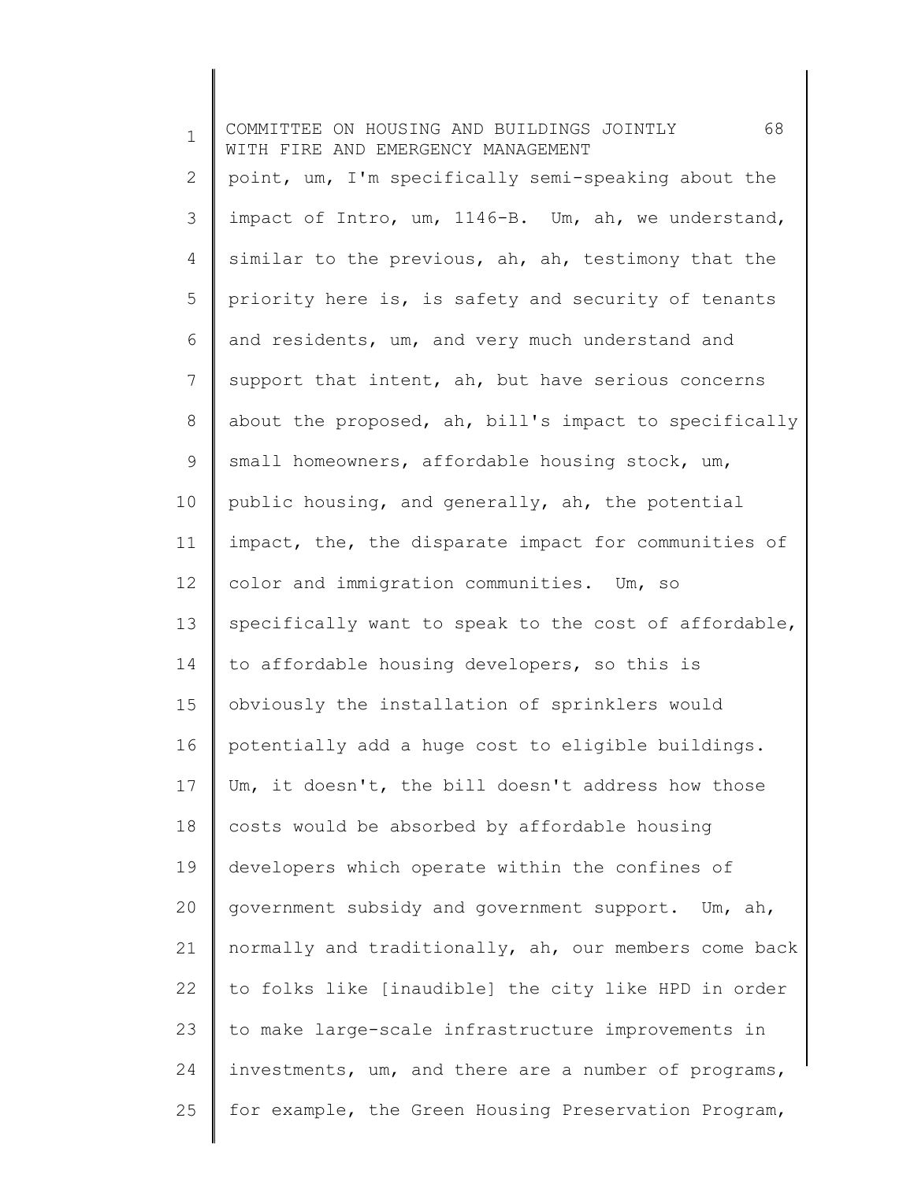point, um, I'm specifically semi-speaking about the impact of Intro, um, 1146-B. Um, ah, we understand, similar to the previous, ah, ah, testimony that the priority here is, is safety and security of tenants and residents, um, and very much understand and support that intent, ah, but have serious concerns about the proposed, ah, bill's impact to specifically small homeowners, affordable housing stock, um, public housing, and generally, ah, the potential impact, the, the disparate impact for communities of color and immigration communities. Um, so specifically want to speak to the cost of affordable, to affordable housing developers, so this is obviously the installation of sprinklers would potentially add a huge cost to eligible buildings. Um, it doesn't, the bill doesn't address how those costs would be absorbed by affordable housing developers which operate within the confines of government subsidy and government support. Um, ah, normally and traditionally, ah, our members come back to folks like [inaudible] the city like HPD in order to make large-scale infrastructure improvements in investments, um, and there are a number of programs, for example, the Green Housing Preservation Program,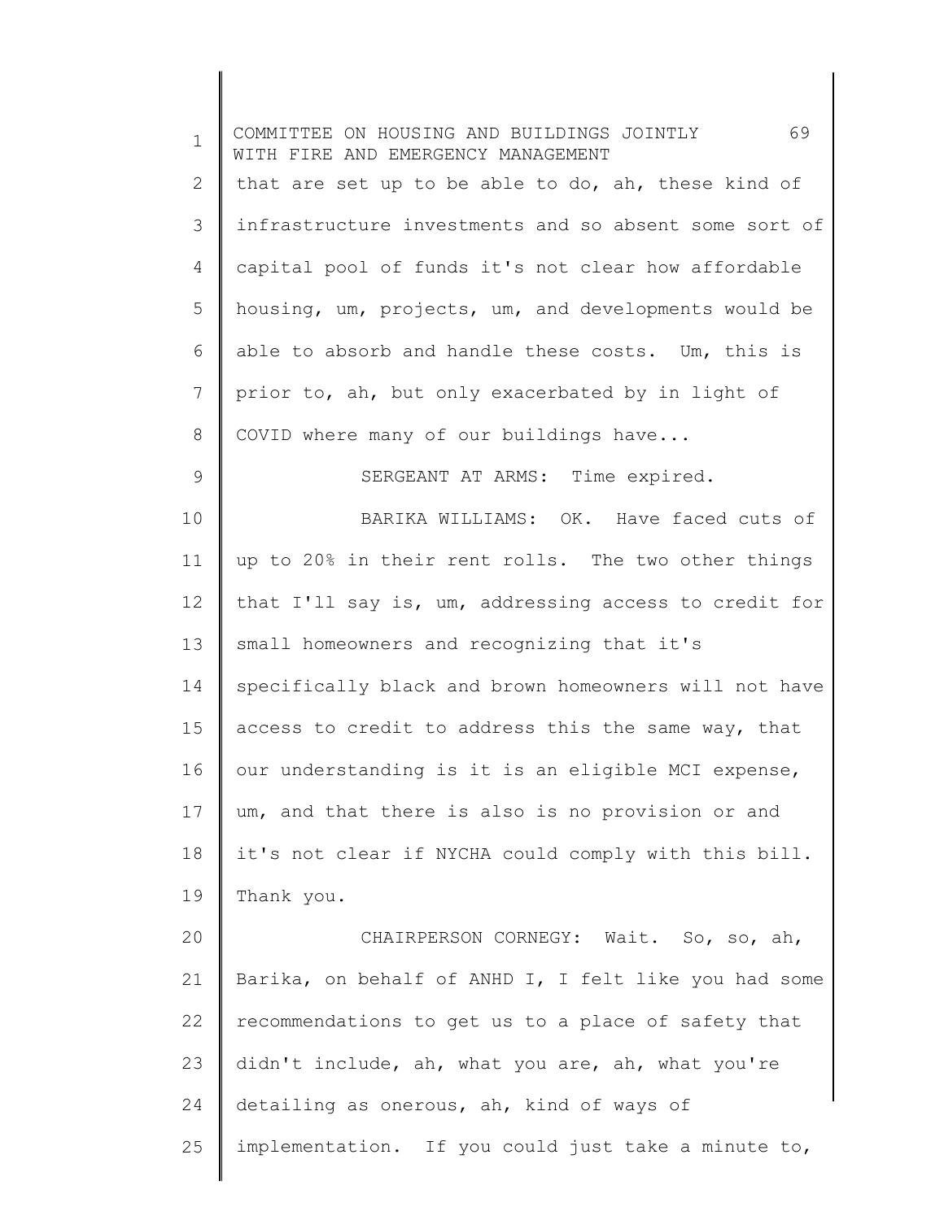that are set up to be able to do, ah, these kind of infrastructure investments and so absent some sort of capital pool of funds it's not clear how affordable housing, um, projects, um, and developments would be able to absorb and handle these costs. Um, this is prior to, ah, but only exacerbated by in light of COVID where many of our buildings have...

SERGEANT AT ARMS: Time expired.

BARIKA WILLIAMS: OK. Have faced cuts of up to 20% in their rent rolls. The two other things that I'll say is, um, addressing access to credit for small homeowners and recognizing that it's specifically black and brown homeowners will not have access to credit to address this the same way, that our understanding is it is an eligible MCI expense, um, and that there is also is no provision or and it's not clear if NYCHA could comply with this bill. Thank you.

CHAIRPERSON CORNEGY: Wait. So, so, ah, Barika, on behalf of ANHD I, I felt like you had some recommendations to get us to a place of safety that didn't include, ah, what you are, ah, what you're detailing as onerous, ah, kind of ways of implementation. If you could just take a minute to,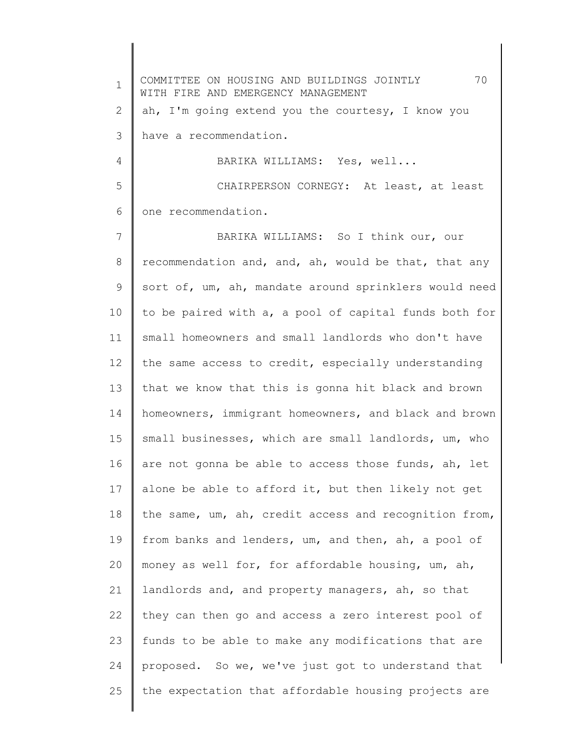ah, I'm going extend you the courtesy, I know you have a recommendation.

BARIKA WILLIAMS: Yes, well...

CHAIRPERSON CORNEGY: At least, at least one recommendation.

BARIKA WILLIAMS: So I think our, our recommendation and, and, ah, would be that, that any sort of, um, ah, mandate around sprinklers would need to be paired with a, a pool of capital funds both for small homeowners and small landlords who don't have the same access to credit, especially understanding that we know that this is gonna hit black and brown homeowners, immigrant homeowners, and black and brown small businesses, which are small landlords, um, who are not gonna be able to access those funds, ah, let alone be able to afford it, but then likely not get the same, um, ah, credit access and recognition from, from banks and lenders, um, and then, ah, a pool of money as well for, for affordable housing, um, ah, landlords and, and property managers, ah, so that they can then go and access a zero interest pool of funds to be able to make any modifications that are proposed. So we, we've just got to understand that the expectation that affordable housing projects are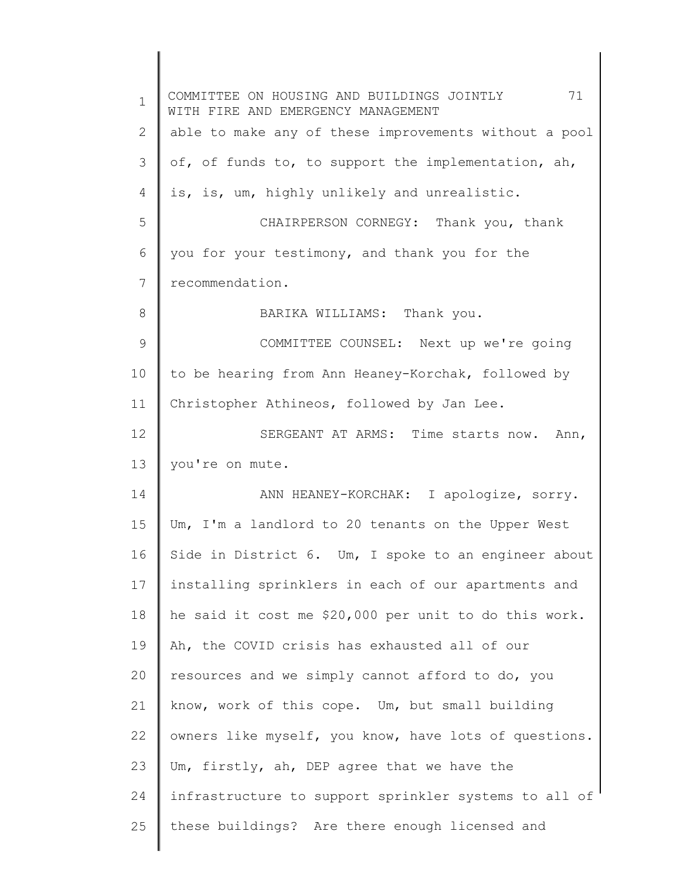able to make any of these improvements without a pool of, of funds to, to support the implementation, ah, is, is, um, highly unlikely and unrealistic.

CHAIRPERSON CORNEGY: Thank you, thank you for your testimony, and thank you for the recommendation.

BARIKA WILLIAMS: Thank you.

COMMITTEE COUNSEL: Next up we're going to be hearing from Ann Heaney-Korchak, followed by Christopher Athineos, followed by Jan Lee.

SERGEANT AT ARMS: Time starts now. Ann, you're on mute.

ANN HEANEY-KORCHAK: I apologize, sorry. Um, I'm a landlord to 20 tenants on the Upper West Side in District 6. Um, I spoke to an engineer about installing sprinklers in each of our apartments and he said it cost me $20,000 per unit to do this work. Ah, the COVID crisis has exhausted all of our resources and we simply cannot afford to do, you know, work of this cope. Um, but small building owners like myself, you know, have lots of questions. Um, firstly, ah, DEP agree that we have the infrastructure to support sprinkler systems to all of these buildings? Are there enough licensed and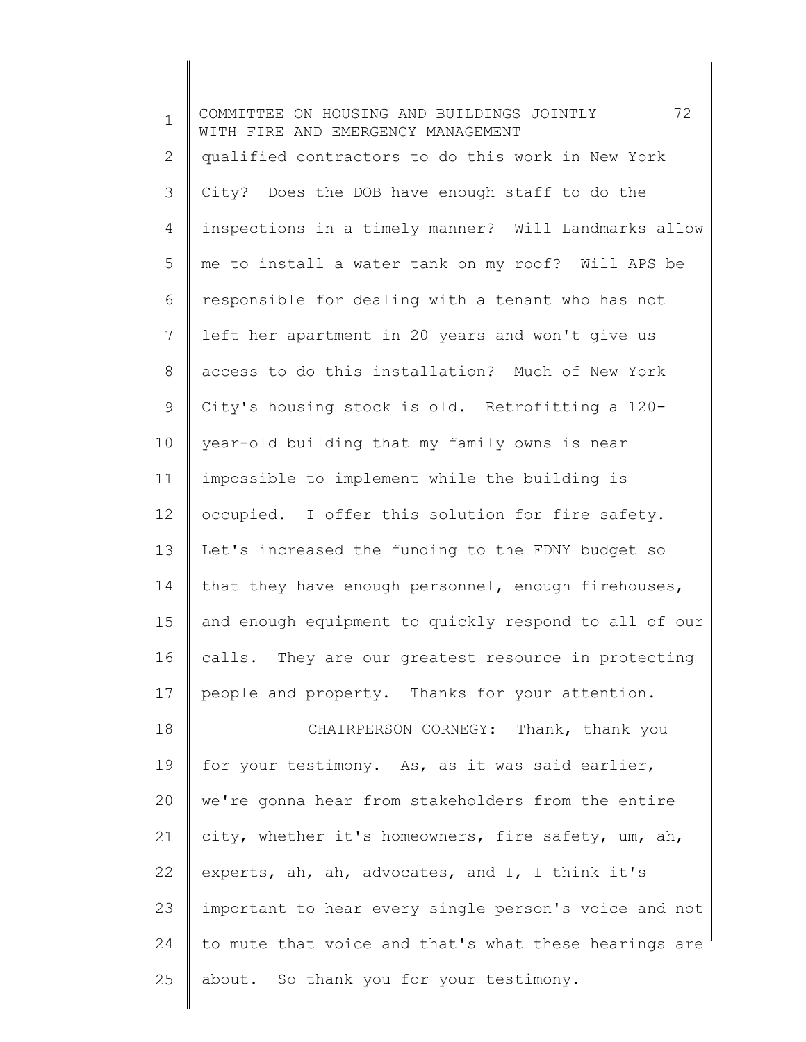qualified contractors to do this work in New York City? Does the DOB have enough staff to do the inspections in a timely manner? Will Landmarks allow me to install a water tank on my roof? Will APS be responsible for dealing with a tenant who has not left her apartment in 20 years and won't give us access to do this installation? Much of New York City's housing stock is old. Retrofitting a 120-year-old building that my family owns is near impossible to implement while the building is occupied. I offer this solution for fire safety. Let's increased the funding to the FDNY budget so that they have enough personnel, enough firehouses, and enough equipment to quickly respond to all of our calls. They are our greatest resource in protecting people and property. Thanks for your attention.

CHAIRPERSON CORNEGY: Thank, thank you for your testimony. As, as it was said earlier, we're gonna hear from stakeholders from the entire city, whether it's homeowners, fire safety, um, ah, experts, ah, ah, advocates, and I, I think it's important to hear every single person's voice and not to mute that voice and that's what these hearings are about. So thank you for your testimony.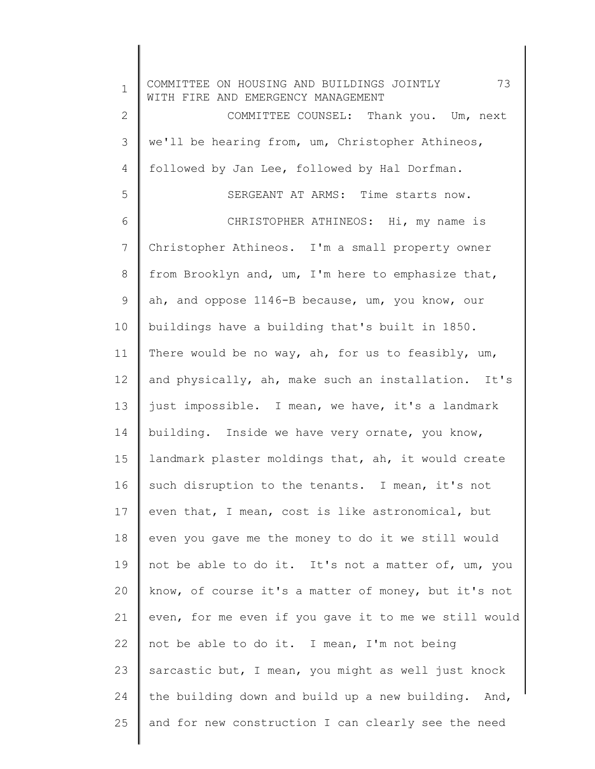COMMITTEE COUNSEL: Thank you. Um, next we'll be hearing from, um, Christopher Athineos, followed by Jan Lee, followed by Hal Dorfman.

SERGEANT AT ARMS: Time starts now.

CHRISTOPHER ATHINEOS: Hi, my name is Christopher Athineos. I'm a small property owner from Brooklyn and, um, I'm here to emphasize that, ah, and oppose 1146-B because, um, you know, our buildings have a building that's built in 1850. There would be no way, ah, for us to feasibly, um, and physically, ah, make such an installation. It's just impossible. I mean, we have, it's a landmark building. Inside we have very ornate, you know, landmark plaster moldings that, ah, it would create such disruption to the tenants. I mean, it's not even that, I mean, cost is like astronomical, but even you gave me the money to do it we still would not be able to do it. It's not a matter of, um, you know, of course it's a matter of money, but it's not even, for me even if you gave it to me we still would not be able to do it. I mean, I'm not being sarcastic but, I mean, you might as well just knock the building down and build up a new building. And, and for new construction I can clearly see the need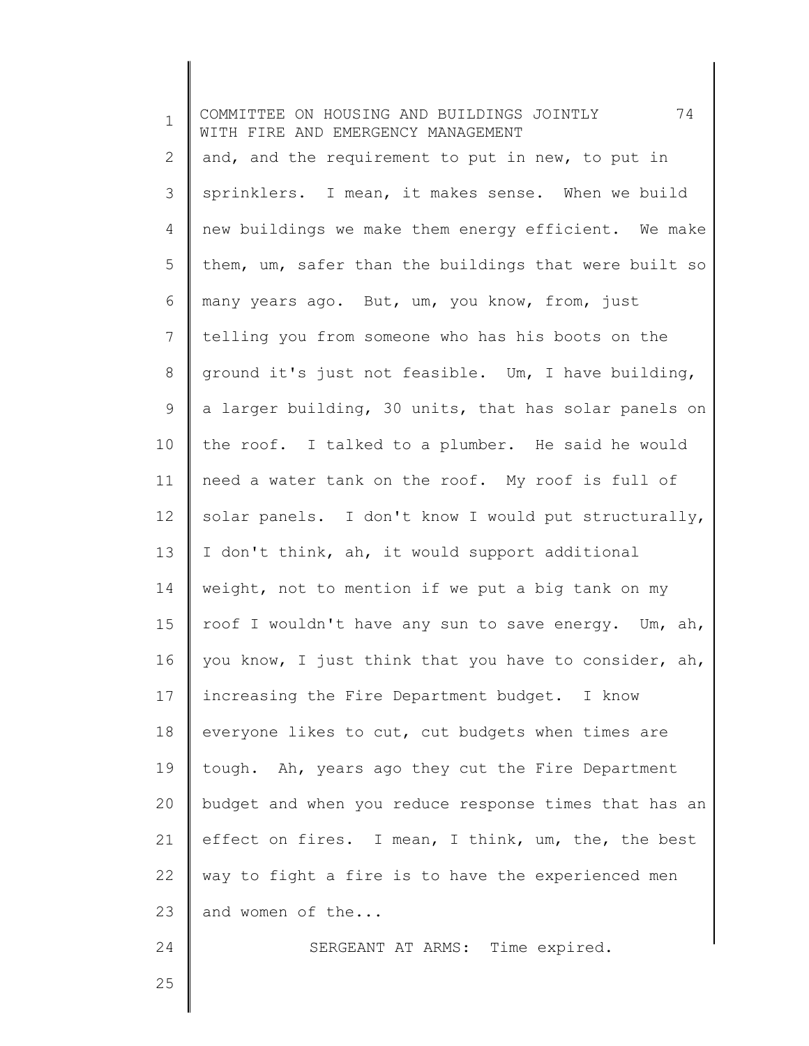and, and the requirement to put in new, to put in sprinklers. I mean, it makes sense. When we build new buildings we make them energy efficient. We make them, um, safer than the buildings that were built so many years ago. But, um, you know, from, just telling you from someone who has his boots on the ground it's just not feasible. Um, I have building, a larger building, 30 units, that has solar panels on the roof. I talked to a plumber. He said he would need a water tank on the roof. My roof is full of solar panels. I don't know I would put structurally, I don't think, ah, it would support additional weight, not to mention if we put a big tank on my roof I wouldn't have any sun to save energy. Um, ah, you know, I just think that you have to consider, ah, increasing the Fire Department budget. I know everyone likes to cut, cut budgets when times are tough. Ah, years ago they cut the Fire Department budget and when you reduce response times that has an effect on fires. I mean, I think, um, the, the best way to fight a fire is to have the experienced men and women of the...

SERGEANT AT ARMS: Time expired.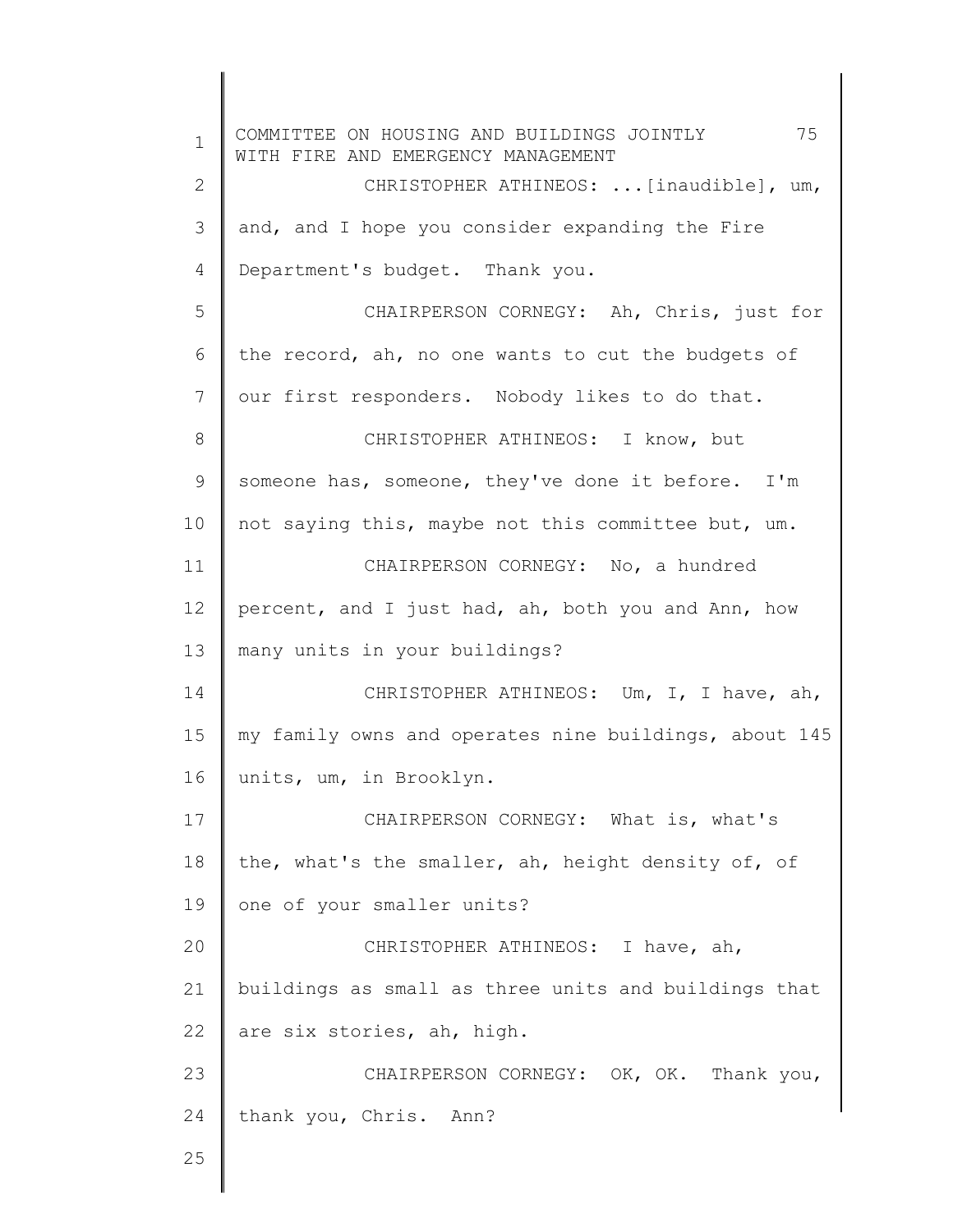CHRISTOPHER ATHINEOS: ...[inaudible], um, and, and I hope you consider expanding the Fire Department's budget. Thank you.

CHAIRPERSON CORNEGY: Ah, Chris, just for the record, ah, no one wants to cut the budgets of our first responders. Nobody likes to do that.

CHRISTOPHER ATHINEOS: I know, but someone has, someone, they've done it before. I'm not saying this, maybe not this committee but, um.

CHAIRPERSON CORNEGY: No, a hundred percent, and I just had, ah, both you and Ann, how many units in your buildings?

CHRISTOPHER ATHINEOS: Um, I, I have, ah, my family owns and operates nine buildings, about 145 units, um, in Brooklyn.

CHAIRPERSON CORNEGY: What is, what's the, what's the smaller, ah, height density of, of one of your smaller units?

CHRISTOPHER ATHINEOS: I have, ah, buildings as small as three units and buildings that are six stories, ah, high.

CHAIRPERSON CORNEGY: OK, OK. Thank you, thank you, Chris. Ann?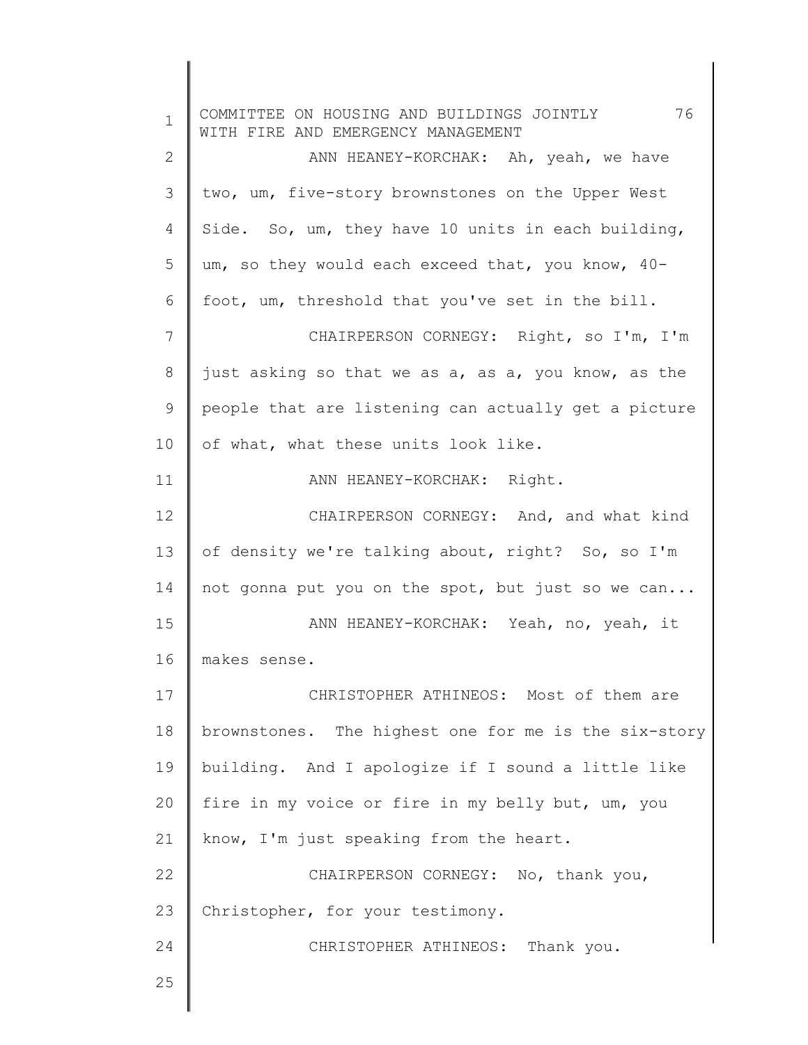ANN HEANEY-KORCHAK: Ah, yeah, we have two, um, five-story brownstones on the Upper West Side. So, um, they have 10 units in each building, um, so they would each exceed that, you know, 40-foot, um, threshold that you've set in the bill.

CHAIRPERSON CORNEGY: Right, so I'm, I'm just asking so that we as a, as a, you know, as the people that are listening can actually get a picture of what, what these units look like.

ANN HEANEY-KORCHAK: Right.

CHAIRPERSON CORNEGY: And, and what kind of density we're talking about, right? So, so I'm not gonna put you on the spot, but just so we can...

ANN HEANEY-KORCHAK: Yeah, no, yeah, it makes sense.

CHRISTOPHER ATHINEOS: Most of them are brownstones. The highest one for me is the six-story building. And I apologize if I sound a little like fire in my voice or fire in my belly but, um, you know, I'm just speaking from the heart.

CHAIRPERSON CORNEGY: No, thank you, Christopher, for your testimony.

CHRISTOPHER ATHINEOS: Thank you.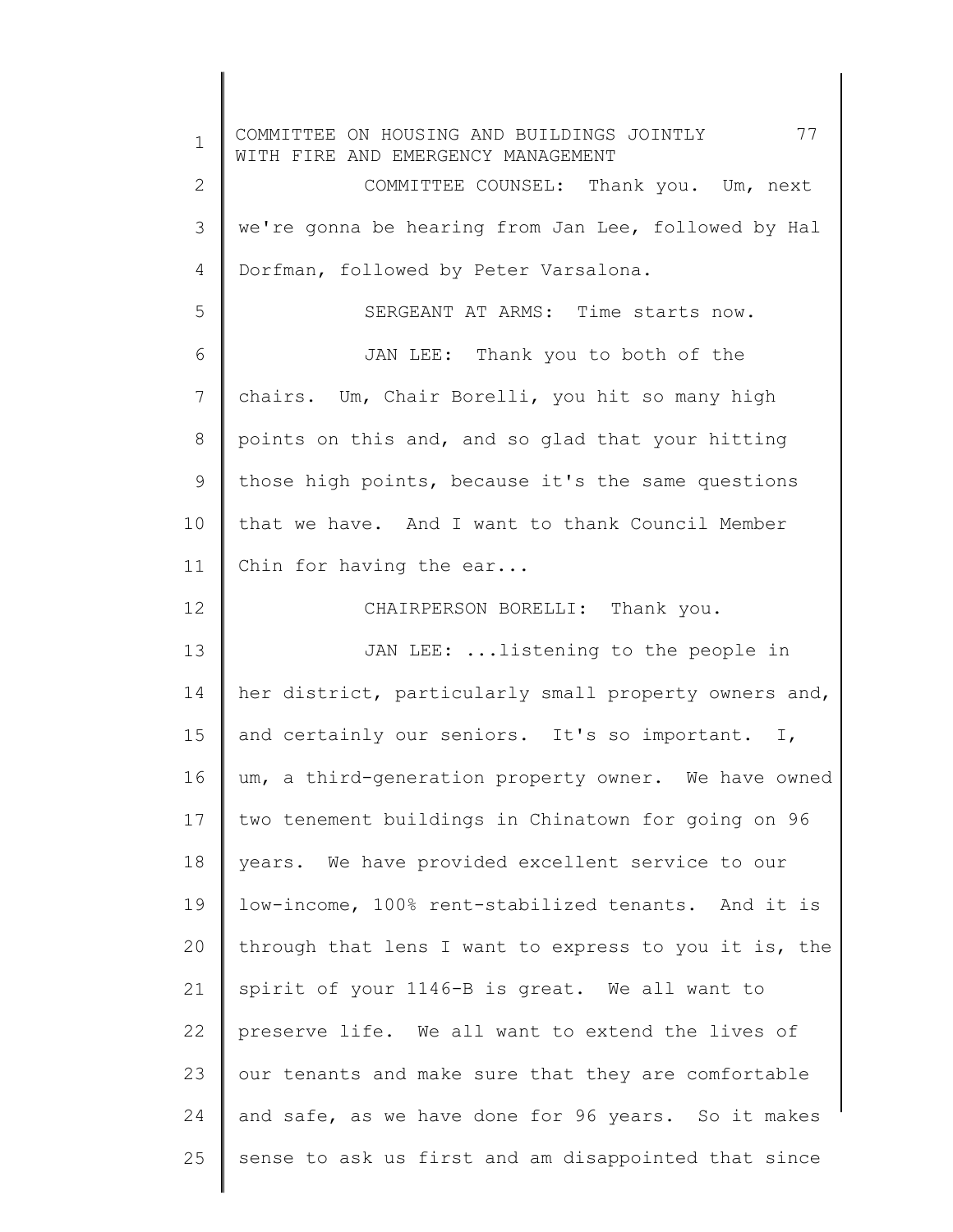COMMITTEE COUNSEL: Thank you. Um, next we're gonna be hearing from Jan Lee, followed by Hal Dorfman, followed by Peter Varsalona.

SERGEANT AT ARMS: Time starts now.

JAN LEE: Thank you to both of the chairs. Um, Chair Borelli, you hit so many high points on this and, and so glad that your hitting those high points, because it's the same questions that we have. And I want to thank Council Member Chin for having the ear...

CHAIRPERSON BORELLI: Thank you.

JAN LEE: ...listening to the people in her district, particularly small property owners and, and certainly our seniors. It's so important. I, um, a third-generation property owner. We have owned two tenement buildings in Chinatown for going on 96 years. We have provided excellent service to our low-income, 100% rent-stabilized tenants. And it is through that lens I want to express to you it is, the spirit of your 1146-B is great. We all want to preserve life. We all want to extend the lives of our tenants and make sure that they are comfortable and safe, as we have done for 96 years. So it makes sense to ask us first and am disappointed that since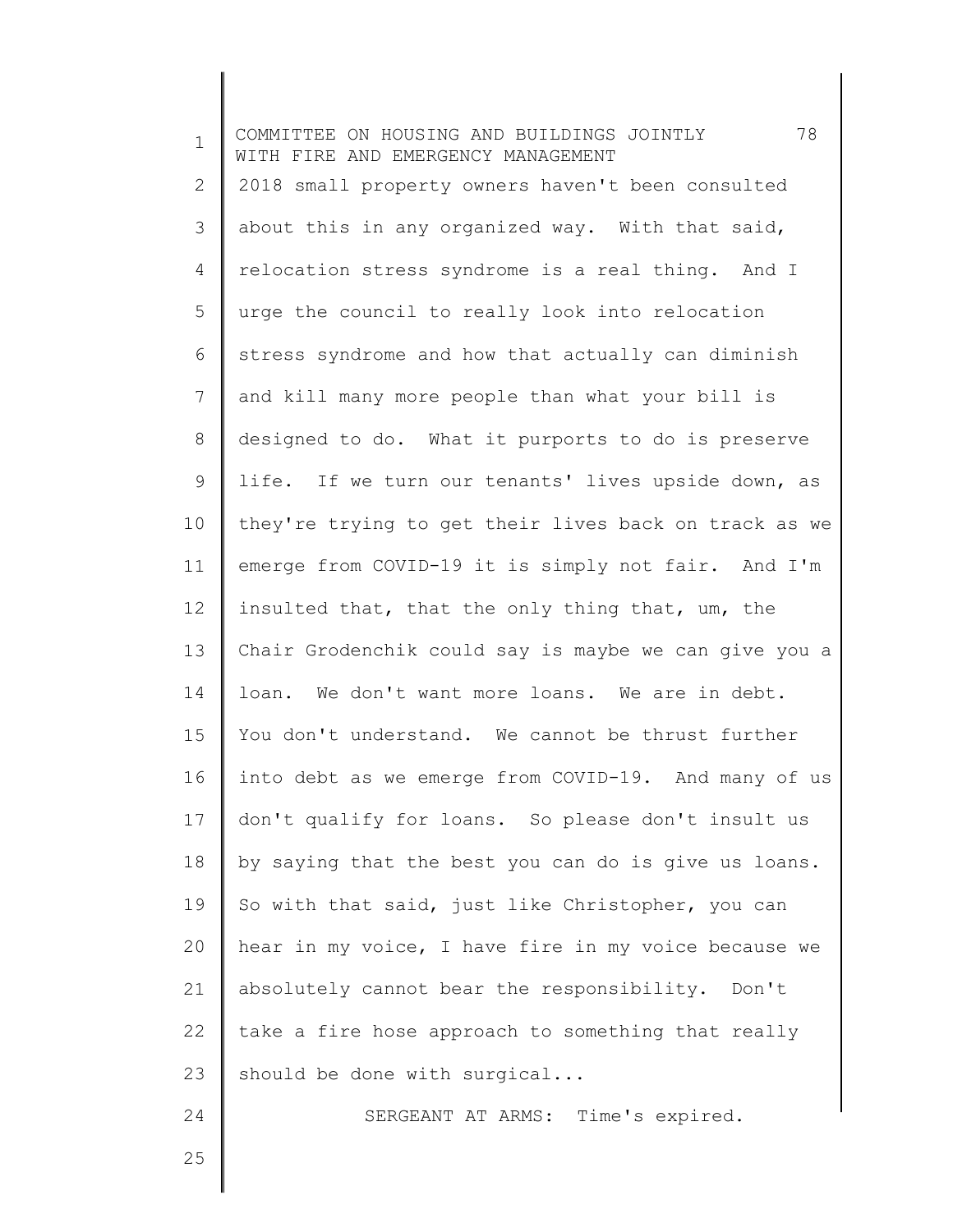2018 small property owners haven't been consulted about this in any organized way. With that said, relocation stress syndrome is a real thing. And I urge the council to really look into relocation stress syndrome and how that actually can diminish and kill many more people than what your bill is designed to do. What it purports to do is preserve life. If we turn our tenants' lives upside down, as they're trying to get their lives back on track as we emerge from COVID-19 it is simply not fair. And I'm insulted that, that the only thing that, um, the Chair Grodenchik could say is maybe we can give you a loan. We don't want more loans. We are in debt. You don't understand. We cannot be thrust further into debt as we emerge from COVID-19. And many of us don't qualify for loans. So please don't insult us by saying that the best you can do is give us loans. So with that said, just like Christopher, you can hear in my voice, I have fire in my voice because we absolutely cannot bear the responsibility. Don't take a fire hose approach to something that really should be done with surgical...

SERGEANT AT ARMS: Time's expired.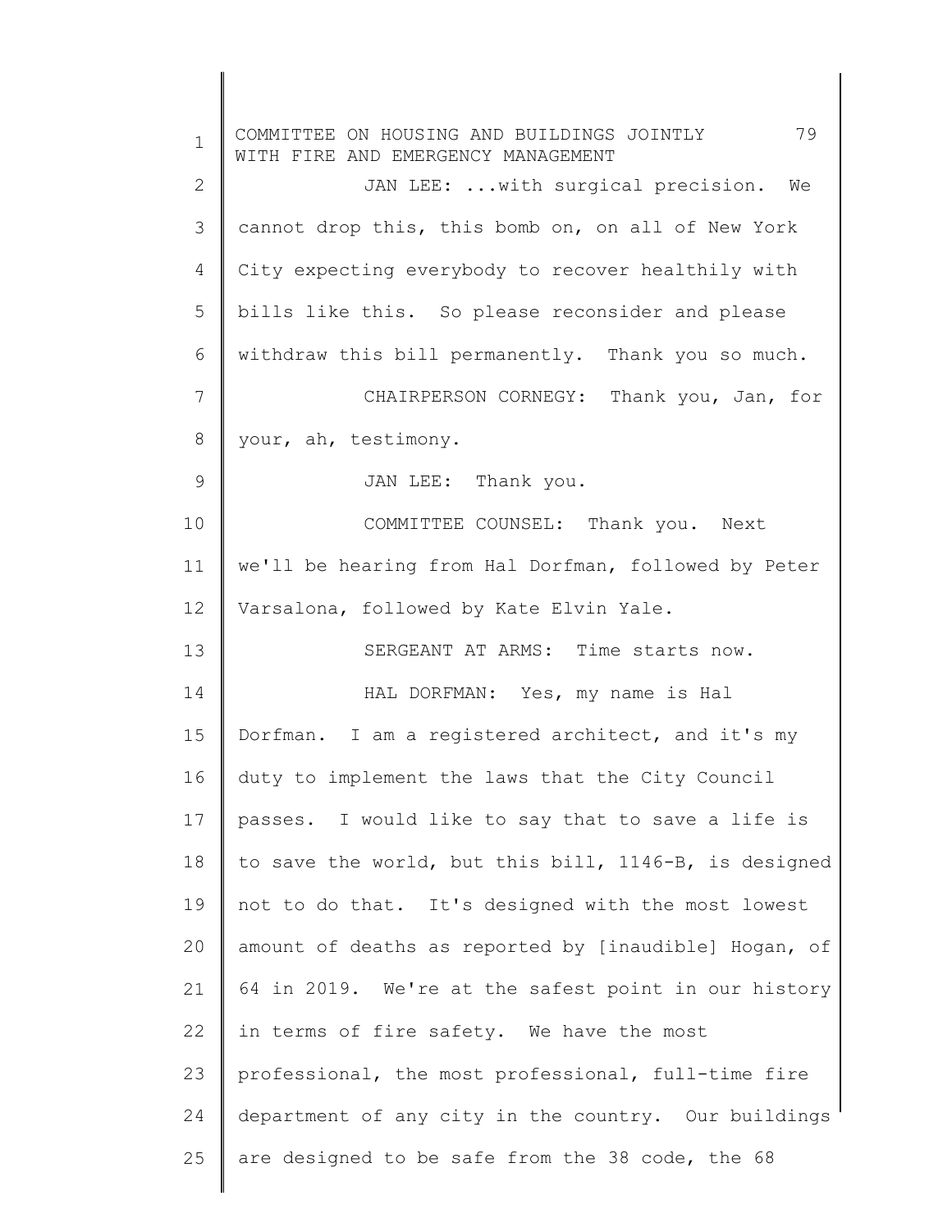JAN LEE: ...with surgical precision. We cannot drop this, this bomb on, on all of New York City expecting everybody to recover healthily with bills like this. So please reconsider and please withdraw this bill permanently. Thank you so much.

CHAIRPERSON CORNEGY: Thank you, Jan, for your, ah, testimony.

JAN LEE: Thank you.

COMMITTEE COUNSEL: Thank you. Next we'll be hearing from Hal Dorfman, followed by Peter Varsalona, followed by Kate Elvin Yale.

SERGEANT AT ARMS: Time starts now.

HAL DORFMAN: Yes, my name is Hal Dorfman. I am a registered architect, and it's my duty to implement the laws that the City Council passes. I would like to say that to save a life is to save the world, but this bill, 1146-B, is designed not to do that. It's designed with the most lowest amount of deaths as reported by [inaudible] Hogan, of 64 in 2019. We're at the safest point in our history in terms of fire safety. We have the most professional, the most professional, full-time fire department of any city in the country. Our buildings are designed to be safe from the 38 code, the 68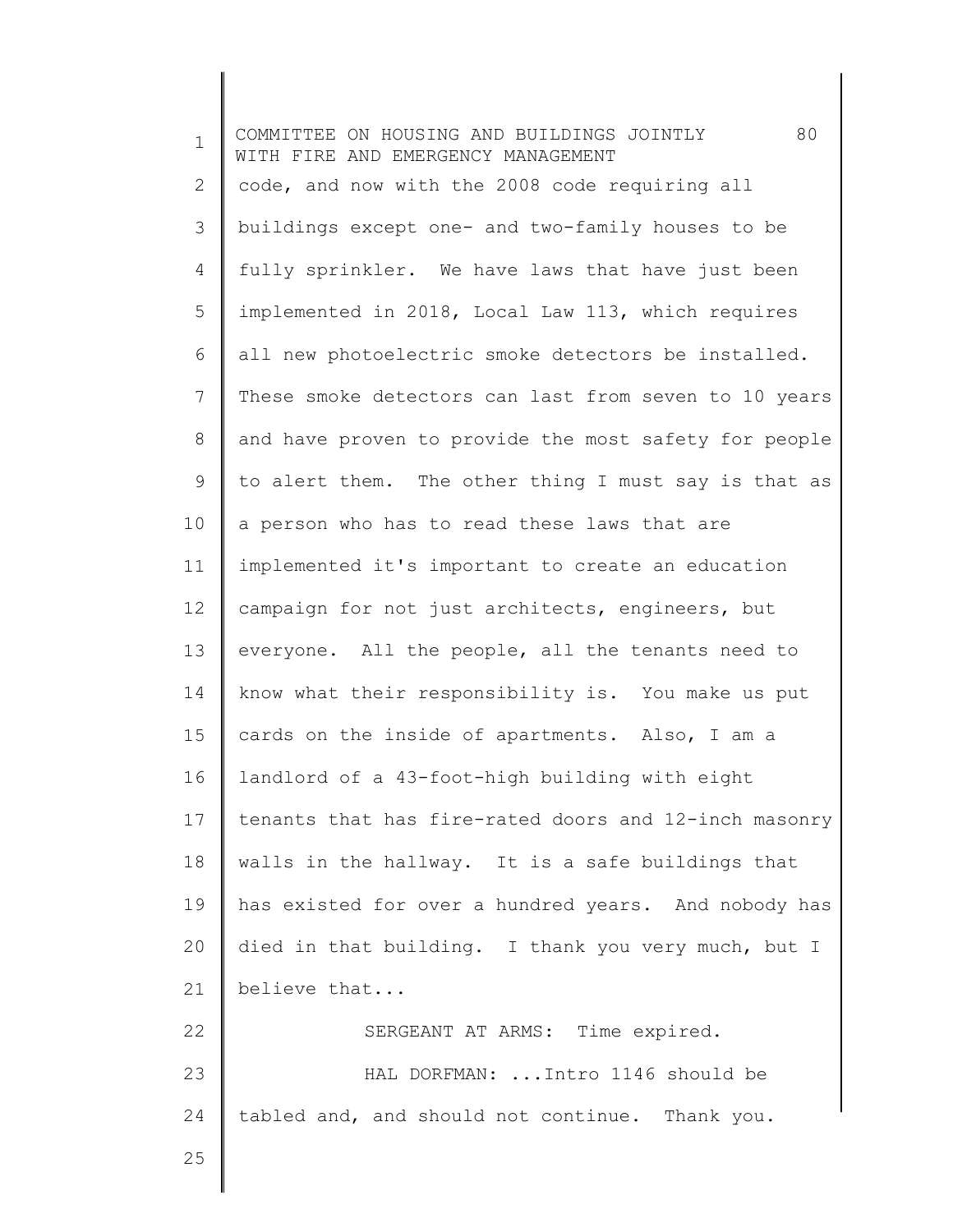code, and now with the 2008 code requiring all buildings except one- and two-family houses to be fully sprinkler. We have laws that have just been implemented in 2018, Local Law 113, which requires all new photoelectric smoke detectors be installed. These smoke detectors can last from seven to 10 years and have proven to provide the most safety for people to alert them. The other thing I must say is that as a person who has to read these laws that are implemented it's important to create an education campaign for not just architects, engineers, but everyone. All the people, all the tenants need to know what their responsibility is. You make us put cards on the inside of apartments. Also, I am a landlord of a 43-foot-high building with eight tenants that has fire-rated doors and 12-inch masonry walls in the hallway. It is a safe buildings that has existed for over a hundred years. And nobody has died in that building. I thank you very much, but I believe that...

SERGEANT AT ARMS: Time expired.

HAL DORFMAN: ...Intro 1146 should be tabled and, and should not continue. Thank you.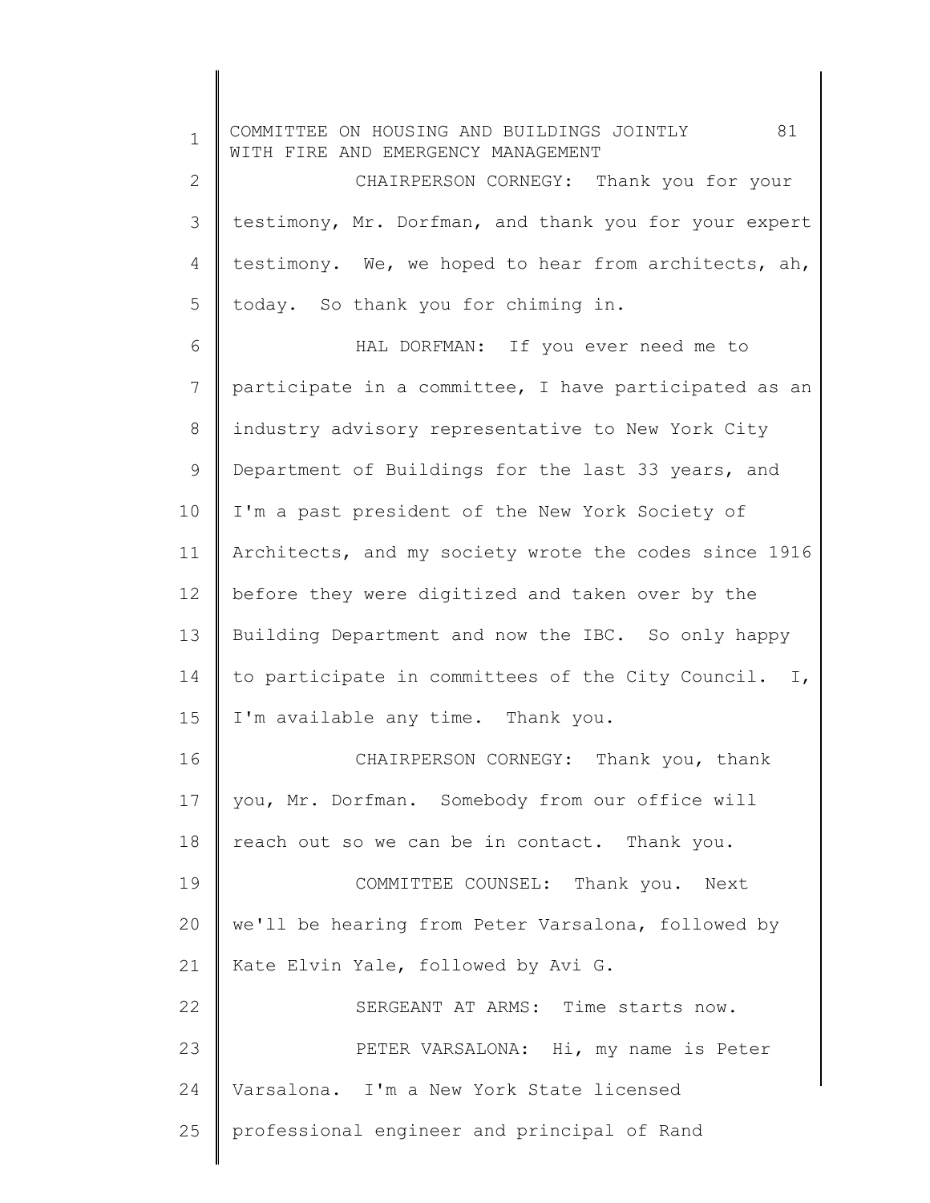CHAIRPERSON CORNEGY: Thank you for your testimony, Mr. Dorfman, and thank you for your expert testimony. We, we hoped to hear from architects, ah, today. So thank you for chiming in.

HAL DORFMAN: If you ever need me to participate in a committee, I have participated as an industry advisory representative to New York City Department of Buildings for the last 33 years, and I'm a past president of the New York Society of Architects, and my society wrote the codes since 1916 before they were digitized and taken over by the Building Department and now the IBC. So only happy to participate in committees of the City Council. I, I'm available any time. Thank you.

CHAIRPERSON CORNEGY: Thank you, thank you, Mr. Dorfman. Somebody from our office will reach out so we can be in contact. Thank you.

COMMITTEE COUNSEL: Thank you. Next we'll be hearing from Peter Varsalona, followed by Kate Elvin Yale, followed by Avi G.

SERGEANT AT ARMS: Time starts now.

PETER VARSALONA: Hi, my name is Peter Varsalona. I'm a New York State licensed professional engineer and principal of Rand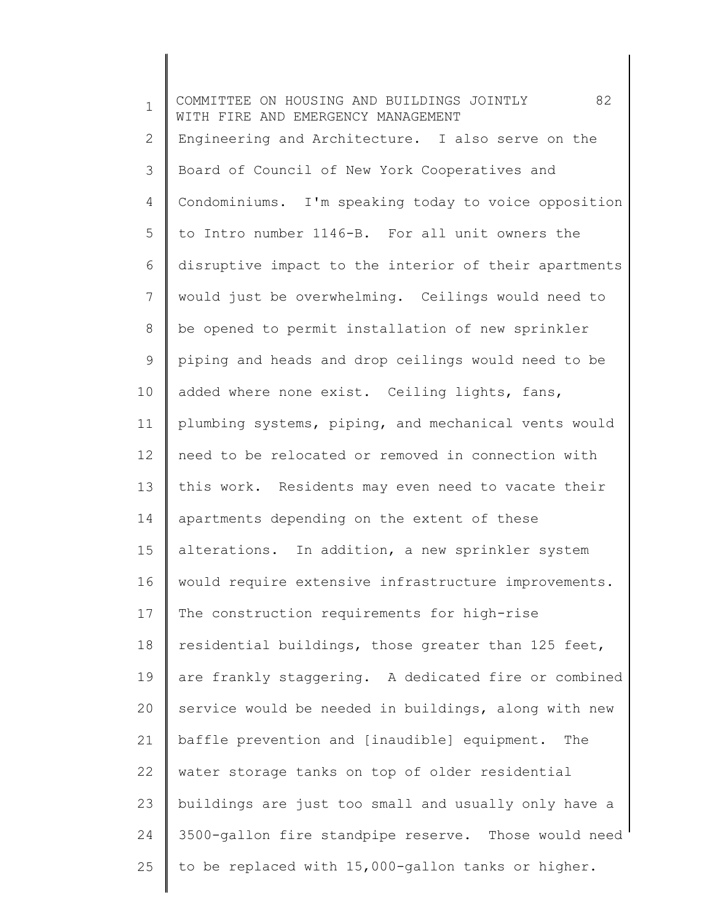Engineering and Architecture. I also serve on the Board of Council of New York Cooperatives and Condominiums. I'm speaking today to voice opposition to Intro number 1146-B. For all unit owners the disruptive impact to the interior of their apartments would just be overwhelming. Ceilings would need to be opened to permit installation of new sprinkler piping and heads and drop ceilings would need to be added where none exist. Ceiling lights, fans, plumbing systems, piping, and mechanical vents would need to be relocated or removed in connection with this work. Residents may even need to vacate their apartments depending on the extent of these alterations. In addition, a new sprinkler system would require extensive infrastructure improvements. The construction requirements for high-rise residential buildings, those greater than 125 feet, are frankly staggering. A dedicated fire or combined service would be needed in buildings, along with new baffle prevention and [inaudible] equipment. The water storage tanks on top of older residential buildings are just too small and usually only have a 3500-gallon fire standpipe reserve. Those would need to be replaced with 15,000-gallon tanks or higher.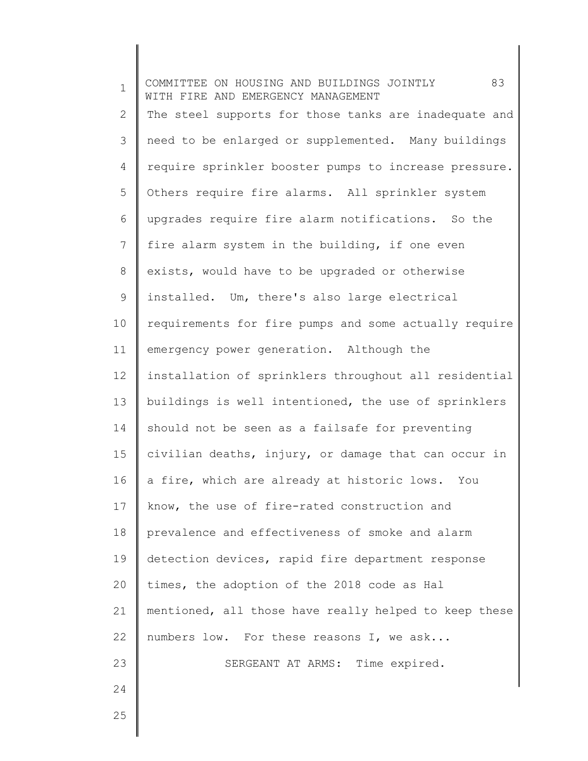The steel supports for those tanks are inadequate and need to be enlarged or supplemented. Many buildings require sprinkler booster pumps to increase pressure. Others require fire alarms. All sprinkler system upgrades require fire alarm notifications. So the fire alarm system in the building, if one even exists, would have to be upgraded or otherwise installed. Um, there's also large electrical requirements for fire pumps and some actually require emergency power generation. Although the installation of sprinklers throughout all residential buildings is well intentioned, the use of sprinklers should not be seen as a failsafe for preventing civilian deaths, injury, or damage that can occur in a fire, which are already at historic lows. You know, the use of fire-rated construction and prevalence and effectiveness of smoke and alarm detection devices, rapid fire department response times, the adoption of the 2018 code as Hal mentioned, all those have really helped to keep these numbers low. For these reasons I, we ask...

SERGEANT AT ARMS: Time expired.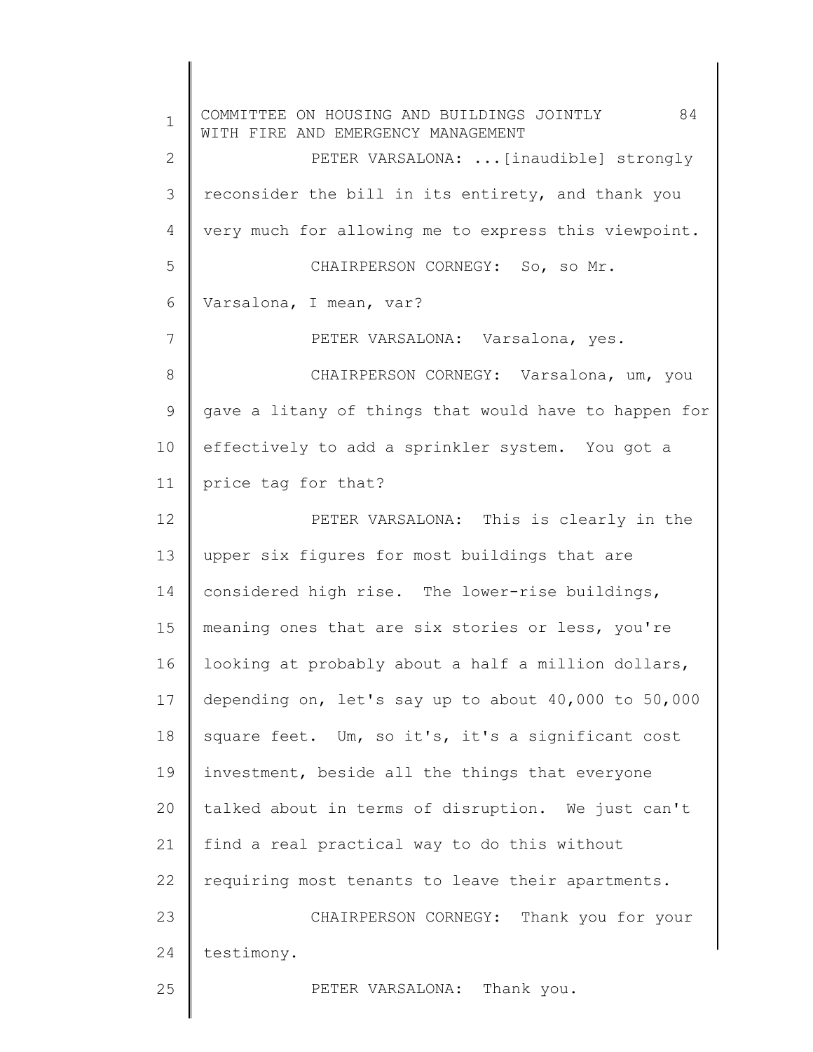PETER VARSALONA: ...[inaudible] strongly reconsider the bill in its entirety, and thank you very much for allowing me to express this viewpoint.

CHAIRPERSON CORNEGY: So, so Mr. Varsalona, I mean, var?

PETER VARSALONA: Varsalona, yes.

CHAIRPERSON CORNEGY: Varsalona, um, you gave a litany of things that would have to happen for effectively to add a sprinkler system. You got a price tag for that?

PETER VARSALONA: This is clearly in the upper six figures for most buildings that are considered high rise. The lower-rise buildings, meaning ones that are six stories or less, you're looking at probably about a half a million dollars, depending on, let's say up to about 40,000 to 50,000 square feet. Um, so it's, it's a significant cost investment, beside all the things that everyone talked about in terms of disruption. We just can't find a real practical way to do this without requiring most tenants to leave their apartments.

CHAIRPERSON CORNEGY: Thank you for your testimony.

PETER VARSALONA: Thank you.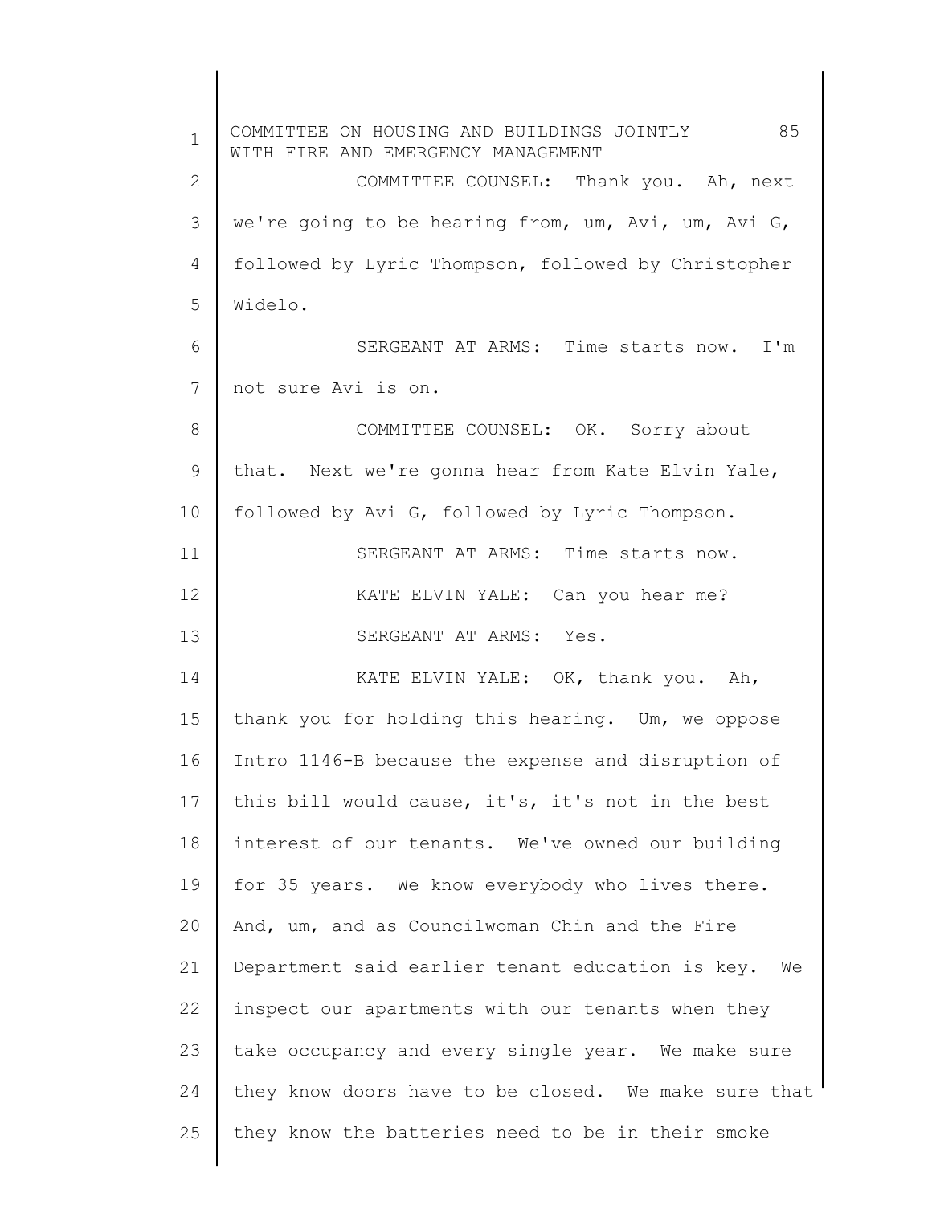COMMITTEE COUNSEL: Thank you. Ah, next we're going to be hearing from, um, Avi, um, Avi G, followed by Lyric Thompson, followed by Christopher Widelo.

SERGEANT AT ARMS: Time starts now. I'm not sure Avi is on.

COMMITTEE COUNSEL: OK. Sorry about that. Next we're gonna hear from Kate Elvin Yale, followed by Avi G, followed by Lyric Thompson.

SERGEANT AT ARMS: Time starts now.

KATE ELVIN YALE: Can you hear me?

SERGEANT AT ARMS: Yes.

KATE ELVIN YALE: OK, thank you. Ah, thank you for holding this hearing. Um, we oppose Intro 1146-B because the expense and disruption of this bill would cause, it's, it's not in the best interest of our tenants. We've owned our building for 35 years. We know everybody who lives there. And, um, and as Councilwoman Chin and the Fire Department said earlier tenant education is key. We inspect our apartments with our tenants when they take occupancy and every single year. We make sure they know doors have to be closed. We make sure that they know the batteries need to be in their smoke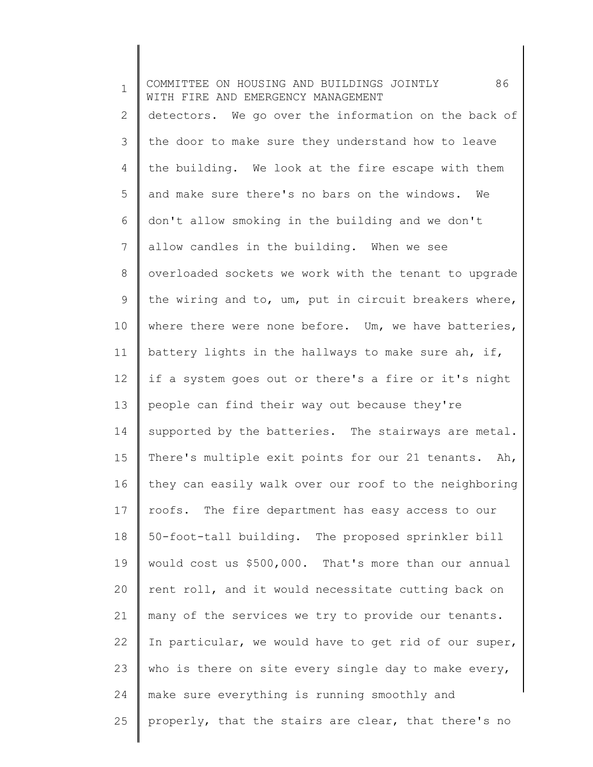detectors. We go over the information on the back of the door to make sure they understand how to leave the building. We look at the fire escape with them and make sure there's no bars on the windows. We don't allow smoking in the building and we don't allow candles in the building. When we see overloaded sockets we work with the tenant to upgrade the wiring and to, um, put in circuit breakers where, where there were none before. Um, we have batteries, battery lights in the hallways to make sure ah, if, if a system goes out or there's a fire or it's night people can find their way out because they're supported by the batteries. The stairways are metal. There's multiple exit points for our 21 tenants. Ah, they can easily walk over our roof to the neighboring roofs. The fire department has easy access to our 50-foot-tall building. The proposed sprinkler bill would cost us $500,000. That's more than our annual rent roll, and it would necessitate cutting back on many of the services we try to provide our tenants. In particular, we would have to get rid of our super, who is there on site every single day to make every, make sure everything is running smoothly and properly, that the stairs are clear, that there's no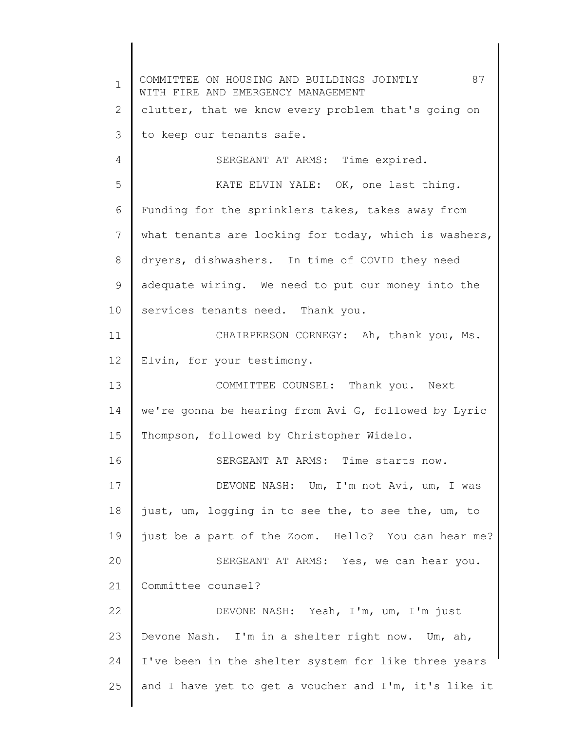clutter, that we know every problem that's going on to keep our tenants safe.

SERGEANT AT ARMS: Time expired.

KATE ELVIN YALE: OK, one last thing. Funding for the sprinklers takes, takes away from what tenants are looking for today, which is washers, dryers, dishwashers. In time of COVID they need adequate wiring. We need to put our money into the services tenants need. Thank you.

CHAIRPERSON CORNEGY: Ah, thank you, Ms. Elvin, for your testimony.

COMMITTEE COUNSEL: Thank you. Next we're gonna be hearing from Avi G, followed by Lyric Thompson, followed by Christopher Widelo.

SERGEANT AT ARMS: Time starts now.

DEVONE NASH: Um, I'm not Avi, um, I was just, um, logging in to see the, to see the, um, to just be a part of the Zoom. Hello? You can hear me?

SERGEANT AT ARMS: Yes, we can hear you. Committee counsel?

DEVONE NASH: Yeah, I'm, um, I'm just Devone Nash. I'm in a shelter right now. Um, ah, I've been in the shelter system for like three years and I have yet to get a voucher and I'm, it's like it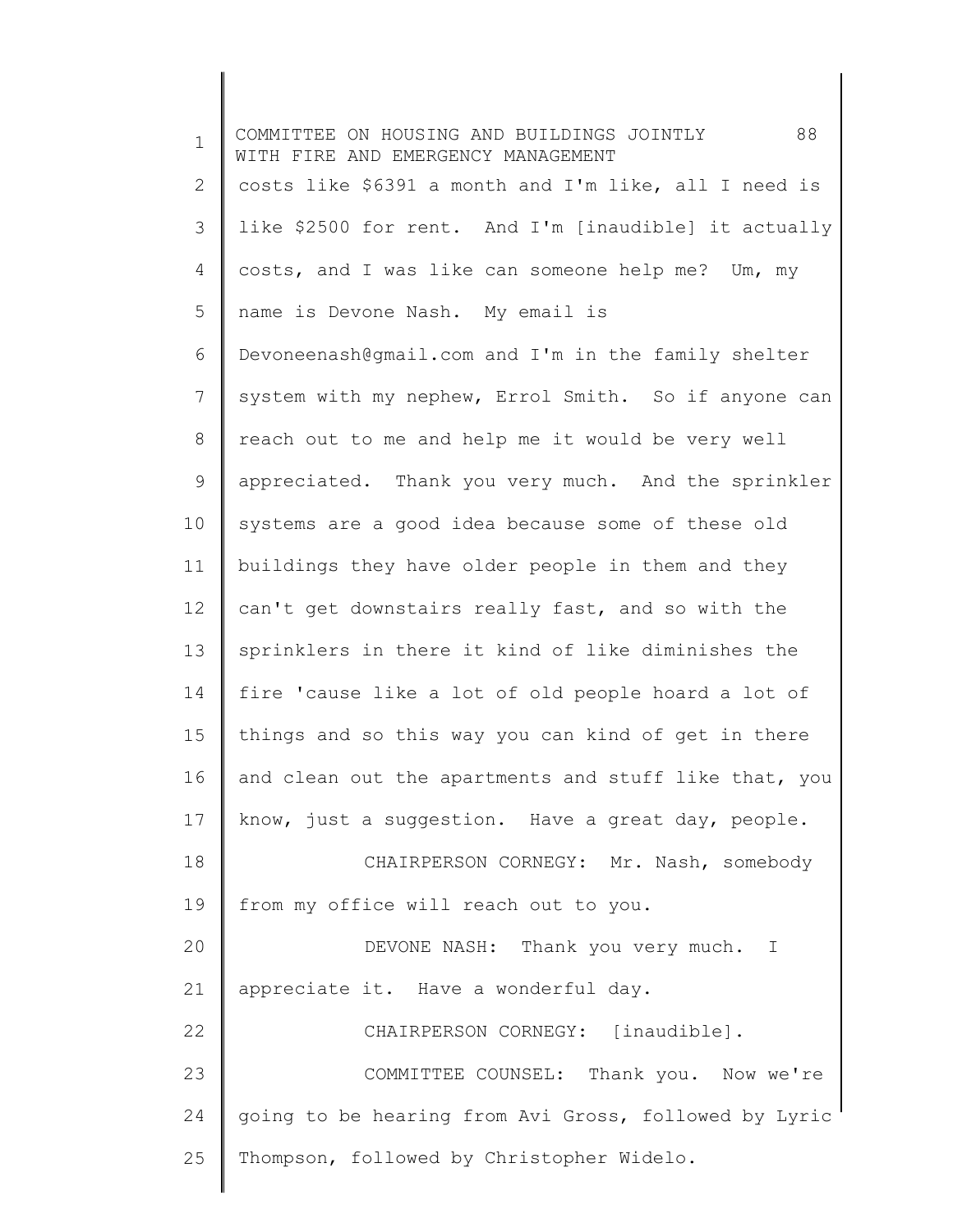costs like $6391 a month and I'm like, all I need is like $2500 for rent. And I'm [inaudible] it actually costs, and I was like can someone help me? Um, my name is Devone Nash. My email is Devoneenash@gmail.com and I'm in the family shelter system with my nephew, Errol Smith. So if anyone can reach out to me and help me it would be very well appreciated. Thank you very much. And the sprinkler systems are a good idea because some of these old buildings they have older people in them and they can't get downstairs really fast, and so with the sprinklers in there it kind of like diminishes the fire 'cause like a lot of old people hoard a lot of things and so this way you can kind of get in there and clean out the apartments and stuff like that, you know, just a suggestion. Have a great day, people.

CHAIRPERSON CORNEGY: Mr. Nash, somebody from my office will reach out to you.

DEVONE NASH: Thank you very much. I appreciate it. Have a wonderful day.

CHAIRPERSON CORNEGY: [inaudible].

COMMITTEE COUNSEL: Thank you. Now we're going to be hearing from Avi Gross, followed by Lyric Thompson, followed by Christopher Widelo.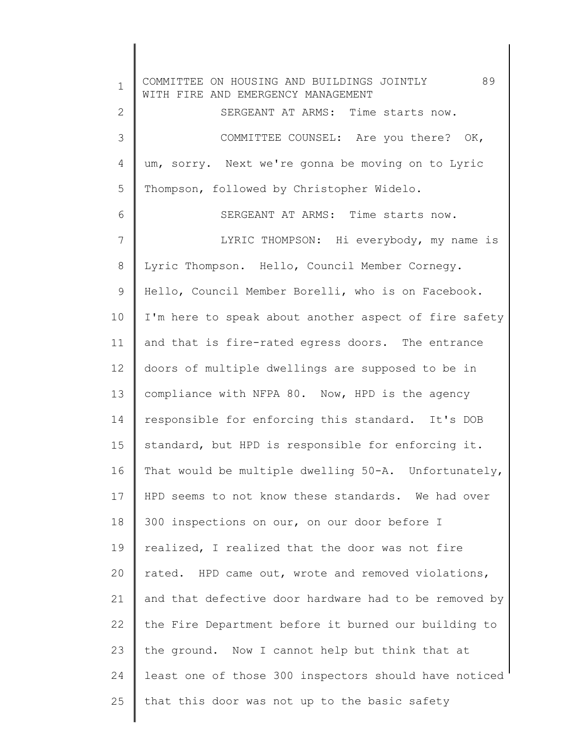SERGEANT AT ARMS: Time starts now.

COMMITTEE COUNSEL: Are you there? OK, um, sorry. Next we're gonna be moving on to Lyric Thompson, followed by Christopher Widelo.

SERGEANT AT ARMS: Time starts now.

LYRIC THOMPSON: Hi everybody, my name is Lyric Thompson. Hello, Council Member Cornegy. Hello, Council Member Borelli, who is on Facebook. I'm here to speak about another aspect of fire safety and that is fire-rated egress doors. The entrance doors of multiple dwellings are supposed to be in compliance with NFPA 80. Now, HPD is the agency responsible for enforcing this standard. It's DOB standard, but HPD is responsible for enforcing it. That would be multiple dwelling 50-A. Unfortunately, HPD seems to not know these standards. We had over 300 inspections on our, on our door before I realized, I realized that the door was not fire rated. HPD came out, wrote and removed violations, and that defective door hardware had to be removed by the Fire Department before it burned our building to the ground. Now I cannot help but think that at least one of those 300 inspectors should have noticed that this door was not up to the basic safety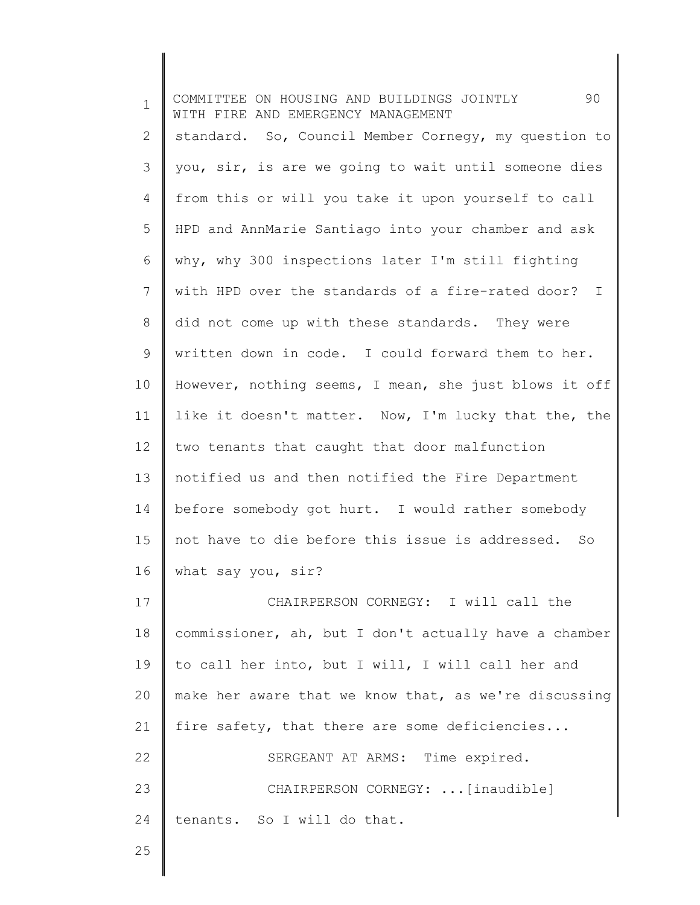standard. So, Council Member Cornegy, my question to you, sir, is are we going to wait until someone dies from this or will you take it upon yourself to call HPD and AnnMarie Santiago into your chamber and ask why, why 300 inspections later I'm still fighting with HPD over the standards of a fire-rated door? I did not come up with these standards. They were written down in code. I could forward them to her. However, nothing seems, I mean, she just blows it off like it doesn't matter. Now, I'm lucky that the, the two tenants that caught that door malfunction notified us and then notified the Fire Department before somebody got hurt. I would rather somebody not have to die before this issue is addressed. So what say you, sir?

CHAIRPERSON CORNEGY: I will call the commissioner, ah, but I don't actually have a chamber to call her into, but I will, I will call her and make her aware that we know that, as we're discussing fire safety, that there are some deficiencies...

SERGEANT AT ARMS: Time expired.

CHAIRPERSON CORNEGY: ...[inaudible] tenants. So I will do that.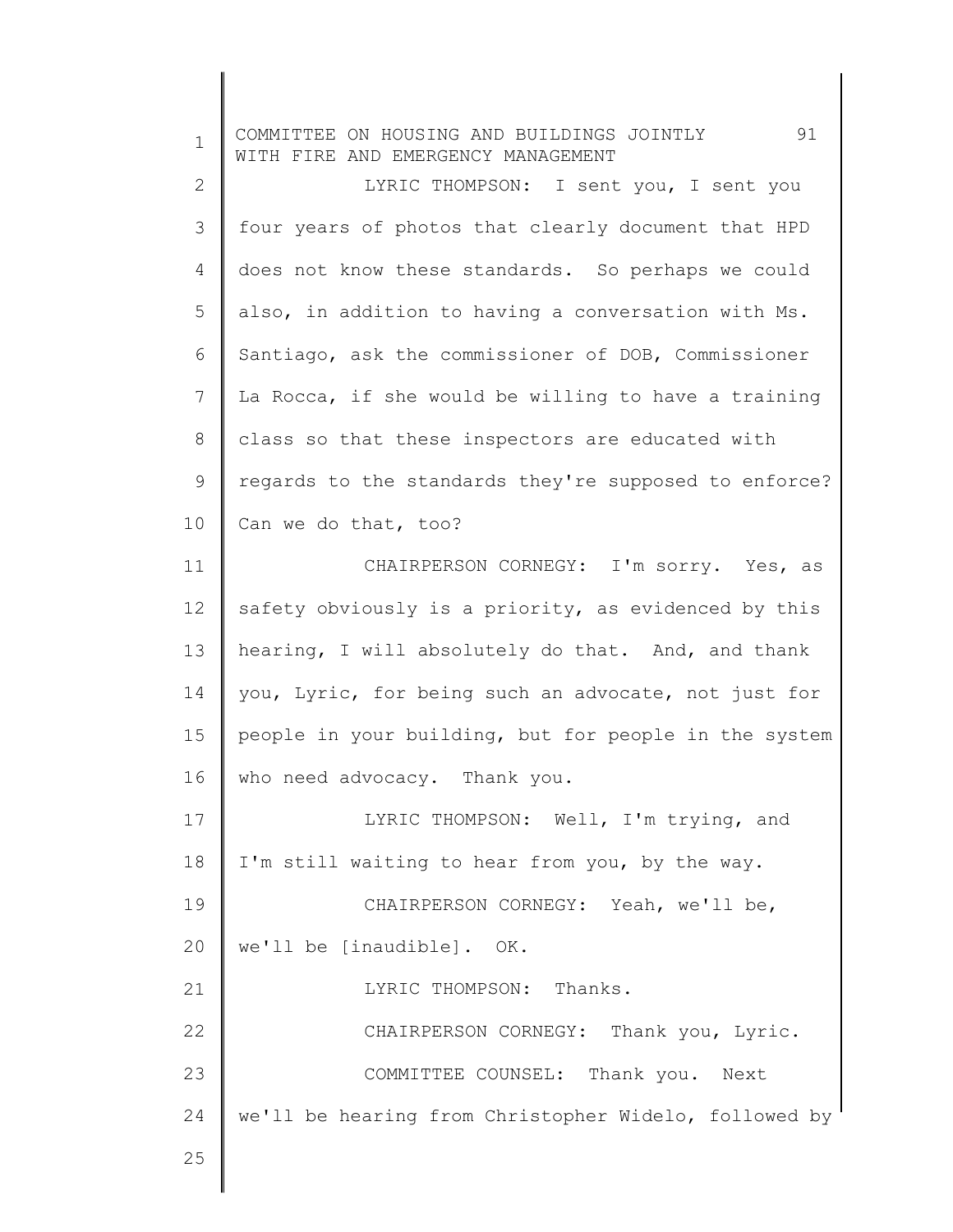LYRIC THOMPSON: I sent you, I sent you four years of photos that clearly document that HPD does not know these standards. So perhaps we could also, in addition to having a conversation with Ms. Santiago, ask the commissioner of DOB, Commissioner La Rocca, if she would be willing to have a training class so that these inspectors are educated with regards to the standards they're supposed to enforce? Can we do that, too?

CHAIRPERSON CORNEGY: I'm sorry. Yes, as safety obviously is a priority, as evidenced by this hearing, I will absolutely do that. And, and thank you, Lyric, for being such an advocate, not just for people in your building, but for people in the system who need advocacy. Thank you.

LYRIC THOMPSON: Well, I'm trying, and I'm still waiting to hear from you, by the way.

CHAIRPERSON CORNEGY: Yeah, we'll be, we'll be [inaudible]. OK.

LYRIC THOMPSON: Thanks.

CHAIRPERSON CORNEGY: Thank you, Lyric.

COMMITTEE COUNSEL: Thank you. Next we'll be hearing from Christopher Widelo, followed by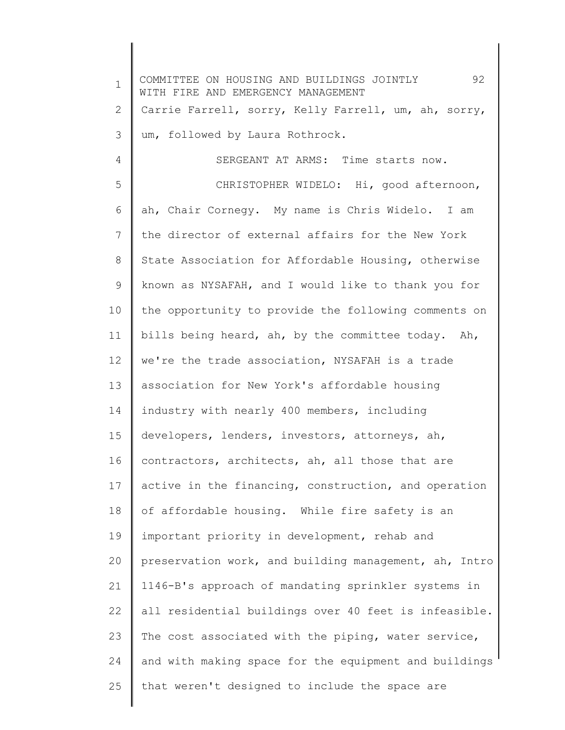Carrie Farrell, sorry, Kelly Farrell, um, ah, sorry, um, followed by Laura Rothrock.

SERGEANT AT ARMS: Time starts now.

CHRISTOPHER WIDELO: Hi, good afternoon, ah, Chair Cornegy. My name is Chris Widelo. I am the director of external affairs for the New York State Association for Affordable Housing, otherwise known as NYSAFAH, and I would like to thank you for the opportunity to provide the following comments on bills being heard, ah, by the committee today. Ah, we're the trade association, NYSAFAH is a trade association for New York's affordable housing industry with nearly 400 members, including developers, lenders, investors, attorneys, ah, contractors, architects, ah, all those that are active in the financing, construction, and operation of affordable housing. While fire safety is an important priority in development, rehab and preservation work, and building management, ah, Intro 1146-B's approach of mandating sprinkler systems in all residential buildings over 40 feet is infeasible. The cost associated with the piping, water service, and with making space for the equipment and buildings that weren't designed to include the space are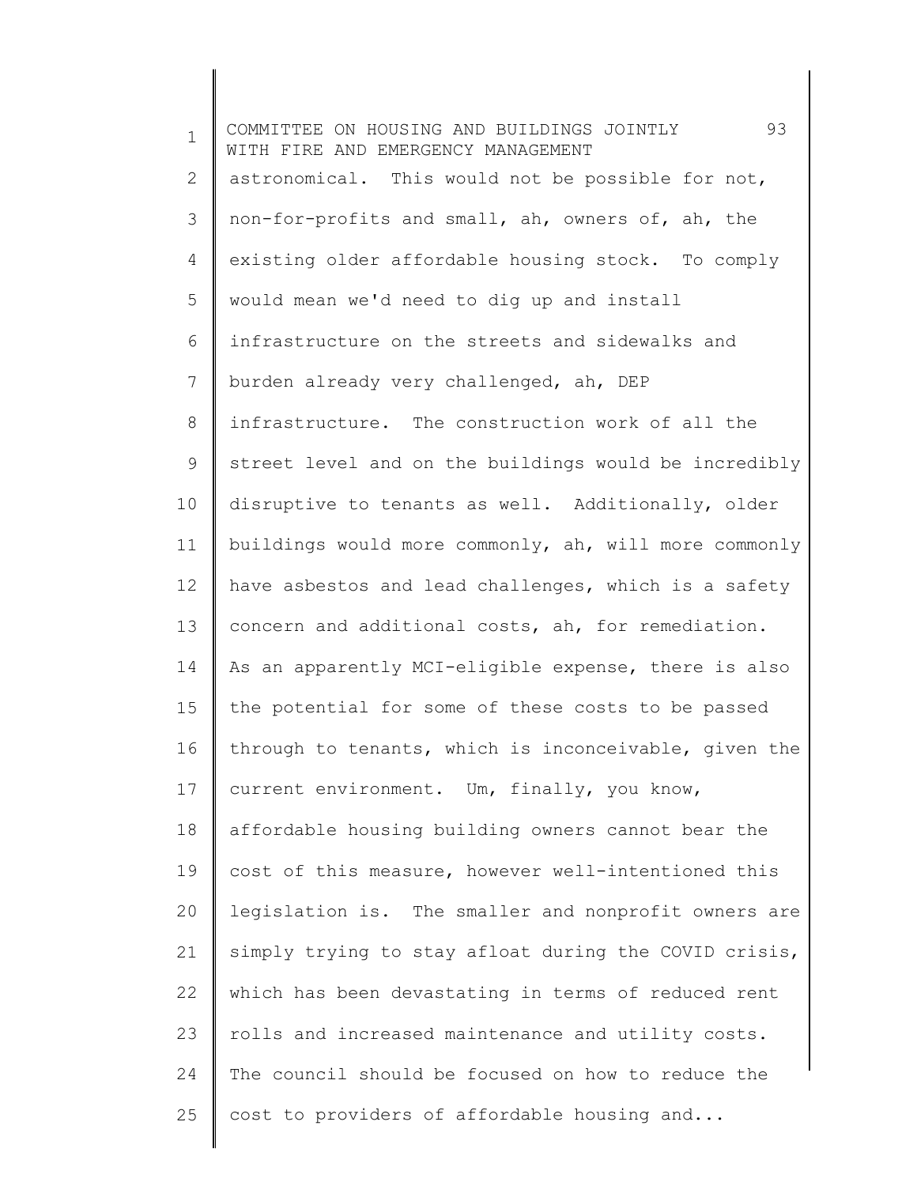astronomical. This would not be possible for not, non-for-profits and small, ah, owners of, ah, the existing older affordable housing stock. To comply would mean we'd need to dig up and install infrastructure on the streets and sidewalks and burden already very challenged, ah, DEP infrastructure. The construction work of all the street level and on the buildings would be incredibly disruptive to tenants as well. Additionally, older buildings would more commonly, ah, will more commonly have asbestos and lead challenges, which is a safety concern and additional costs, ah, for remediation. As an apparently MCI-eligible expense, there is also the potential for some of these costs to be passed through to tenants, which is inconceivable, given the current environment. Um, finally, you know, affordable housing building owners cannot bear the cost of this measure, however well-intentioned this legislation is. The smaller and nonprofit owners are simply trying to stay afloat during the COVID crisis, which has been devastating in terms of reduced rent rolls and increased maintenance and utility costs. The council should be focused on how to reduce the cost to providers of affordable housing and...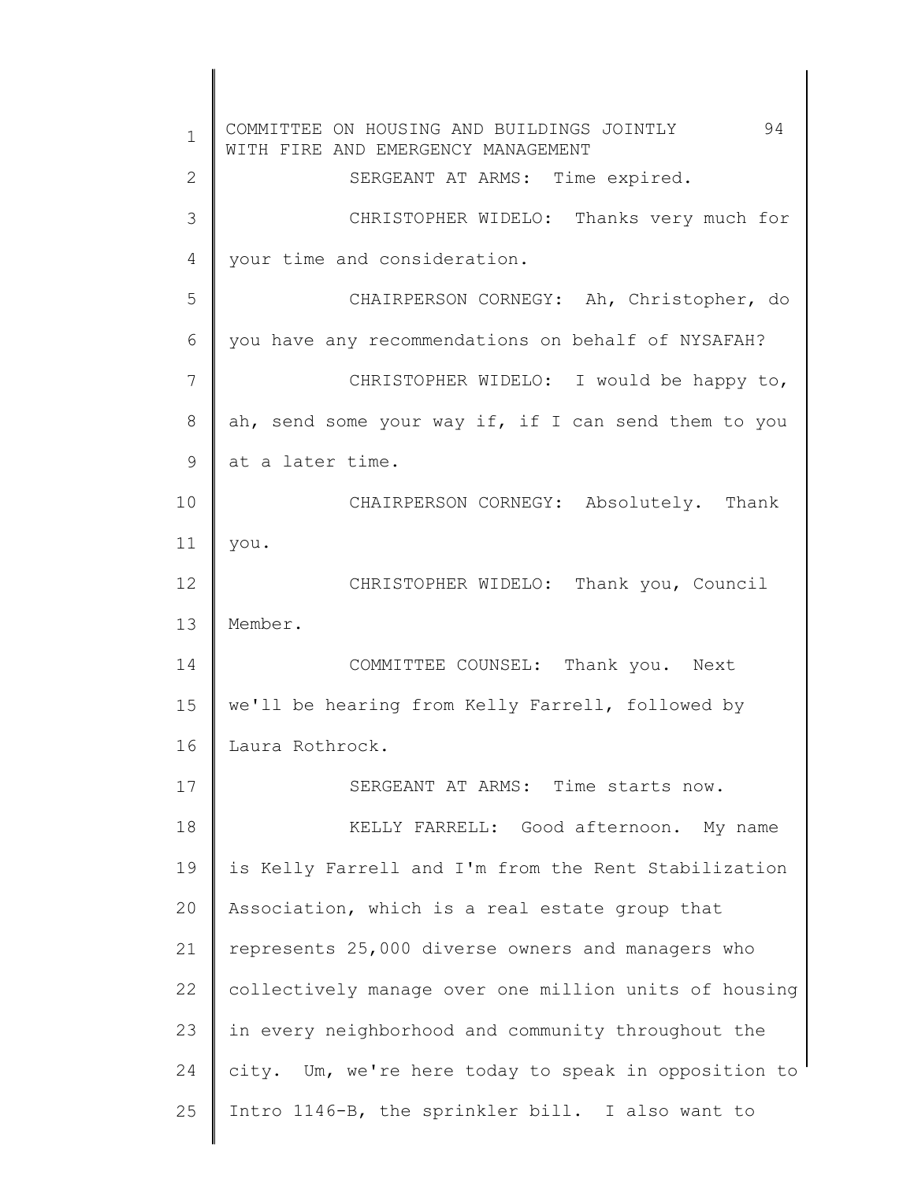SERGEANT AT ARMS: Time expired.

CHRISTOPHER WIDELO: Thanks very much for your time and consideration.

CHAIRPERSON CORNEGY: Ah, Christopher, do you have any recommendations on behalf of NYSAFAH?

CHRISTOPHER WIDELO: I would be happy to, ah, send some your way if, if I can send them to you at a later time.

CHAIRPERSON CORNEGY: Absolutely. Thank you.

CHRISTOPHER WIDELO: Thank you, Council Member.

COMMITTEE COUNSEL: Thank you. Next we'll be hearing from Kelly Farrell, followed by Laura Rothrock.

SERGEANT AT ARMS: Time starts now.

KELLY FARRELL: Good afternoon. My name is Kelly Farrell and I'm from the Rent Stabilization Association, which is a real estate group that represents 25,000 diverse owners and managers who collectively manage over one million units of housing in every neighborhood and community throughout the city. Um, we're here today to speak in opposition to Intro 1146-B, the sprinkler bill. I also want to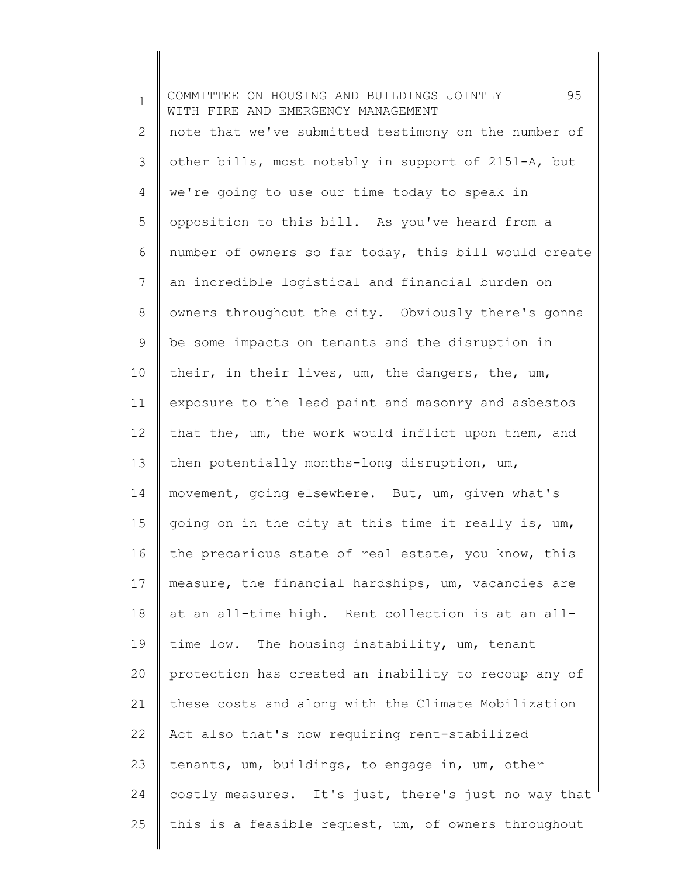note that we've submitted testimony on the number of other bills, most notably in support of 2151-A, but we're going to use our time today to speak in opposition to this bill. As you've heard from a number of owners so far today, this bill would create an incredible logistical and financial burden on owners throughout the city. Obviously there's gonna be some impacts on tenants and the disruption in their, in their lives, um, the dangers, the, um, exposure to the lead paint and masonry and asbestos that the, um, the work would inflict upon them, and then potentially months-long disruption, um, movement, going elsewhere. But, um, given what's going on in the city at this time it really is, um, the precarious state of real estate, you know, this measure, the financial hardships, um, vacancies are at an all-time high. Rent collection is at an all-time low. The housing instability, um, tenant protection has created an inability to recoup any of these costs and along with the Climate Mobilization Act also that's now requiring rent-stabilized tenants, um, buildings, to engage in, um, other costly measures. It's just, there's just no way that this is a feasible request, um, of owners throughout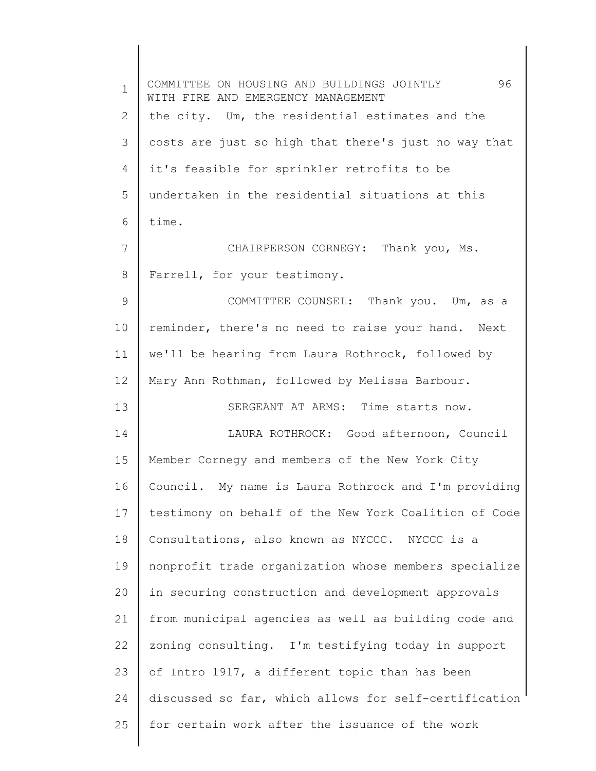the city. Um, the residential estimates and the costs are just so high that there's just no way that it's feasible for sprinkler retrofits to be undertaken in the residential situations at this time.

CHAIRPERSON CORNEGY: Thank you, Ms. Farrell, for your testimony.

COMMITTEE COUNSEL: Thank you. Um, as a reminder, there's no need to raise your hand. Next we'll be hearing from Laura Rothrock, followed by Mary Ann Rothman, followed by Melissa Barbour.

SERGEANT AT ARMS: Time starts now.

LAURA ROTHROCK: Good afternoon, Council Member Cornegy and members of the New York City Council. My name is Laura Rothrock and I'm providing testimony on behalf of the New York Coalition of Code Consultations, also known as NYCCC. NYCCC is a nonprofit trade organization whose members specialize in securing construction and development approvals from municipal agencies as well as building code and zoning consulting. I'm testifying today in support of Intro 1917, a different topic than has been discussed so far, which allows for self-certification for certain work after the issuance of the work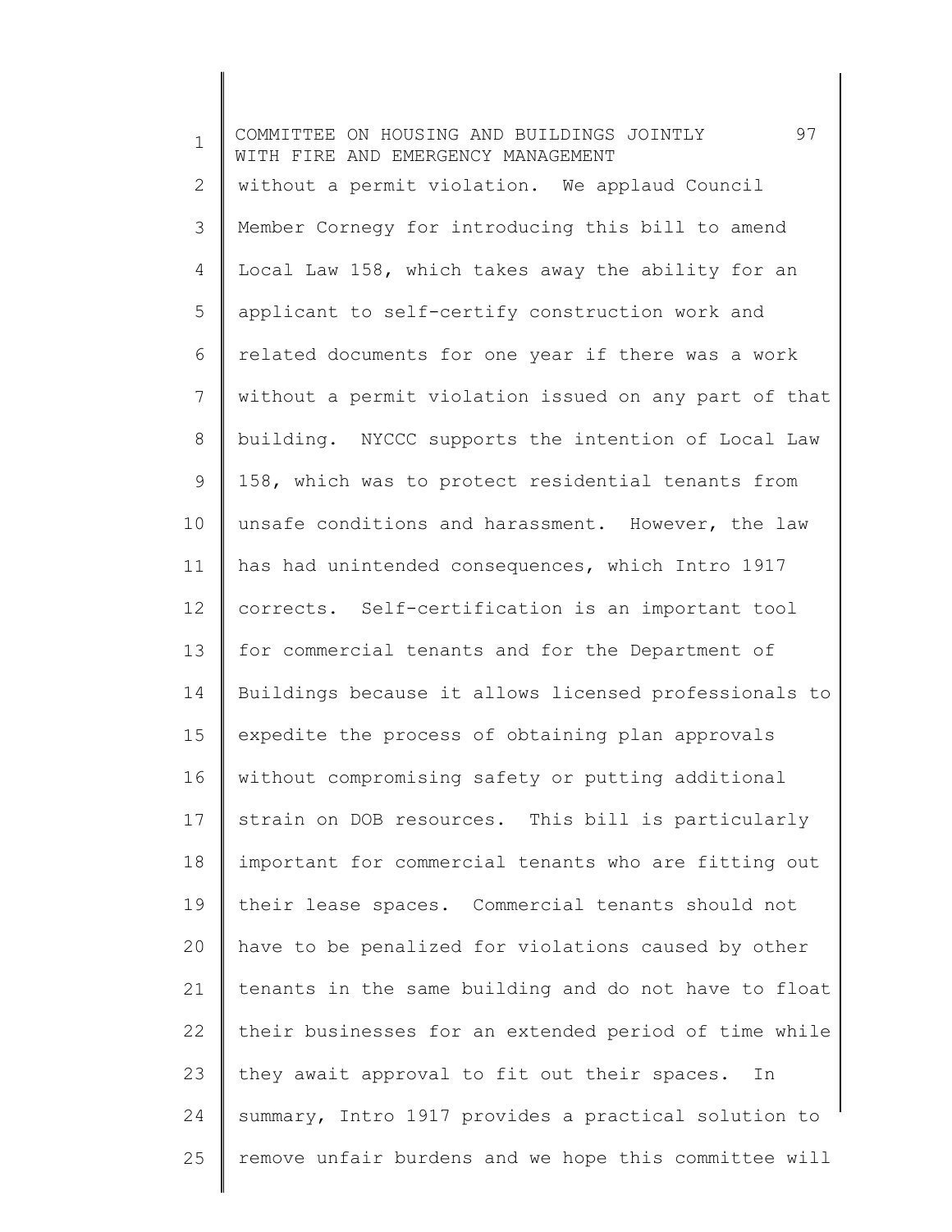without a permit violation. We applaud Council Member Cornegy for introducing this bill to amend Local Law 158, which takes away the ability for an applicant to self-certify construction work and related documents for one year if there was a work without a permit violation issued on any part of that building. NYCCC supports the intention of Local Law 158, which was to protect residential tenants from unsafe conditions and harassment. However, the law has had unintended consequences, which Intro 1917 corrects. Self-certification is an important tool for commercial tenants and for the Department of Buildings because it allows licensed professionals to expedite the process of obtaining plan approvals without compromising safety or putting additional strain on DOB resources. This bill is particularly important for commercial tenants who are fitting out their lease spaces. Commercial tenants should not have to be penalized for violations caused by other tenants in the same building and do not have to float their businesses for an extended period of time while they await approval to fit out their spaces. In summary, Intro 1917 provides a practical solution to remove unfair burdens and we hope this committee will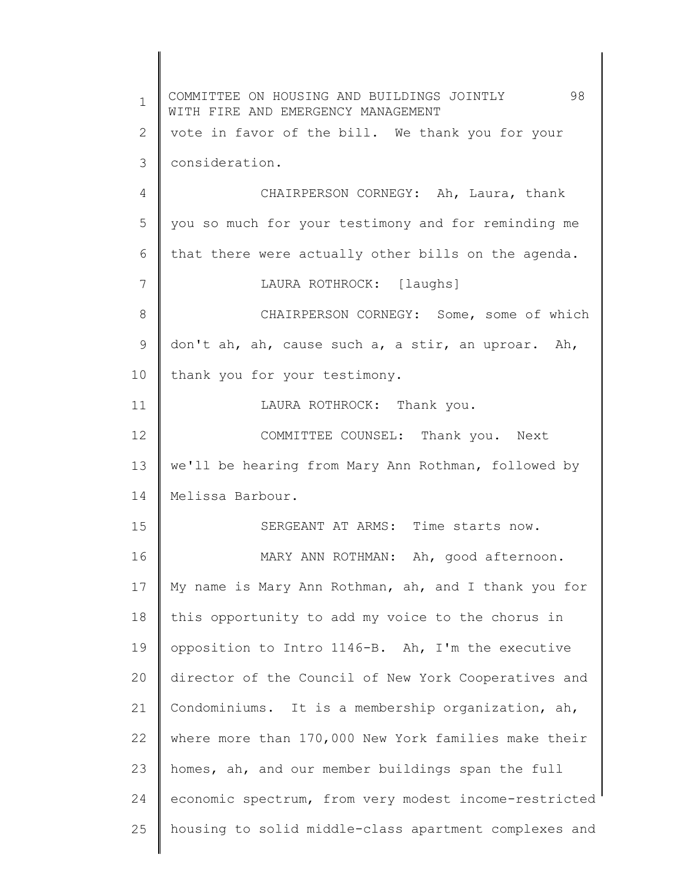vote in favor of the bill. We thank you for your consideration.

CHAIRPERSON CORNEGY: Ah, Laura, thank you so much for your testimony and for reminding me that there were actually other bills on the agenda.

LAURA ROTHROCK: [laughs]

CHAIRPERSON CORNEGY: Some, some of which don't ah, ah, cause such a, a stir, an uproar. Ah, thank you for your testimony.

LAURA ROTHROCK: Thank you.

COMMITTEE COUNSEL: Thank you. Next we'll be hearing from Mary Ann Rothman, followed by Melissa Barbour.

SERGEANT AT ARMS: Time starts now.

MARY ANN ROTHMAN: Ah, good afternoon. My name is Mary Ann Rothman, ah, and I thank you for this opportunity to add my voice to the chorus in opposition to Intro 1146-B. Ah, I'm the executive director of the Council of New York Cooperatives and Condominiums. It is a membership organization, ah, where more than 170,000 New York families make their homes, ah, and our member buildings span the full economic spectrum, from very modest income-restricted housing to solid middle-class apartment complexes and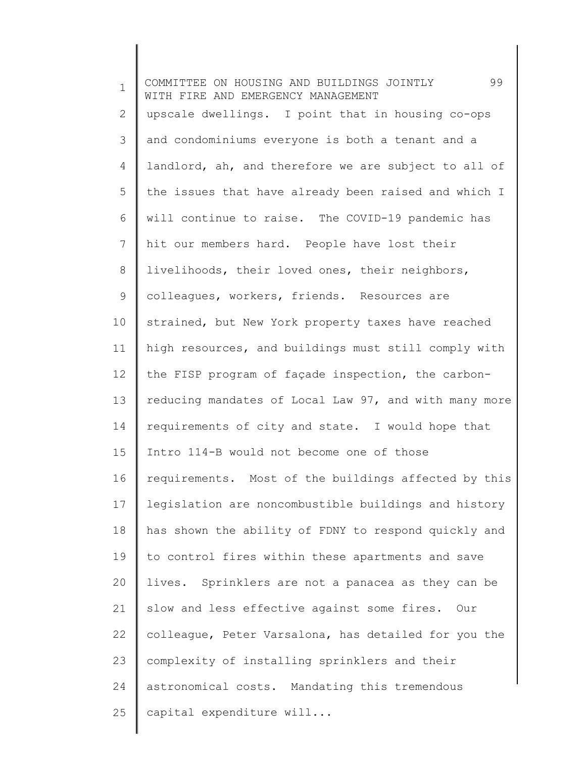upscale dwellings. I point that in housing co-ops and condominiums everyone is both a tenant and a landlord, ah, and therefore we are subject to all of the issues that have already been raised and which I will continue to raise. The COVID-19 pandemic has hit our members hard. People have lost their livelihoods, their loved ones, their neighbors, colleagues, workers, friends. Resources are strained, but New York property taxes have reached high resources, and buildings must still comply with the FISP program of façade inspection, the carbon-reducing mandates of Local Law 97, and with many more requirements of city and state. I would hope that Intro 114-B would not become one of those requirements. Most of the buildings affected by this legislation are noncombustible buildings and history has shown the ability of FDNY to respond quickly and to control fires within these apartments and save lives. Sprinklers are not a panacea as they can be slow and less effective against some fires. Our colleague, Peter Varsalona, has detailed for you the complexity of installing sprinklers and their astronomical costs. Mandating this tremendous capital expenditure will...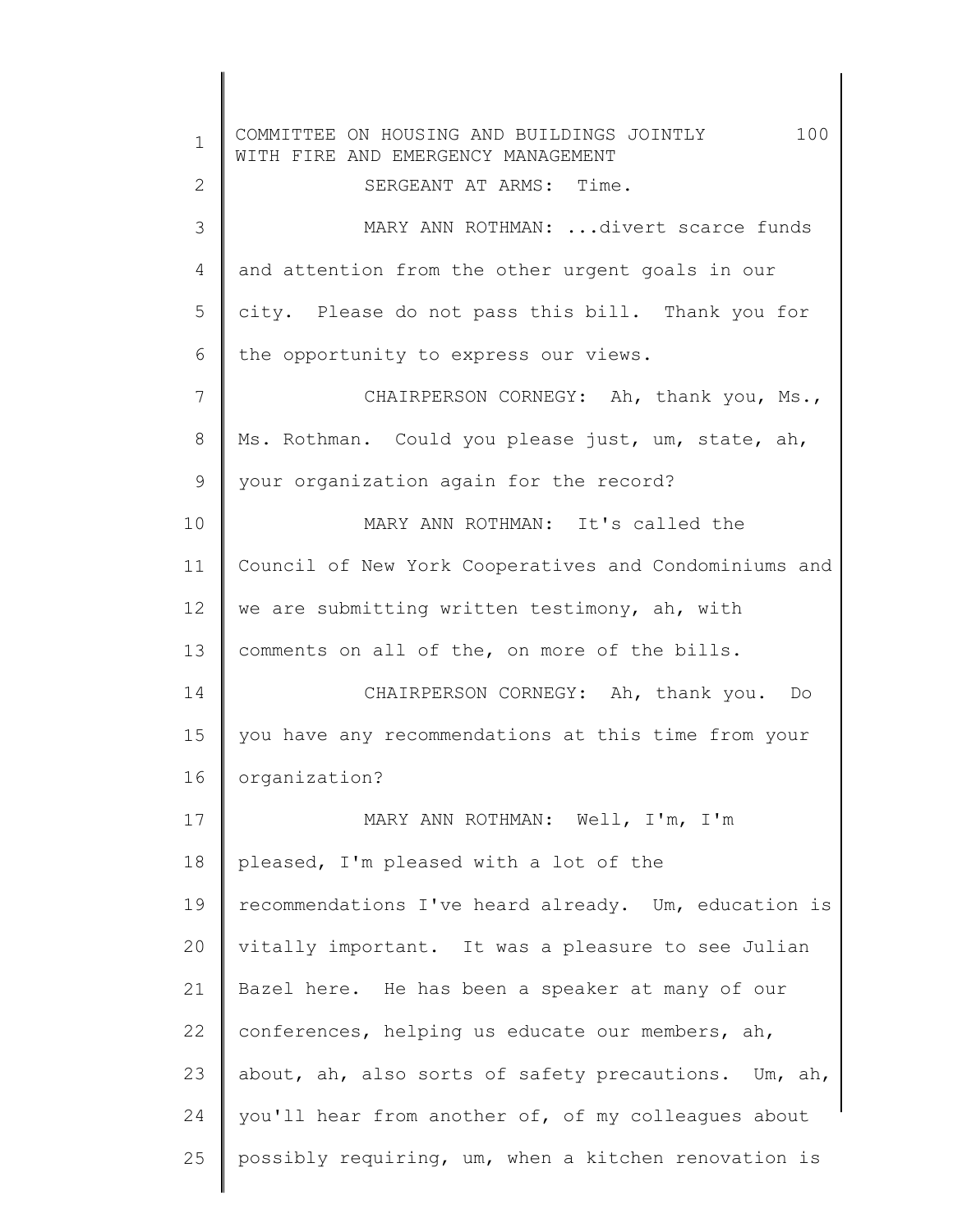SERGEANT AT ARMS: Time.

MARY ANN ROTHMAN: ...divert scarce funds and attention from the other urgent goals in our city. Please do not pass this bill. Thank you for the opportunity to express our views.

CHAIRPERSON CORNEGY: Ah, thank you, Ms., Ms. Rothman. Could you please just, um, state, ah, your organization again for the record?

MARY ANN ROTHMAN: It's called the Council of New York Cooperatives and Condominiums and we are submitting written testimony, ah, with comments on all of the, on more of the bills.

CHAIRPERSON CORNEGY: Ah, thank you. Do you have any recommendations at this time from your organization?

MARY ANN ROTHMAN: Well, I'm, I'm pleased, I'm pleased with a lot of the recommendations I've heard already. Um, education is vitally important. It was a pleasure to see Julian Bazel here. He has been a speaker at many of our conferences, helping us educate our members, ah, about, ah, also sorts of safety precautions. Um, ah, you'll hear from another of, of my colleagues about possibly requiring, um, when a kitchen renovation is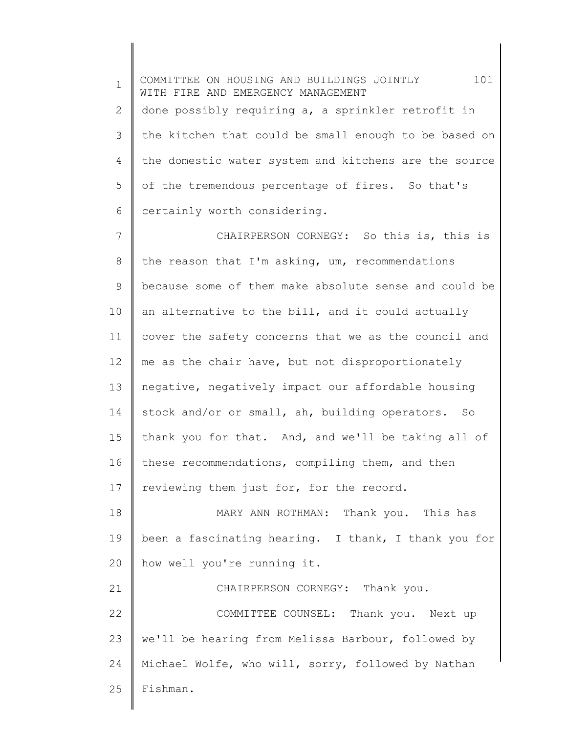done possibly requiring a, a sprinkler retrofit in the kitchen that could be small enough to be based on the domestic water system and kitchens are the source of the tremendous percentage of fires. So that's certainly worth considering.

CHAIRPERSON CORNEGY: So this is, this is the reason that I'm asking, um, recommendations because some of them make absolute sense and could be an alternative to the bill, and it could actually cover the safety concerns that we as the council and me as the chair have, but not disproportionately negative, negatively impact our affordable housing stock and/or or small, ah, building operators. So thank you for that. And, and we'll be taking all of these recommendations, compiling them, and then reviewing them just for, for the record.

MARY ANN ROTHMAN: Thank you. This has been a fascinating hearing. I thank, I thank you for how well you're running it.

CHAIRPERSON CORNEGY: Thank you.

COMMITTEE COUNSEL: Thank you. Next up we'll be hearing from Melissa Barbour, followed by Michael Wolfe, who will, sorry, followed by Nathan Fishman.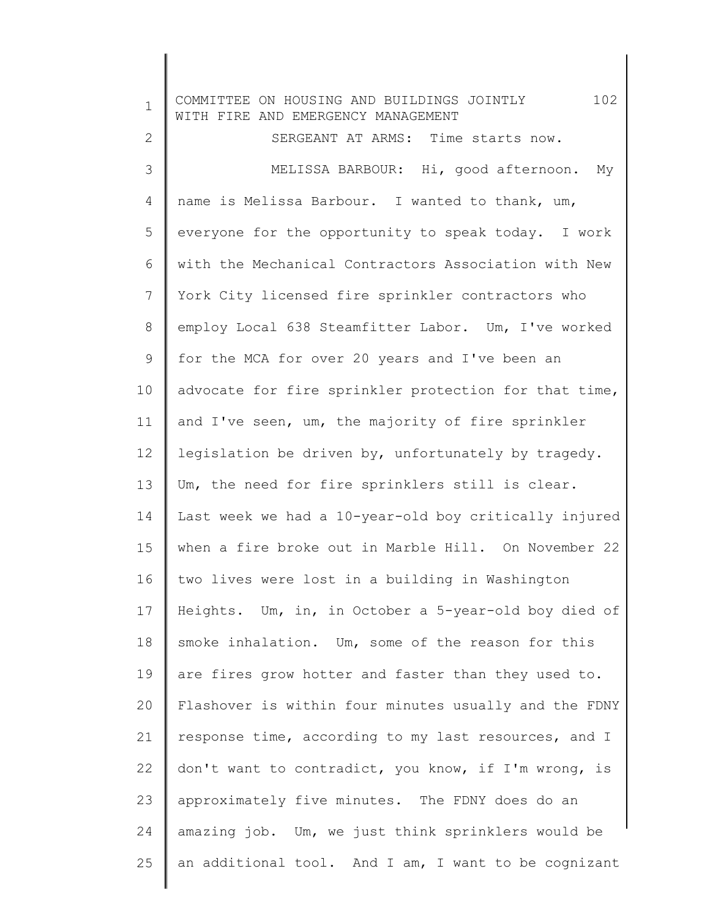SERGEANT AT ARMS: Time starts now.

MELISSA BARBOUR: Hi, good afternoon. My name is Melissa Barbour. I wanted to thank, um, everyone for the opportunity to speak today. I work with the Mechanical Contractors Association with New York City licensed fire sprinkler contractors who employ Local 638 Steamfitter Labor. Um, I've worked for the MCA for over 20 years and I've been an advocate for fire sprinkler protection for that time, and I've seen, um, the majority of fire sprinkler legislation be driven by, unfortunately by tragedy. Um, the need for fire sprinklers still is clear. Last week we had a 10-year-old boy critically injured when a fire broke out in Marble Hill. On November 22 two lives were lost in a building in Washington Heights. Um, in, in October a 5-year-old boy died of smoke inhalation. Um, some of the reason for this are fires grow hotter and faster than they used to. Flashover is within four minutes usually and the FDNY response time, according to my last resources, and I don't want to contradict, you know, if I'm wrong, is approximately five minutes. The FDNY does do an amazing job. Um, we just think sprinklers would be an additional tool. And I am, I want to be cognizant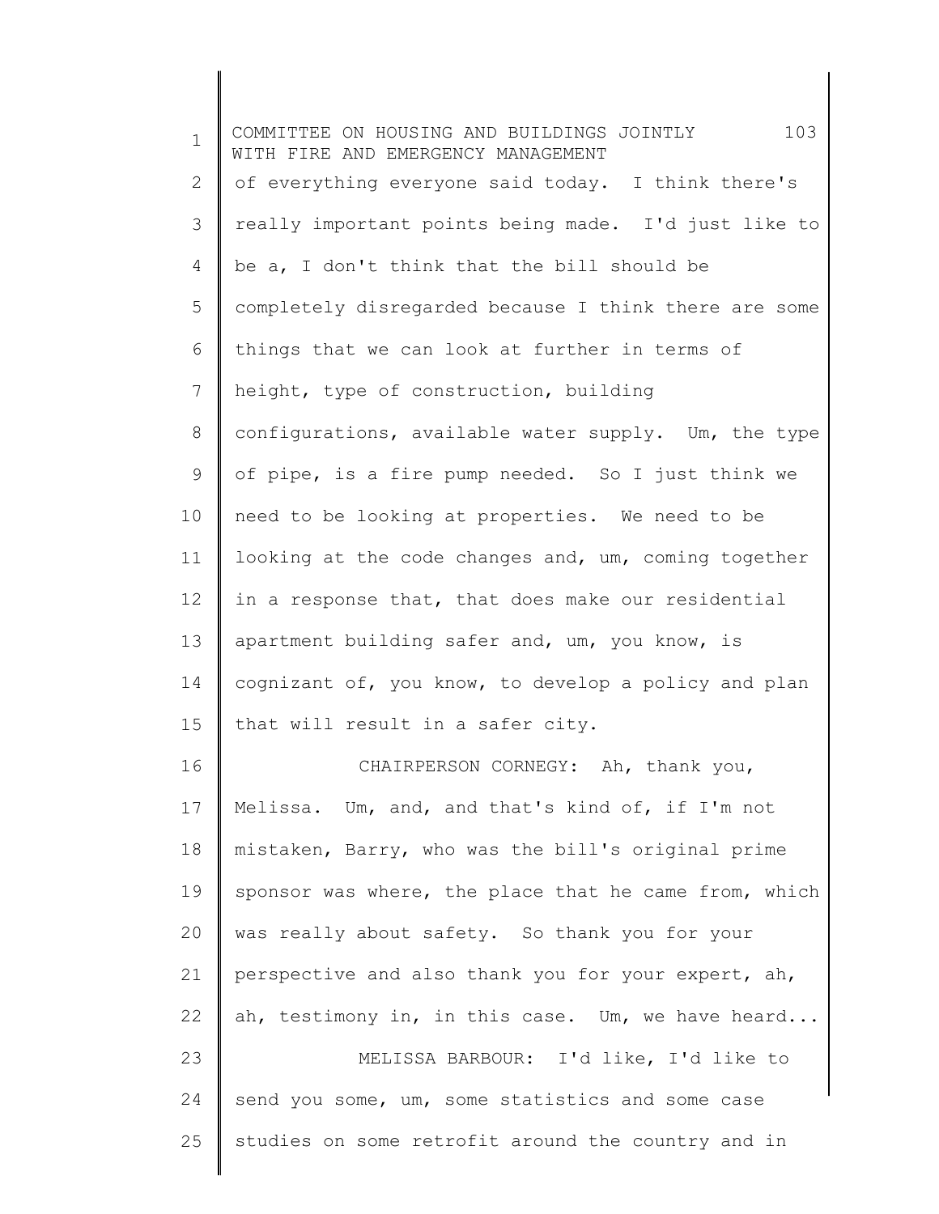of everything everyone said today. I think there's really important points being made. I'd just like to be a, I don't think that the bill should be completely disregarded because I think there are some things that we can look at further in terms of height, type of construction, building configurations, available water supply. Um, the type of pipe, is a fire pump needed. So I just think we need to be looking at properties. We need to be looking at the code changes and, um, coming together in a response that, that does make our residential apartment building safer and, um, you know, is cognizant of, you know, to develop a policy and plan that will result in a safer city.

CHAIRPERSON CORNEGY: Ah, thank you, Melissa. Um, and, and that's kind of, if I'm not mistaken, Barry, who was the bill's original prime sponsor was where, the place that he came from, which was really about safety. So thank you for your perspective and also thank you for your expert, ah, ah, testimony in, in this case. Um, we have heard...

MELISSA BARBOUR: I'd like, I'd like to send you some, um, some statistics and some case studies on some retrofit around the country and in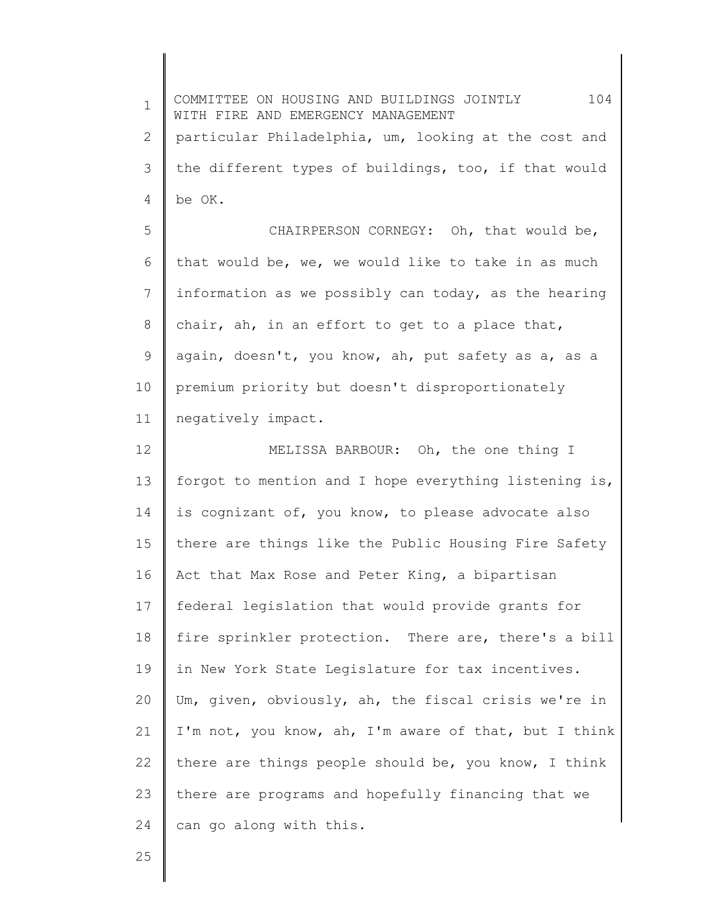particular Philadelphia, um, looking at the cost and the different types of buildings, too, if that would be OK.

CHAIRPERSON CORNEGY: Oh, that would be, that would be, we, we would like to take in as much information as we possibly can today, as the hearing chair, ah, in an effort to get to a place that, again, doesn't, you know, ah, put safety as a, as a premium priority but doesn't disproportionately negatively impact.

MELISSA BARBOUR: Oh, the one thing I forgot to mention and I hope everything listening is, is cognizant of, you know, to please advocate also there are things like the Public Housing Fire Safety Act that Max Rose and Peter King, a bipartisan federal legislation that would provide grants for fire sprinkler protection. There are, there's a bill in New York State Legislature for tax incentives. Um, given, obviously, ah, the fiscal crisis we're in I'm not, you know, ah, I'm aware of that, but I think there are things people should be, you know, I think there are programs and hopefully financing that we can go along with this.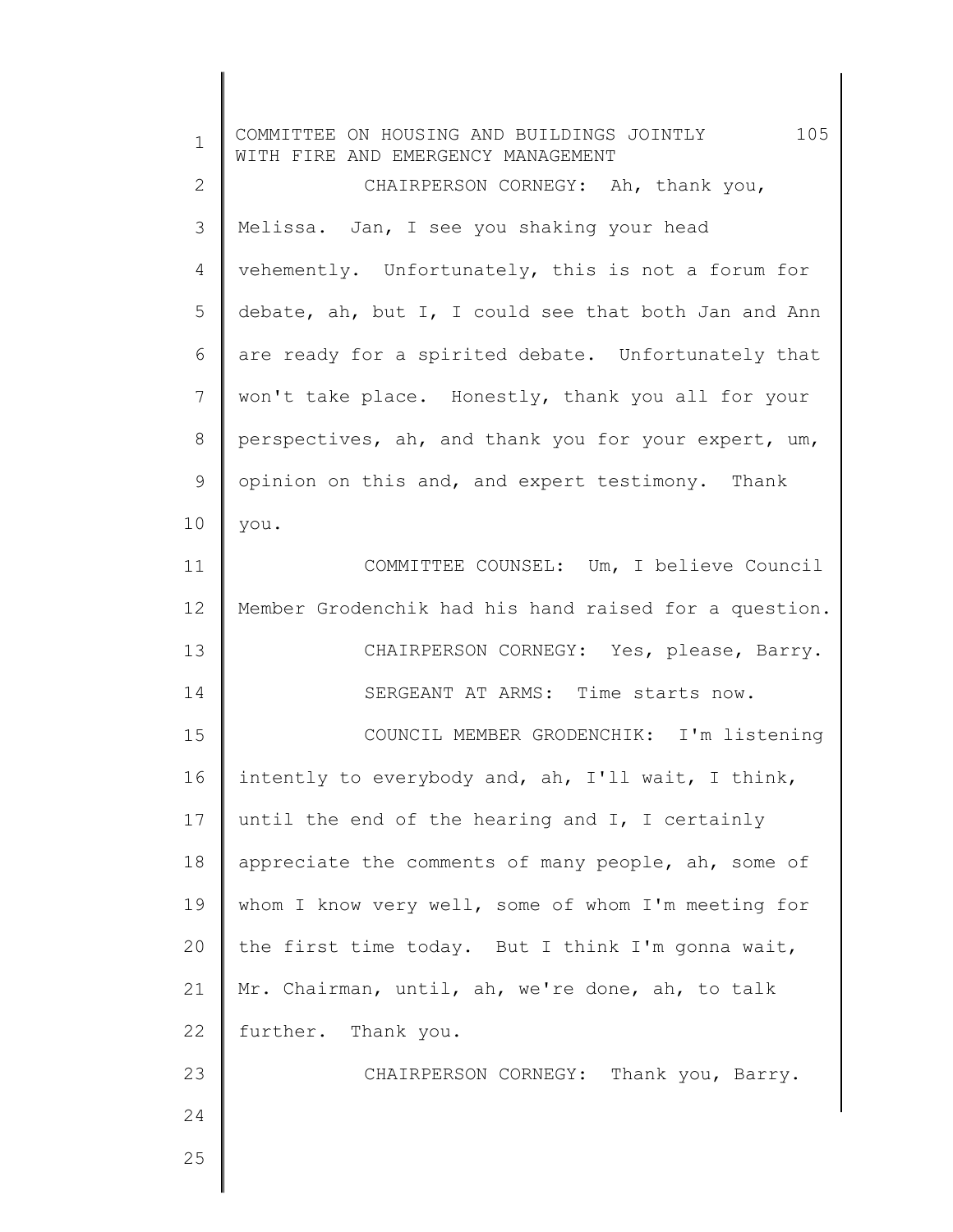CHAIRPERSON CORNEGY: Ah, thank you, Melissa. Jan, I see you shaking your head vehemently. Unfortunately, this is not a forum for debate, ah, but I, I could see that both Jan and Ann are ready for a spirited debate. Unfortunately that won't take place. Honestly, thank you all for your perspectives, ah, and thank you for your expert, um, opinion on this and, and expert testimony. Thank you.

COMMITTEE COUNSEL: Um, I believe Council Member Grodenchik had his hand raised for a question.

CHAIRPERSON CORNEGY: Yes, please, Barry.

SERGEANT AT ARMS: Time starts now.

COUNCIL MEMBER GRODENCHIK: I'm listening intently to everybody and, ah, I'll wait, I think, until the end of the hearing and I, I certainly appreciate the comments of many people, ah, some of whom I know very well, some of whom I'm meeting for the first time today. But I think I'm gonna wait, Mr. Chairman, until, ah, we're done, ah, to talk further. Thank you.

CHAIRPERSON CORNEGY: Thank you, Barry.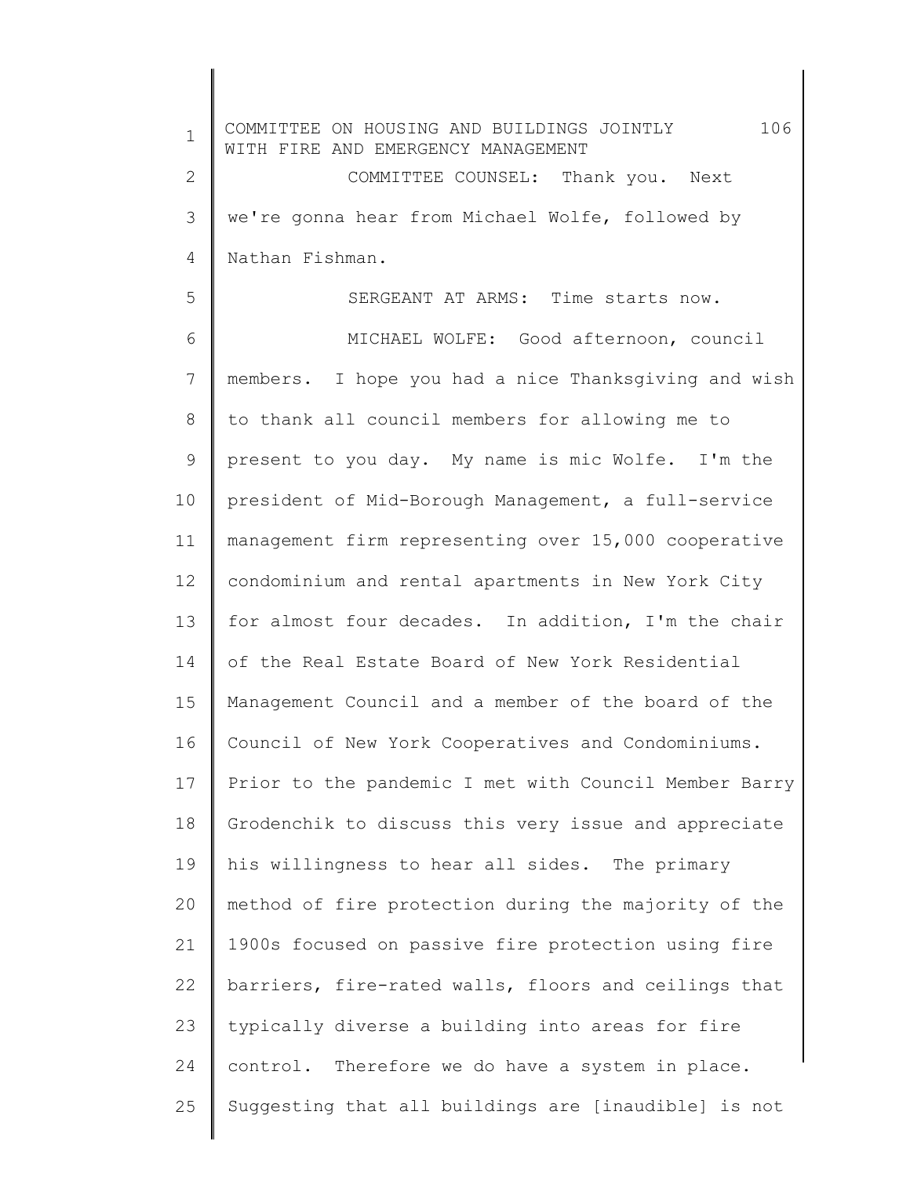COMMITTEE COUNSEL: Thank you. Next we're gonna hear from Michael Wolfe, followed by Nathan Fishman.

SERGEANT AT ARMS: Time starts now.

MICHAEL WOLFE: Good afternoon, council members. I hope you had a nice Thanksgiving and wish to thank all council members for allowing me to present to you day. My name is mic Wolfe. I'm the president of Mid-Borough Management, a full-service management firm representing over 15,000 cooperative condominium and rental apartments in New York City for almost four decades. In addition, I'm the chair of the Real Estate Board of New York Residential Management Council and a member of the board of the Council of New York Cooperatives and Condominiums. Prior to the pandemic I met with Council Member Barry Grodenchik to discuss this very issue and appreciate his willingness to hear all sides. The primary method of fire protection during the majority of the 1900s focused on passive fire protection using fire barriers, fire-rated walls, floors and ceilings that typically diverse a building into areas for fire control. Therefore we do have a system in place. Suggesting that all buildings are [inaudible] is not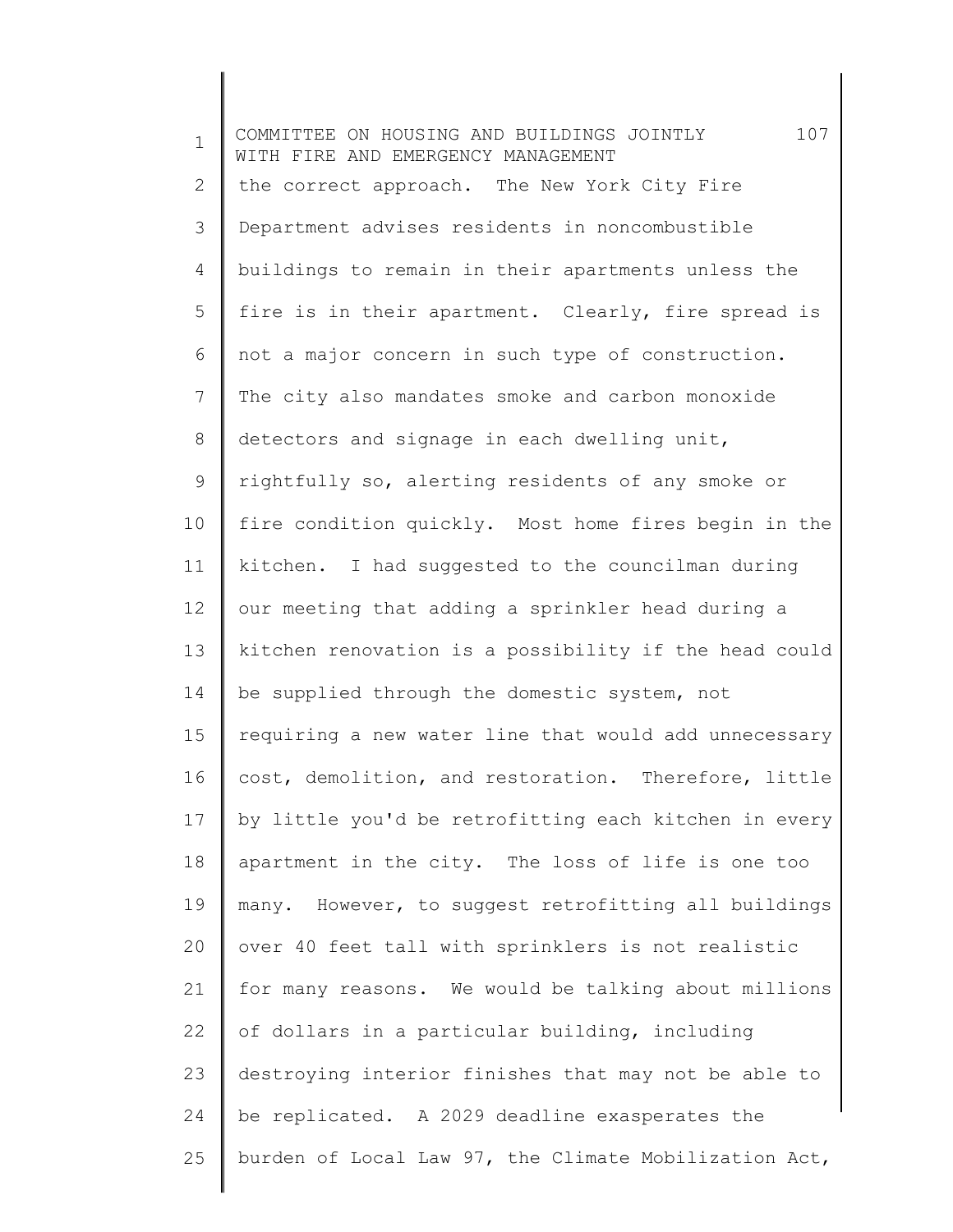the correct approach. The New York City Fire Department advises residents in noncombustible buildings to remain in their apartments unless the fire is in their apartment. Clearly, fire spread is not a major concern in such type of construction. The city also mandates smoke and carbon monoxide detectors and signage in each dwelling unit, rightfully so, alerting residents of any smoke or fire condition quickly. Most home fires begin in the kitchen. I had suggested to the councilman during our meeting that adding a sprinkler head during a kitchen renovation is a possibility if the head could be supplied through the domestic system, not requiring a new water line that would add unnecessary cost, demolition, and restoration. Therefore, little by little you'd be retrofitting each kitchen in every apartment in the city. The loss of life is one too many. However, to suggest retrofitting all buildings over 40 feet tall with sprinklers is not realistic for many reasons. We would be talking about millions of dollars in a particular building, including destroying interior finishes that may not be able to be replicated. A 2029 deadline exasperates the burden of Local Law 97, the Climate Mobilization Act,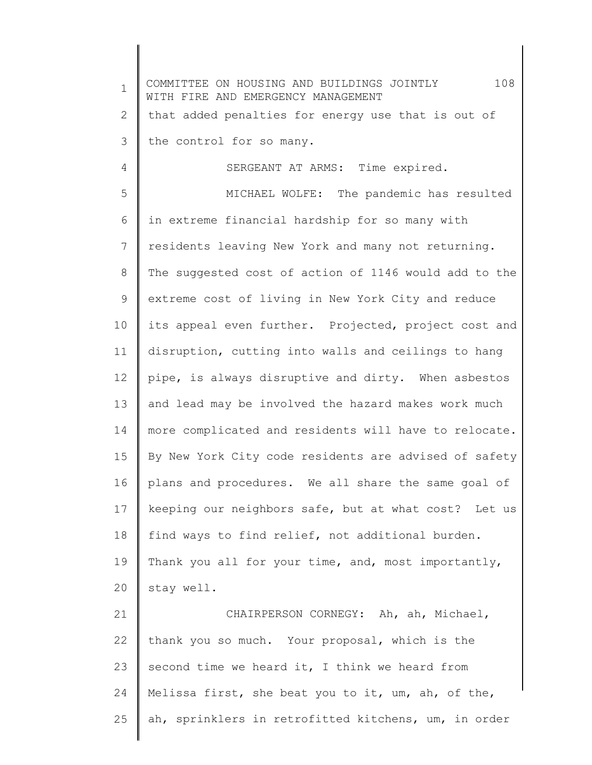that added penalties for energy use that is out of the control for so many.

SERGEANT AT ARMS: Time expired.

MICHAEL WOLFE: The pandemic has resulted in extreme financial hardship for so many with residents leaving New York and many not returning. The suggested cost of action of 1146 would add to the extreme cost of living in New York City and reduce its appeal even further. Projected, project cost and disruption, cutting into walls and ceilings to hang pipe, is always disruptive and dirty. When asbestos and lead may be involved the hazard makes work much more complicated and residents will have to relocate. By New York City code residents are advised of safety plans and procedures. We all share the same goal of keeping our neighbors safe, but at what cost? Let us find ways to find relief, not additional burden. Thank you all for your time, and, most importantly, stay well.

CHAIRPERSON CORNEGY: Ah, ah, Michael, thank you so much. Your proposal, which is the second time we heard it, I think we heard from Melissa first, she beat you to it, um, ah, of the, ah, sprinklers in retrofitted kitchens, um, in order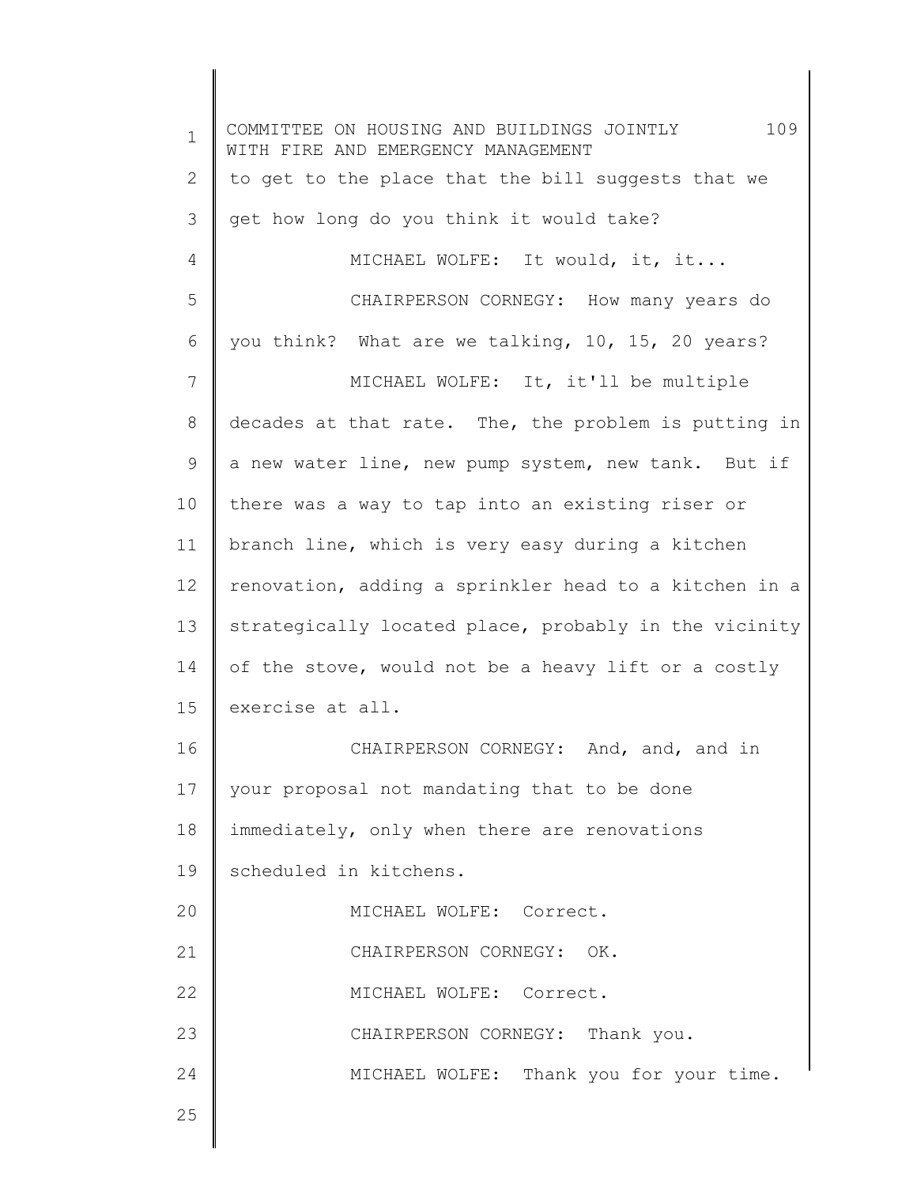to get to the place that the bill suggests that we get how long do you think it would take?

MICHAEL WOLFE: It would, it, it...

CHAIRPERSON CORNEGY: How many years do you think? What are we talking, 10, 15, 20 years?

MICHAEL WOLFE: It, it'll be multiple decades at that rate. The, the problem is putting in a new water line, new pump system, new tank. But if there was a way to tap into an existing riser or branch line, which is very easy during a kitchen renovation, adding a sprinkler head to a kitchen in a strategically located place, probably in the vicinity of the stove, would not be a heavy lift or a costly exercise at all.

CHAIRPERSON CORNEGY: And, and, and in your proposal not mandating that to be done immediately, only when there are renovations scheduled in kitchens.

MICHAEL WOLFE: Correct.

CHAIRPERSON CORNEGY: OK.

MICHAEL WOLFE: Correct.

CHAIRPERSON CORNEGY: Thank you.

MICHAEL WOLFE: Thank you for your time.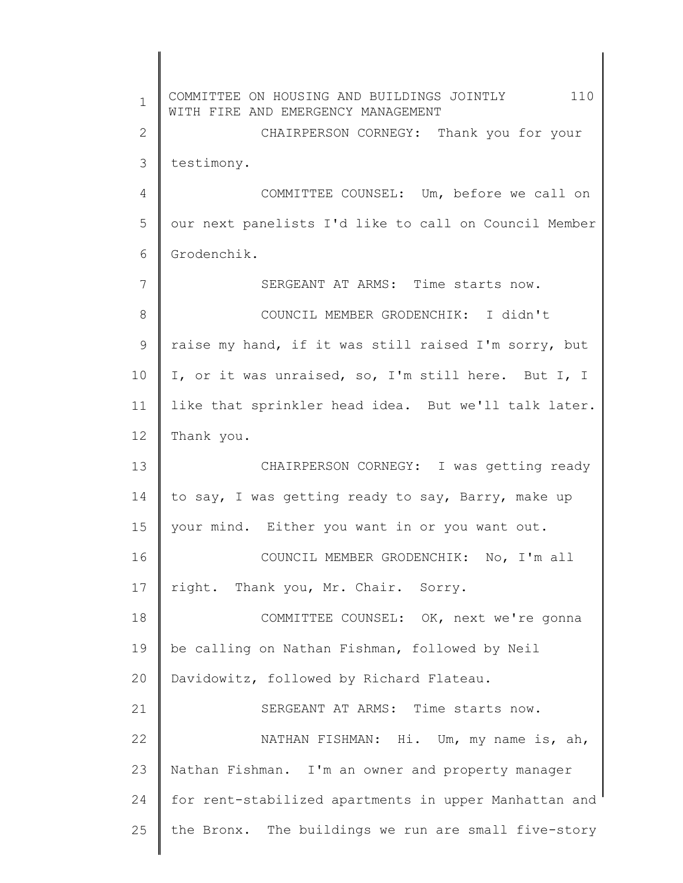CHAIRPERSON CORNEGY: Thank you for your testimony.

COMMITTEE COUNSEL: Um, before we call on our next panelists I'd like to call on Council Member Grodenchik.

SERGEANT AT ARMS: Time starts now.

COUNCIL MEMBER GRODENCHIK: I didn't raise my hand, if it was still raised I'm sorry, but I, or it was unraised, so, I'm still here. But I, I like that sprinkler head idea. But we'll talk later. Thank you.

CHAIRPERSON CORNEGY: I was getting ready to say, I was getting ready to say, Barry, make up your mind. Either you want in or you want out.

COUNCIL MEMBER GRODENCHIK: No, I'm all right. Thank you, Mr. Chair. Sorry.

COMMITTEE COUNSEL: OK, next we're gonna be calling on Nathan Fishman, followed by Neil Davidowitz, followed by Richard Flateau.

SERGEANT AT ARMS: Time starts now.

NATHAN FISHMAN: Hi. Um, my name is, ah, Nathan Fishman. I'm an owner and property manager for rent-stabilized apartments in upper Manhattan and the Bronx. The buildings we run are small five-story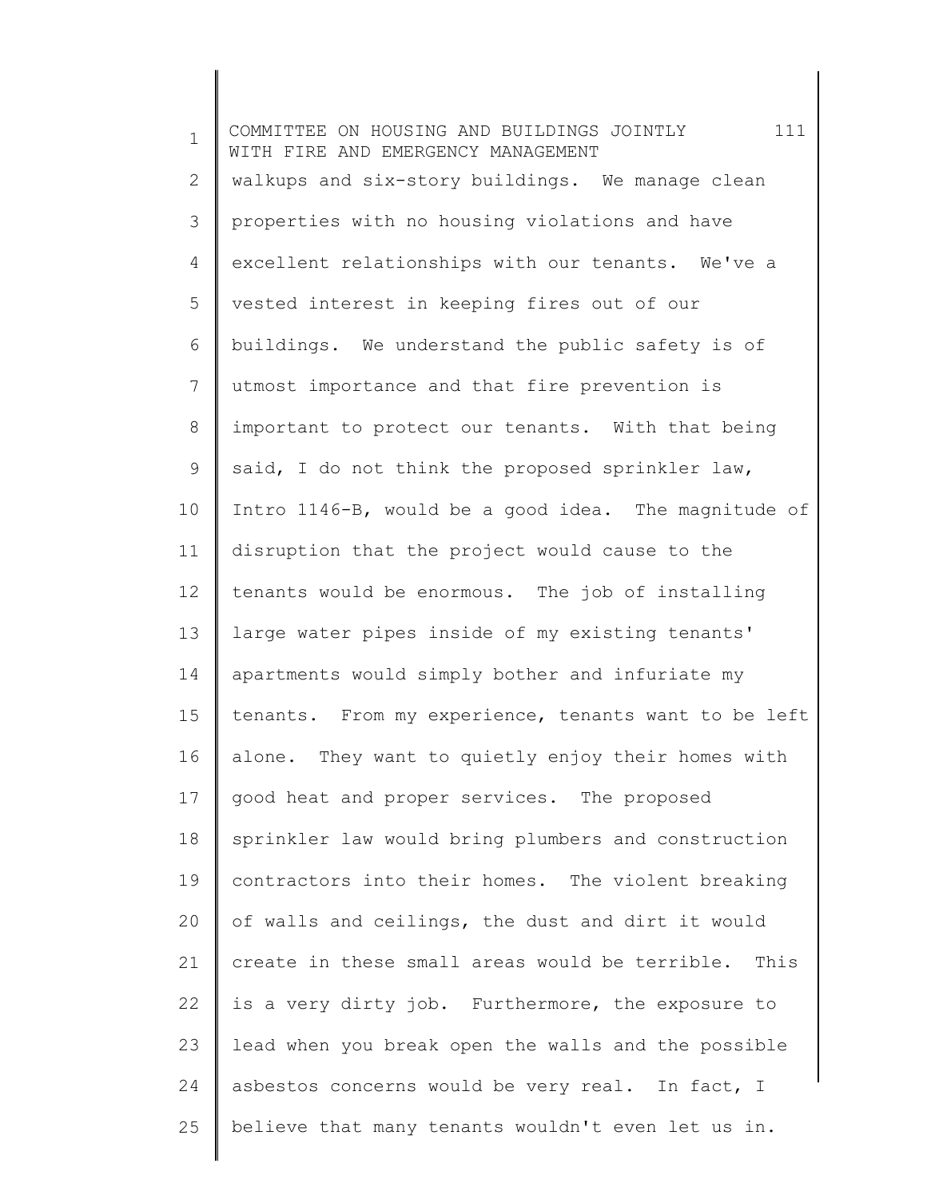walkups and six-story buildings. We manage clean properties with no housing violations and have excellent relationships with our tenants. We've a vested interest in keeping fires out of our buildings. We understand the public safety is of utmost importance and that fire prevention is important to protect our tenants. With that being said, I do not think the proposed sprinkler law, Intro 1146-B, would be a good idea. The magnitude of disruption that the project would cause to the tenants would be enormous. The job of installing large water pipes inside of my existing tenants' apartments would simply bother and infuriate my tenants. From my experience, tenants want to be left alone. They want to quietly enjoy their homes with good heat and proper services. The proposed sprinkler law would bring plumbers and construction contractors into their homes. The violent breaking of walls and ceilings, the dust and dirt it would create in these small areas would be terrible. This is a very dirty job. Furthermore, the exposure to lead when you break open the walls and the possible asbestos concerns would be very real. In fact, I believe that many tenants wouldn't even let us in.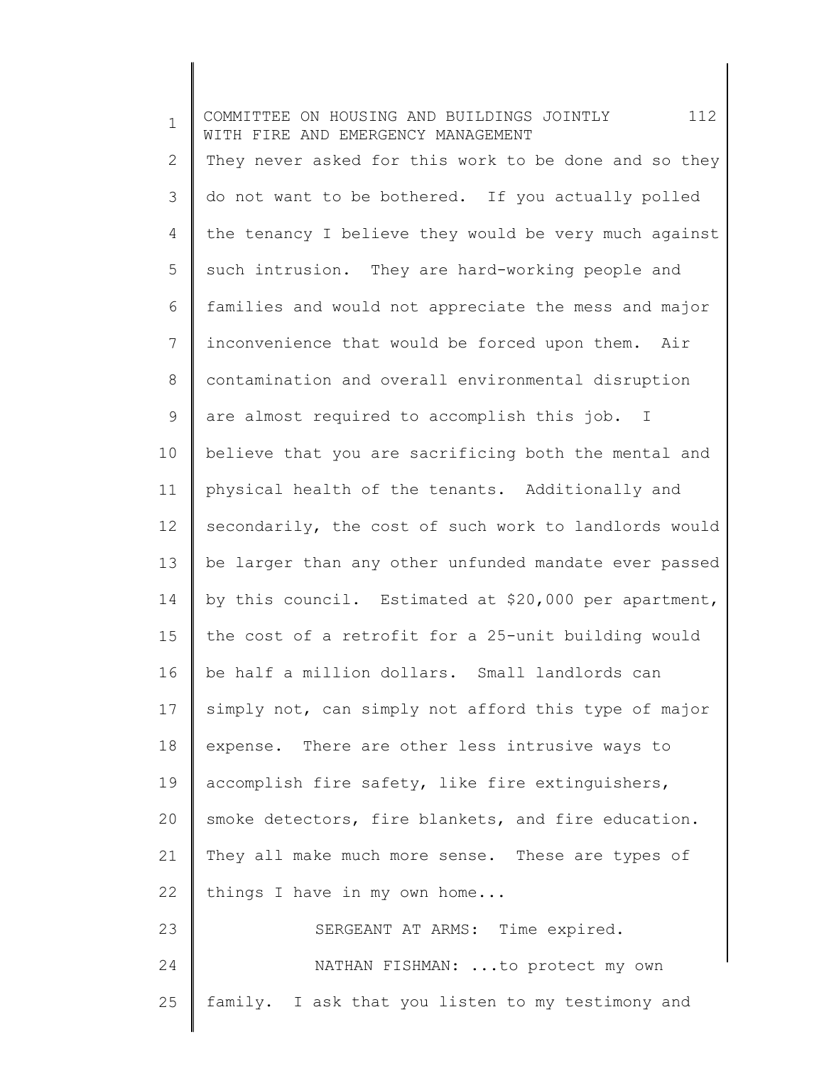They never asked for this work to be done and so they do not want to be bothered. If you actually polled the tenancy I believe they would be very much against such intrusion. They are hard-working people and families and would not appreciate the mess and major inconvenience that would be forced upon them. Air contamination and overall environmental disruption are almost required to accomplish this job. I believe that you are sacrificing both the mental and physical health of the tenants. Additionally and secondarily, the cost of such work to landlords would be larger than any other unfunded mandate ever passed by this council. Estimated at $20,000 per apartment, the cost of a retrofit for a 25-unit building would be half a million dollars. Small landlords can simply not, can simply not afford this type of major expense. There are other less intrusive ways to accomplish fire safety, like fire extinguishers, smoke detectors, fire blankets, and fire education. They all make much more sense. These are types of things I have in my own home...

SERGEANT AT ARMS: Time expired.

NATHAN FISHMAN: ...to protect my own family. I ask that you listen to my testimony and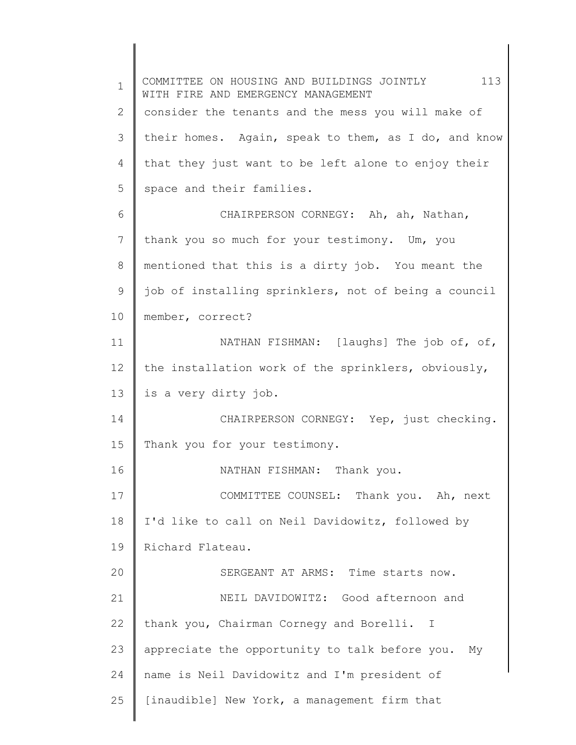consider the tenants and the mess you will make of their homes. Again, speak to them, as I do, and know that they just want to be left alone to enjoy their space and their families.

CHAIRPERSON CORNEGY: Ah, ah, Nathan, thank you so much for your testimony. Um, you mentioned that this is a dirty job. You meant the job of installing sprinklers, not of being a council member, correct?

NATHAN FISHMAN: [laughs] The job of, of, the installation work of the sprinklers, obviously, is a very dirty job.

CHAIRPERSON CORNEGY: Yep, just checking. Thank you for your testimony.

NATHAN FISHMAN: Thank you.

COMMITTEE COUNSEL: Thank you. Ah, next I'd like to call on Neil Davidowitz, followed by Richard Flateau.

SERGEANT AT ARMS: Time starts now.

NEIL DAVIDOWITZ: Good afternoon and thank you, Chairman Cornegy and Borelli. I appreciate the opportunity to talk before you. My name is Neil Davidowitz and I'm president of [inaudible] New York, a management firm that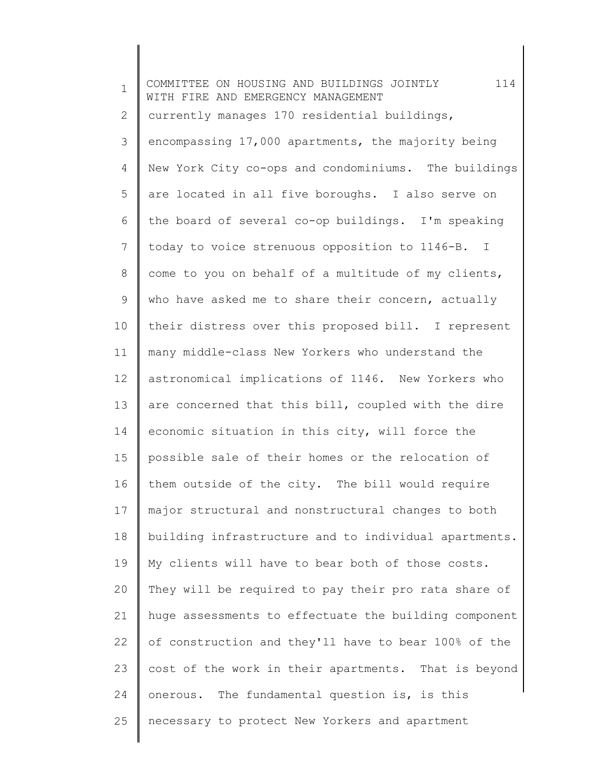currently manages 170 residential buildings, encompassing 17,000 apartments, the majority being New York City co-ops and condominiums. The buildings are located in all five boroughs. I also serve on the board of several co-op buildings. I'm speaking today to voice strenuous opposition to 1146-B. I come to you on behalf of a multitude of my clients, who have asked me to share their concern, actually their distress over this proposed bill. I represent many middle-class New Yorkers who understand the astronomical implications of 1146. New Yorkers who are concerned that this bill, coupled with the dire economic situation in this city, will force the possible sale of their homes or the relocation of them outside of the city. The bill would require major structural and nonstructural changes to both building infrastructure and to individual apartments. My clients will have to bear both of those costs. They will be required to pay their pro rata share of huge assessments to effectuate the building component of construction and they'll have to bear 100% of the cost of the work in their apartments. That is beyond onerous. The fundamental question is, is this necessary to protect New Yorkers and apartment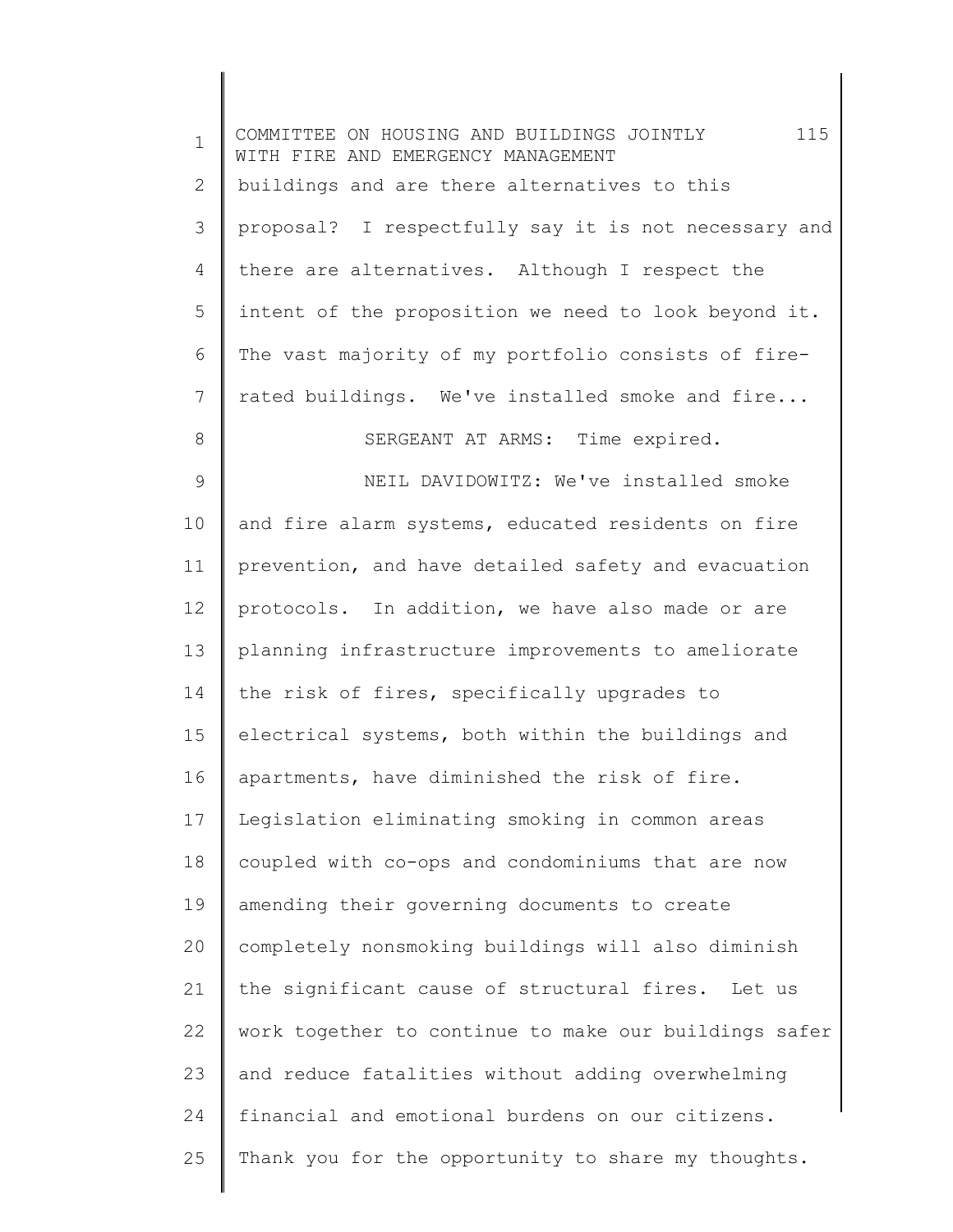buildings and are there alternatives to this proposal? I respectfully say it is not necessary and there are alternatives. Although I respect the intent of the proposition we need to look beyond it. The vast majority of my portfolio consists of fire-rated buildings. We've installed smoke and fire...

SERGEANT AT ARMS: Time expired.

NEIL DAVIDOWITZ: We've installed smoke and fire alarm systems, educated residents on fire prevention, and have detailed safety and evacuation protocols. In addition, we have also made or are planning infrastructure improvements to ameliorate the risk of fires, specifically upgrades to electrical systems, both within the buildings and apartments, have diminished the risk of fire. Legislation eliminating smoking in common areas coupled with co-ops and condominiums that are now amending their governing documents to create completely nonsmoking buildings will also diminish the significant cause of structural fires. Let us work together to continue to make our buildings safer and reduce fatalities without adding overwhelming financial and emotional burdens on our citizens. Thank you for the opportunity to share my thoughts.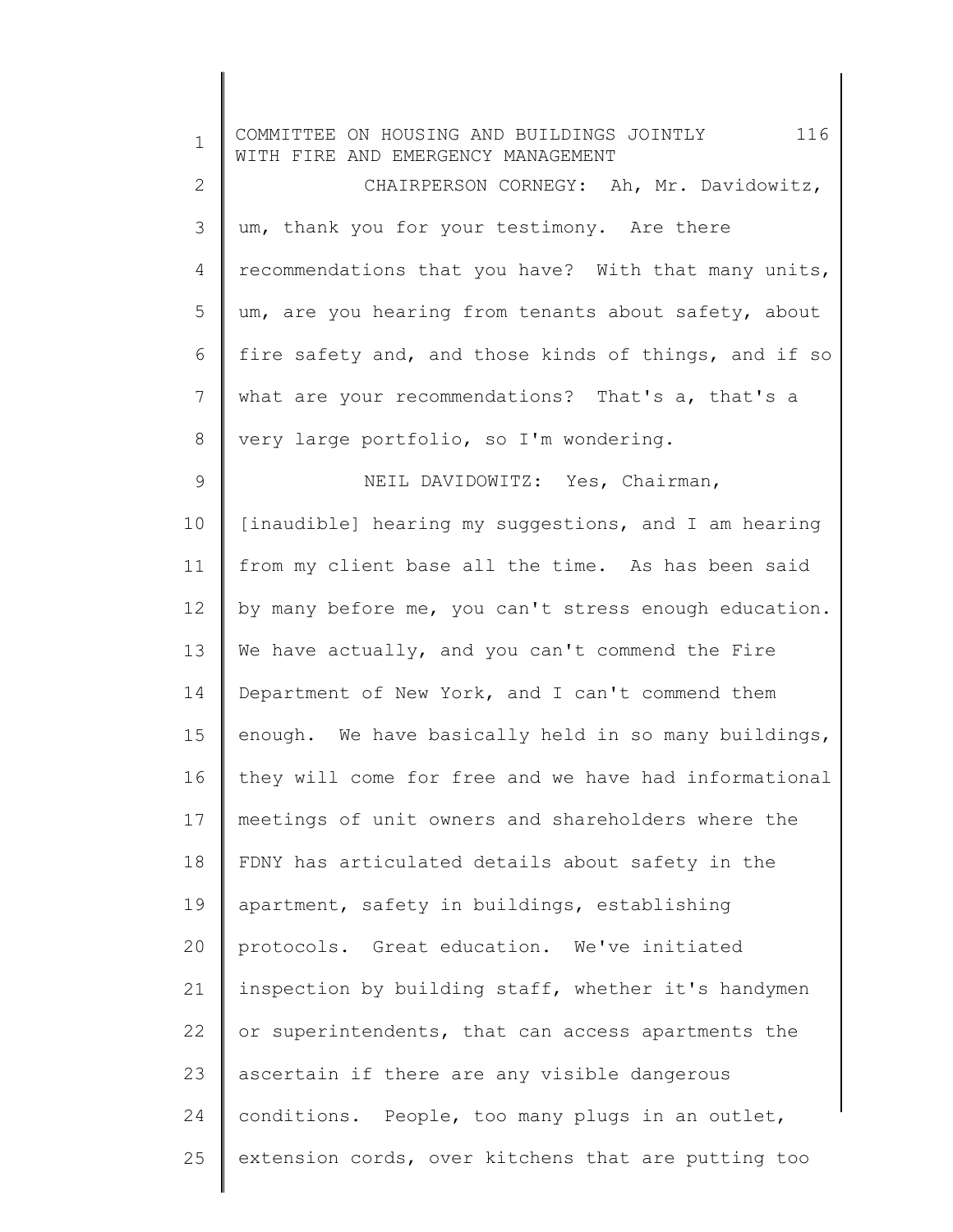CHAIRPERSON CORNEGY: Ah, Mr. Davidowitz, um, thank you for your testimony. Are there recommendations that you have? With that many units, um, are you hearing from tenants about safety, about fire safety and, and those kinds of things, and if so what are your recommendations? That's a, that's a very large portfolio, so I'm wondering.

NEIL DAVIDOWITZ: Yes, Chairman, [inaudible] hearing my suggestions, and I am hearing from my client base all the time. As has been said by many before me, you can't stress enough education. We have actually, and you can't commend the Fire Department of New York, and I can't commend them enough. We have basically held in so many buildings, they will come for free and we have had informational meetings of unit owners and shareholders where the FDNY has articulated details about safety in the apartment, safety in buildings, establishing protocols. Great education. We've initiated inspection by building staff, whether it's handymen or superintendents, that can access apartments the ascertain if there are any visible dangerous conditions. People, too many plugs in an outlet, extension cords, over kitchens that are putting too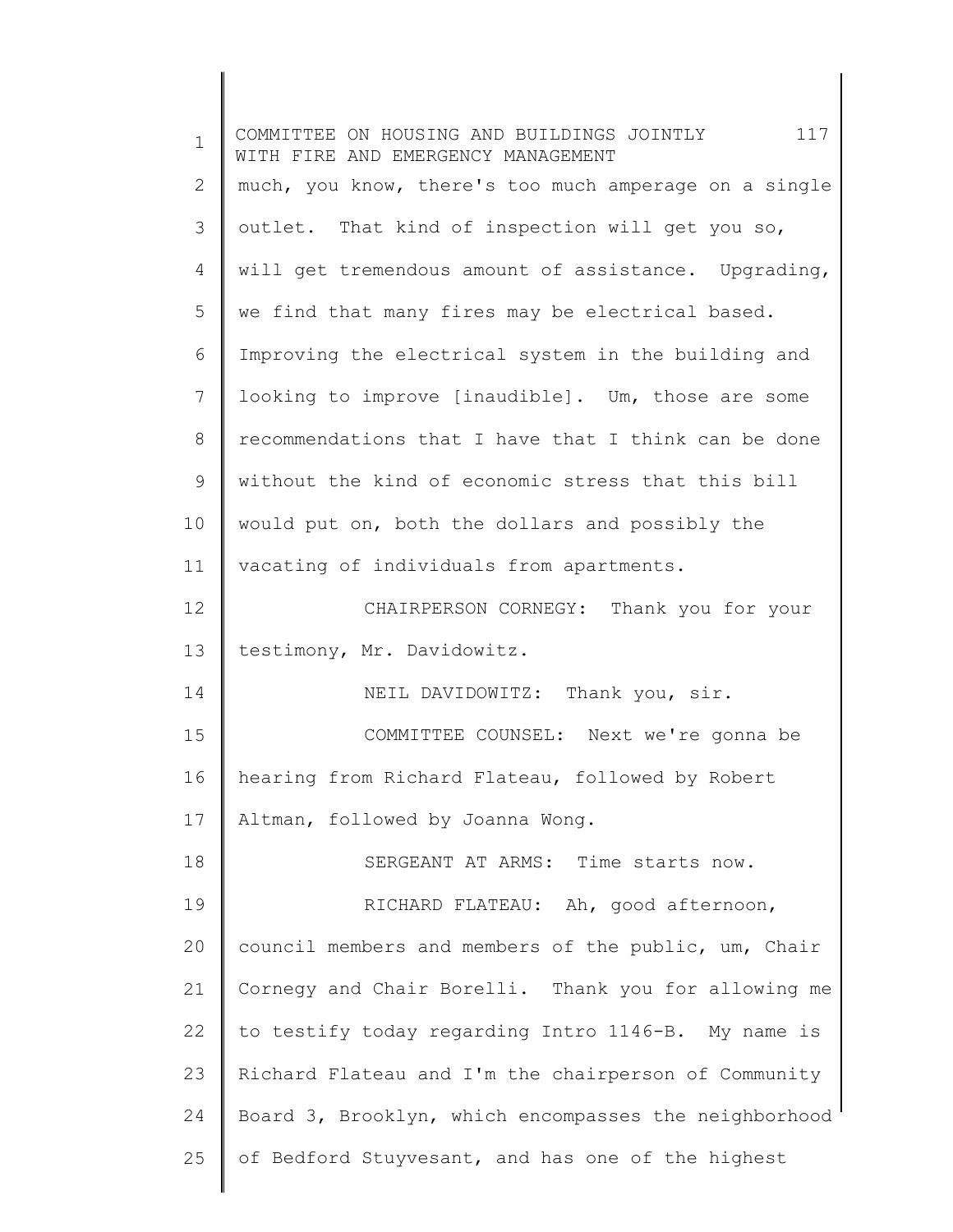much, you know, there's too much amperage on a single outlet. That kind of inspection will get you so, will get tremendous amount of assistance. Upgrading, we find that many fires may be electrical based. Improving the electrical system in the building and looking to improve [inaudible]. Um, those are some recommendations that I have that I think can be done without the kind of economic stress that this bill would put on, both the dollars and possibly the vacating of individuals from apartments.

CHAIRPERSON CORNEGY: Thank you for your testimony, Mr. Davidowitz.

NEIL DAVIDOWITZ: Thank you, sir.

COMMITTEE COUNSEL: Next we're gonna be hearing from Richard Flateau, followed by Robert Altman, followed by Joanna Wong.

SERGEANT AT ARMS: Time starts now.

RICHARD FLATEAU: Ah, good afternoon, council members and members of the public, um, Chair Cornegy and Chair Borelli. Thank you for allowing me to testify today regarding Intro 1146-B. My name is Richard Flateau and I'm the chairperson of Community Board 3, Brooklyn, which encompasses the neighborhood of Bedford Stuyvesant, and has one of the highest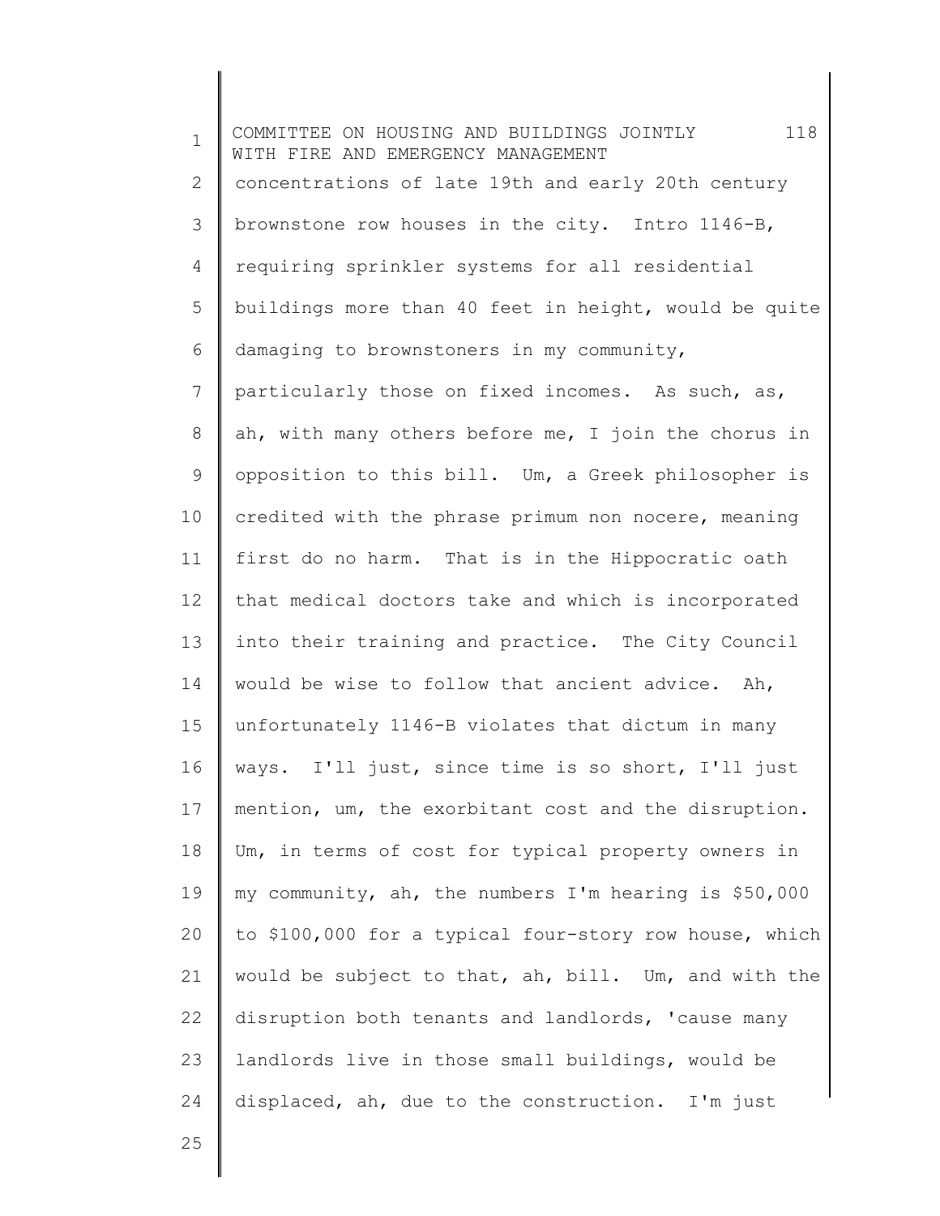concentrations of late 19th and early 20th century brownstone row houses in the city. Intro 1146-B, requiring sprinkler systems for all residential buildings more than 40 feet in height, would be quite damaging to brownstoners in my community, particularly those on fixed incomes. As such, as, ah, with many others before me, I join the chorus in opposition to this bill. Um, a Greek philosopher is credited with the phrase primum non nocere, meaning first do no harm. That is in the Hippocratic oath that medical doctors take and which is incorporated into their training and practice. The City Council would be wise to follow that ancient advice. Ah, unfortunately 1146-B violates that dictum in many ways. I'll just, since time is so short, I'll just mention, um, the exorbitant cost and the disruption. Um, in terms of cost for typical property owners in my community, ah, the numbers I'm hearing is $50,000 to $100,000 for a typical four-story row house, which would be subject to that, ah, bill. Um, and with the disruption both tenants and landlords, 'cause many landlords live in those small buildings, would be displaced, ah, due to the construction. I'm just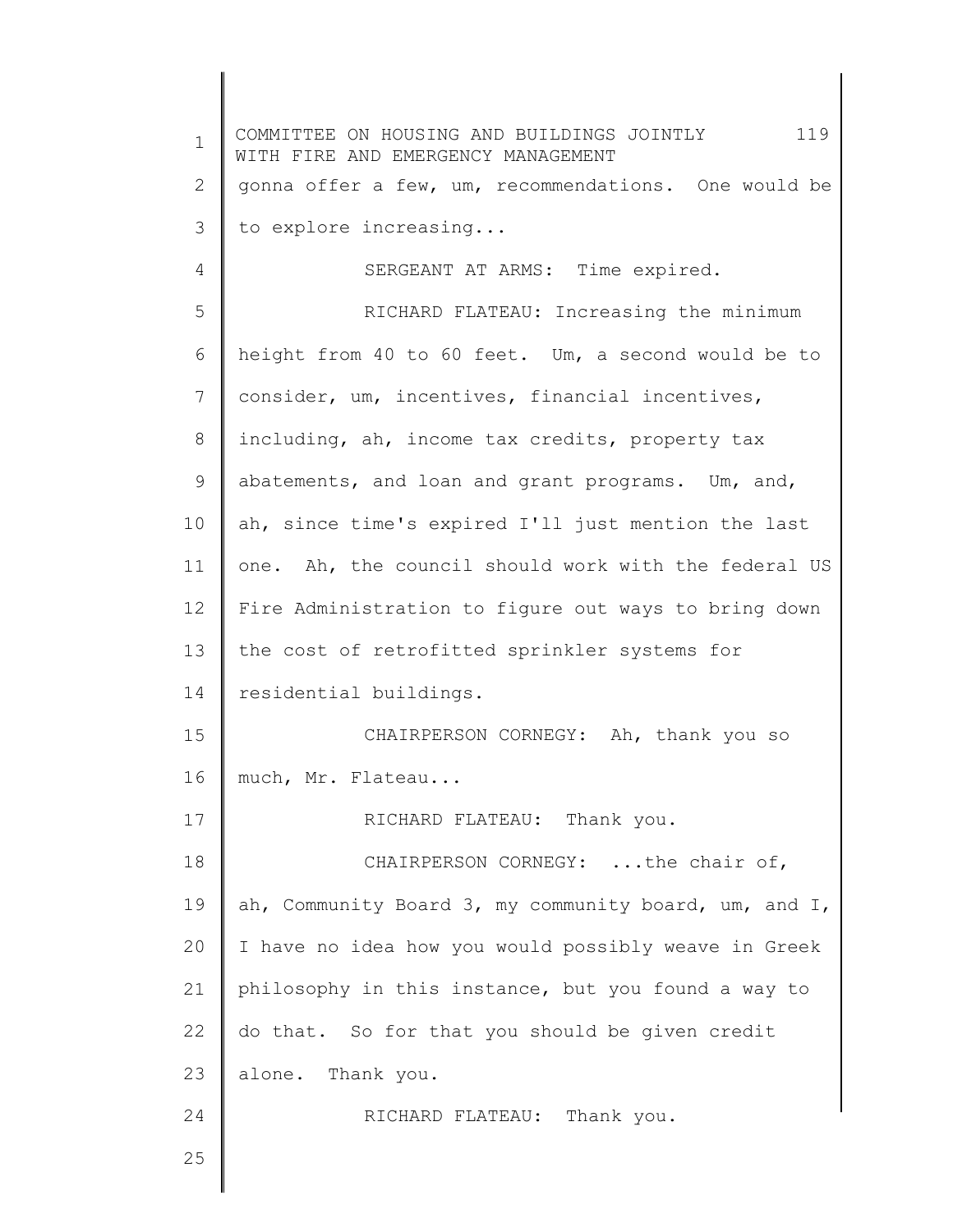gonna offer a few, um, recommendations. One would be to explore increasing...

SERGEANT AT ARMS: Time expired.

RICHARD FLATEAU: Increasing the minimum height from 40 to 60 feet. Um, a second would be to consider, um, incentives, financial incentives, including, ah, income tax credits, property tax abatements, and loan and grant programs. Um, and, ah, since time's expired I'll just mention the last one. Ah, the council should work with the federal US Fire Administration to figure out ways to bring down the cost of retrofitted sprinkler systems for residential buildings.

CHAIRPERSON CORNEGY: Ah, thank you so much, Mr. Flateau...

RICHARD FLATEAU: Thank you.

CHAIRPERSON CORNEGY: ...the chair of, ah, Community Board 3, my community board, um, and I, I have no idea how you would possibly weave in Greek philosophy in this instance, but you found a way to do that. So for that you should be given credit alone. Thank you.

RICHARD FLATEAU: Thank you.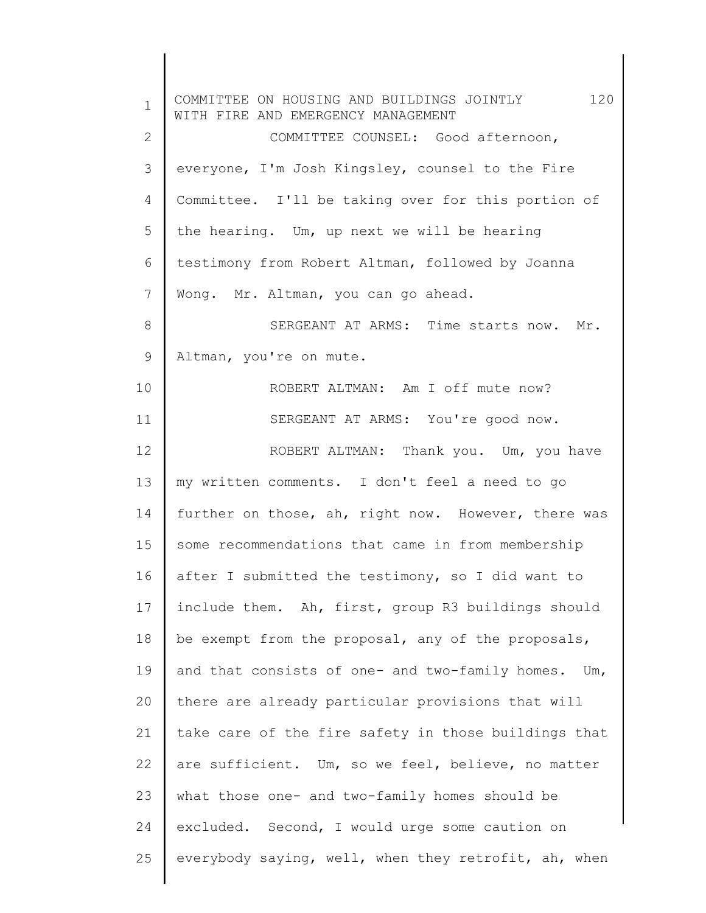COMMITTEE COUNSEL: Good afternoon, everyone, I'm Josh Kingsley, counsel to the Fire Committee. I'll be taking over for this portion of the hearing. Um, up next we will be hearing testimony from Robert Altman, followed by Joanna Wong. Mr. Altman, you can go ahead.

SERGEANT AT ARMS: Time starts now. Mr. Altman, you're on mute.

ROBERT ALTMAN: Am I off mute now?

SERGEANT AT ARMS: You're good now.

ROBERT ALTMAN: Thank you. Um, you have my written comments. I don't feel a need to go further on those, ah, right now. However, there was some recommendations that came in from membership after I submitted the testimony, so I did want to include them. Ah, first, group R3 buildings should be exempt from the proposal, any of the proposals, and that consists of one- and two-family homes. Um, there are already particular provisions that will take care of the fire safety in those buildings that are sufficient. Um, so we feel, believe, no matter what those one- and two-family homes should be excluded. Second, I would urge some caution on everybody saying, well, when they retrofit, ah, when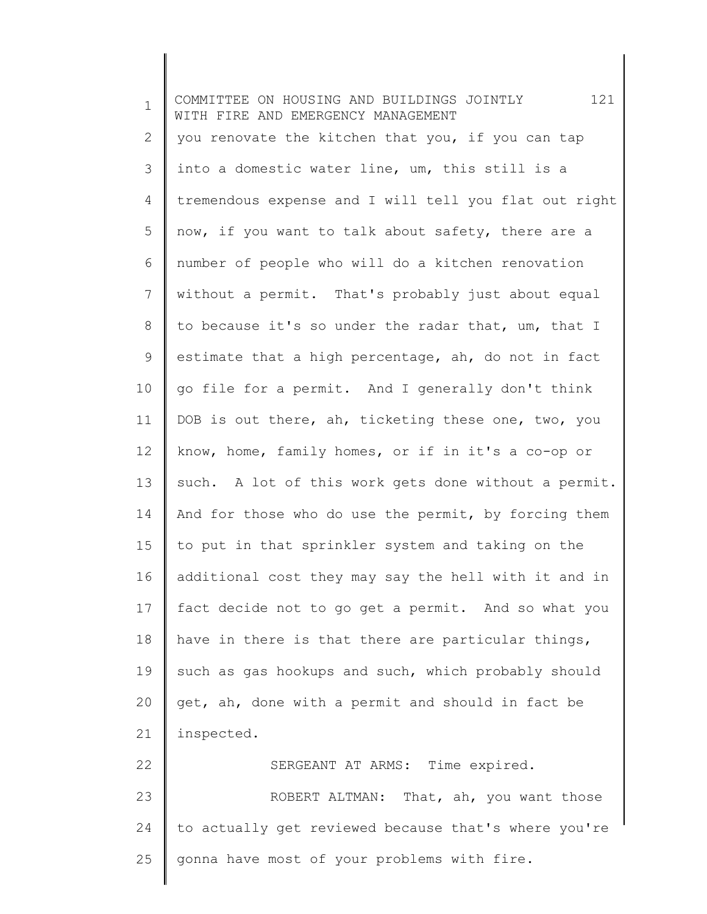you renovate the kitchen that you, if you can tap into a domestic water line, um, this still is a tremendous expense and I will tell you flat out right now, if you want to talk about safety, there are a number of people who will do a kitchen renovation without a permit. That's probably just about equal to because it's so under the radar that, um, that I estimate that a high percentage, ah, do not in fact go file for a permit. And I generally don't think DOB is out there, ah, ticketing these one, two, you know, home, family homes, or if in it's a co-op or such. A lot of this work gets done without a permit. And for those who do use the permit, by forcing them to put in that sprinkler system and taking on the additional cost they may say the hell with it and in fact decide not to go get a permit. And so what you have in there is that there are particular things, such as gas hookups and such, which probably should get, ah, done with a permit and should in fact be inspected.

SERGEANT AT ARMS: Time expired.

ROBERT ALTMAN: That, ah, you want those to actually get reviewed because that's where you're gonna have most of your problems with fire.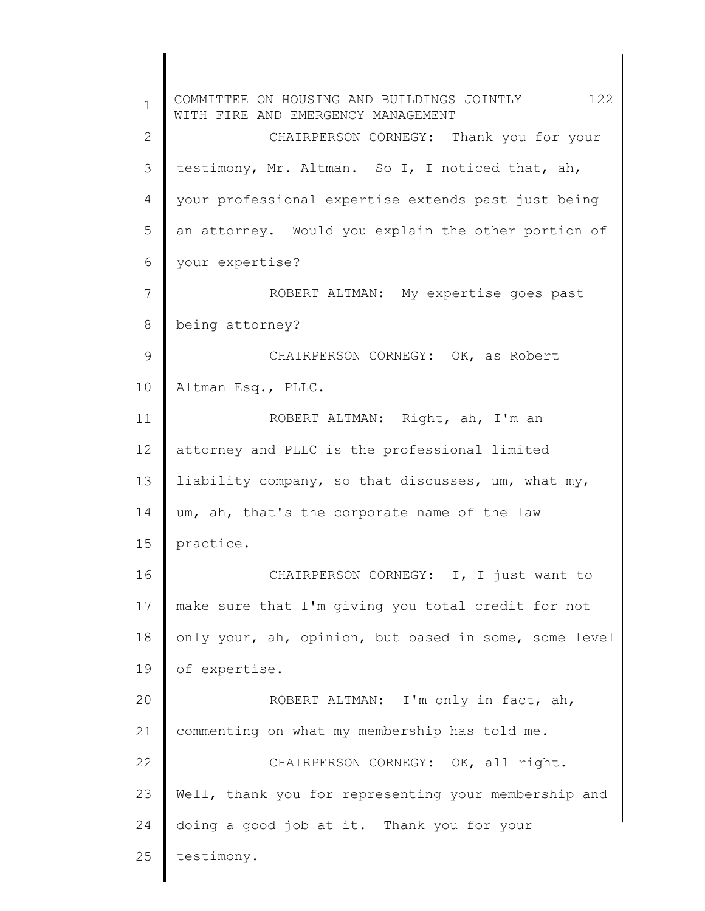CHAIRPERSON CORNEGY: Thank you for your testimony, Mr. Altman. So I, I noticed that, ah, your professional expertise extends past just being an attorney. Would you explain the other portion of your expertise?

ROBERT ALTMAN: My expertise goes past being attorney?

CHAIRPERSON CORNEGY: OK, as Robert Altman Esq., PLLC.

ROBERT ALTMAN: Right, ah, I'm an attorney and PLLC is the professional limited liability company, so that discusses, um, what my, um, ah, that's the corporate name of the law practice.

CHAIRPERSON CORNEGY: I, I just want to make sure that I'm giving you total credit for not only your, ah, opinion, but based in some, some level of expertise.

ROBERT ALTMAN: I'm only in fact, ah, commenting on what my membership has told me.

CHAIRPERSON CORNEGY: OK, all right. Well, thank you for representing your membership and doing a good job at it. Thank you for your testimony.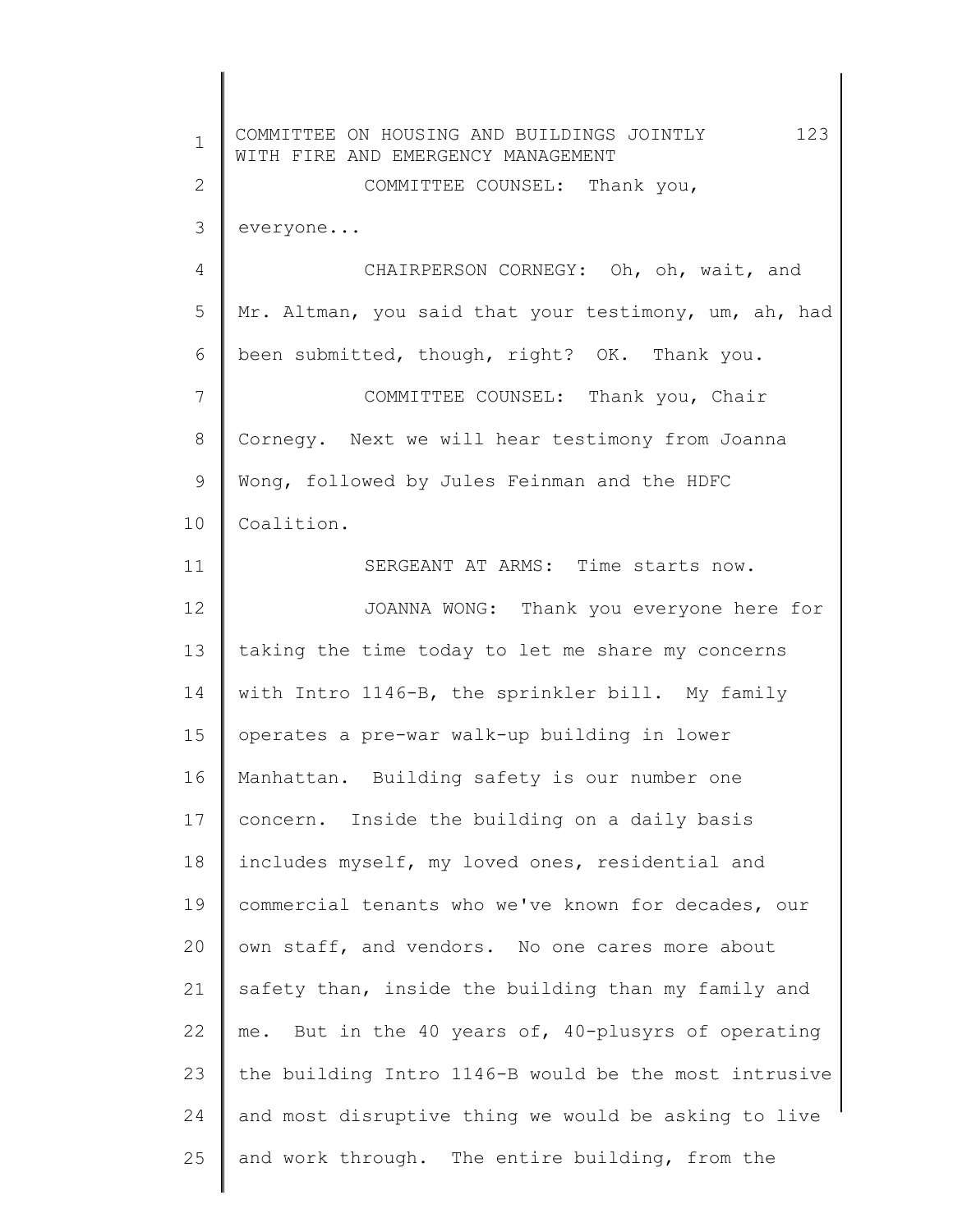COMMITTEE COUNSEL: Thank you, everyone...

CHAIRPERSON CORNEGY: Oh, oh, wait, and Mr. Altman, you said that your testimony, um, ah, had been submitted, though, right? OK. Thank you.

COMMITTEE COUNSEL: Thank you, Chair Cornegy. Next we will hear testimony from Joanna Wong, followed by Jules Feinman and the HDFC Coalition.

SERGEANT AT ARMS: Time starts now.

JOANNA WONG: Thank you everyone here for taking the time today to let me share my concerns with Intro 1146-B, the sprinkler bill. My family operates a pre-war walk-up building in lower Manhattan. Building safety is our number one concern. Inside the building on a daily basis includes myself, my loved ones, residential and commercial tenants who we've known for decades, our own staff, and vendors. No one cares more about safety than, inside the building than my family and me. But in the 40 years of, 40-plusyrs of operating the building Intro 1146-B would be the most intrusive and most disruptive thing we would be asking to live and work through. The entire building, from the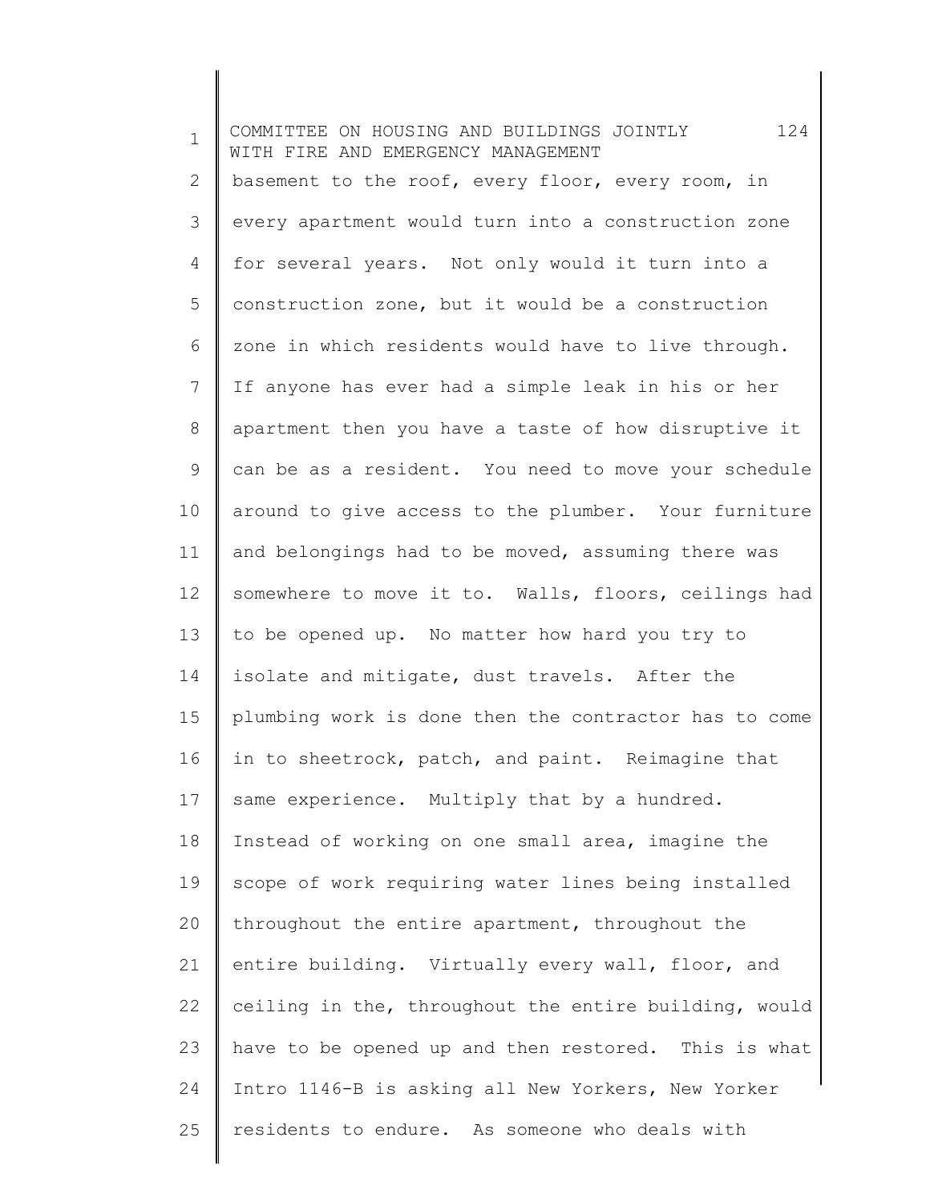basement to the roof, every floor, every room, in every apartment would turn into a construction zone for several years. Not only would it turn into a construction zone, but it would be a construction zone in which residents would have to live through. If anyone has ever had a simple leak in his or her apartment then you have a taste of how disruptive it can be as a resident. You need to move your schedule around to give access to the plumber. Your furniture and belongings had to be moved, assuming there was somewhere to move it to. Walls, floors, ceilings had to be opened up. No matter how hard you try to isolate and mitigate, dust travels. After the plumbing work is done then the contractor has to come in to sheetrock, patch, and paint. Reimagine that same experience. Multiply that by a hundred. Instead of working on one small area, imagine the scope of work requiring water lines being installed throughout the entire apartment, throughout the entire building. Virtually every wall, floor, and ceiling in the, throughout the entire building, would have to be opened up and then restored. This is what Intro 1146-B is asking all New Yorkers, New Yorker residents to endure. As someone who deals with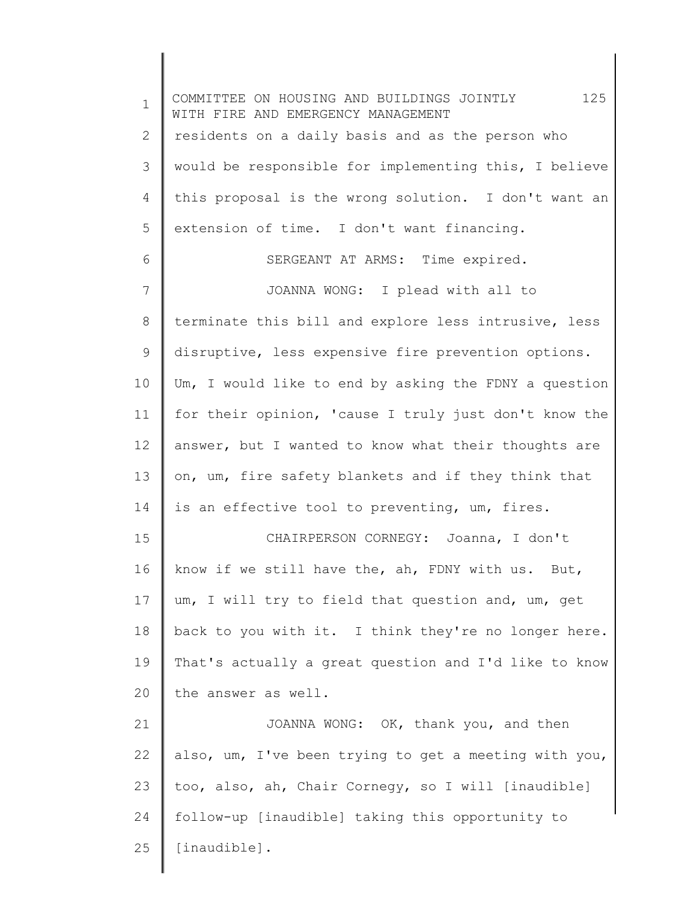residents on a daily basis and as the person who would be responsible for implementing this, I believe this proposal is the wrong solution. I don't want an extension of time. I don't want financing.

SERGEANT AT ARMS: Time expired.

JOANNA WONG: I plead with all to terminate this bill and explore less intrusive, less disruptive, less expensive fire prevention options. Um, I would like to end by asking the FDNY a question for their opinion, 'cause I truly just don't know the answer, but I wanted to know what their thoughts are on, um, fire safety blankets and if they think that is an effective tool to preventing, um, fires.

CHAIRPERSON CORNEGY: Joanna, I don't know if we still have the, ah, FDNY with us. But, um, I will try to field that question and, um, get back to you with it. I think they're no longer here. That's actually a great question and I'd like to know the answer as well.

JOANNA WONG: OK, thank you, and then also, um, I've been trying to get a meeting with you, too, also, ah, Chair Cornegy, so I will [inaudible] follow-up [inaudible] taking this opportunity to [inaudible].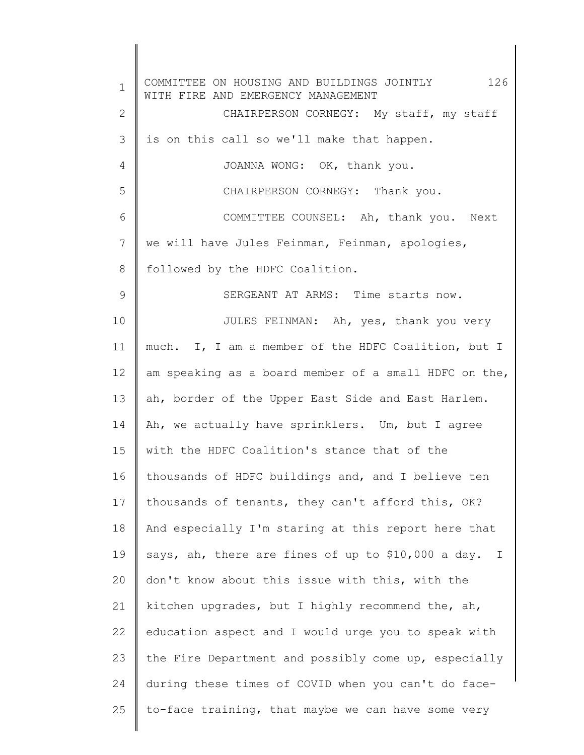CHAIRPERSON CORNEGY: My staff, my staff is on this call so we'll make that happen.

JOANNA WONG: OK, thank you.

CHAIRPERSON CORNEGY: Thank you.

COMMITTEE COUNSEL: Ah, thank you. Next we will have Jules Feinman, Feinman, apologies, followed by the HDFC Coalition.

SERGEANT AT ARMS: Time starts now.

JULES FEINMAN: Ah, yes, thank you very much. I, I am a member of the HDFC Coalition, but I am speaking as a board member of a small HDFC on the, ah, border of the Upper East Side and East Harlem. Ah, we actually have sprinklers. Um, but I agree with the HDFC Coalition's stance that of the thousands of HDFC buildings and, and I believe ten thousands of tenants, they can't afford this, OK? And especially I'm staring at this report here that says, ah, there are fines of up to $10,000 a day. I don't know about this issue with this, with the kitchen upgrades, but I highly recommend the, ah, education aspect and I would urge you to speak with the Fire Department and possibly come up, especially during these times of COVID when you can't do face-to-face training, that maybe we can have some very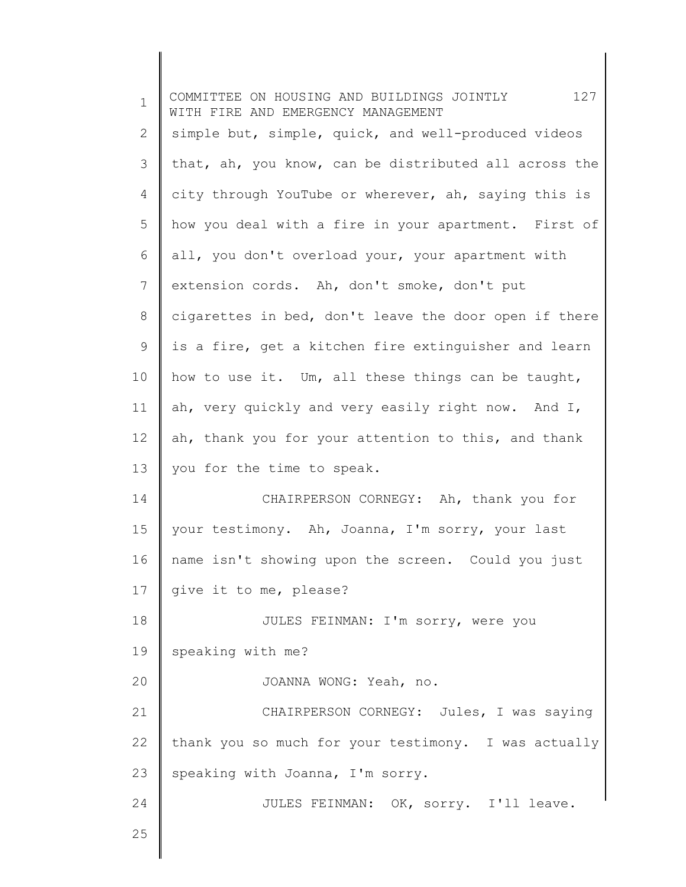simple but, simple, quick, and well-produced videos that, ah, you know, can be distributed all across the city through YouTube or wherever, ah, saying this is how you deal with a fire in your apartment. First of all, you don't overload your, your apartment with extension cords. Ah, don't smoke, don't put cigarettes in bed, don't leave the door open if there is a fire, get a kitchen fire extinguisher and learn how to use it. Um, all these things can be taught, ah, very quickly and very easily right now. And I, ah, thank you for your attention to this, and thank you for the time to speak.

CHAIRPERSON CORNEGY: Ah, thank you for your testimony. Ah, Joanna, I'm sorry, your last name isn't showing upon the screen. Could you just give it to me, please?

JULES FEINMAN: I'm sorry, were you speaking with me?

JOANNA WONG: Yeah, no.

CHAIRPERSON CORNEGY: Jules, I was saying thank you so much for your testimony. I was actually speaking with Joanna, I'm sorry.

JULES FEINMAN: OK, sorry. I'll leave.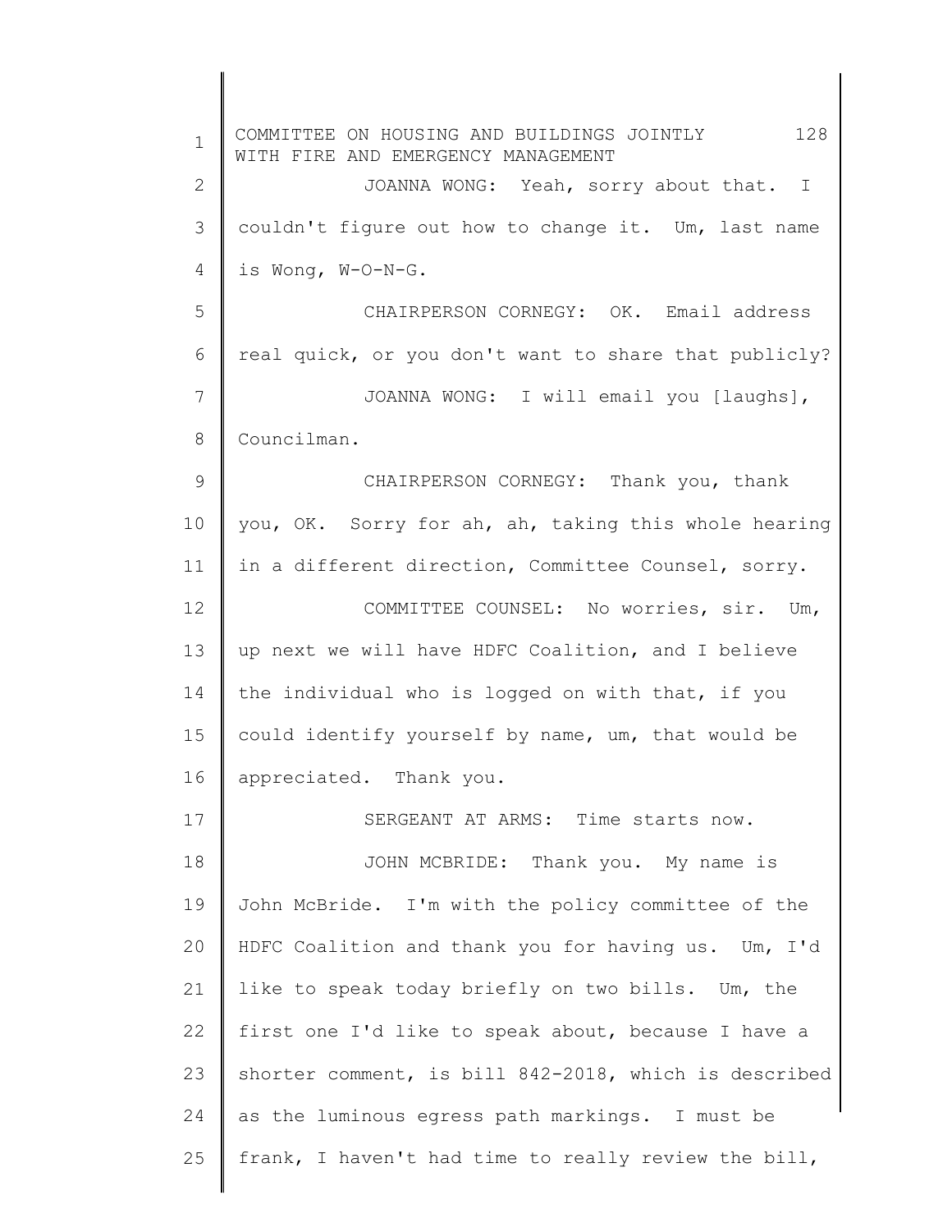JOANNA WONG: Yeah, sorry about that. I couldn't figure out how to change it. Um, last name is Wong, W-O-N-G.

CHAIRPERSON CORNEGY: OK. Email address real quick, or you don't want to share that publicly?

JOANNA WONG: I will email you [laughs], Councilman.

CHAIRPERSON CORNEGY: Thank you, thank you, OK. Sorry for ah, ah, taking this whole hearing in a different direction, Committee Counsel, sorry.

COMMITTEE COUNSEL: No worries, sir. Um, up next we will have HDFC Coalition, and I believe the individual who is logged on with that, if you could identify yourself by name, um, that would be appreciated. Thank you.

SERGEANT AT ARMS: Time starts now.

JOHN MCBRIDE: Thank you. My name is John McBride. I'm with the policy committee of the HDFC Coalition and thank you for having us. Um, I'd like to speak today briefly on two bills. Um, the first one I'd like to speak about, because I have a shorter comment, is bill 842-2018, which is described as the luminous egress path markings. I must be frank, I haven't had time to really review the bill,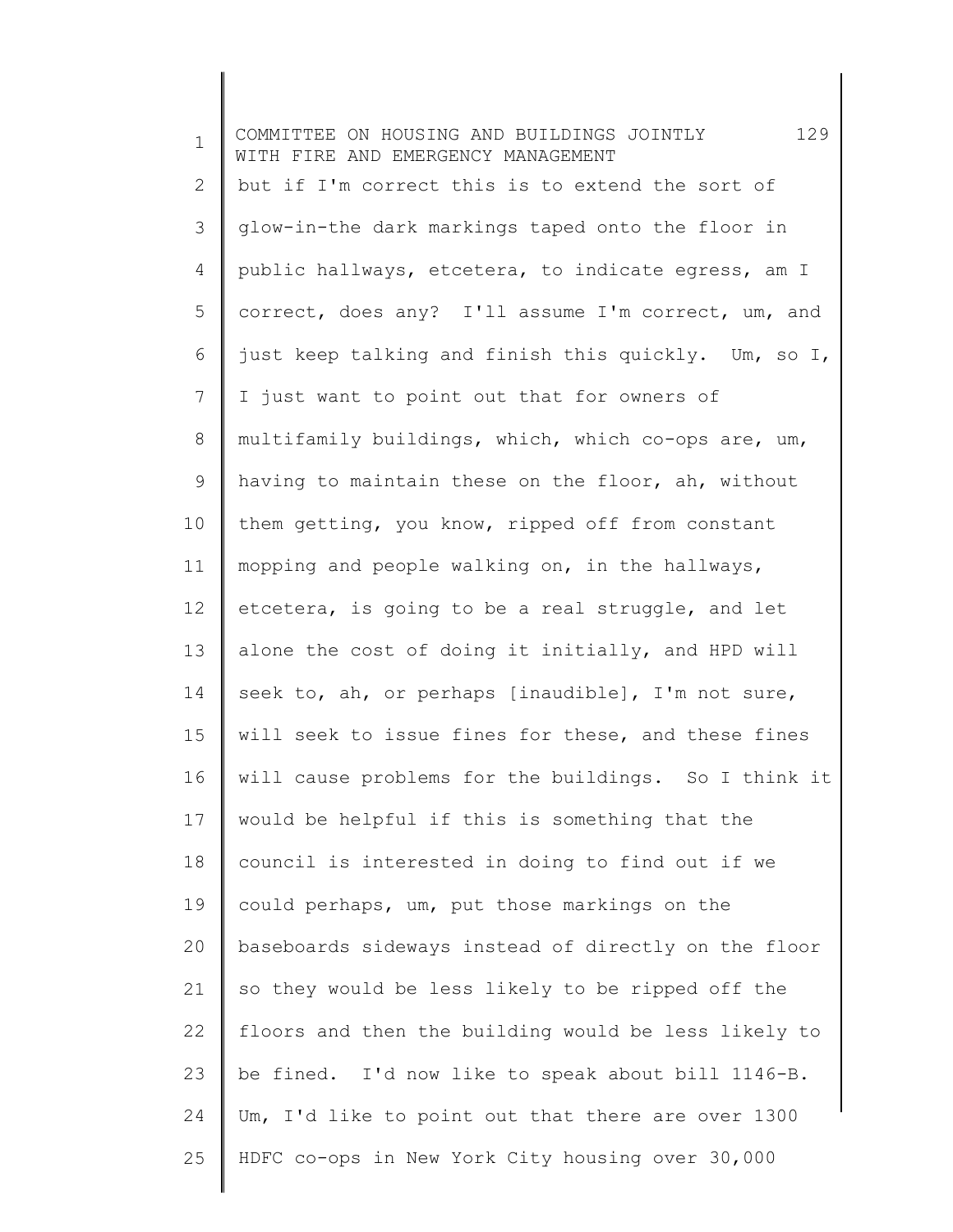but if I'm correct this is to extend the sort of glow-in-the dark markings taped onto the floor in public hallways, etcetera, to indicate egress, am I correct, does any? I'll assume I'm correct, um, and just keep talking and finish this quickly. Um, so I, I just want to point out that for owners of multifamily buildings, which, which co-ops are, um, having to maintain these on the floor, ah, without them getting, you know, ripped off from constant mopping and people walking on, in the hallways, etcetera, is going to be a real struggle, and let alone the cost of doing it initially, and HPD will seek to, ah, or perhaps [inaudible], I'm not sure, will seek to issue fines for these, and these fines will cause problems for the buildings. So I think it would be helpful if this is something that the council is interested in doing to find out if we could perhaps, um, put those markings on the baseboards sideways instead of directly on the floor so they would be less likely to be ripped off the floors and then the building would be less likely to be fined. I'd now like to speak about bill 1146-B. Um, I'd like to point out that there are over 1300 HDFC co-ops in New York City housing over 30,000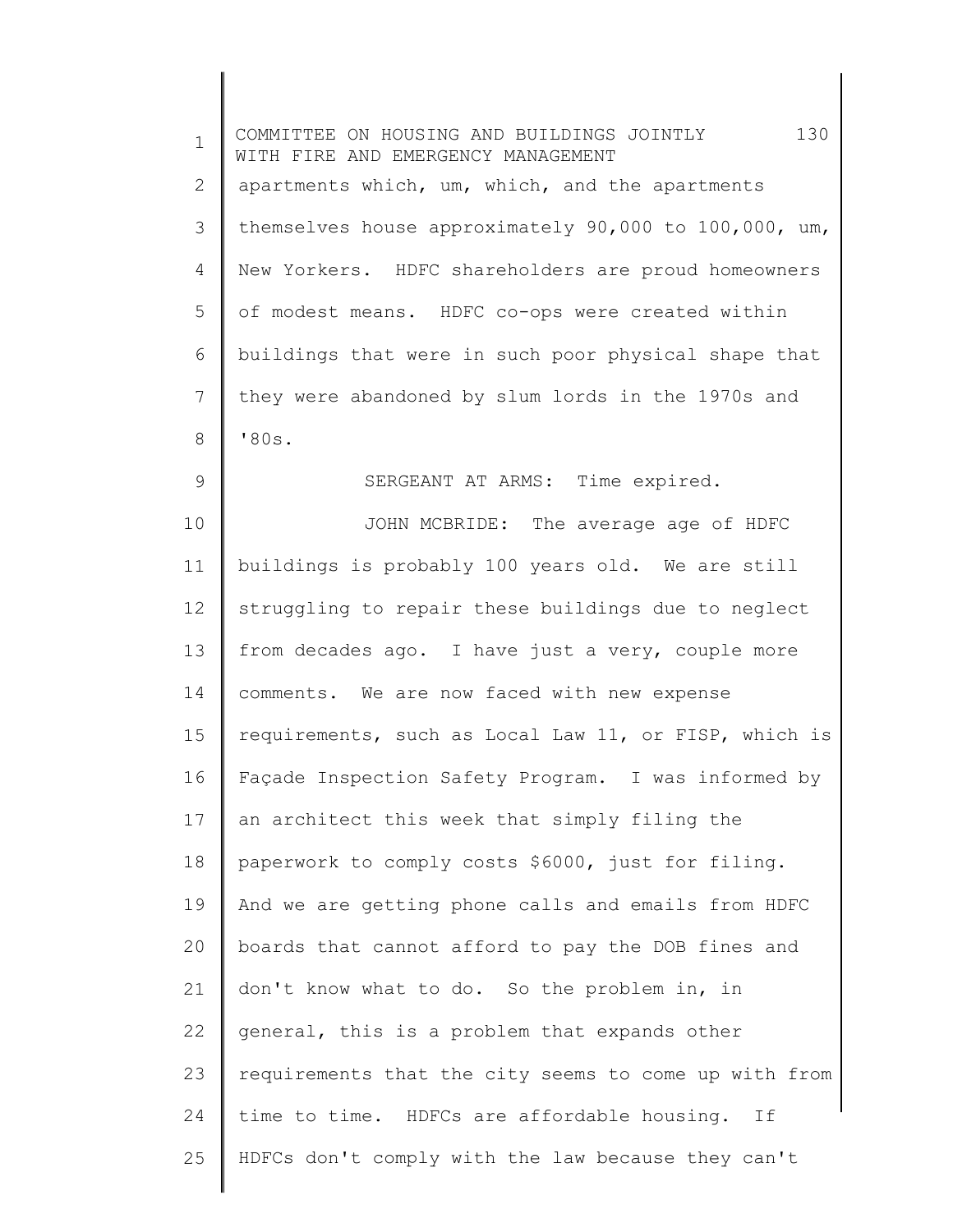apartments which, um, which, and the apartments themselves house approximately 90,000 to 100,000, um, New Yorkers. HDFC shareholders are proud homeowners of modest means. HDFC co-ops were created within buildings that were in such poor physical shape that they were abandoned by slum lords in the 1970s and '80s.

SERGEANT AT ARMS: Time expired.

JOHN MCBRIDE: The average age of HDFC buildings is probably 100 years old. We are still struggling to repair these buildings due to neglect from decades ago. I have just a very, couple more comments. We are now faced with new expense requirements, such as Local Law 11, or FISP, which is Façade Inspection Safety Program. I was informed by an architect this week that simply filing the paperwork to comply costs $6000, just for filing. And we are getting phone calls and emails from HDFC boards that cannot afford to pay the DOB fines and don't know what to do. So the problem in, in general, this is a problem that expands other requirements that the city seems to come up with from time to time. HDFCs are affordable housing. If HDFCs don't comply with the law because they can't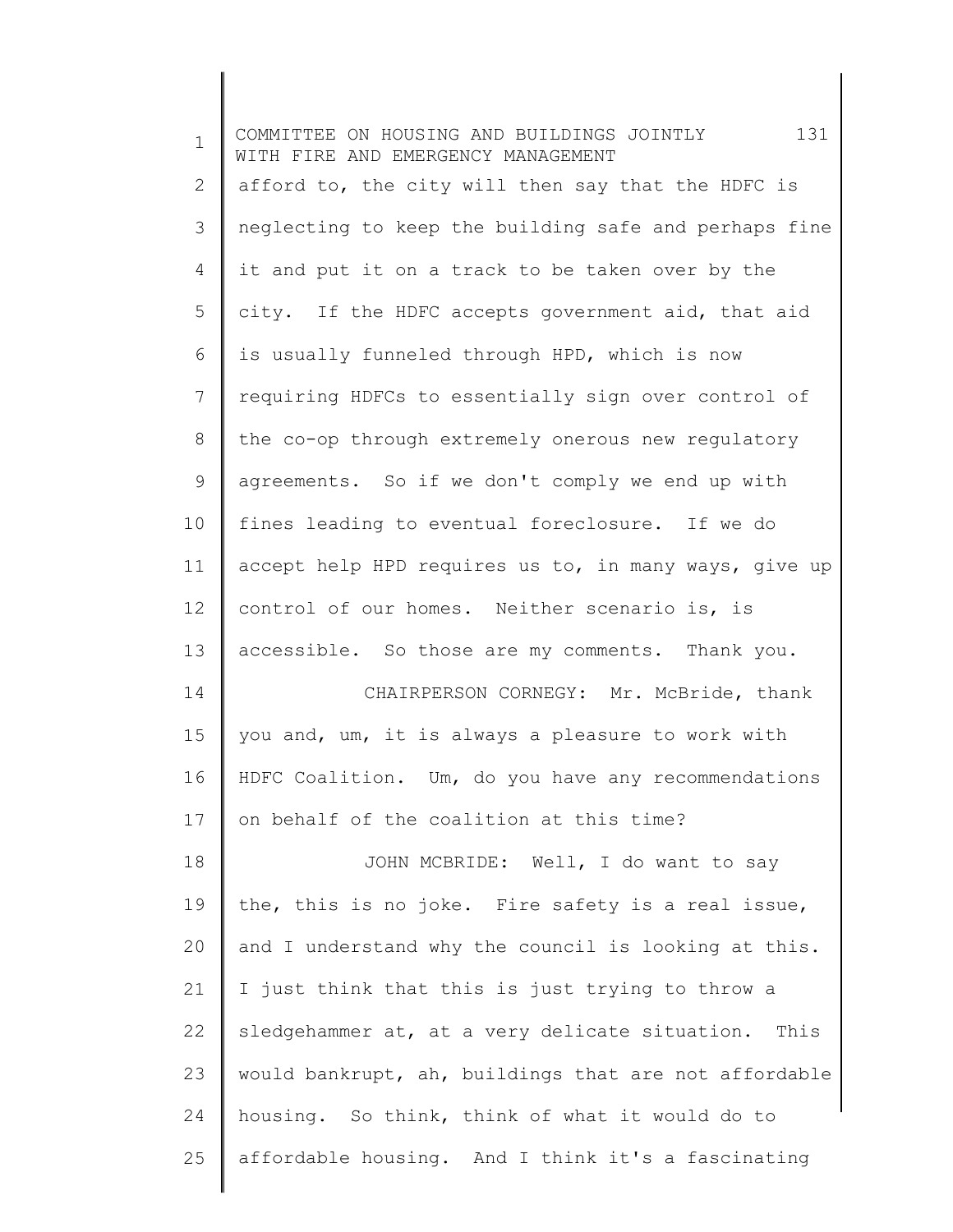afford to, the city will then say that the HDFC is neglecting to keep the building safe and perhaps fine it and put it on a track to be taken over by the city. If the HDFC accepts government aid, that aid is usually funneled through HPD, which is now requiring HDFCs to essentially sign over control of the co-op through extremely onerous new regulatory agreements. So if we don't comply we end up with fines leading to eventual foreclosure. If we do accept help HPD requires us to, in many ways, give up control of our homes. Neither scenario is, is accessible. So those are my comments. Thank you.

CHAIRPERSON CORNEGY: Mr. McBride, thank you and, um, it is always a pleasure to work with HDFC Coalition. Um, do you have any recommendations on behalf of the coalition at this time?

JOHN MCBRIDE: Well, I do want to say the, this is no joke. Fire safety is a real issue, and I understand why the council is looking at this. I just think that this is just trying to throw a sledgehammer at, at a very delicate situation. This would bankrupt, ah, buildings that are not affordable housing. So think, think of what it would do to affordable housing. And I think it's a fascinating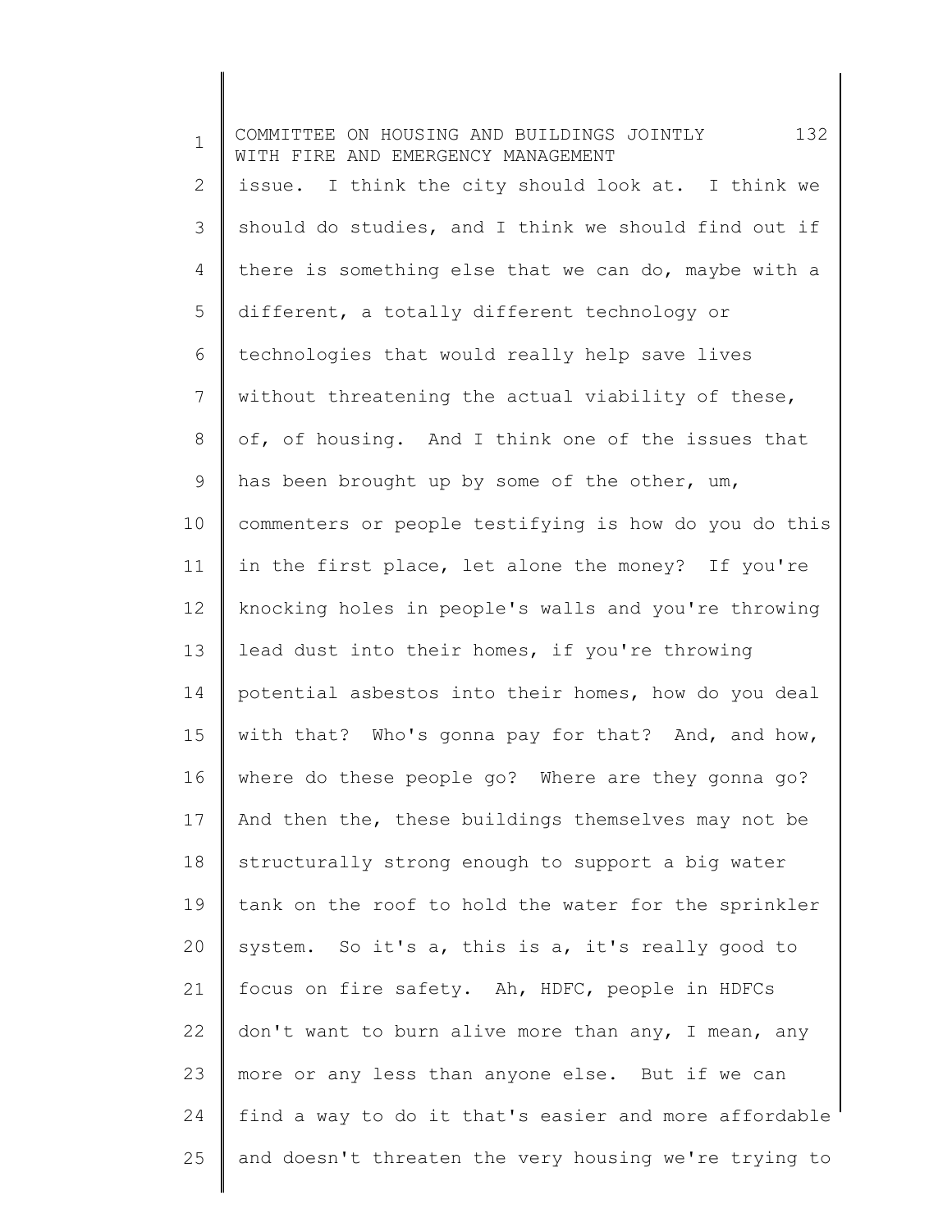issue. I think the city should look at. I think we should do studies, and I think we should find out if there is something else that we can do, maybe with a different, a totally different technology or technologies that would really help save lives without threatening the actual viability of these, of, of housing. And I think one of the issues that has been brought up by some of the other, um, commenters or people testifying is how do you do this in the first place, let alone the money? If you're knocking holes in people's walls and you're throwing lead dust into their homes, if you're throwing potential asbestos into their homes, how do you deal with that? Who's gonna pay for that? And, and how, where do these people go? Where are they gonna go? And then the, these buildings themselves may not be structurally strong enough to support a big water tank on the roof to hold the water for the sprinkler system. So it's a, this is a, it's really good to focus on fire safety. Ah, HDFC, people in HDFCs don't want to burn alive more than any, I mean, any more or any less than anyone else. But if we can find a way to do it that's easier and more affordable and doesn't threaten the very housing we're trying to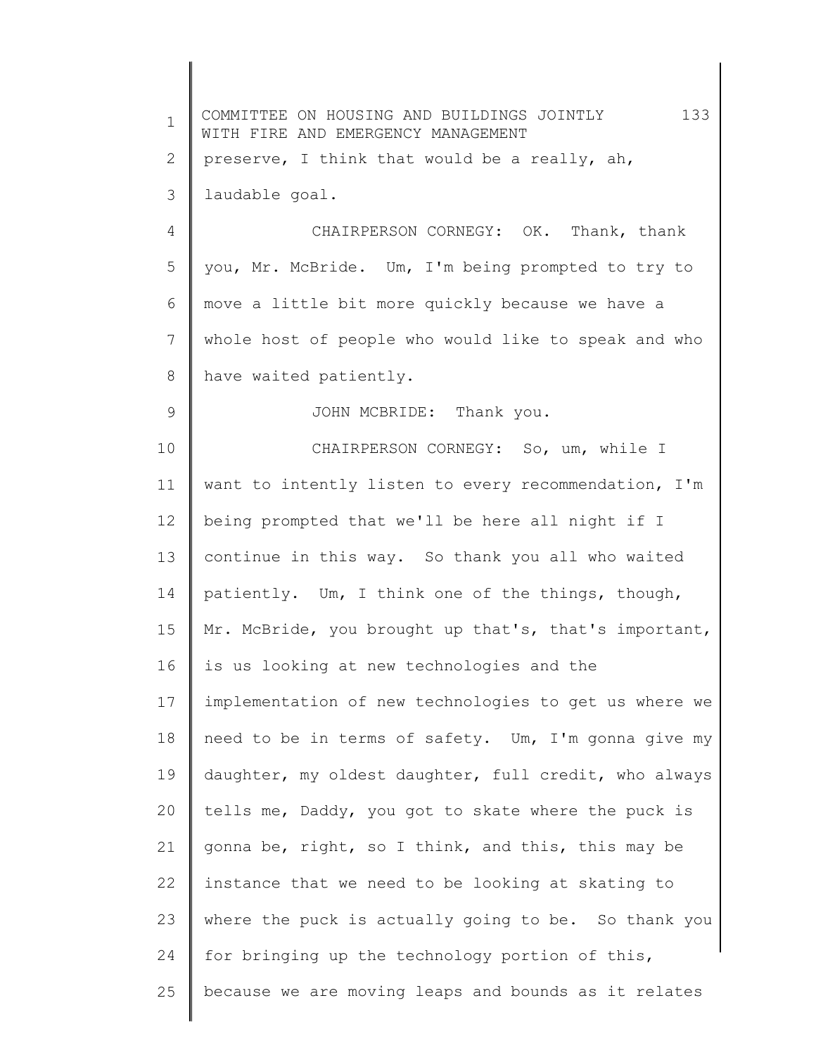preserve, I think that would be a really, ah, laudable goal.

CHAIRPERSON CORNEGY: OK. Thank, thank you, Mr. McBride. Um, I'm being prompted to try to move a little bit more quickly because we have a whole host of people who would like to speak and who have waited patiently.

JOHN MCBRIDE: Thank you.

CHAIRPERSON CORNEGY: So, um, while I want to intently listen to every recommendation, I'm being prompted that we'll be here all night if I continue in this way. So thank you all who waited patiently. Um, I think one of the things, though, Mr. McBride, you brought up that's, that's important, is us looking at new technologies and the implementation of new technologies to get us where we need to be in terms of safety. Um, I'm gonna give my daughter, my oldest daughter, full credit, who always tells me, Daddy, you got to skate where the puck is gonna be, right, so I think, and this, this may be instance that we need to be looking at skating to where the puck is actually going to be. So thank you for bringing up the technology portion of this, because we are moving leaps and bounds as it relates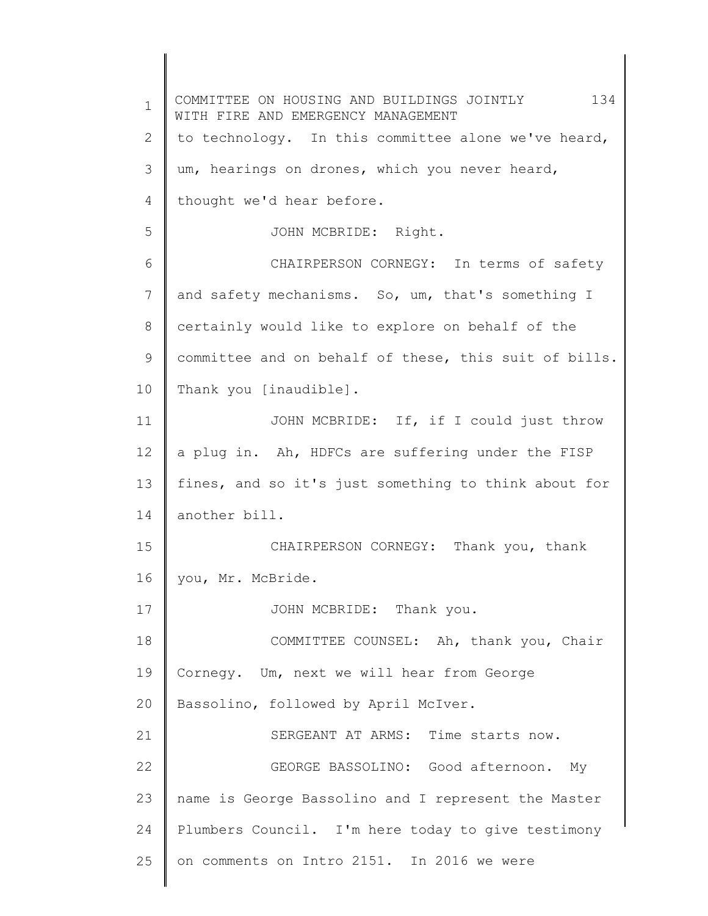to technology. In this committee alone we've heard, um, hearings on drones, which you never heard, thought we'd hear before.

JOHN MCBRIDE: Right.

CHAIRPERSON CORNEGY: In terms of safety and safety mechanisms. So, um, that's something I certainly would like to explore on behalf of the committee and on behalf of these, this suit of bills. Thank you [inaudible].

JOHN MCBRIDE: If, if I could just throw a plug in. Ah, HDFCs are suffering under the FISP fines, and so it's just something to think about for another bill.

CHAIRPERSON CORNEGY: Thank you, thank you, Mr. McBride.

JOHN MCBRIDE: Thank you.

COMMITTEE COUNSEL: Ah, thank you, Chair Cornegy. Um, next we will hear from George Bassolino, followed by April McIver.

SERGEANT AT ARMS: Time starts now.

GEORGE BASSOLINO: Good afternoon. My name is George Bassolino and I represent the Master Plumbers Council. I'm here today to give testimony on comments on Intro 2151. In 2016 we were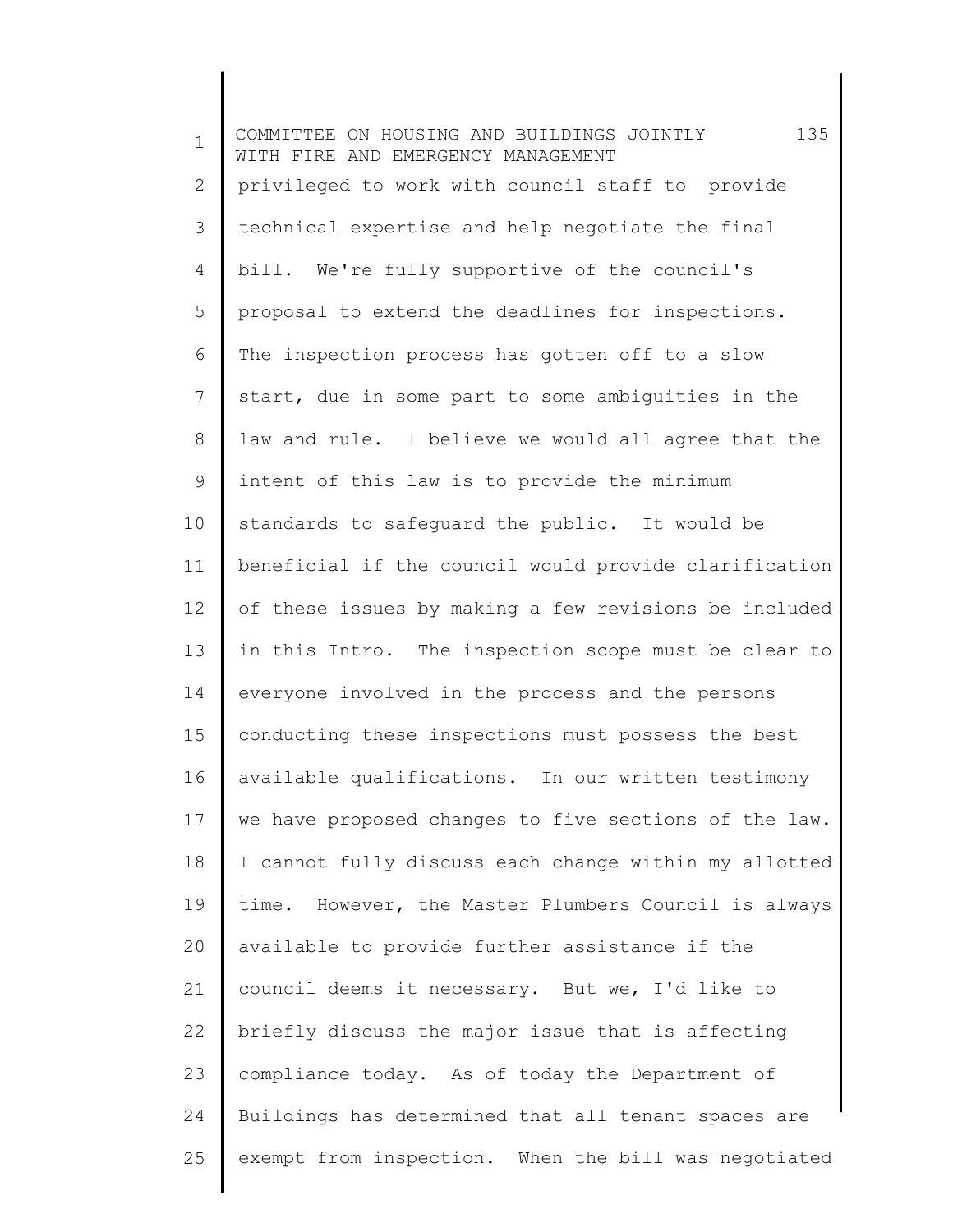privileged to work with council staff to provide technical expertise and help negotiate the final bill. We're fully supportive of the council's proposal to extend the deadlines for inspections. The inspection process has gotten off to a slow start, due in some part to some ambiguities in the law and rule. I believe we would all agree that the intent of this law is to provide the minimum standards to safeguard the public. It would be beneficial if the council would provide clarification of these issues by making a few revisions be included in this Intro. The inspection scope must be clear to everyone involved in the process and the persons conducting these inspections must possess the best available qualifications. In our written testimony we have proposed changes to five sections of the law. I cannot fully discuss each change within my allotted time. However, the Master Plumbers Council is always available to provide further assistance if the council deems it necessary. But we, I'd like to briefly discuss the major issue that is affecting compliance today. As of today the Department of Buildings has determined that all tenant spaces are exempt from inspection. When the bill was negotiated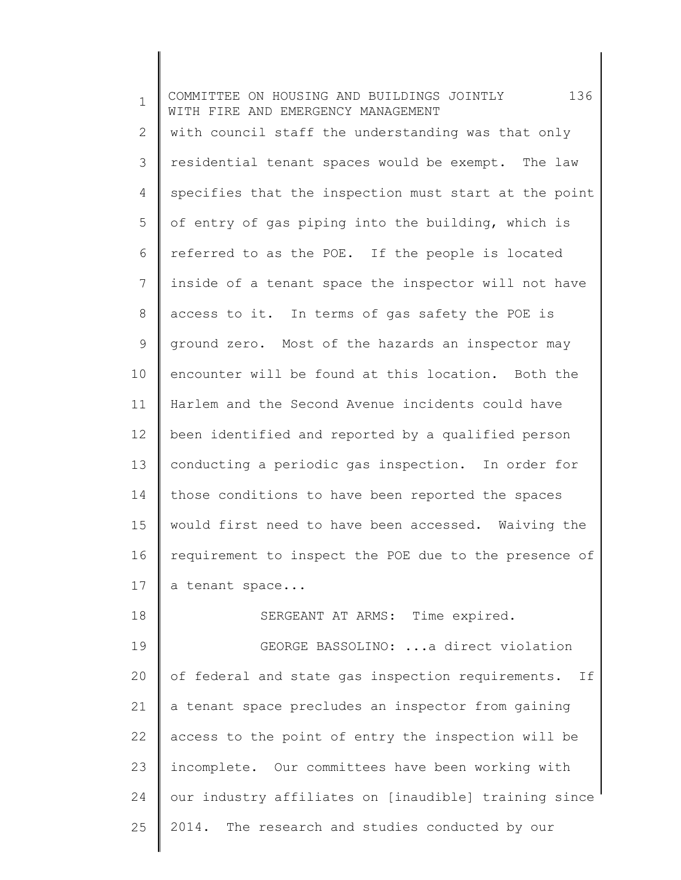with council staff the understanding was that only residential tenant spaces would be exempt. The law specifies that the inspection must start at the point of entry of gas piping into the building, which is referred to as the POE. If the people is located inside of a tenant space the inspector will not have access to it. In terms of gas safety the POE is ground zero. Most of the hazards an inspector may encounter will be found at this location. Both the Harlem and the Second Avenue incidents could have been identified and reported by a qualified person conducting a periodic gas inspection. In order for those conditions to have been reported the spaces would first need to have been accessed. Waiving the requirement to inspect the POE due to the presence of a tenant space...

SERGEANT AT ARMS: Time expired.

GEORGE BASSOLINO: ...a direct violation of federal and state gas inspection requirements. If a tenant space precludes an inspector from gaining access to the point of entry the inspection will be incomplete. Our committees have been working with our industry affiliates on [inaudible] training since 2014. The research and studies conducted by our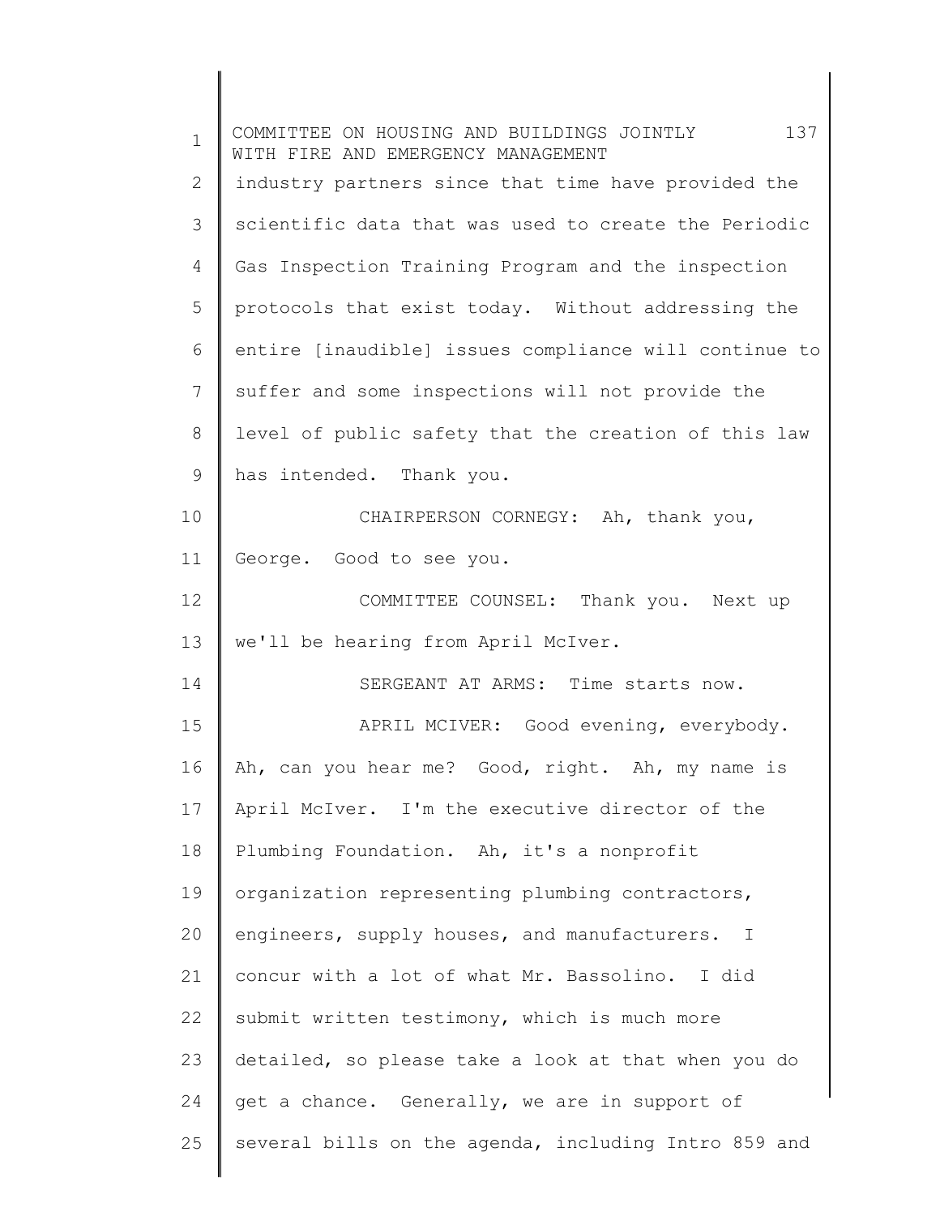industry partners since that time have provided the scientific data that was used to create the Periodic Gas Inspection Training Program and the inspection protocols that exist today. Without addressing the entire [inaudible] issues compliance will continue to suffer and some inspections will not provide the level of public safety that the creation of this law has intended. Thank you.

CHAIRPERSON CORNEGY: Ah, thank you, George. Good to see you.

COMMITTEE COUNSEL: Thank you. Next up we'll be hearing from April McIver.

SERGEANT AT ARMS: Time starts now.

APRIL MCIVER: Good evening, everybody. Ah, can you hear me? Good, right. Ah, my name is April McIver. I'm the executive director of the Plumbing Foundation. Ah, it's a nonprofit organization representing plumbing contractors, engineers, supply houses, and manufacturers. I concur with a lot of what Mr. Bassolino. I did submit written testimony, which is much more detailed, so please take a look at that when you do get a chance. Generally, we are in support of several bills on the agenda, including Intro 859 and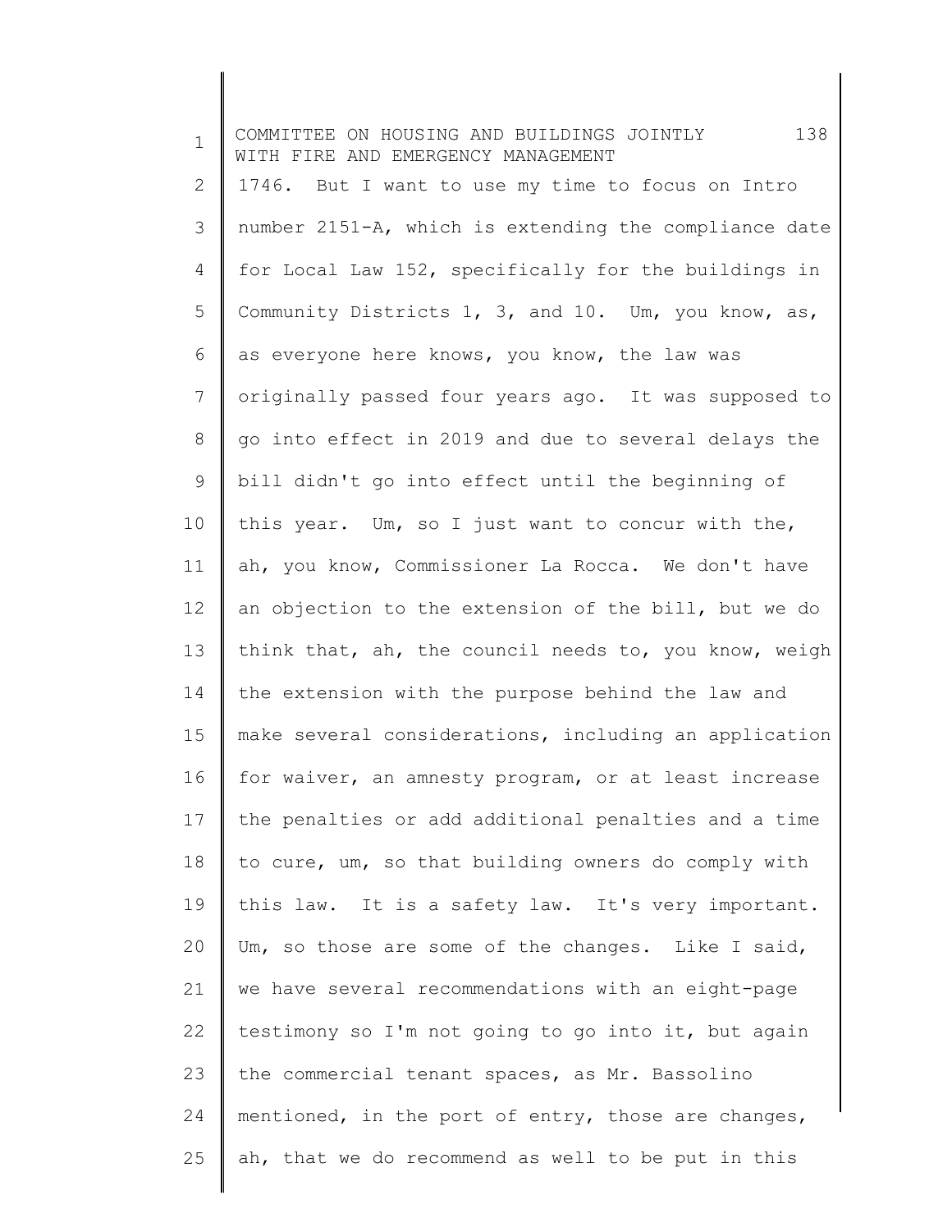1746. But I want to use my time to focus on Intro number 2151-A, which is extending the compliance date for Local Law 152, specifically for the buildings in Community Districts 1, 3, and 10. Um, you know, as, as everyone here knows, you know, the law was originally passed four years ago. It was supposed to go into effect in 2019 and due to several delays the bill didn't go into effect until the beginning of this year. Um, so I just want to concur with the, ah, you know, Commissioner La Rocca. We don't have an objection to the extension of the bill, but we do think that, ah, the council needs to, you know, weigh the extension with the purpose behind the law and make several considerations, including an application for waiver, an amnesty program, or at least increase the penalties or add additional penalties and a time to cure, um, so that building owners do comply with this law. It is a safety law. It's very important. Um, so those are some of the changes. Like I said, we have several recommendations with an eight-page testimony so I'm not going to go into it, but again the commercial tenant spaces, as Mr. Bassolino mentioned, in the port of entry, those are changes, ah, that we do recommend as well to be put in this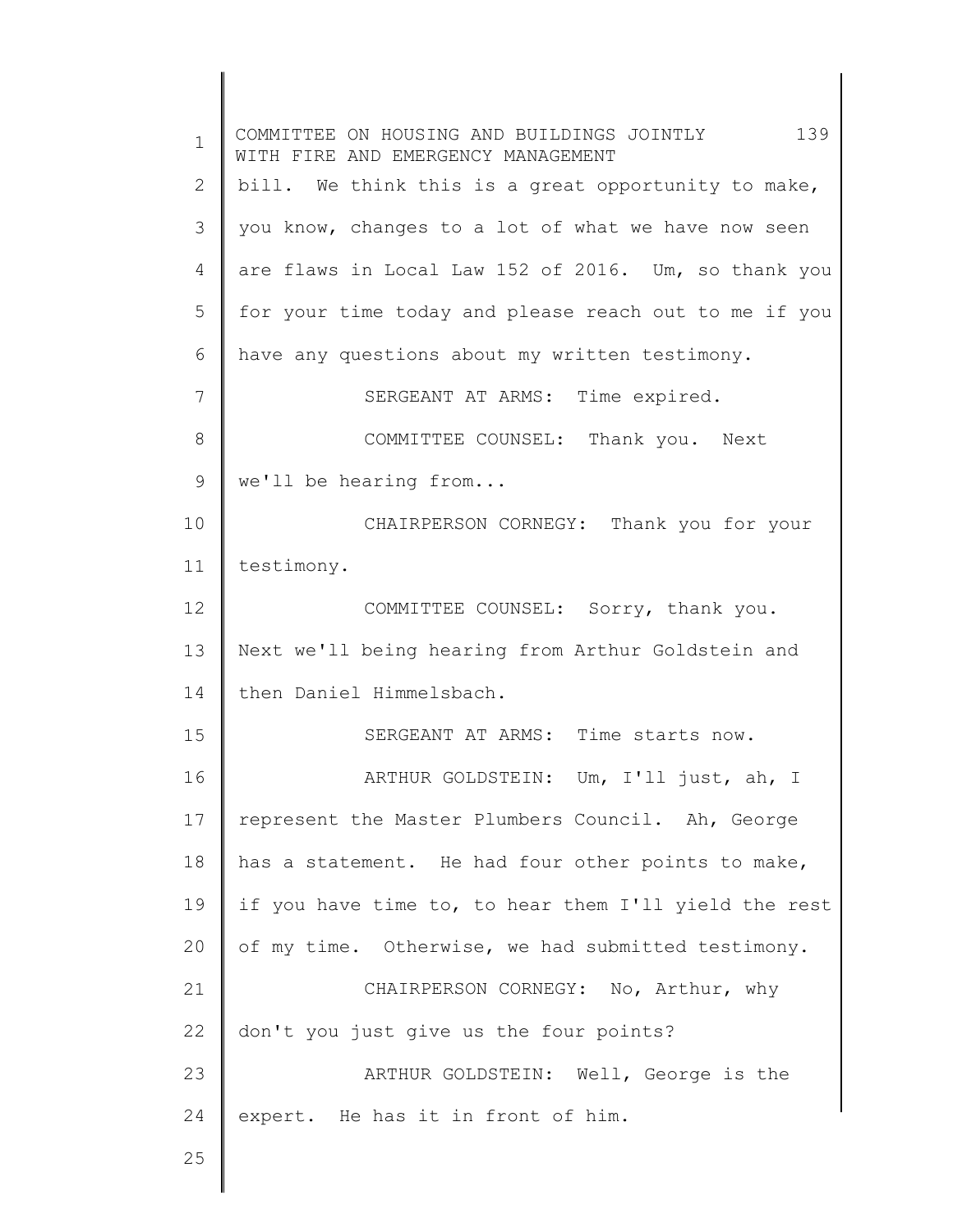bill. We think this is a great opportunity to make, you know, changes to a lot of what we have now seen are flaws in Local Law 152 of 2016. Um, so thank you for your time today and please reach out to me if you have any questions about my written testimony.

SERGEANT AT ARMS: Time expired.

COMMITTEE COUNSEL: Thank you. Next we'll be hearing from...

CHAIRPERSON CORNEGY: Thank you for your testimony.

COMMITTEE COUNSEL: Sorry, thank you. Next we'll being hearing from Arthur Goldstein and then Daniel Himmelsbach.

SERGEANT AT ARMS: Time starts now.

ARTHUR GOLDSTEIN: Um, I'll just, ah, I represent the Master Plumbers Council. Ah, George has a statement. He had four other points to make, if you have time to, to hear them I'll yield the rest of my time. Otherwise, we had submitted testimony.

CHAIRPERSON CORNEGY: No, Arthur, why don't you just give us the four points?

ARTHUR GOLDSTEIN: Well, George is the expert. He has it in front of him.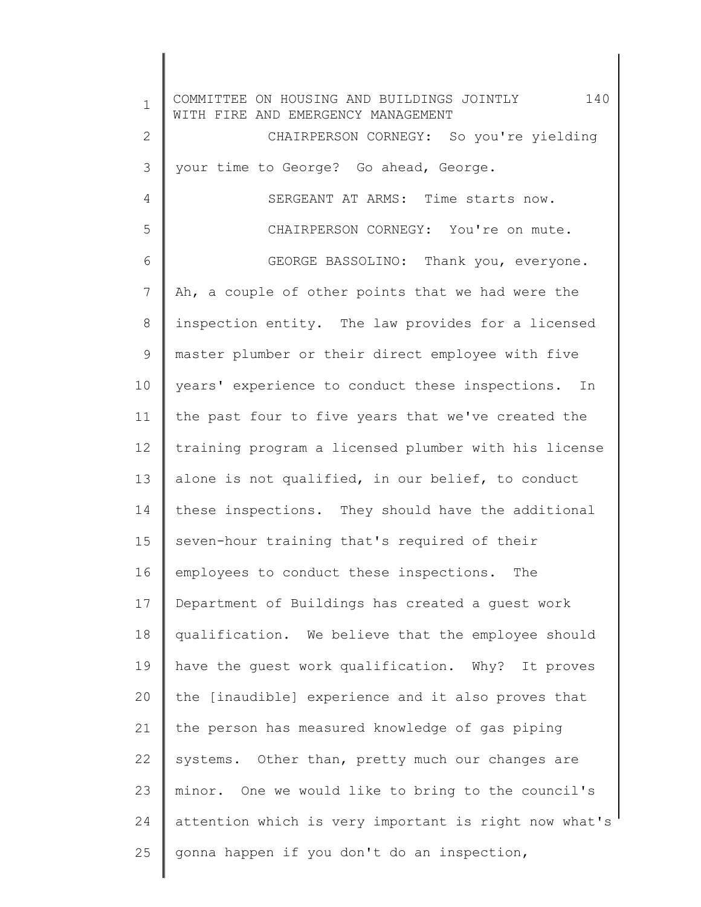CHAIRPERSON CORNEGY: So you're yielding your time to George? Go ahead, George.

SERGEANT AT ARMS: Time starts now.

CHAIRPERSON CORNEGY: You're on mute.

GEORGE BASSOLINO: Thank you, everyone. Ah, a couple of other points that we had were the inspection entity. The law provides for a licensed master plumber or their direct employee with five years' experience to conduct these inspections. In the past four to five years that we've created the training program a licensed plumber with his license alone is not qualified, in our belief, to conduct these inspections. They should have the additional seven-hour training that's required of their employees to conduct these inspections. The Department of Buildings has created a guest work qualification. We believe that the employee should have the guest work qualification. Why? It proves the [inaudible] experience and it also proves that the person has measured knowledge of gas piping systems. Other than, pretty much our changes are minor. One we would like to bring to the council's attention which is very important is right now what's gonna happen if you don't do an inspection,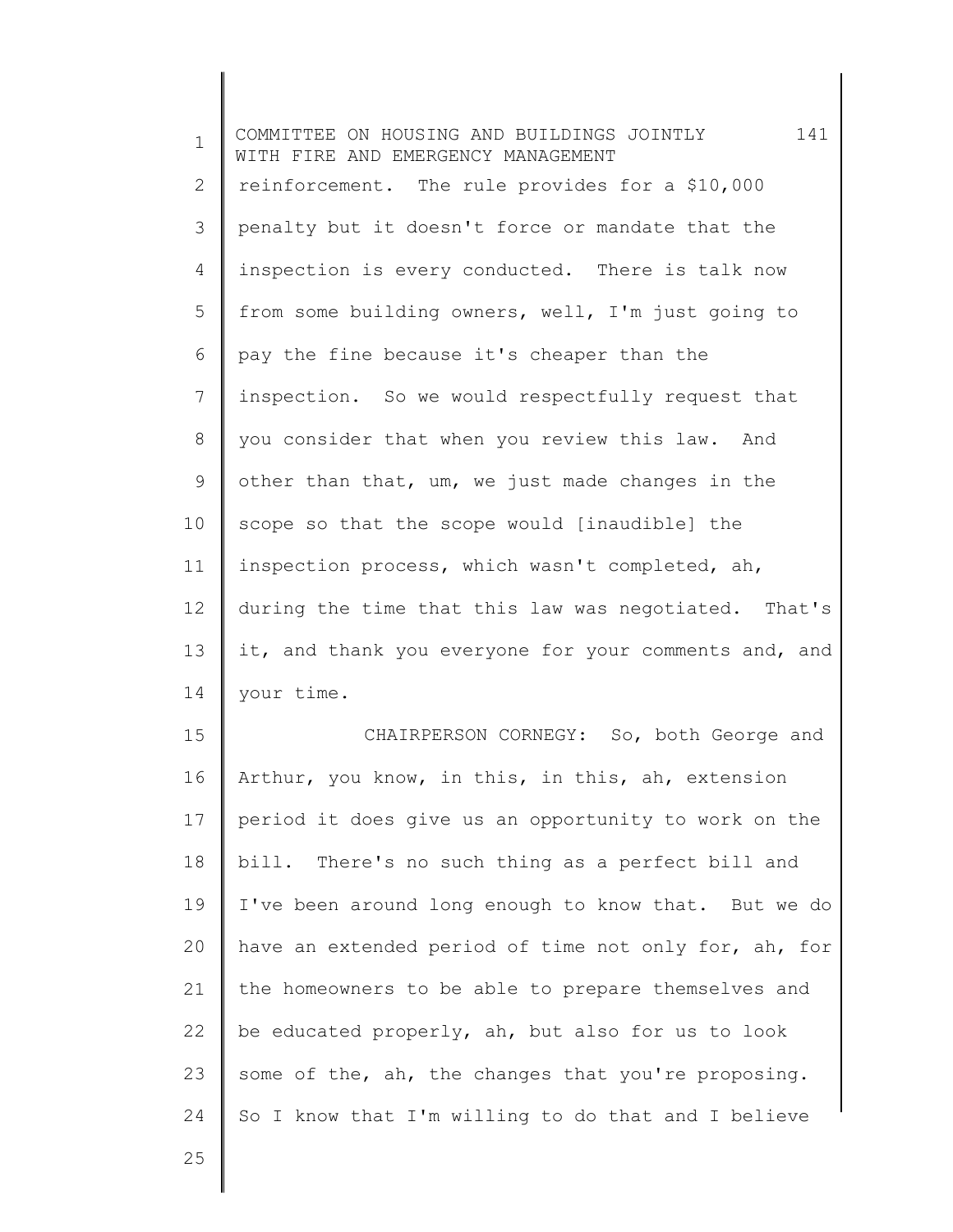reinforcement. The rule provides for a $10,000 penalty but it doesn't force or mandate that the inspection is every conducted. There is talk now from some building owners, well, I'm just going to pay the fine because it's cheaper than the inspection. So we would respectfully request that you consider that when you review this law. And other than that, um, we just made changes in the scope so that the scope would [inaudible] the inspection process, which wasn't completed, ah, during the time that this law was negotiated. That's it, and thank you everyone for your comments and, and your time.

CHAIRPERSON CORNEGY: So, both George and Arthur, you know, in this, in this, ah, extension period it does give us an opportunity to work on the bill. There's no such thing as a perfect bill and I've been around long enough to know that. But we do have an extended period of time not only for, ah, for the homeowners to be able to prepare themselves and be educated properly, ah, but also for us to look some of the, ah, the changes that you're proposing. So I know that I'm willing to do that and I believe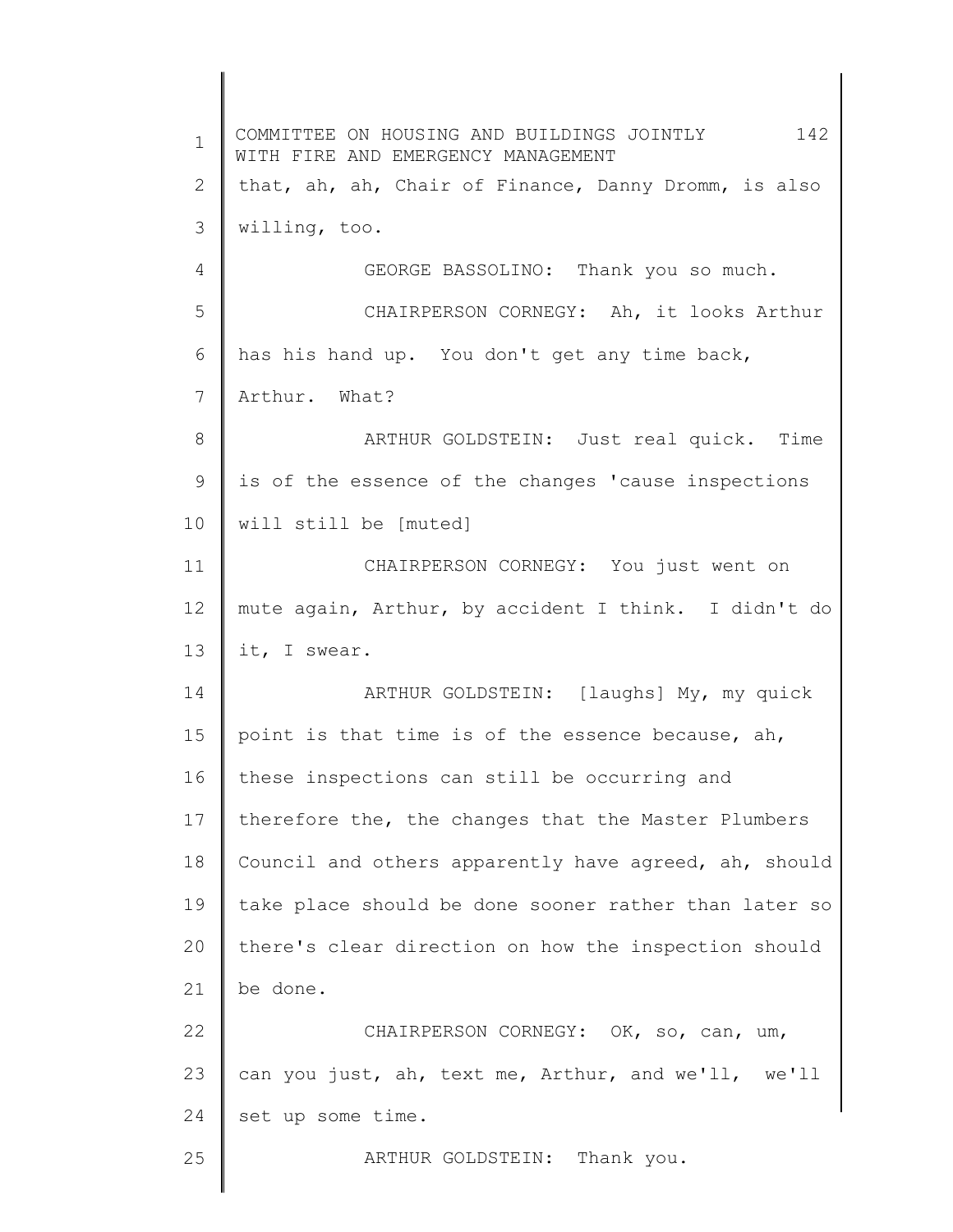that, ah, ah, Chair of Finance, Danny Dromm, is also willing, too.

GEORGE BASSOLINO: Thank you so much.

CHAIRPERSON CORNEGY: Ah, it looks Arthur has his hand up. You don't get any time back, Arthur. What?

ARTHUR GOLDSTEIN: Just real quick. Time is of the essence of the changes 'cause inspections will still be [muted]

CHAIRPERSON CORNEGY: You just went on mute again, Arthur, by accident I think. I didn't do it, I swear.

ARTHUR GOLDSTEIN: [laughs] My, my quick point is that time is of the essence because, ah, these inspections can still be occurring and therefore the, the changes that the Master Plumbers Council and others apparently have agreed, ah, should take place should be done sooner rather than later so there's clear direction on how the inspection should be done.

CHAIRPERSON CORNEGY: OK, so, can, um, can you just, ah, text me, Arthur, and we'll, we'll set up some time.

ARTHUR GOLDSTEIN: Thank you.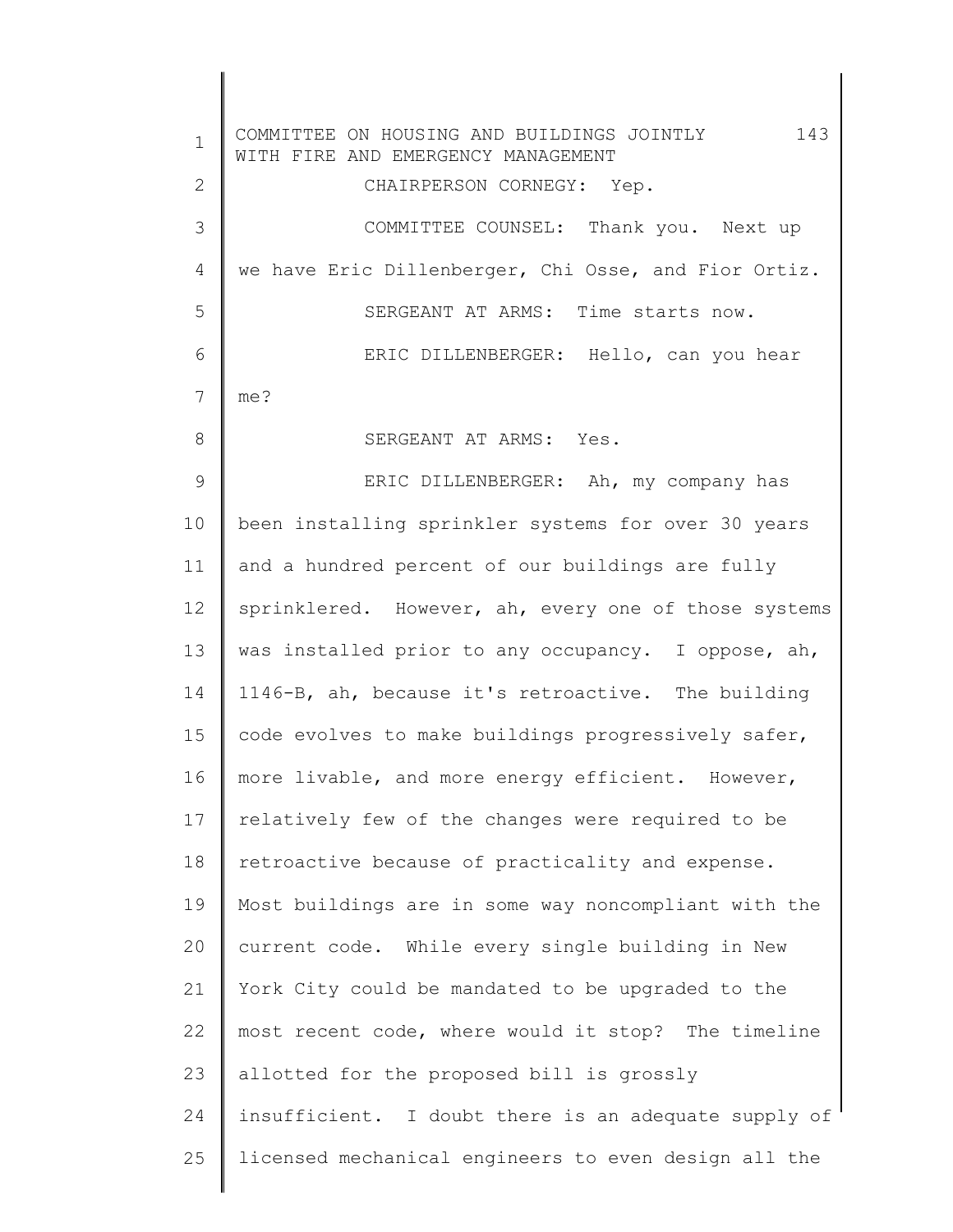CHAIRPERSON CORNEGY: Yep.

COMMITTEE COUNSEL: Thank you. Next up we have Eric Dillenberger, Chi Osse, and Fior Ortiz.

SERGEANT AT ARMS: Time starts now.

ERIC DILLENBERGER: Hello, can you hear me?

SERGEANT AT ARMS: Yes.

ERIC DILLENBERGER: Ah, my company has been installing sprinkler systems for over 30 years and a hundred percent of our buildings are fully sprinklered. However, ah, every one of those systems was installed prior to any occupancy. I oppose, ah, 1146-B, ah, because it's retroactive. The building code evolves to make buildings progressively safer, more livable, and more energy efficient. However, relatively few of the changes were required to be retroactive because of practicality and expense. Most buildings are in some way noncompliant with the current code. While every single building in New York City could be mandated to be upgraded to the most recent code, where would it stop? The timeline allotted for the proposed bill is grossly insufficient. I doubt there is an adequate supply of licensed mechanical engineers to even design all the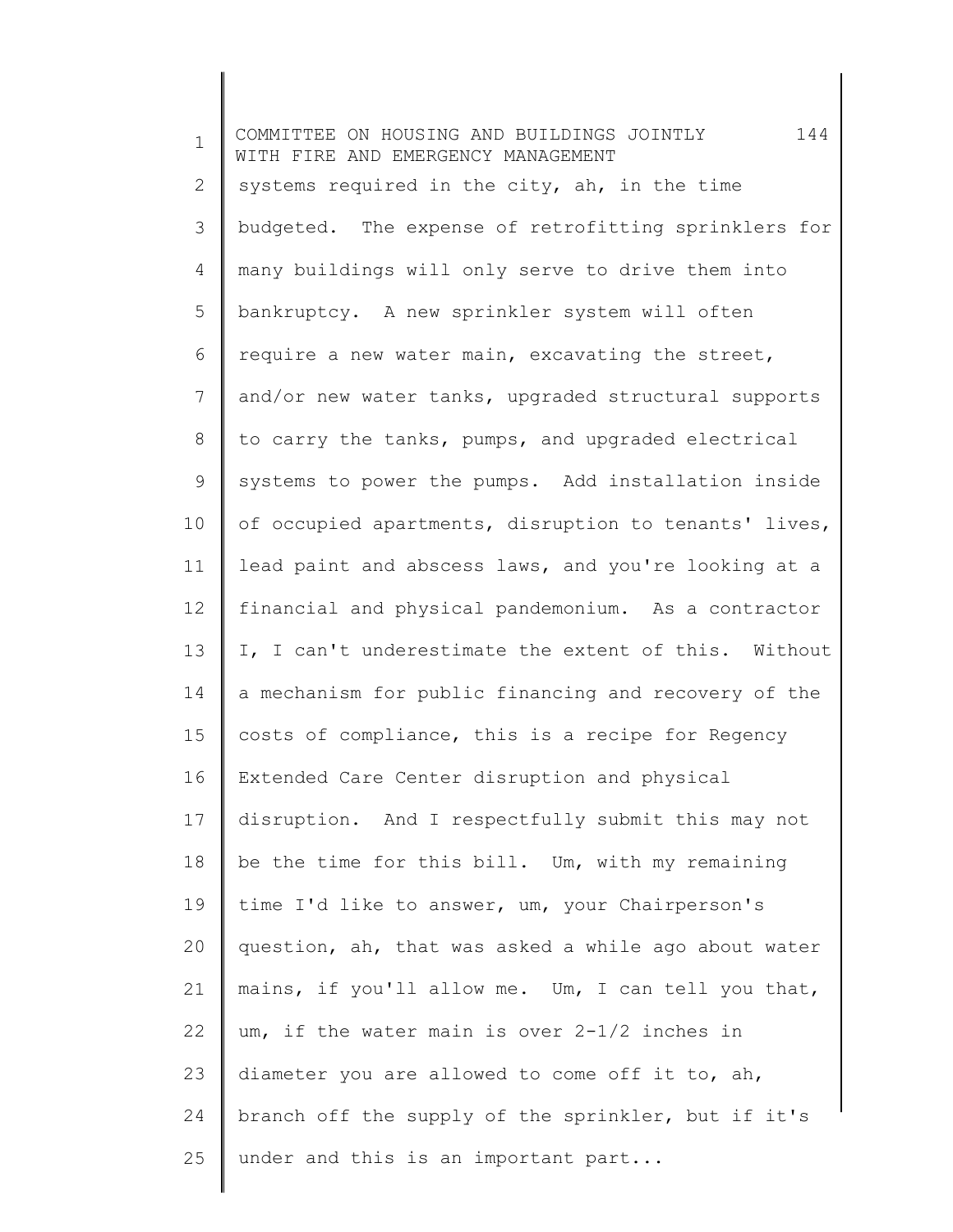systems required in the city, ah, in the time budgeted. The expense of retrofitting sprinklers for many buildings will only serve to drive them into bankruptcy. A new sprinkler system will often require a new water main, excavating the street, and/or new water tanks, upgraded structural supports to carry the tanks, pumps, and upgraded electrical systems to power the pumps. Add installation inside of occupied apartments, disruption to tenants' lives, lead paint and abscess laws, and you're looking at a financial and physical pandemonium. As a contractor I, I can't underestimate the extent of this. Without a mechanism for public financing and recovery of the costs of compliance, this is a recipe for Regency Extended Care Center disruption and physical disruption. And I respectfully submit this may not be the time for this bill. Um, with my remaining time I'd like to answer, um, your Chairperson's question, ah, that was asked a while ago about water mains, if you'll allow me. Um, I can tell you that, um, if the water main is over 2-1/2 inches in diameter you are allowed to come off it to, ah, branch off the supply of the sprinkler, but if it's under and this is an important part...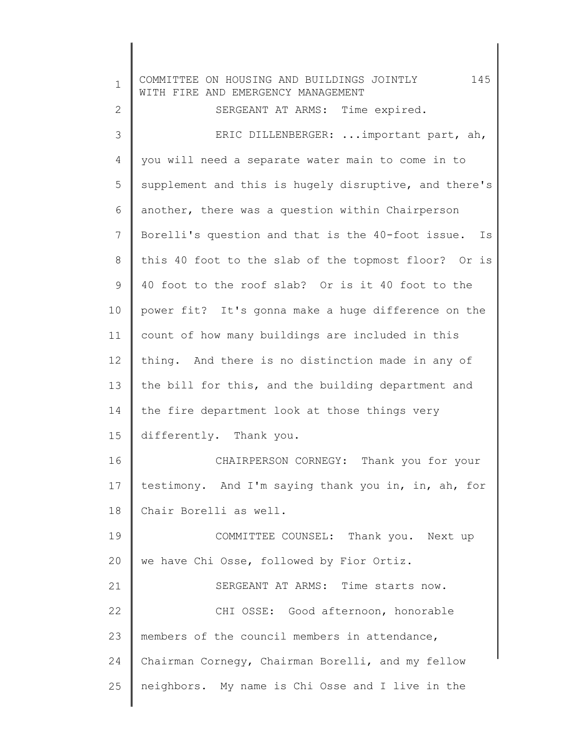SERGEANT AT ARMS: Time expired.

ERIC DILLENBERGER: ...important part, ah, you will need a separate water main to come in to supplement and this is hugely disruptive, and there's another, there was a question within Chairperson Borelli's question and that is the 40-foot issue. Is this 40 foot to the slab of the topmost floor? Or is 40 foot to the roof slab? Or is it 40 foot to the power fit? It's gonna make a huge difference on the count of how many buildings are included in this thing. And there is no distinction made in any of the bill for this, and the building department and the fire department look at those things very differently. Thank you.

CHAIRPERSON CORNEGY: Thank you for your testimony. And I'm saying thank you in, in, ah, for Chair Borelli as well.

COMMITTEE COUNSEL: Thank you. Next up we have Chi Osse, followed by Fior Ortiz.

SERGEANT AT ARMS: Time starts now.

CHI OSSE: Good afternoon, honorable members of the council members in attendance, Chairman Cornegy, Chairman Borelli, and my fellow neighbors. My name is Chi Osse and I live in the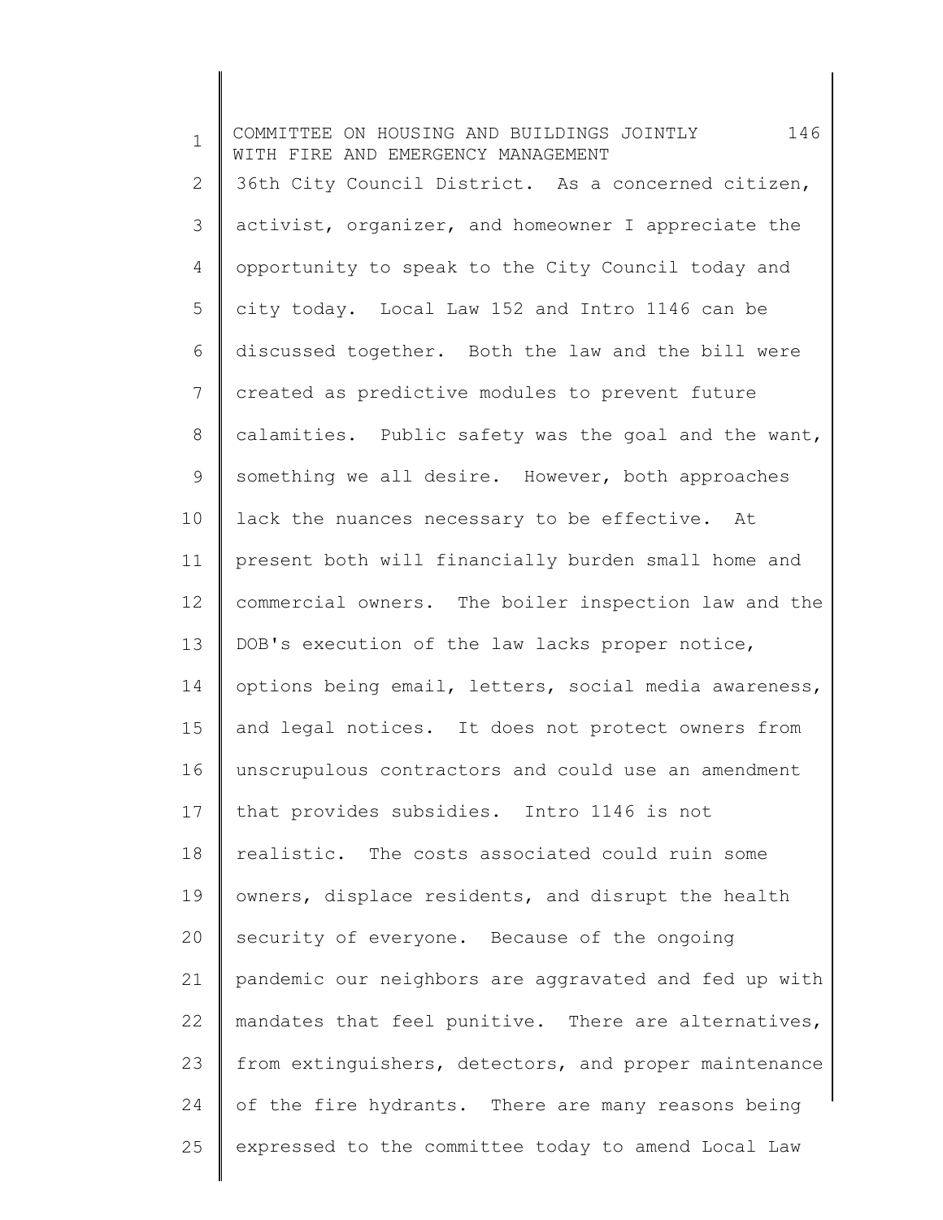36th City Council District. As a concerned citizen, activist, organizer, and homeowner I appreciate the opportunity to speak to the City Council today and city today. Local Law 152 and Intro 1146 can be discussed together. Both the law and the bill were created as predictive modules to prevent future calamities. Public safety was the goal and the want, something we all desire. However, both approaches lack the nuances necessary to be effective. At present both will financially burden small home and commercial owners. The boiler inspection law and the DOB's execution of the law lacks proper notice, options being email, letters, social media awareness, and legal notices. It does not protect owners from unscrupulous contractors and could use an amendment that provides subsidies. Intro 1146 is not realistic. The costs associated could ruin some owners, displace residents, and disrupt the health security of everyone. Because of the ongoing pandemic our neighbors are aggravated and fed up with mandates that feel punitive. There are alternatives, from extinguishers, detectors, and proper maintenance of the fire hydrants. There are many reasons being expressed to the committee today to amend Local Law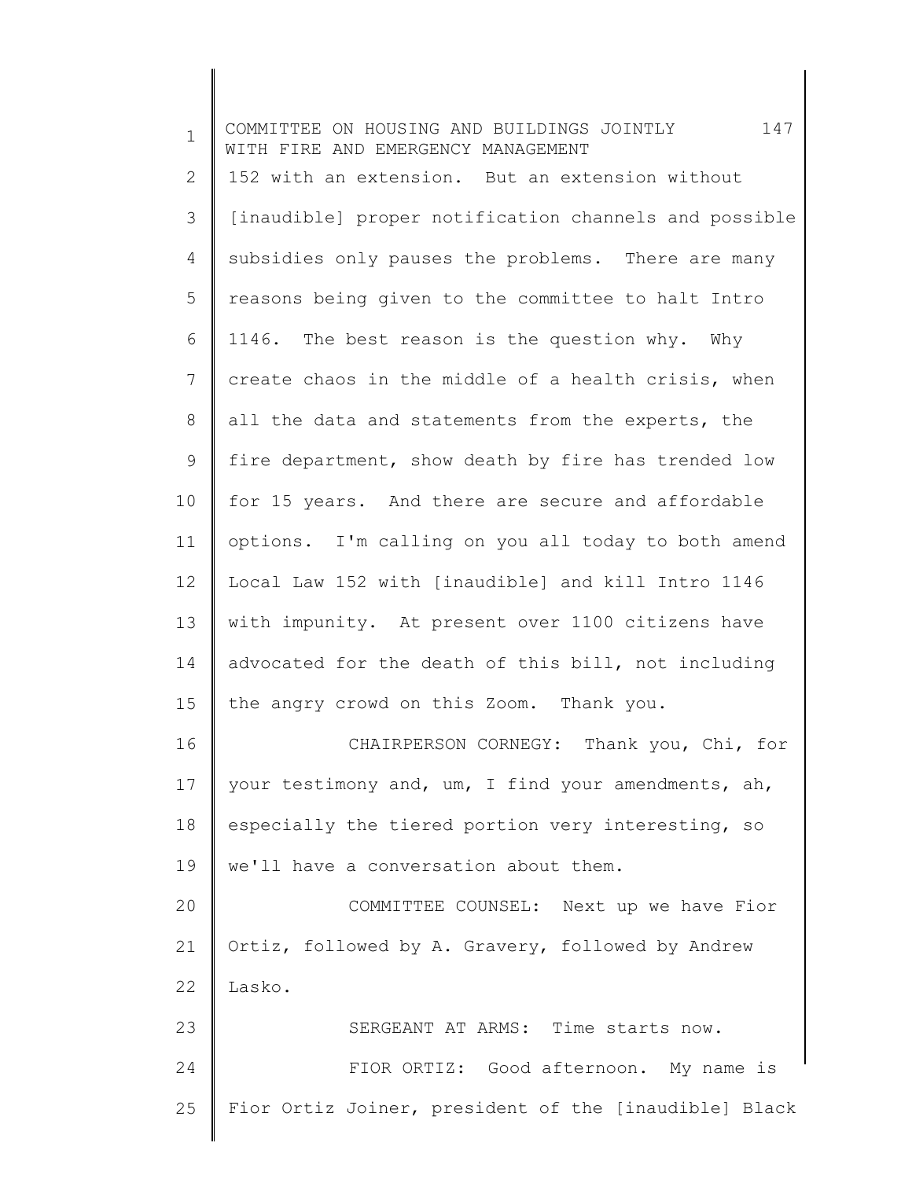152 with an extension. But an extension without [inaudible] proper notification channels and possible subsidies only pauses the problems. There are many reasons being given to the committee to halt Intro 1146. The best reason is the question why. Why create chaos in the middle of a health crisis, when all the data and statements from the experts, the fire department, show death by fire has trended low for 15 years. And there are secure and affordable options. I'm calling on you all today to both amend Local Law 152 with [inaudible] and kill Intro 1146 with impunity. At present over 1100 citizens have advocated for the death of this bill, not including the angry crowd on this Zoom. Thank you.

CHAIRPERSON CORNEGY: Thank you, Chi, for your testimony and, um, I find your amendments, ah, especially the tiered portion very interesting, so we'll have a conversation about them.

COMMITTEE COUNSEL: Next up we have Fior Ortiz, followed by A. Gravery, followed by Andrew Lasko.

SERGEANT AT ARMS: Time starts now.

FIOR ORTIZ: Good afternoon. My name is Fior Ortiz Joiner, president of the [inaudible] Black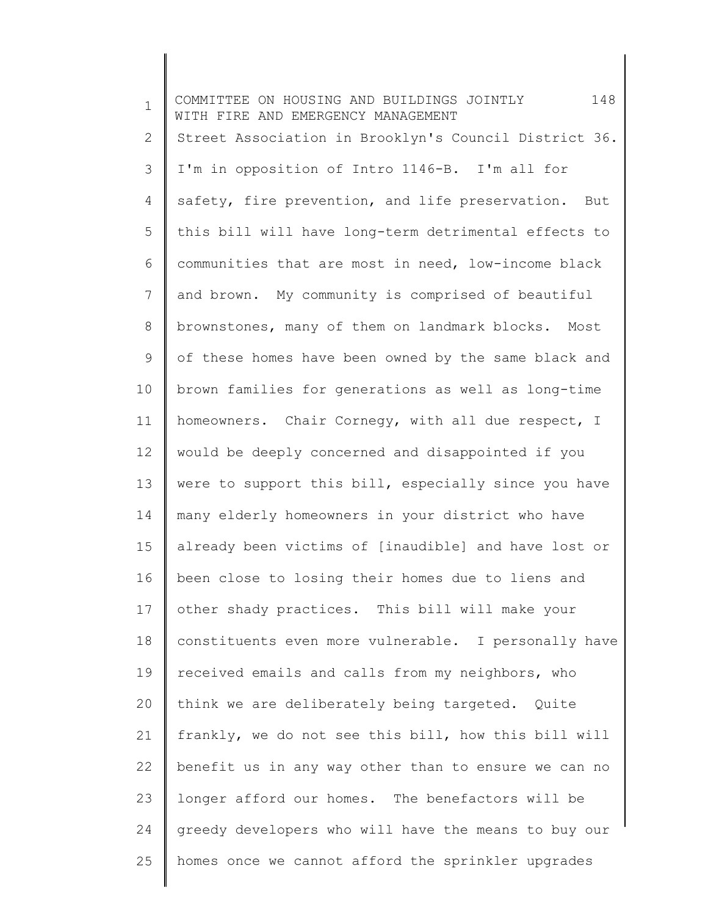Street Association in Brooklyn's Council District 36. I'm in opposition of Intro 1146-B. I'm all for safety, fire prevention, and life preservation. But this bill will have long-term detrimental effects to communities that are most in need, low-income black and brown. My community is comprised of beautiful brownstones, many of them on landmark blocks. Most of these homes have been owned by the same black and brown families for generations as well as long-time homeowners. Chair Cornegy, with all due respect, I would be deeply concerned and disappointed if you were to support this bill, especially since you have many elderly homeowners in your district who have already been victims of [inaudible] and have lost or been close to losing their homes due to liens and other shady practices. This bill will make your constituents even more vulnerable. I personally have received emails and calls from my neighbors, who think we are deliberately being targeted. Quite frankly, we do not see this bill, how this bill will benefit us in any way other than to ensure we can no longer afford our homes. The benefactors will be greedy developers who will have the means to buy our homes once we cannot afford the sprinkler upgrades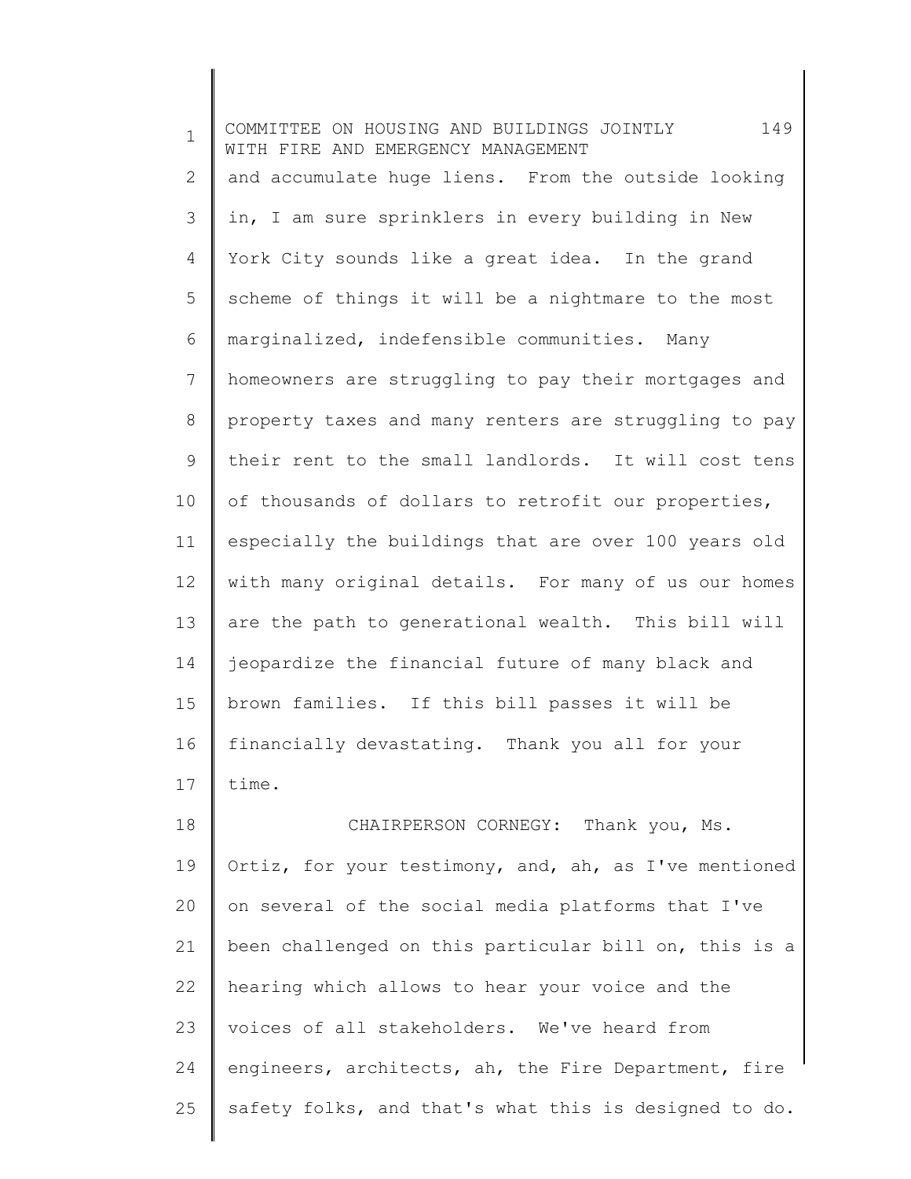and accumulate huge liens. From the outside looking in, I am sure sprinklers in every building in New York City sounds like a great idea. In the grand scheme of things it will be a nightmare to the most marginalized, indefensible communities. Many homeowners are struggling to pay their mortgages and property taxes and many renters are struggling to pay their rent to the small landlords. It will cost tens of thousands of dollars to retrofit our properties, especially the buildings that are over 100 years old with many original details. For many of us our homes are the path to generational wealth. This bill will jeopardize the financial future of many black and brown families. If this bill passes it will be financially devastating. Thank you all for your time.

CHAIRPERSON CORNEGY: Thank you, Ms. Ortiz, for your testimony, and, ah, as I've mentioned on several of the social media platforms that I've been challenged on this particular bill on, this is a hearing which allows to hear your voice and the voices of all stakeholders. We've heard from engineers, architects, ah, the Fire Department, fire safety folks, and that's what this is designed to do.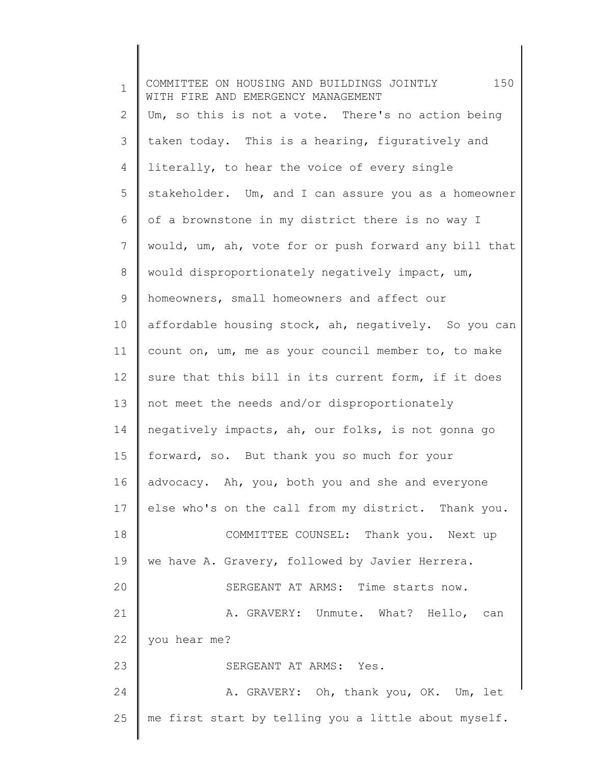Um, so this is not a vote. There's no action being taken today. This is a hearing, figuratively and literally, to hear the voice of every single stakeholder. Um, and I can assure you as a homeowner of a brownstone in my district there is no way I would, um, ah, vote for or push forward any bill that would disproportionately negatively impact, um, homeowners, small homeowners and affect our affordable housing stock, ah, negatively. So you can count on, um, me as your council member to, to make sure that this bill in its current form, if it does not meet the needs and/or disproportionately negatively impacts, ah, our folks, is not gonna go forward, so. But thank you so much for your advocacy. Ah, you, both you and she and everyone else who's on the call from my district. Thank you.

COMMITTEE COUNSEL: Thank you. Next up we have A. Gravery, followed by Javier Herrera.

SERGEANT AT ARMS: Time starts now.

A. GRAVERY: Unmute. What? Hello, can you hear me?

SERGEANT AT ARMS: Yes.

A. GRAVERY: Oh, thank you, OK. Um, let me first start by telling you a little about myself.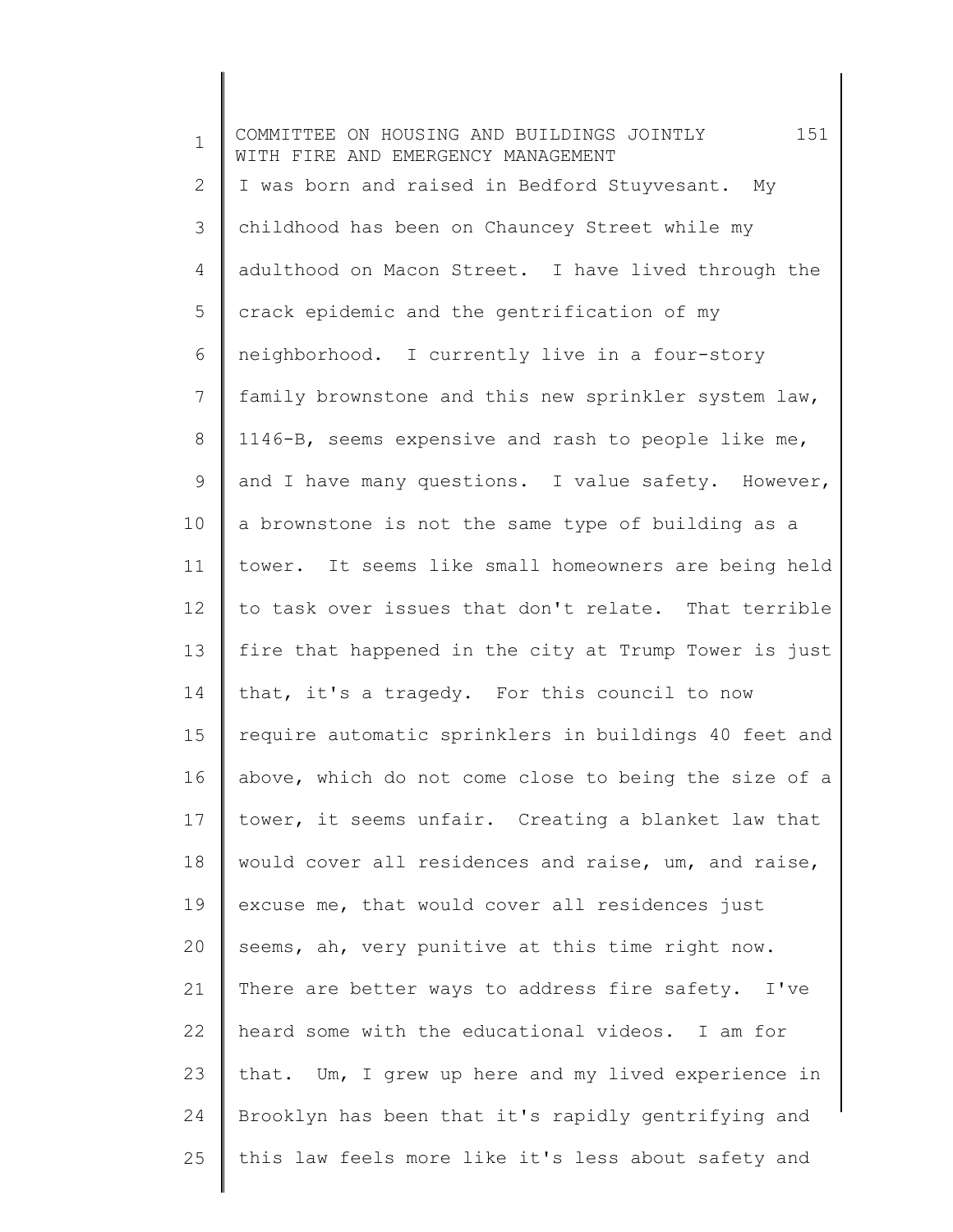I was born and raised in Bedford Stuyvesant. My childhood has been on Chauncey Street while my adulthood on Macon Street. I have lived through the crack epidemic and the gentrification of my neighborhood. I currently live in a four-story family brownstone and this new sprinkler system law, 1146-B, seems expensive and rash to people like me, and I have many questions. I value safety. However, a brownstone is not the same type of building as a tower. It seems like small homeowners are being held to task over issues that don't relate. That terrible fire that happened in the city at Trump Tower is just that, it's a tragedy. For this council to now require automatic sprinklers in buildings 40 feet and above, which do not come close to being the size of a tower, it seems unfair. Creating a blanket law that would cover all residences and raise, um, and raise, excuse me, that would cover all residences just seems, ah, very punitive at this time right now. There are better ways to address fire safety. I've heard some with the educational videos. I am for that. Um, I grew up here and my lived experience in Brooklyn has been that it's rapidly gentrifying and this law feels more like it's less about safety and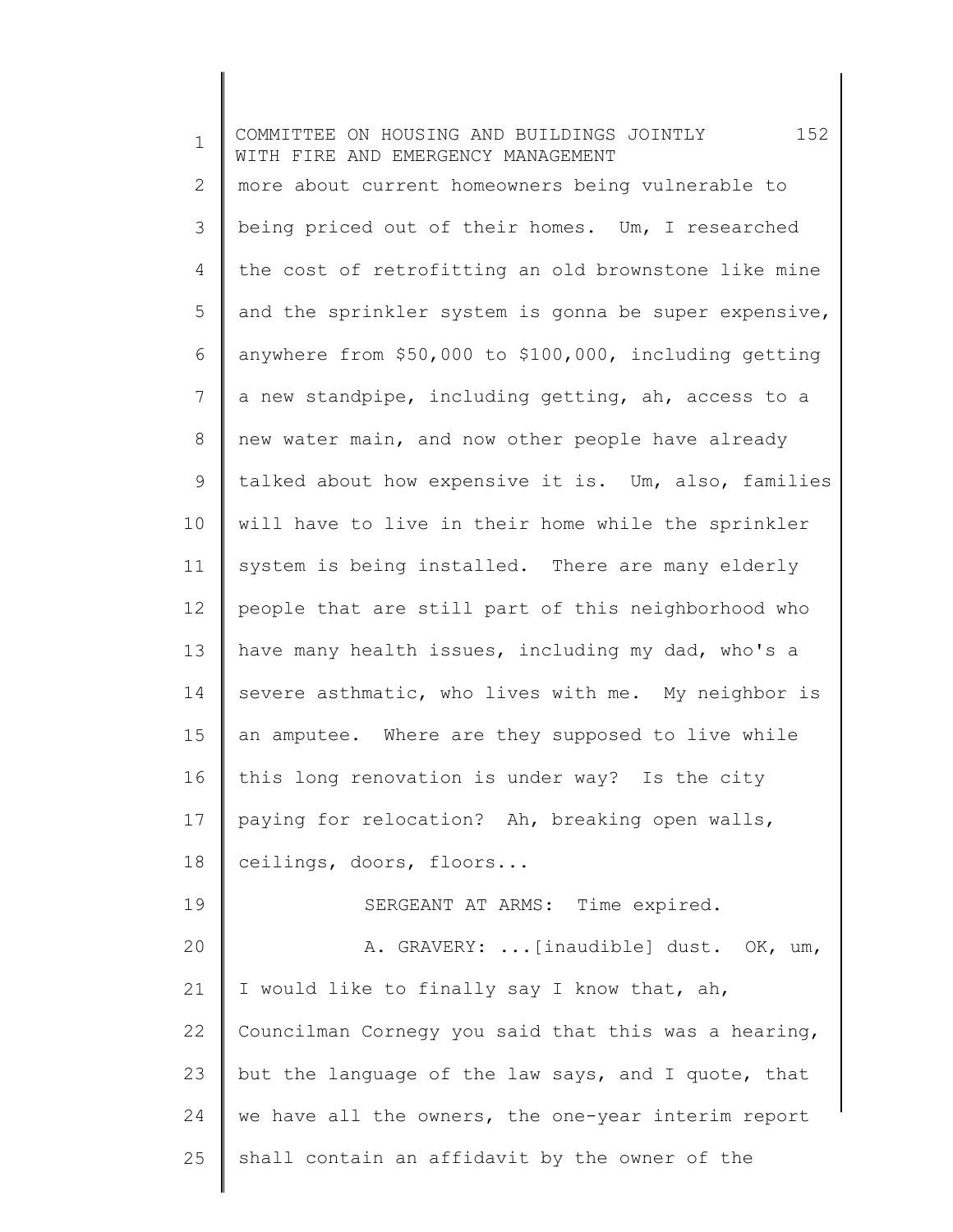more about current homeowners being vulnerable to being priced out of their homes. Um, I researched the cost of retrofitting an old brownstone like mine and the sprinkler system is gonna be super expensive, anywhere from $50,000 to $100,000, including getting a new standpipe, including getting, ah, access to a new water main, and now other people have already talked about how expensive it is. Um, also, families will have to live in their home while the sprinkler system is being installed. There are many elderly people that are still part of this neighborhood who have many health issues, including my dad, who's a severe asthmatic, who lives with me. My neighbor is an amputee. Where are they supposed to live while this long renovation is under way? Is the city paying for relocation? Ah, breaking open walls, ceilings, doors, floors...

SERGEANT AT ARMS: Time expired.

A. GRAVERY: ...[inaudible] dust. OK, um, I would like to finally say I know that, ah, Councilman Cornegy you said that this was a hearing, but the language of the law says, and I quote, that we have all the owners, the one-year interim report shall contain an affidavit by the owner of the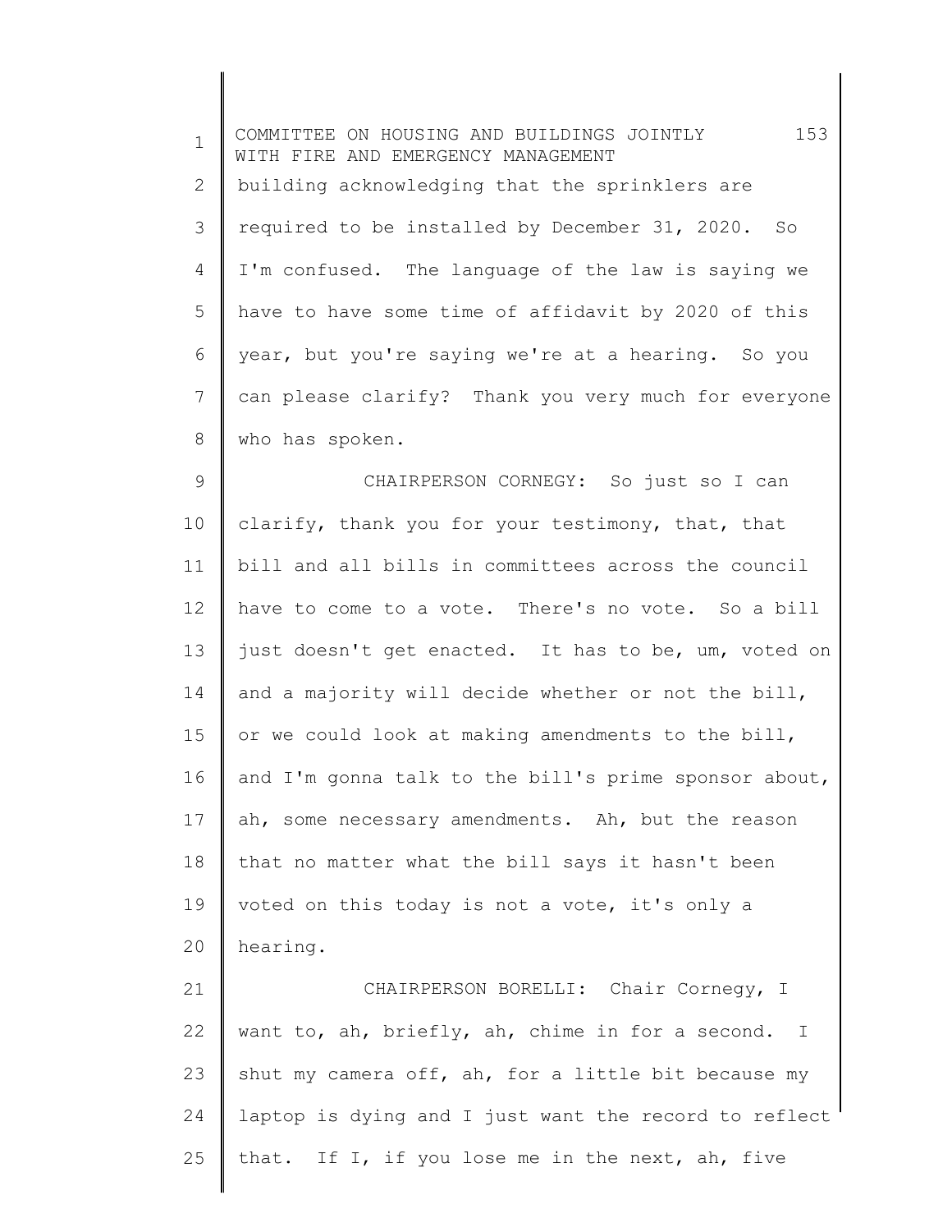building acknowledging that the sprinklers are required to be installed by December 31, 2020. So I'm confused. The language of the law is saying we have to have some time of affidavit by 2020 of this year, but you're saying we're at a hearing. So you can please clarify? Thank you very much for everyone who has spoken.

CHAIRPERSON CORNEGY: So just so I can clarify, thank you for your testimony, that, that bill and all bills in committees across the council have to come to a vote. There's no vote. So a bill just doesn't get enacted. It has to be, um, voted on and a majority will decide whether or not the bill, or we could look at making amendments to the bill, and I'm gonna talk to the bill's prime sponsor about, ah, some necessary amendments. Ah, but the reason that no matter what the bill says it hasn't been voted on this today is not a vote, it's only a hearing.

CHAIRPERSON BORELLI: Chair Cornegy, I want to, ah, briefly, ah, chime in for a second. I shut my camera off, ah, for a little bit because my laptop is dying and I just want the record to reflect that. If I, if you lose me in the next, ah, five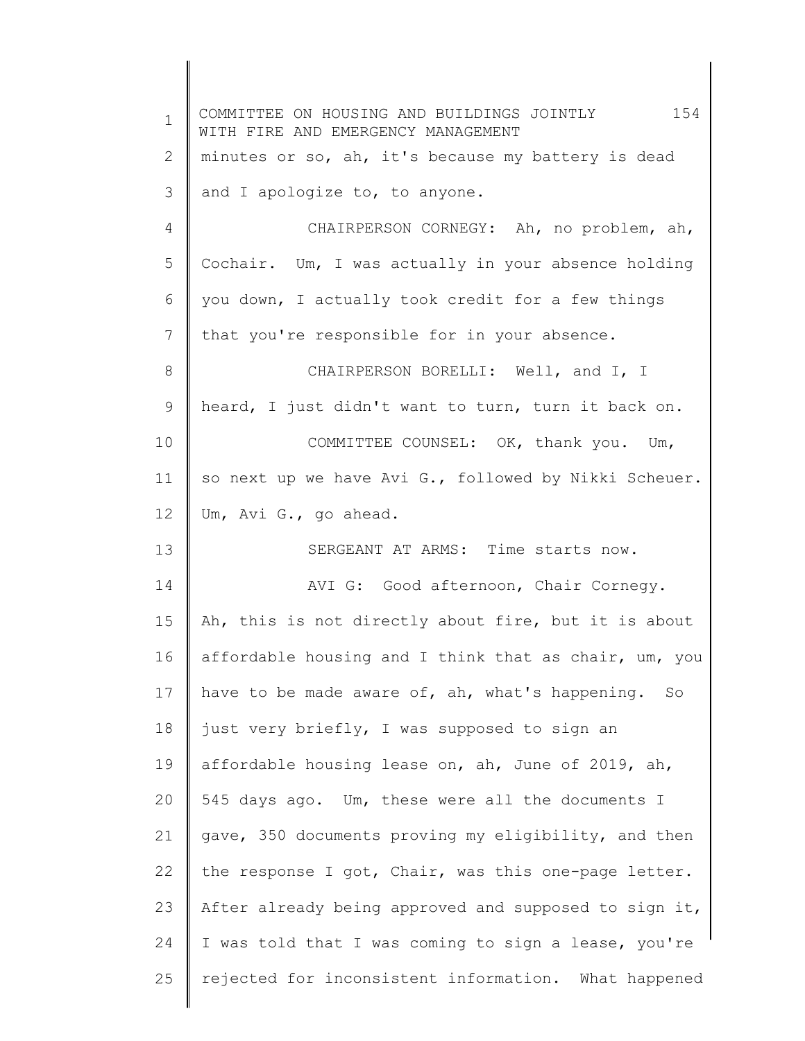minutes or so, ah, it's because my battery is dead and I apologize to, to anyone.

CHAIRPERSON CORNEGY: Ah, no problem, ah, Cochair. Um, I was actually in your absence holding you down, I actually took credit for a few things that you're responsible for in your absence.

CHAIRPERSON BORELLI: Well, and I, I heard, I just didn't want to turn, turn it back on.

COMMITTEE COUNSEL: OK, thank you. Um, so next up we have Avi G., followed by Nikki Scheuer. Um, Avi G., go ahead.

SERGEANT AT ARMS: Time starts now.

AVI G: Good afternoon, Chair Cornegy. Ah, this is not directly about fire, but it is about affordable housing and I think that as chair, um, you have to be made aware of, ah, what's happening. So just very briefly, I was supposed to sign an affordable housing lease on, ah, June of 2019, ah, 545 days ago. Um, these were all the documents I gave, 350 documents proving my eligibility, and then the response I got, Chair, was this one-page letter. After already being approved and supposed to sign it, I was told that I was coming to sign a lease, you're rejected for inconsistent information. What happened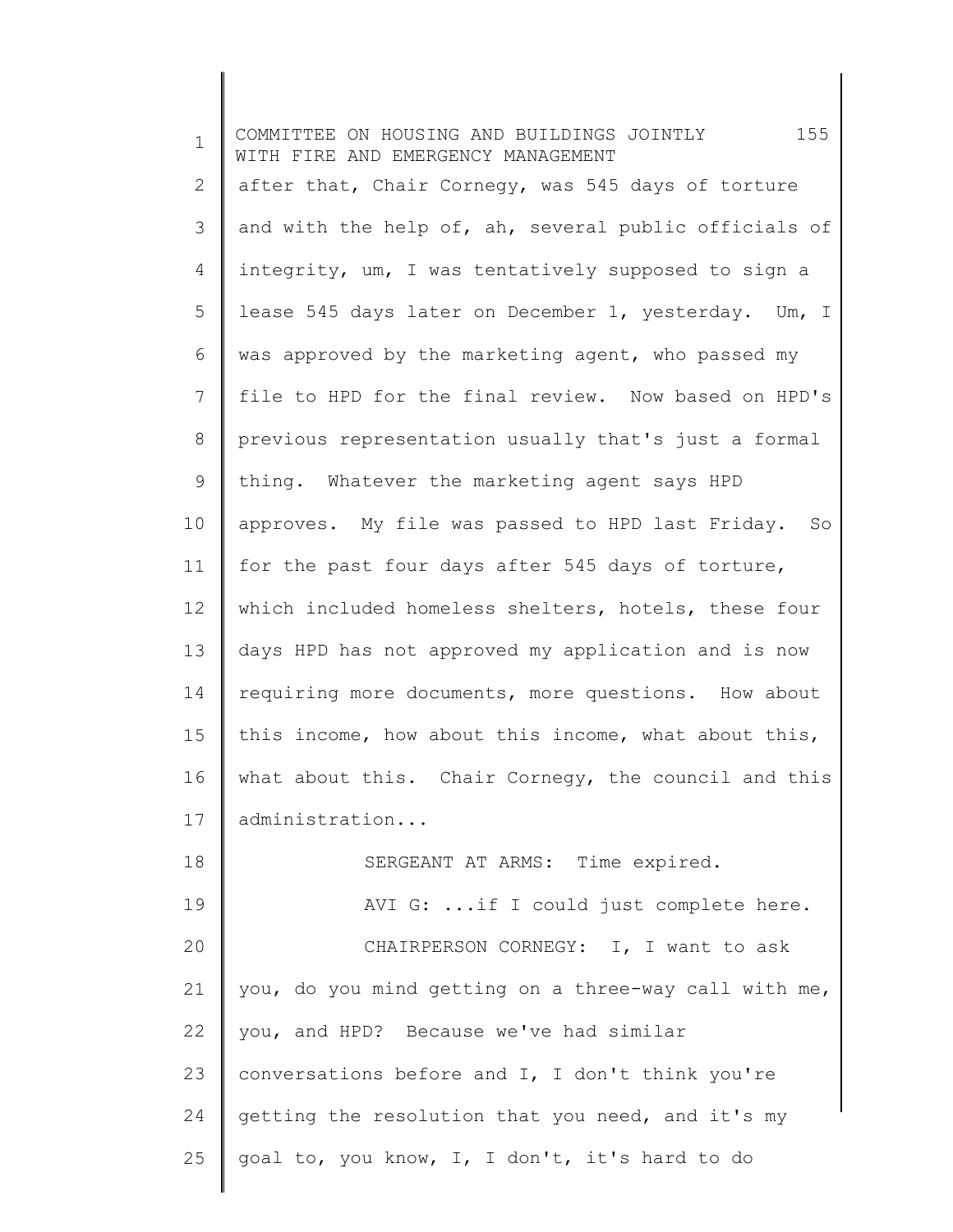after that, Chair Cornegy, was 545 days of torture and with the help of, ah, several public officials of integrity, um, I was tentatively supposed to sign a lease 545 days later on December 1, yesterday. Um, I was approved by the marketing agent, who passed my file to HPD for the final review. Now based on HPD's previous representation usually that's just a formal thing. Whatever the marketing agent says HPD approves. My file was passed to HPD last Friday. So for the past four days after 545 days of torture, which included homeless shelters, hotels, these four days HPD has not approved my application and is now requiring more documents, more questions. How about this income, how about this income, what about this, what about this. Chair Cornegy, the council and this administration...

SERGEANT AT ARMS: Time expired.

AVI G: ...if I could just complete here.

CHAIRPERSON CORNEGY: I, I want to ask you, do you mind getting on a three-way call with me, you, and HPD? Because we've had similar conversations before and I, I don't think you're getting the resolution that you need, and it's my goal to, you know, I, I don't, it's hard to do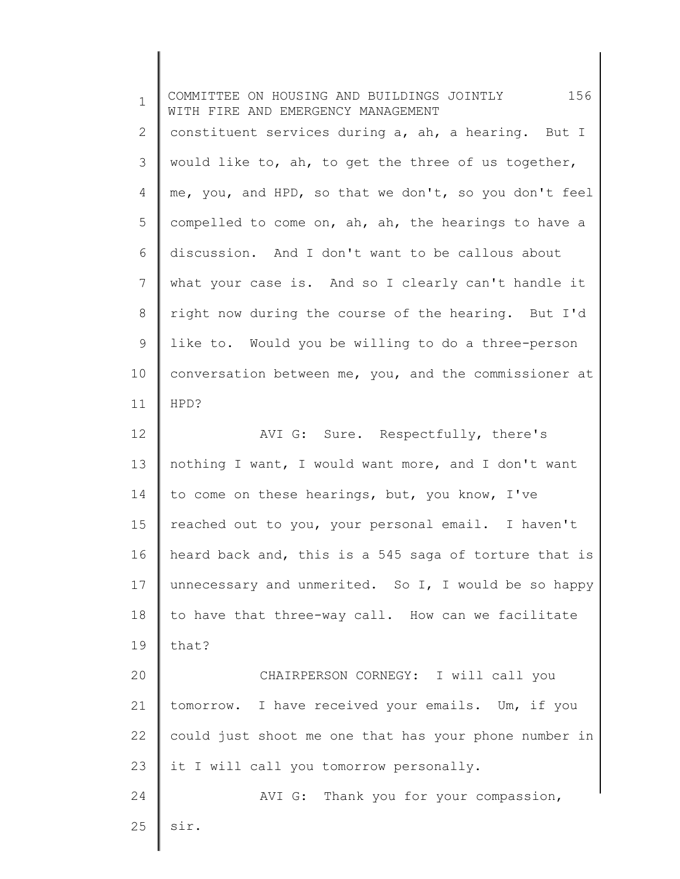constituent services during a, ah, a hearing. But I would like to, ah, to get the three of us together, me, you, and HPD, so that we don't, so you don't feel compelled to come on, ah, ah, the hearings to have a discussion. And I don't want to be callous about what your case is. And so I clearly can't handle it right now during the course of the hearing. But I'd like to. Would you be willing to do a three-person conversation between me, you, and the commissioner at HPD?

AVI G: Sure. Respectfully, there's nothing I want, I would want more, and I don't want to come on these hearings, but, you know, I've reached out to you, your personal email. I haven't heard back and, this is a 545 saga of torture that is unnecessary and unmerited. So I, I would be so happy to have that three-way call. How can we facilitate that?

CHAIRPERSON CORNEGY: I will call you tomorrow. I have received your emails. Um, if you could just shoot me one that has your phone number in it I will call you tomorrow personally.

AVI G: Thank you for your compassion, sir.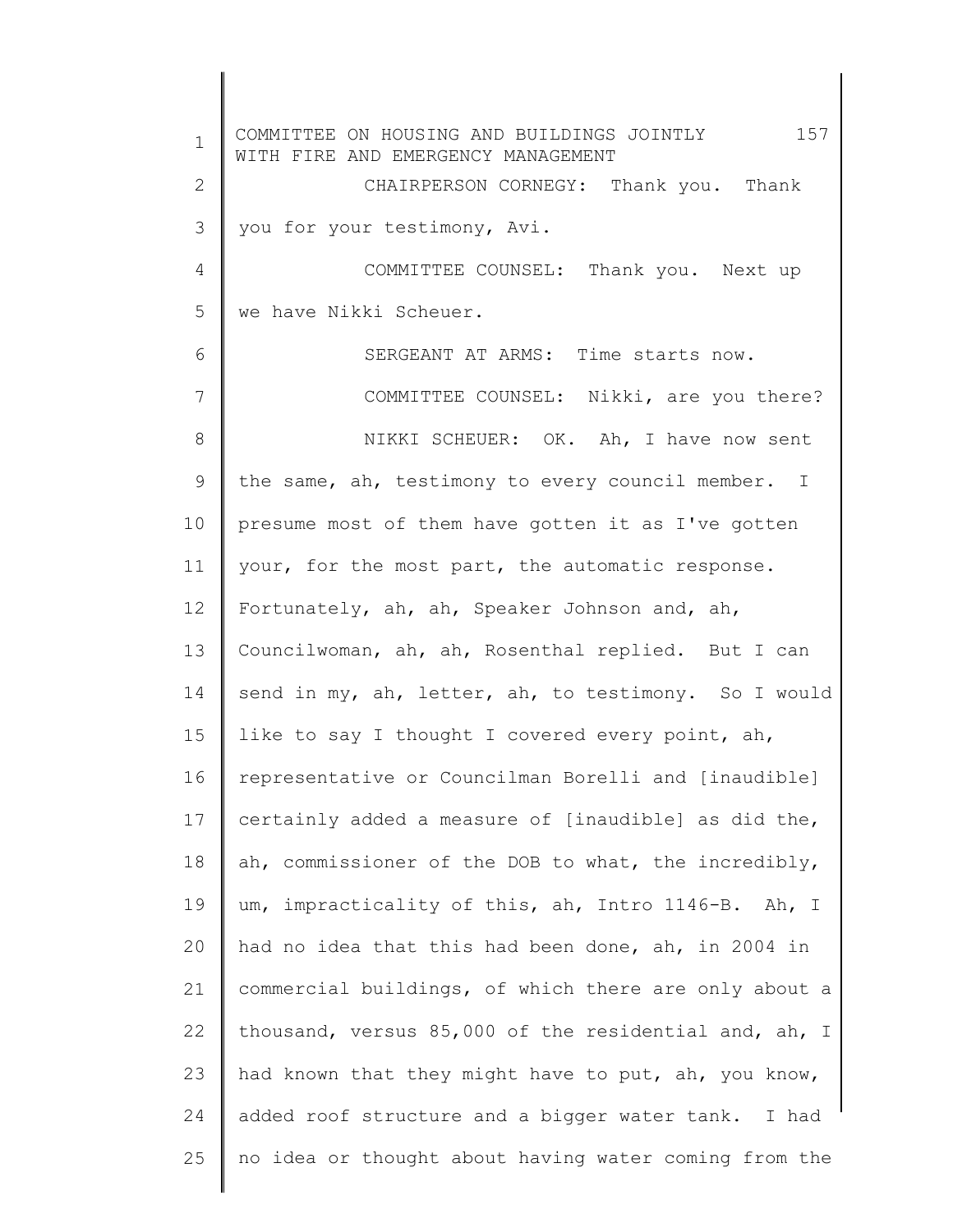CHAIRPERSON CORNEGY: Thank you. Thank you for your testimony, Avi.

COMMITTEE COUNSEL: Thank you. Next up we have Nikki Scheuer.

SERGEANT AT ARMS: Time starts now.

COMMITTEE COUNSEL: Nikki, are you there?

NIKKI SCHEUER: OK. Ah, I have now sent the same, ah, testimony to every council member. I presume most of them have gotten it as I've gotten your, for the most part, the automatic response. Fortunately, ah, ah, Speaker Johnson and, ah, Councilwoman, ah, ah, Rosenthal replied. But I can send in my, ah, letter, ah, to testimony. So I would like to say I thought I covered every point, ah, representative or Councilman Borelli and [inaudible] certainly added a measure of [inaudible] as did the, ah, commissioner of the DOB to what, the incredibly, um, impracticality of this, ah, Intro 1146-B. Ah, I had no idea that this had been done, ah, in 2004 in commercial buildings, of which there are only about a thousand, versus 85,000 of the residential and, ah, I had known that they might have to put, ah, you know, added roof structure and a bigger water tank. I had no idea or thought about having water coming from the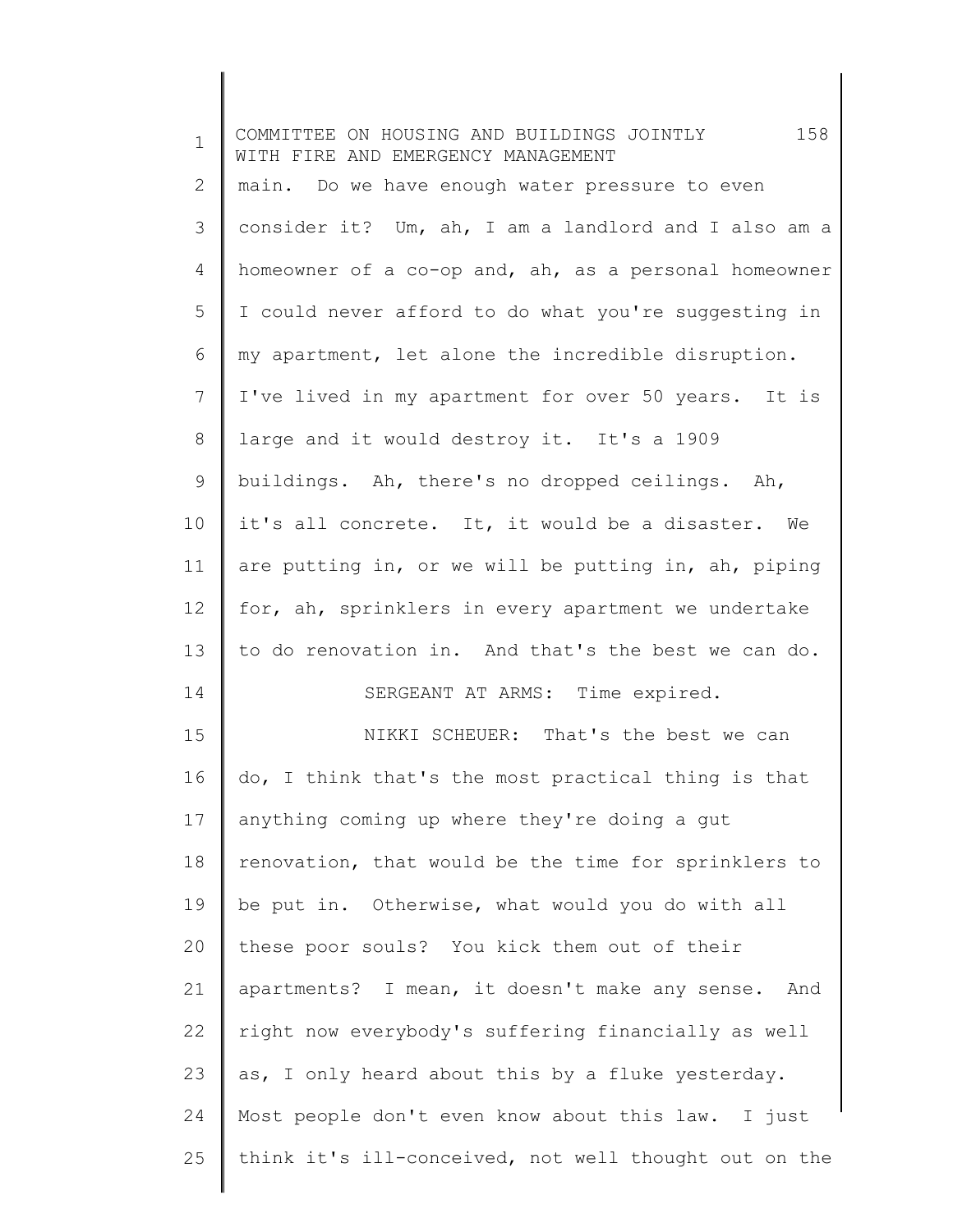main. Do we have enough water pressure to even consider it? Um, ah, I am a landlord and I also am a homeowner of a co-op and, ah, as a personal homeowner I could never afford to do what you're suggesting in my apartment, let alone the incredible disruption. I've lived in my apartment for over 50 years. It is large and it would destroy it. It's a 1909 buildings. Ah, there's no dropped ceilings. Ah, it's all concrete. It, it would be a disaster. We are putting in, or we will be putting in, ah, piping for, ah, sprinklers in every apartment we undertake to do renovation in. And that's the best we can do.

SERGEANT AT ARMS: Time expired.

NIKKI SCHEUER: That's the best we can do, I think that's the most practical thing is that anything coming up where they're doing a gut renovation, that would be the time for sprinklers to be put in. Otherwise, what would you do with all these poor souls? You kick them out of their apartments? I mean, it doesn't make any sense. And right now everybody's suffering financially as well as, I only heard about this by a fluke yesterday. Most people don't even know about this law. I just think it's ill-conceived, not well thought out on the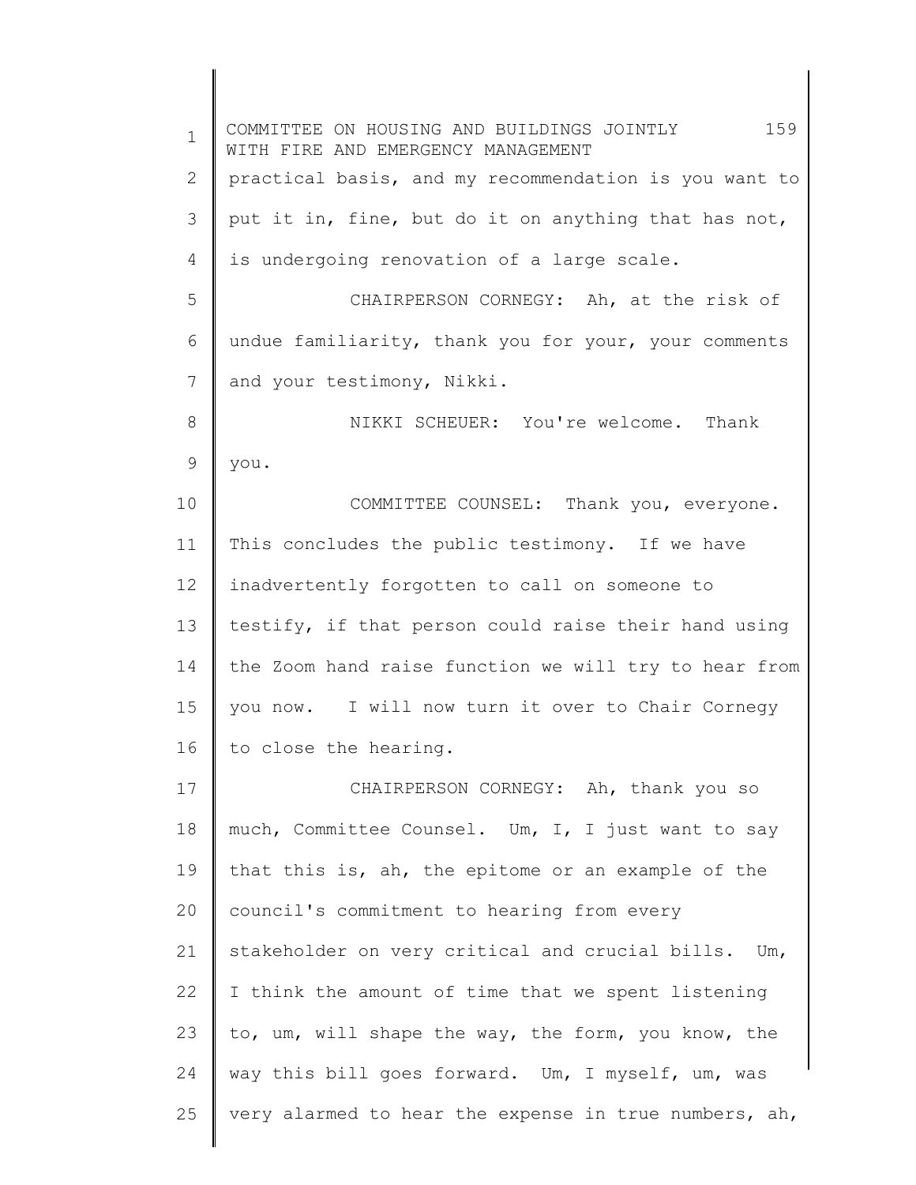practical basis, and my recommendation is you want to put it in, fine, but do it on anything that has not, is undergoing renovation of a large scale.

CHAIRPERSON CORNEGY: Ah, at the risk of undue familiarity, thank you for your, your comments and your testimony, Nikki.

NIKKI SCHEUER: You're welcome. Thank you.

COMMITTEE COUNSEL: Thank you, everyone. This concludes the public testimony. If we have inadvertently forgotten to call on someone to testify, if that person could raise their hand using the Zoom hand raise function we will try to hear from you now. I will now turn it over to Chair Cornegy to close the hearing.

CHAIRPERSON CORNEGY: Ah, thank you so much, Committee Counsel. Um, I, I just want to say that this is, ah, the epitome or an example of the council's commitment to hearing from every stakeholder on very critical and crucial bills. Um, I think the amount of time that we spent listening to, um, will shape the way, the form, you know, the way this bill goes forward. Um, I myself, um, was very alarmed to hear the expense in true numbers, ah,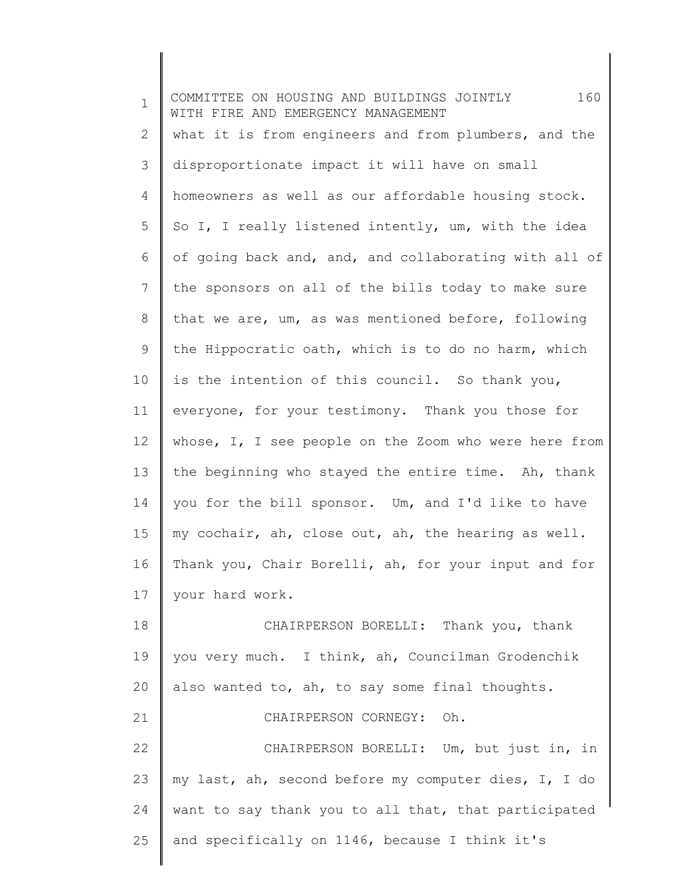what it is from engineers and from plumbers, and the disproportionate impact it will have on small homeowners as well as our affordable housing stock. So I, I really listened intently, um, with the idea of going back and, and, and collaborating with all of the sponsors on all of the bills today to make sure that we are, um, as was mentioned before, following the Hippocratic oath, which is to do no harm, which is the intention of this council. So thank you, everyone, for your testimony. Thank you those for whose, I, I see people on the Zoom who were here from the beginning who stayed the entire time. Ah, thank you for the bill sponsor. Um, and I'd like to have my cochair, ah, close out, ah, the hearing as well. Thank you, Chair Borelli, ah, for your input and for your hard work.

CHAIRPERSON BORELLI: Thank you, thank you very much. I think, ah, Councilman Grodenchik also wanted to, ah, to say some final thoughts.

CHAIRPERSON CORNEGY: Oh.

CHAIRPERSON BORELLI: Um, but just in, in my last, ah, second before my computer dies, I, I do want to say thank you to all that, that participated and specifically on 1146, because I think it's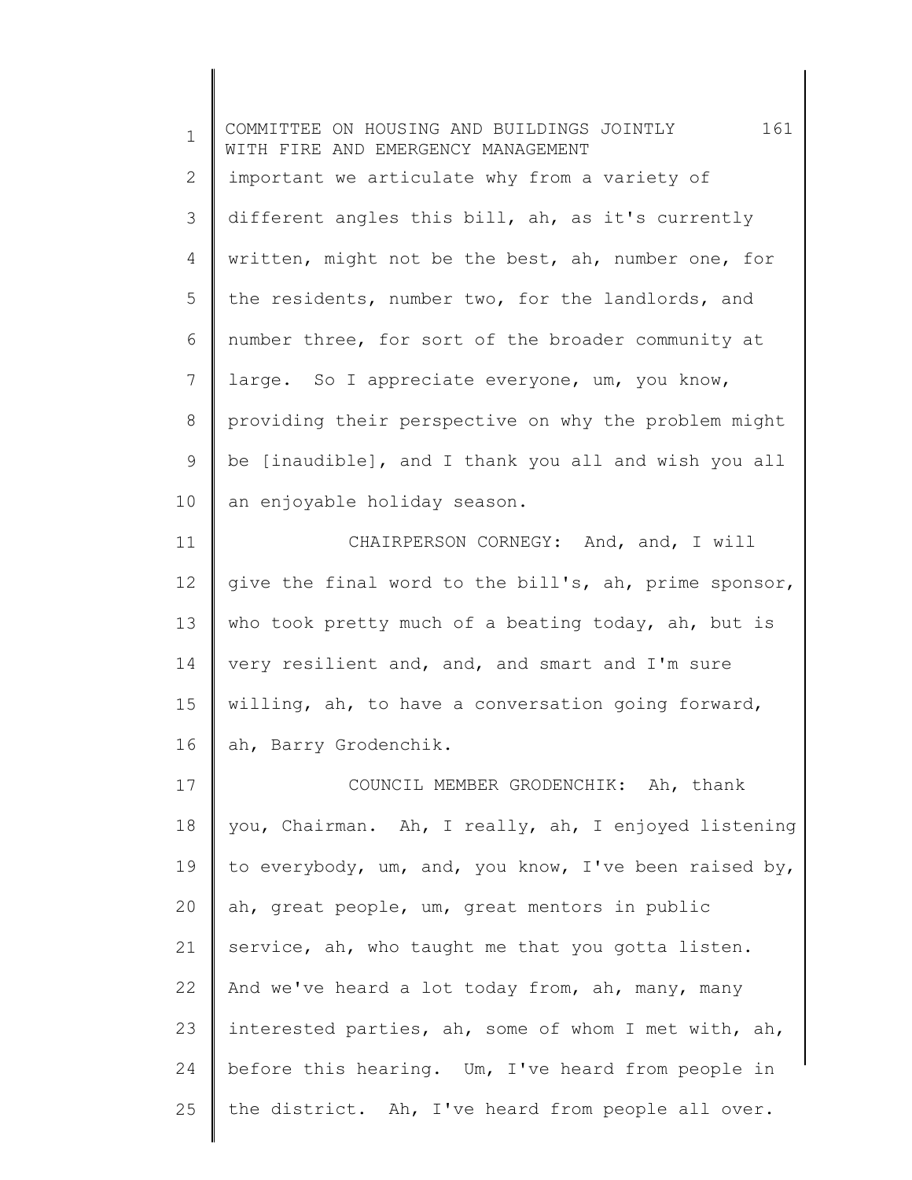important we articulate why from a variety of different angles this bill, ah, as it's currently written, might not be the best, ah, number one, for the residents, number two, for the landlords, and number three, for sort of the broader community at large. So I appreciate everyone, um, you know, providing their perspective on why the problem might be [inaudible], and I thank you all and wish you all an enjoyable holiday season.

CHAIRPERSON CORNEGY: And, and, I will give the final word to the bill's, ah, prime sponsor, who took pretty much of a beating today, ah, but is very resilient and, and, and smart and I'm sure willing, ah, to have a conversation going forward, ah, Barry Grodenchik.

COUNCIL MEMBER GRODENCHIK: Ah, thank you, Chairman. Ah, I really, ah, I enjoyed listening to everybody, um, and, you know, I've been raised by, ah, great people, um, great mentors in public service, ah, who taught me that you gotta listen. And we've heard a lot today from, ah, many, many interested parties, ah, some of whom I met with, ah, before this hearing. Um, I've heard from people in the district. Ah, I've heard from people all over.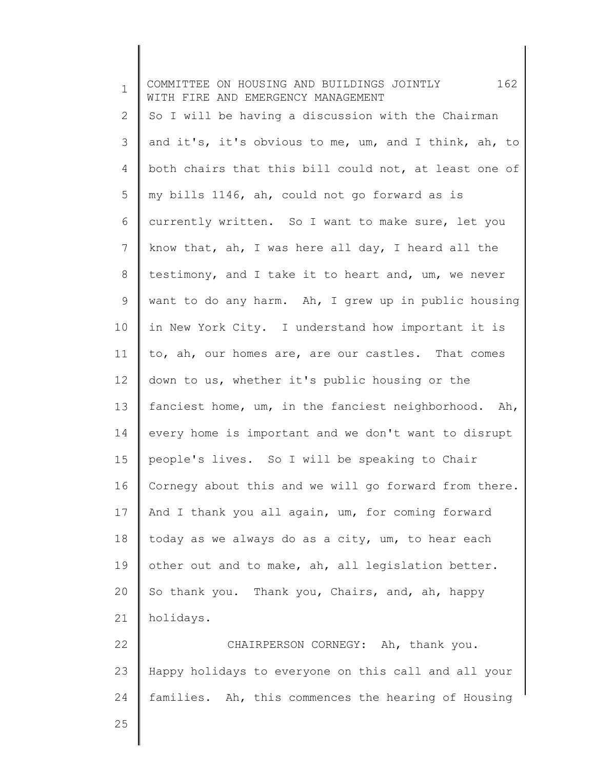So I will be having a discussion with the Chairman and it's, it's obvious to me, um, and I think, ah, to both chairs that this bill could not, at least one of my bills 1146, ah, could not go forward as is currently written. So I want to make sure, let you know that, ah, I was here all day, I heard all the testimony, and I take it to heart and, um, we never want to do any harm. Ah, I grew up in public housing in New York City. I understand how important it is to, ah, our homes are, are our castles. That comes down to us, whether it's public housing or the fanciest home, um, in the fanciest neighborhood. Ah, every home is important and we don't want to disrupt people's lives. So I will be speaking to Chair Cornegy about this and we will go forward from there. And I thank you all again, um, for coming forward today as we always do as a city, um, to hear each other out and to make, ah, all legislation better. So thank you. Thank you, Chairs, and, ah, happy holidays.

CHAIRPERSON CORNEGY: Ah, thank you. Happy holidays to everyone on this call and all your families. Ah, this commences the hearing of Housing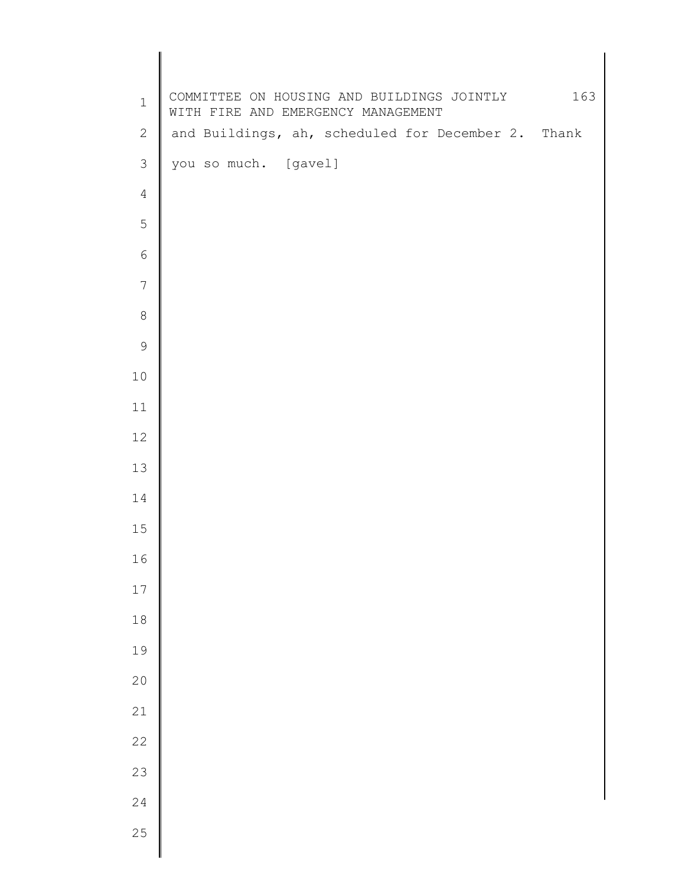and Buildings, ah, scheduled for December 2. Thank you so much. [gavel]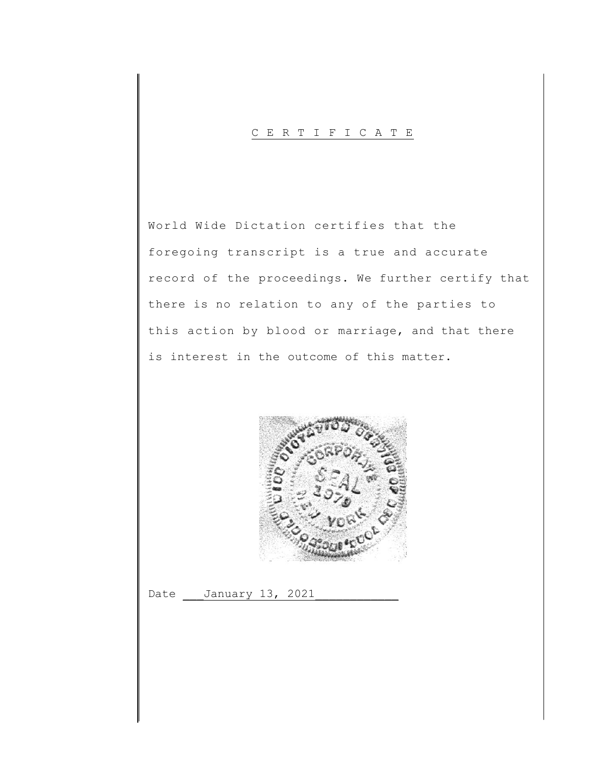C E R T I F I C A T E

World Wide Dictation certifies that the foregoing transcript is a true and accurate record of the proceedings. We further certify that there is no relation to any of the parties to this action by blood or marriage, and that there is interest in the outcome of this matter.

Date ___January 13, 2021___________